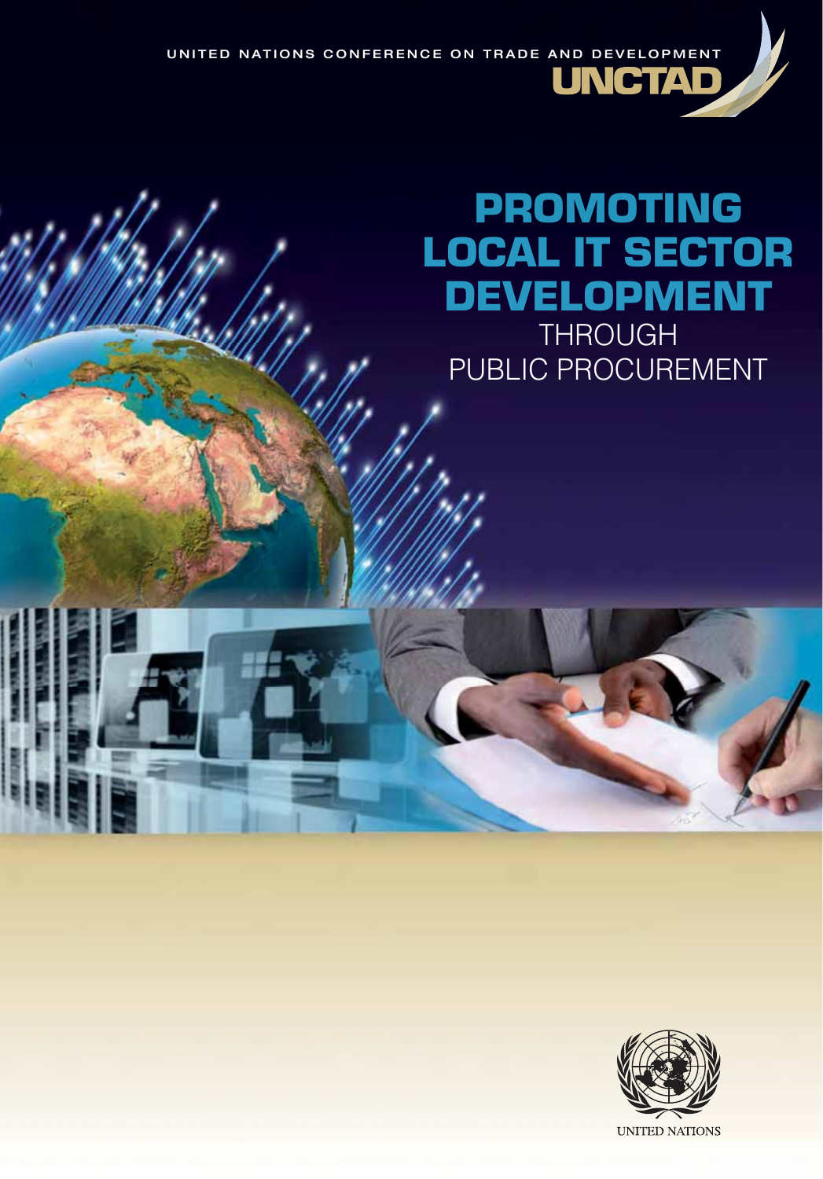UNITED NATIONS CONFERENCE ON TRADE AND DEVELOPMENT

UNCTAD

# PROMOTING LOCAL IT SECTOR DEVELOPMENT THROUGH PUBLIC PROCUREMENT

UNITED NATIONS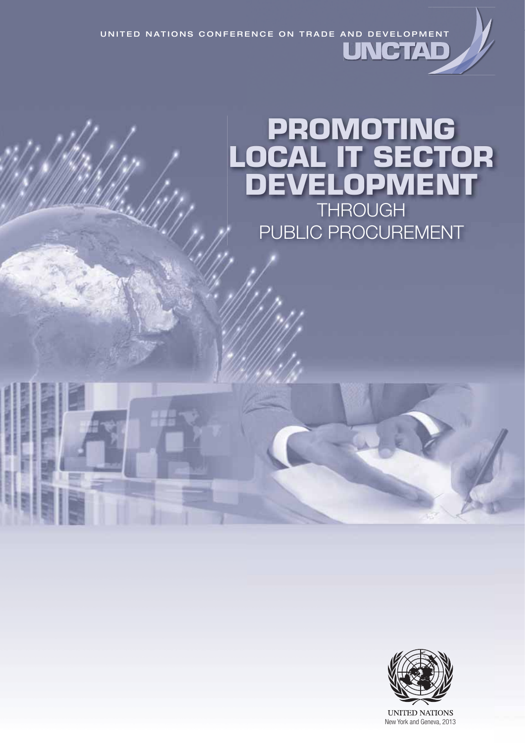UNITED NATIONS CONFERENCE ON TRADE AND DEVELOPMENT

UNCTAD

# PROMOTING LOCAL IT SECTOR DEVELOPMENT

## THROUGH PUBLIC PROCUREMENT

UNITED NATIONS
New York and Geneva, 2013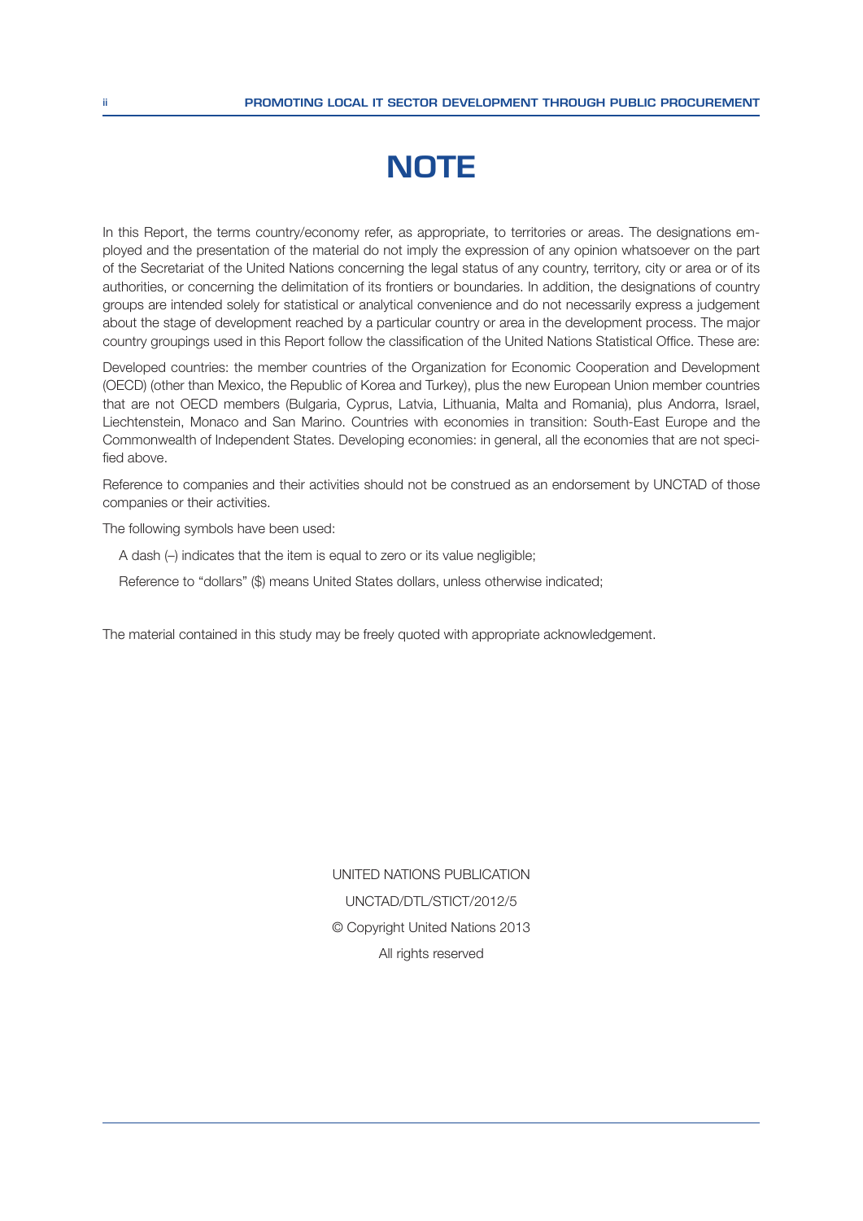# NOTE

In this Report, the terms country/economy refer, as appropriate, to territories or areas. The designations employed and the presentation of the material do not imply the expression of any opinion whatsoever on the part of the Secretariat of the United Nations concerning the legal status of any country, territory, city or area or of its authorities, or concerning the delimitation of its frontiers or boundaries. In addition, the designations of country groups are intended solely for statistical or analytical convenience and do not necessarily express a judgement about the stage of development reached by a particular country or area in the development process. The major country groupings used in this Report follow the classification of the United Nations Statistical Office. These are:

Developed countries: the member countries of the Organization for Economic Cooperation and Development (OECD) (other than Mexico, the Republic of Korea and Turkey), plus the new European Union member countries that are not OECD members (Bulgaria, Cyprus, Latvia, Lithuania, Malta and Romania), plus Andorra, Israel, Liechtenstein, Monaco and San Marino. Countries with economies in transition: South-East Europe and the Commonwealth of Independent States. Developing economies: in general, all the economies that are not specified above.

Reference to companies and their activities should not be construed as an endorsement by UNCTAD of those companies or their activities.

The following symbols have been used:

A dash (–) indicates that the item is equal to zero or its value negligible;

Reference to "dollars" ($) means United States dollars, unless otherwise indicated;

The material contained in this study may be freely quoted with appropriate acknowledgement.

UNITED NATIONS PUBLICATION

UNCTAD/DTL/STICT/2012/5

© Copyright United Nations 2013

All rights reserved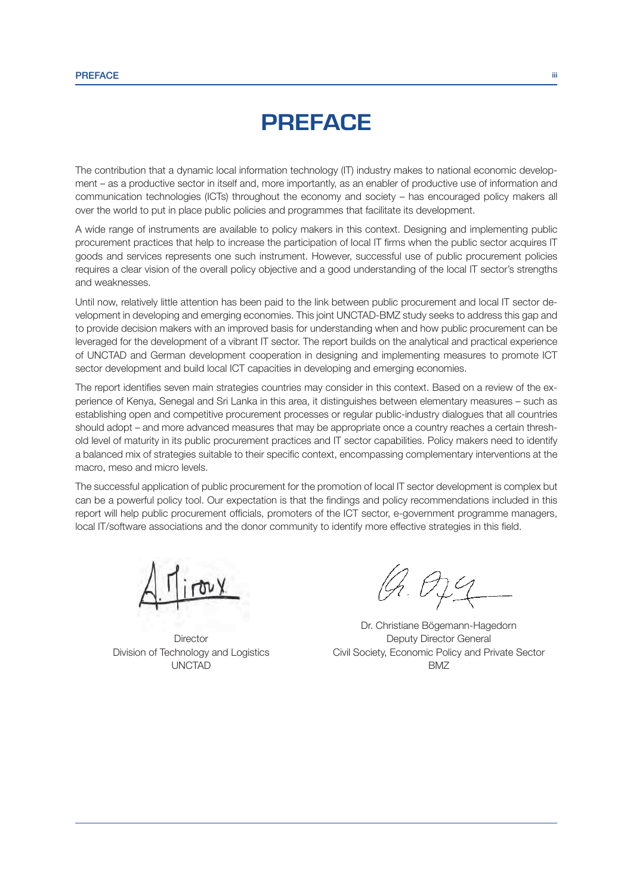# PREFACE

The contribution that a dynamic local information technology (IT) industry makes to national economic development – as a productive sector in itself and, more importantly, as an enabler of productive use of information and communication technologies (ICTs) throughout the economy and society – has encouraged policy makers all over the world to put in place public policies and programmes that facilitate its development.

A wide range of instruments are available to policy makers in this context. Designing and implementing public procurement practices that help to increase the participation of local IT firms when the public sector acquires IT goods and services represents one such instrument. However, successful use of public procurement policies requires a clear vision of the overall policy objective and a good understanding of the local IT sector's strengths and weaknesses.

Until now, relatively little attention has been paid to the link between public procurement and local IT sector development in developing and emerging economies. This joint UNCTAD-BMZ study seeks to address this gap and to provide decision makers with an improved basis for understanding when and how public procurement can be leveraged for the development of a vibrant IT sector. The report builds on the analytical and practical experience of UNCTAD and German development cooperation in designing and implementing measures to promote ICT sector development and build local ICT capacities in developing and emerging economies.

The report identifies seven main strategies countries may consider in this context. Based on a review of the experience of Kenya, Senegal and Sri Lanka in this area, it distinguishes between elementary measures – such as establishing open and competitive procurement processes or regular public-industry dialogues that all countries should adopt – and more advanced measures that may be appropriate once a country reaches a certain threshold level of maturity in its public procurement practices and IT sector capabilities. Policy makers need to identify a balanced mix of strategies suitable to their specific context, encompassing complementary interventions at the macro, meso and micro levels.

The successful application of public procurement for the promotion of local IT sector development is complex but can be a powerful policy tool. Our expectation is that the findings and policy recommendations included in this report will help public procurement officials, promoters of the ICT sector, e-government programme managers, local IT/software associations and the donor community to identify more effective strategies in this field.

Director
Division of Technology and Logistics
UNCTAD

Dr. Christiane Bögemann-Hagedorn
Deputy Director General
Civil Society, Economic Policy and Private Sector
BMZ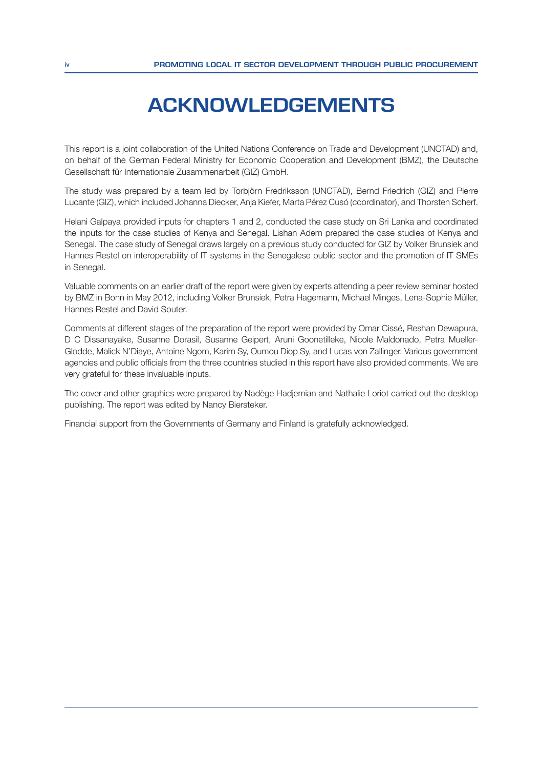# ACKNOWLEDGEMENTS

This report is a joint collaboration of the United Nations Conference on Trade and Development (UNCTAD) and, on behalf of the German Federal Ministry for Economic Cooperation and Development (BMZ), the Deutsche Gesellschaft für Internationale Zusammenarbeit (GIZ) GmbH.

The study was prepared by a team led by Torbjörn Fredriksson (UNCTAD), Bernd Friedrich (GIZ) and Pierre Lucante (GIZ), which included Johanna Diecker, Anja Kiefer, Marta Pérez Cusó (coordinator), and Thorsten Scherf.

Helani Galpaya provided inputs for chapters 1 and 2, conducted the case study on Sri Lanka and coordinated the inputs for the case studies of Kenya and Senegal. Lishan Adem prepared the case studies of Kenya and Senegal. The case study of Senegal draws largely on a previous study conducted for GIZ by Volker Brunsiek and Hannes Restel on interoperability of IT systems in the Senegalese public sector and the promotion of IT SMEs in Senegal.

Valuable comments on an earlier draft of the report were given by experts attending a peer review seminar hosted by BMZ in Bonn in May 2012, including Volker Brunsiek, Petra Hagemann, Michael Minges, Lena-Sophie Müller, Hannes Restel and David Souter.

Comments at different stages of the preparation of the report were provided by Omar Cissé, Reshan Dewapura, D C Dissanayake, Susanne Dorasil, Susanne Geipert, Aruni Goonetilleke, Nicole Maldonado, Petra Mueller-Glodde, Malick N'Diaye, Antoine Ngom, Karim Sy, Oumou Diop Sy, and Lucas von Zallinger. Various government agencies and public officials from the three countries studied in this report have also provided comments. We are very grateful for these invaluable inputs.

The cover and other graphics were prepared by Nadège Hadjemian and Nathalie Loriot carried out the desktop publishing. The report was edited by Nancy Biersteker.

Financial support from the Governments of Germany and Finland is gratefully acknowledged.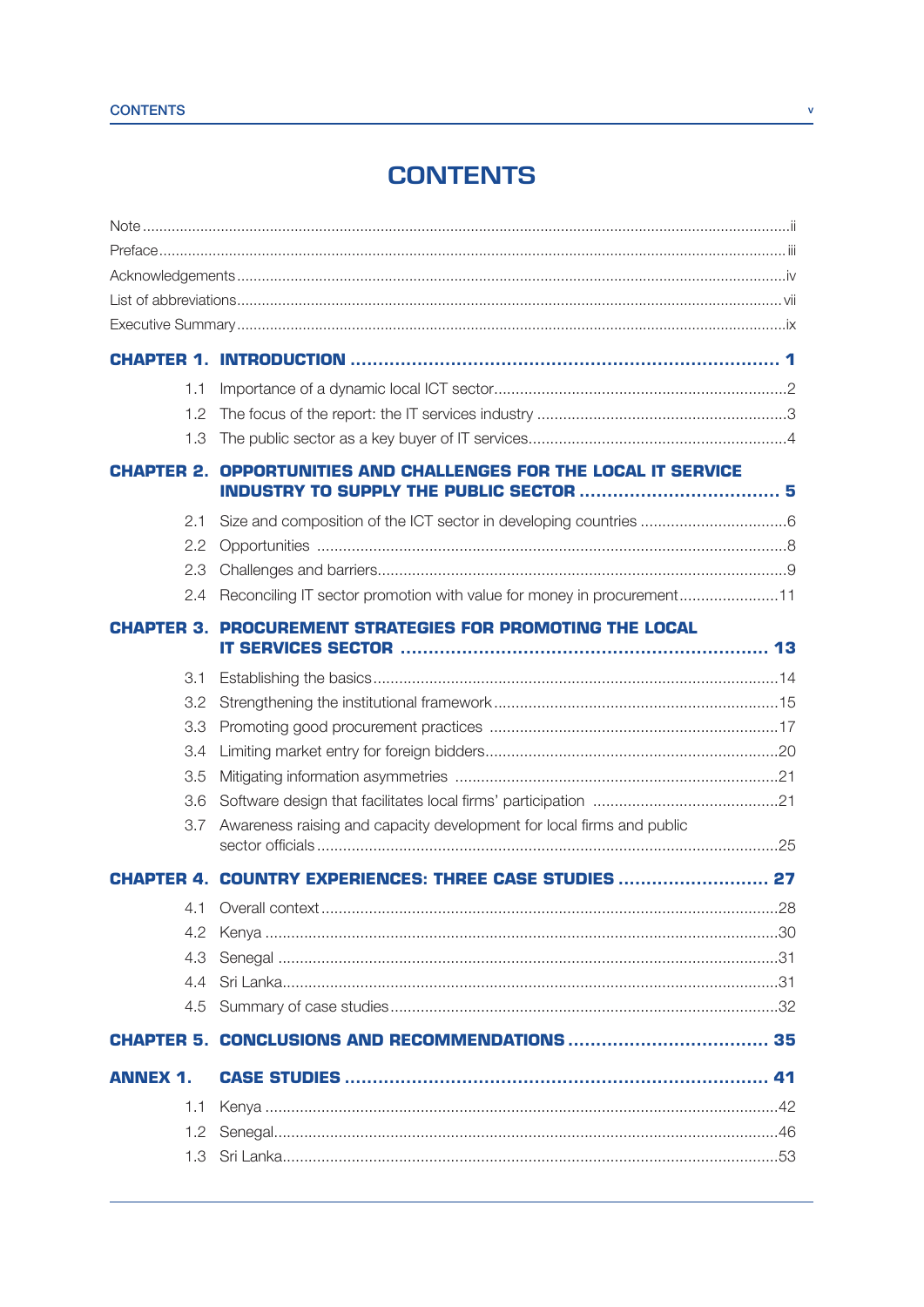# CONTENTS

Note ... ii
Preface ... iii
Acknowledgements ... iv
List of abbreviations ... vii
Executive Summary ... ix

**CHAPTER 1. INTRODUCTION ... 1**

1.1 Importance of a dynamic local ICT sector ... 2
1.2 The focus of the report: the IT services industry ... 3
1.3 The public sector as a key buyer of IT services ... 4

**CHAPTER 2. OPPORTUNITIES AND CHALLENGES FOR THE LOCAL IT SERVICE INDUSTRY TO SUPPLY THE PUBLIC SECTOR ... 5**

2.1 Size and composition of the ICT sector in developing countries ... 6
2.2 Opportunities ... 8
2.3 Challenges and barriers ... 9
2.4 Reconciling IT sector promotion with value for money in procurement ... 11

**CHAPTER 3. PROCUREMENT STRATEGIES FOR PROMOTING THE LOCAL IT SERVICES SECTOR ... 13**

3.1 Establishing the basics ... 14
3.2 Strengthening the institutional framework ... 15
3.3 Promoting good procurement practices ... 17
3.4 Limiting market entry for foreign bidders ... 20
3.5 Mitigating information asymmetries ... 21
3.6 Software design that facilitates local firms' participation ... 21
3.7 Awareness raising and capacity development for local firms and public sector officials ... 25

**CHAPTER 4. COUNTRY EXPERIENCES: THREE CASE STUDIES ... 27**

4.1 Overall context ... 28
4.2 Kenya ... 30
4.3 Senegal ... 31
4.4 Sri Lanka ... 31
4.5 Summary of case studies ... 32

**CHAPTER 5. CONCLUSIONS AND RECOMMENDATIONS ... 35**

**ANNEX 1. CASE STUDIES ... 41**

1.1 Kenya ... 42
1.2 Senegal ... 46
1.3 Sri Lanka ... 53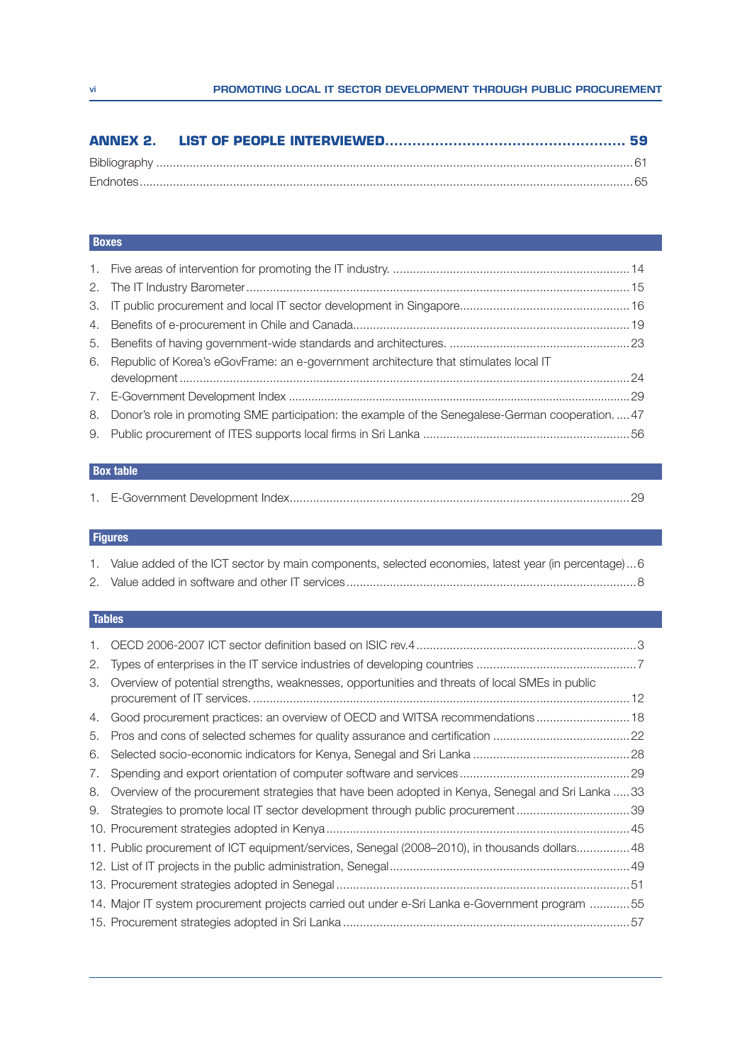**ANNEX 2. LIST OF PEOPLE INTERVIEWED ........................................................ 59**

Bibliography ........................................................................................................................... 61

Endnotes ................................................................................................................................ 65

### Boxes

1. Five areas of intervention for promoting the IT industry. ....................................................................... 14
2. The IT Industry Barometer .................................................................................................................... 15
3. IT public procurement and local IT sector development in Singapore ................................................... 16
4. Benefits of e-procurement in Chile and Canada .................................................................................. 19
5. Benefits of having government-wide standards and architectures. ...................................................... 23
6. Republic of Korea's eGovFrame: an e-government architecture that stimulates local IT development ...................................................................................................................................... 24
7. E-Government Development Index ...................................................................................................... 29
8. Donor's role in promoting SME participation: the example of the Senegalese-German cooperation. ..... 47
9. Public procurement of ITES supports local firms in Sri Lanka .............................................................. 56

### Box table

1. E-Government Development Index ...................................................................................................... 29

### Figures

1. Value added of the ICT sector by main components, selected economies, latest year (in percentage) ... 6
2. Value added in software and other IT services ...................................................................................... 8

### Tables

1. OECD 2006-2007 ICT sector definition based on ISIC rev.4 .................................................................. 3
2. Types of enterprises in the IT service industries of developing countries ................................................ 7
3. Overview of potential strengths, weaknesses, opportunities and threats of local SMEs in public procurement of IT services. ................................................................................................................. 12
4. Good procurement practices: an overview of OECD and WITSA recommendations ............................ 18
5. Pros and cons of selected schemes for quality assurance and certification ......................................... 22
6. Selected socio-economic indicators for Kenya, Senegal and Sri Lanka ............................................... 28
7. Spending and export orientation of computer software and services ................................................... 29
8. Overview of the procurement strategies that have been adopted in Kenya, Senegal and Sri Lanka ..... 33
9. Strategies to promote local IT sector development through public procurement ................................. 39
10. Procurement strategies adopted in Kenya ........................................................................................... 45
11. Public procurement of ICT equipment/services, Senegal (2008–2010), in thousands dollars ................ 48
12. List of IT projects in the public administration, Senegal ........................................................................ 49
13. Procurement strategies adopted in Senegal ....................................................................................... 51
14. Major IT system procurement projects carried out under e-Sri Lanka e-Government program ............ 55
15. Procurement strategies adopted in Sri Lanka ..................................................................................... 57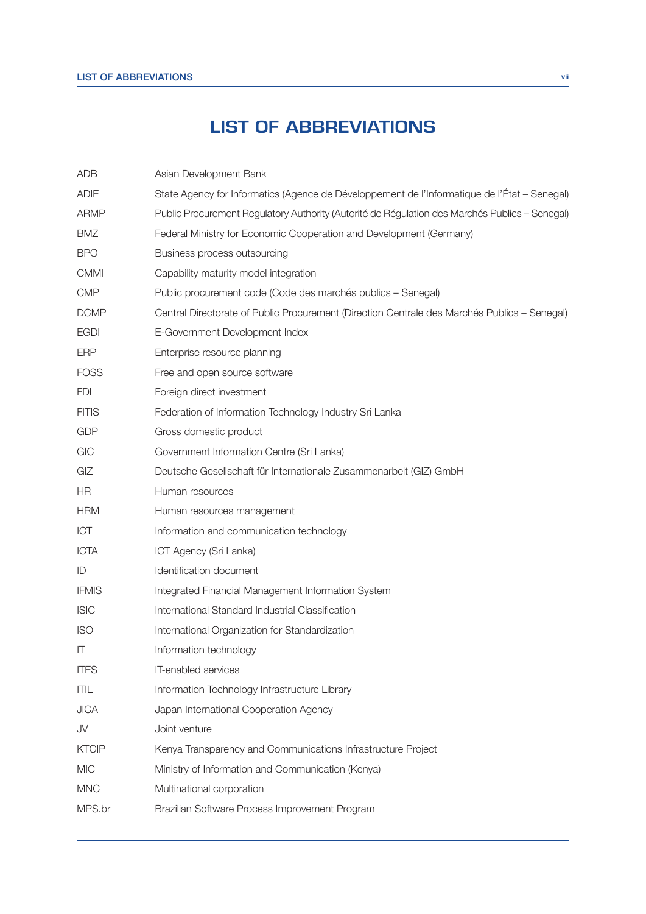# LIST OF ABBREVIATIONS

| | |
|---|---|
| ADB | Asian Development Bank |
| ADIE | State Agency for Informatics (Agence de Développement de l'Informatique de l'État – Senegal) |
| ARMP | Public Procurement Regulatory Authority (Autorité de Régulation des Marchés Publics – Senegal) |
| BMZ | Federal Ministry for Economic Cooperation and Development (Germany) |
| BPO | Business process outsourcing |
| CMMI | Capability maturity model integration |
| CMP | Public procurement code (Code des marchés publics – Senegal) |
| DCMP | Central Directorate of Public Procurement (Direction Centrale des Marchés Publics – Senegal) |
| EGDI | E-Government Development Index |
| ERP | Enterprise resource planning |
| FOSS | Free and open source software |
| FDI | Foreign direct investment |
| FITIS | Federation of Information Technology Industry Sri Lanka |
| GDP | Gross domestic product |
| GIC | Government Information Centre (Sri Lanka) |
| GIZ | Deutsche Gesellschaft für Internationale Zusammenarbeit (GIZ) GmbH |
| HR | Human resources |
| HRM | Human resources management |
| ICT | Information and communication technology |
| ICTA | ICT Agency (Sri Lanka) |
| ID | Identification document |
| IFMIS | Integrated Financial Management Information System |
| ISIC | International Standard Industrial Classification |
| ISO | International Organization for Standardization |
| IT | Information technology |
| ITES | IT-enabled services |
| ITIL | Information Technology Infrastructure Library |
| JICA | Japan International Cooperation Agency |
| JV | Joint venture |
| KTCIP | Kenya Transparency and Communications Infrastructure Project |
| MIC | Ministry of Information and Communication (Kenya) |
| MNC | Multinational corporation |
| MPS.br | Brazilian Software Process Improvement Program |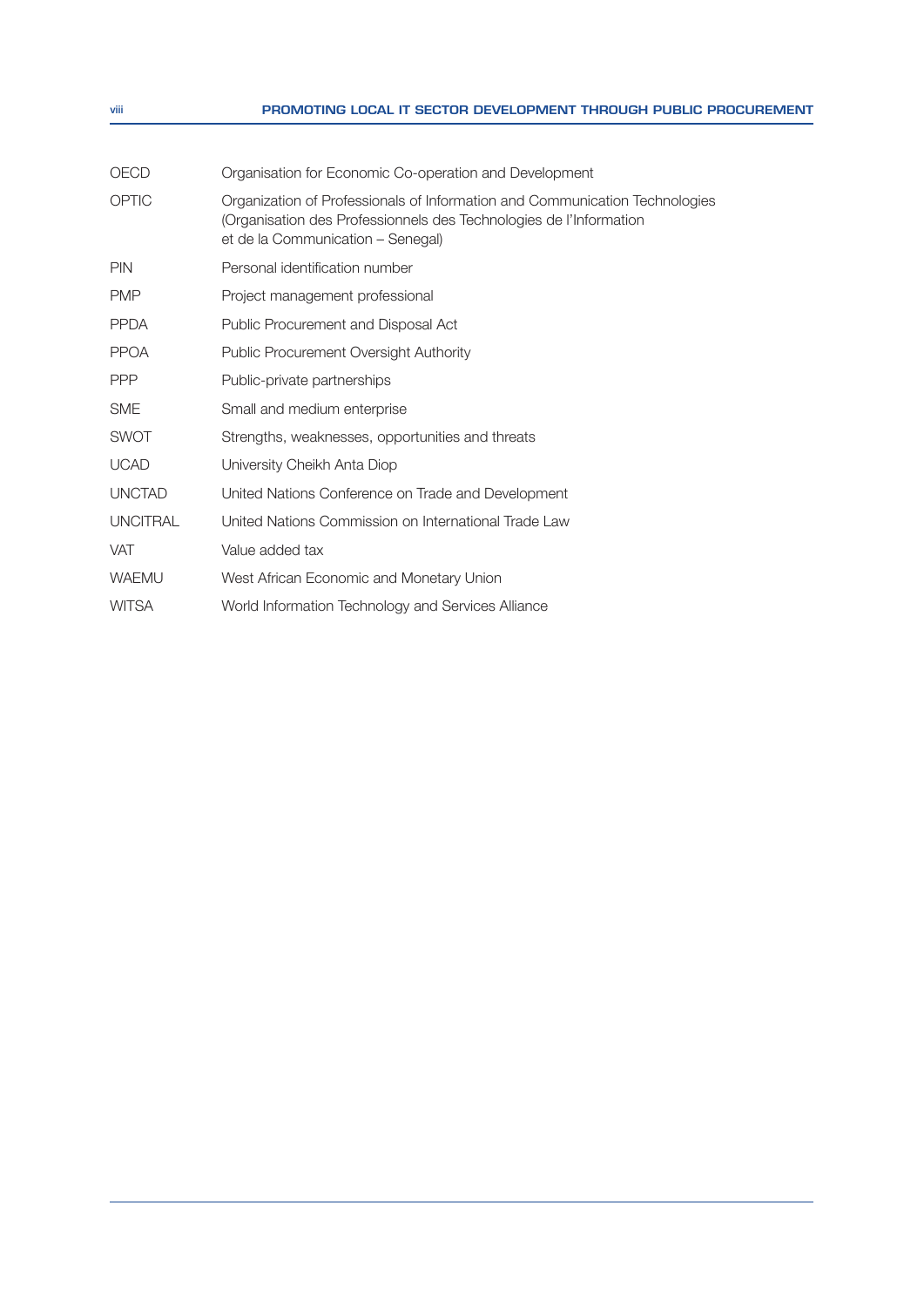| | |
|---|---|
| OECD | Organisation for Economic Co-operation and Development |
| OPTIC | Organization of Professionals of Information and Communication Technologies (Organisation des Professionnels des Technologies de l'Information et de la Communication – Senegal) |
| PIN | Personal identification number |
| PMP | Project management professional |
| PPDA | Public Procurement and Disposal Act |
| PPOA | Public Procurement Oversight Authority |
| PPP | Public-private partnerships |
| SME | Small and medium enterprise |
| SWOT | Strengths, weaknesses, opportunities and threats |
| UCAD | University Cheikh Anta Diop |
| UNCTAD | United Nations Conference on Trade and Development |
| UNCITRAL | United Nations Commission on International Trade Law |
| VAT | Value added tax |
| WAEMU | West African Economic and Monetary Union |
| WITSA | World Information Technology and Services Alliance |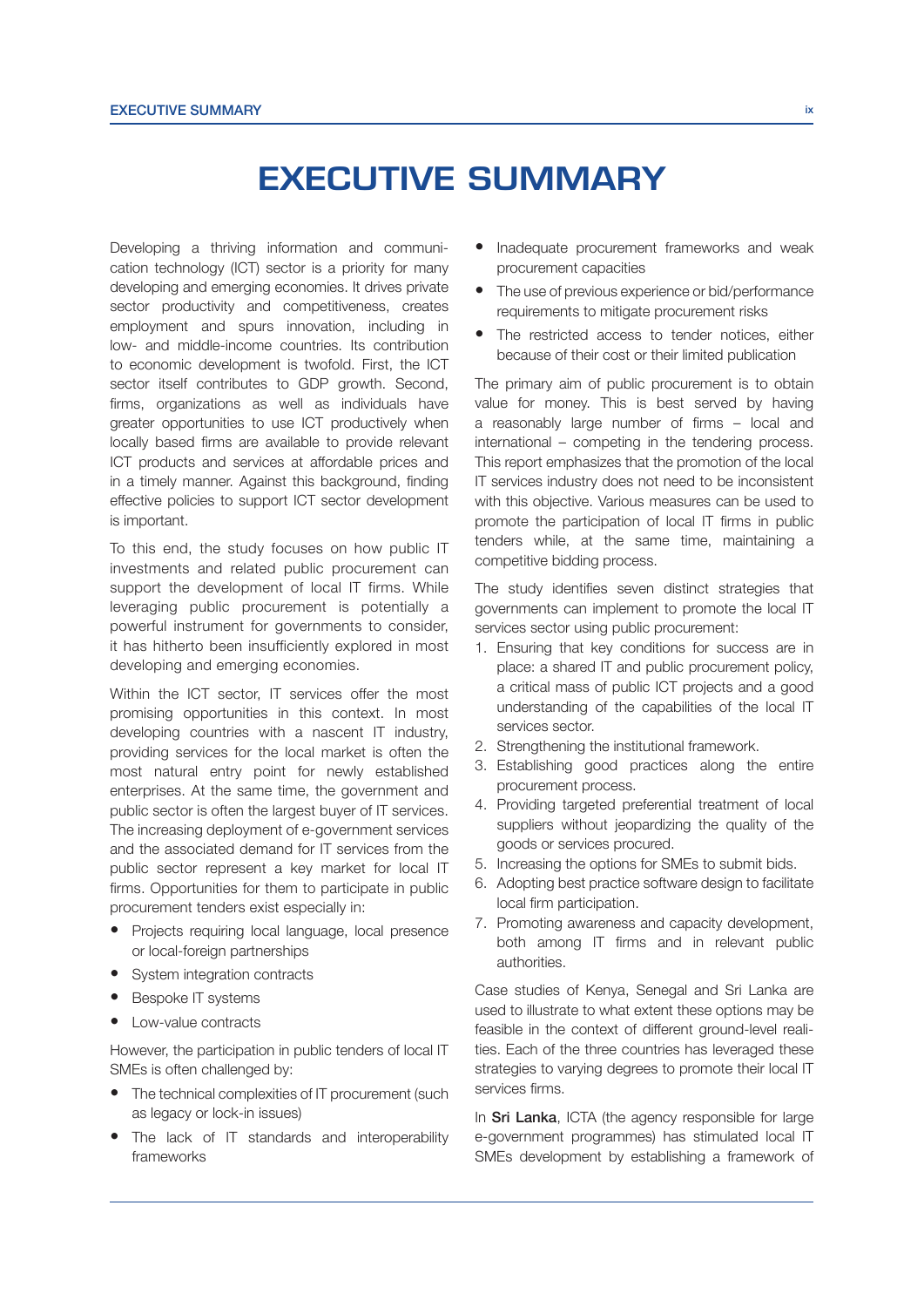# EXECUTIVE SUMMARY

Developing a thriving information and communication technology (ICT) sector is a priority for many developing and emerging economies. It drives private sector productivity and competitiveness, creates employment and spurs innovation, including in low- and middle-income countries. Its contribution to economic development is twofold. First, the ICT sector itself contributes to GDP growth. Second, firms, organizations as well as individuals have greater opportunities to use ICT productively when locally based firms are available to provide relevant ICT products and services at affordable prices and in a timely manner. Against this background, finding effective policies to support ICT sector development is important.

To this end, the study focuses on how public IT investments and related public procurement can support the development of local IT firms. While leveraging public procurement is potentially a powerful instrument for governments to consider, it has hitherto been insufficiently explored in most developing and emerging economies.

Within the ICT sector, IT services offer the most promising opportunities in this context. In most developing countries with a nascent IT industry, providing services for the local market is often the most natural entry point for newly established enterprises. At the same time, the government and public sector is often the largest buyer of IT services. The increasing deployment of e-government services and the associated demand for IT services from the public sector represent a key market for local IT firms. Opportunities for them to participate in public procurement tenders exist especially in:

- Projects requiring local language, local presence or local-foreign partnerships
- System integration contracts
- Bespoke IT systems
- Low-value contracts

However, the participation in public tenders of local IT SMEs is often challenged by:

- The technical complexities of IT procurement (such as legacy or lock-in issues)
- The lack of IT standards and interoperability frameworks
- Inadequate procurement frameworks and weak procurement capacities
- The use of previous experience or bid/performance requirements to mitigate procurement risks
- The restricted access to tender notices, either because of their cost or their limited publication

The primary aim of public procurement is to obtain value for money. This is best served by having a reasonably large number of firms – local and international – competing in the tendering process. This report emphasizes that the promotion of the local IT services industry does not need to be inconsistent with this objective. Various measures can be used to promote the participation of local IT firms in public tenders while, at the same time, maintaining a competitive bidding process.

The study identifies seven distinct strategies that governments can implement to promote the local IT services sector using public procurement:

1. Ensuring that key conditions for success are in place: a shared IT and public procurement policy, a critical mass of public ICT projects and a good understanding of the capabilities of the local IT services sector.
2. Strengthening the institutional framework.
3. Establishing good practices along the entire procurement process.
4. Providing targeted preferential treatment of local suppliers without jeopardizing the quality of the goods or services procured.
5. Increasing the options for SMEs to submit bids.
6. Adopting best practice software design to facilitate local firm participation.
7. Promoting awareness and capacity development, both among IT firms and in relevant public authorities.

Case studies of Kenya, Senegal and Sri Lanka are used to illustrate to what extent these options may be feasible in the context of different ground-level realities. Each of the three countries has leveraged these strategies to varying degrees to promote their local IT services firms.

In **Sri Lanka**, ICTA (the agency responsible for large e-government programmes) has stimulated local IT SMEs development by establishing a framework of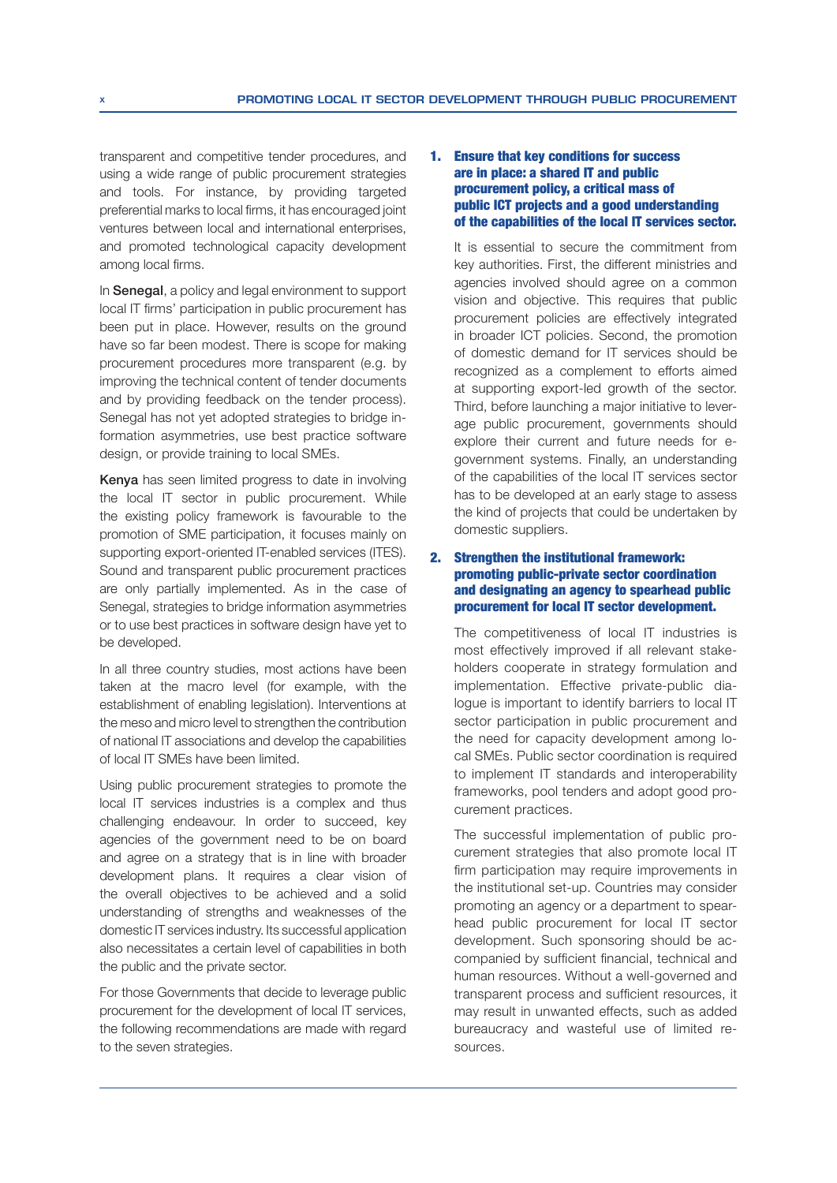transparent and competitive tender procedures, and using a wide range of public procurement strategies and tools. For instance, by providing targeted preferential marks to local firms, it has encouraged joint ventures between local and international enterprises, and promoted technological capacity development among local firms.

In **Senegal**, a policy and legal environment to support local IT firms' participation in public procurement has been put in place. However, results on the ground have so far been modest. There is scope for making procurement procedures more transparent (e.g. by improving the technical content of tender documents and by providing feedback on the tender process). Senegal has not yet adopted strategies to bridge information asymmetries, use best practice software design, or provide training to local SMEs.

**Kenya** has seen limited progress to date in involving the local IT sector in public procurement. While the existing policy framework is favourable to the promotion of SME participation, it focuses mainly on supporting export-oriented IT-enabled services (ITES). Sound and transparent public procurement practices are only partially implemented. As in the case of Senegal, strategies to bridge information asymmetries or to use best practices in software design have yet to be developed.

In all three country studies, most actions have been taken at the macro level (for example, with the establishment of enabling legislation). Interventions at the meso and micro level to strengthen the contribution of national IT associations and develop the capabilities of local IT SMEs have been limited.

Using public procurement strategies to promote the local IT services industries is a complex and thus challenging endeavour. In order to succeed, key agencies of the government need to be on board and agree on a strategy that is in line with broader development plans. It requires a clear vision of the overall objectives to be achieved and a solid understanding of strengths and weaknesses of the domestic IT services industry. Its successful application also necessitates a certain level of capabilities in both the public and the private sector.

For those Governments that decide to leverage public procurement for the development of local IT services, the following recommendations are made with regard to the seven strategies.

### 1. Ensure that key conditions for success are in place: a shared IT and public procurement policy, a critical mass of public ICT projects and a good understanding of the capabilities of the local IT services sector.

It is essential to secure the commitment from key authorities. First, the different ministries and agencies involved should agree on a common vision and objective. This requires that public procurement policies are effectively integrated in broader ICT policies. Second, the promotion of domestic demand for IT services should be recognized as a complement to efforts aimed at supporting export-led growth of the sector. Third, before launching a major initiative to leverage public procurement, governments should explore their current and future needs for e-government systems. Finally, an understanding of the capabilities of the local IT services sector has to be developed at an early stage to assess the kind of projects that could be undertaken by domestic suppliers.

### 2. Strengthen the institutional framework: promoting public-private sector coordination and designating an agency to spearhead public procurement for local IT sector development.

The competitiveness of local IT industries is most effectively improved if all relevant stakeholders cooperate in strategy formulation and implementation. Effective private-public dialogue is important to identify barriers to local IT sector participation in public procurement and the need for capacity development among local SMEs. Public sector coordination is required to implement IT standards and interoperability frameworks, pool tenders and adopt good procurement practices.

The successful implementation of public procurement strategies that also promote local IT firm participation may require improvements in the institutional set-up. Countries may consider promoting an agency or a department to spearhead public procurement for local IT sector development. Such sponsoring should be accompanied by sufficient financial, technical and human resources. Without a well-governed and transparent process and sufficient resources, it may result in unwanted effects, such as added bureaucracy and wasteful use of limited resources.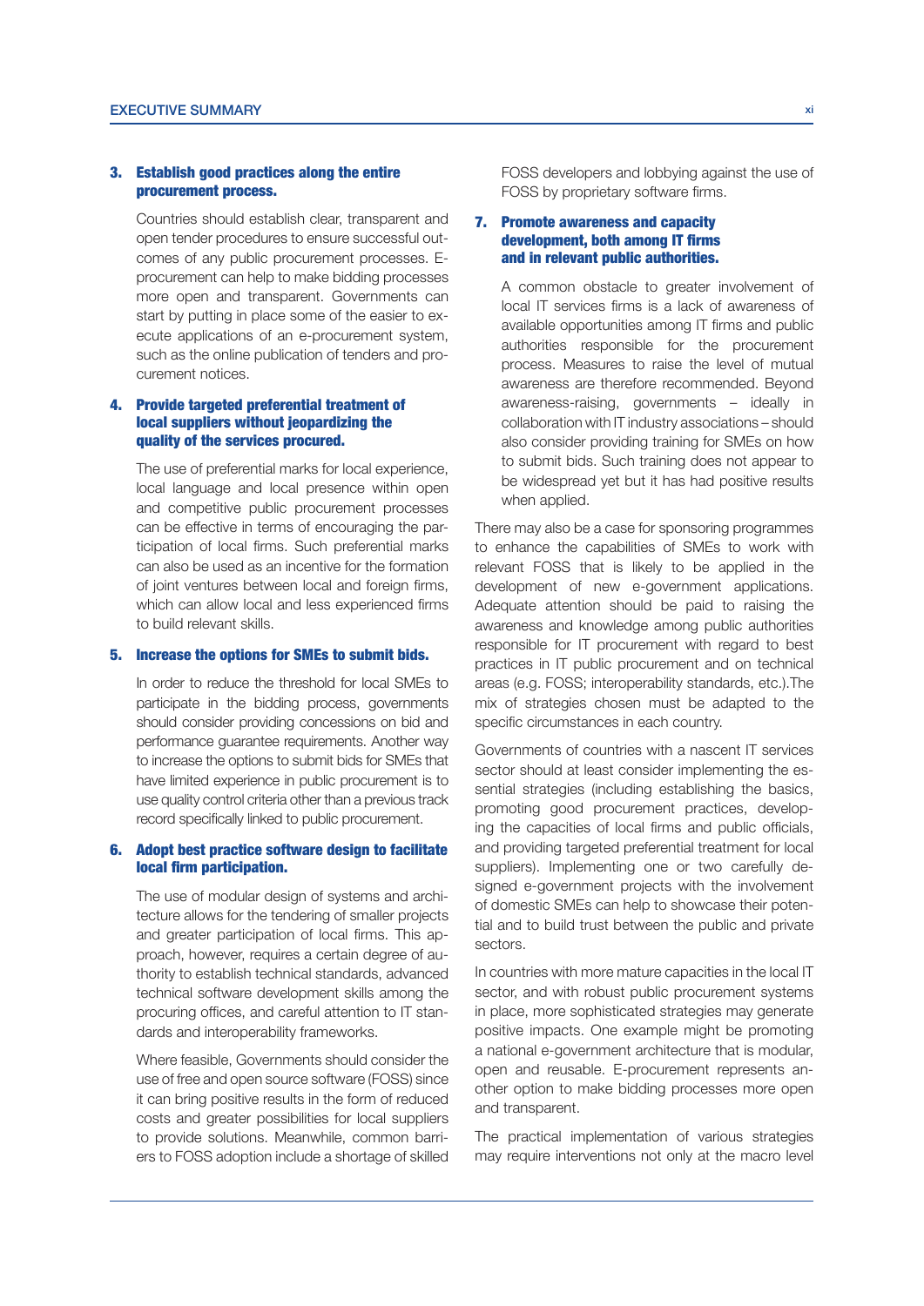**3. Establish good practices along the entire procurement process.**

Countries should establish clear, transparent and open tender procedures to ensure successful outcomes of any public procurement processes. E-procurement can help to make bidding processes more open and transparent. Governments can start by putting in place some of the easier to execute applications of an e-procurement system, such as the online publication of tenders and procurement notices.

**4. Provide targeted preferential treatment of local suppliers without jeopardizing the quality of the services procured.**

The use of preferential marks for local experience, local language and local presence within open and competitive public procurement processes can be effective in terms of encouraging the participation of local firms. Such preferential marks can also be used as an incentive for the formation of joint ventures between local and foreign firms, which can allow local and less experienced firms to build relevant skills.

**5. Increase the options for SMEs to submit bids.**

In order to reduce the threshold for local SMEs to participate in the bidding process, governments should consider providing concessions on bid and performance guarantee requirements. Another way to increase the options to submit bids for SMEs that have limited experience in public procurement is to use quality control criteria other than a previous track record specifically linked to public procurement.

**6. Adopt best practice software design to facilitate local firm participation.**

The use of modular design of systems and architecture allows for the tendering of smaller projects and greater participation of local firms. This approach, however, requires a certain degree of authority to establish technical standards, advanced technical software development skills among the procuring offices, and careful attention to IT standards and interoperability frameworks.

Where feasible, Governments should consider the use of free and open source software (FOSS) since it can bring positive results in the form of reduced costs and greater possibilities for local suppliers to provide solutions. Meanwhile, common barriers to FOSS adoption include a shortage of skilled FOSS developers and lobbying against the use of FOSS by proprietary software firms.

**7. Promote awareness and capacity development, both among IT firms and in relevant public authorities.**

A common obstacle to greater involvement of local IT services firms is a lack of awareness of available opportunities among IT firms and public authorities responsible for the procurement process. Measures to raise the level of mutual awareness are therefore recommended. Beyond awareness-raising, governments – ideally in collaboration with IT industry associations – should also consider providing training for SMEs on how to submit bids. Such training does not appear to be widespread yet but it has had positive results when applied.

There may also be a case for sponsoring programmes to enhance the capabilities of SMEs to work with relevant FOSS that is likely to be applied in the development of new e-government applications. Adequate attention should be paid to raising the awareness and knowledge among public authorities responsible for IT procurement with regard to best practices in IT public procurement and on technical areas (e.g. FOSS; interoperability standards, etc.).The mix of strategies chosen must be adapted to the specific circumstances in each country.

Governments of countries with a nascent IT services sector should at least consider implementing the essential strategies (including establishing the basics, promoting good procurement practices, developing the capacities of local firms and public officials, and providing targeted preferential treatment for local suppliers). Implementing one or two carefully designed e-government projects with the involvement of domestic SMEs can help to showcase their potential and to build trust between the public and private sectors.

In countries with more mature capacities in the local IT sector, and with robust public procurement systems in place, more sophisticated strategies may generate positive impacts. One example might be promoting a national e-government architecture that is modular, open and reusable. E-procurement represents another option to make bidding processes more open and transparent.

The practical implementation of various strategies may require interventions not only at the macro level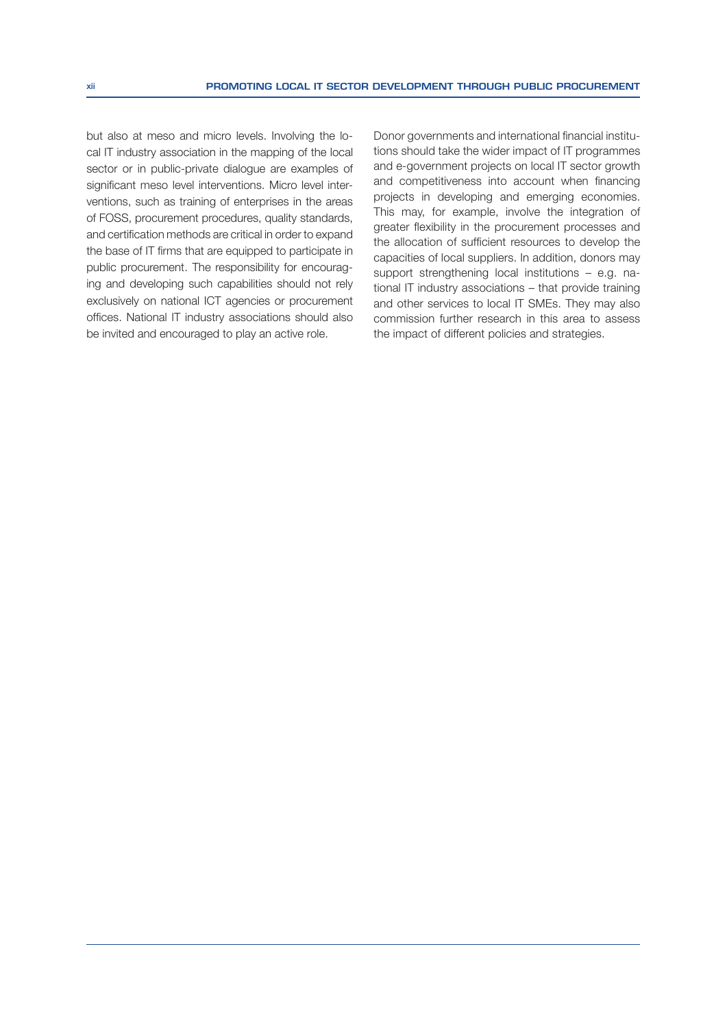but also at meso and micro levels. Involving the local IT industry association in the mapping of the local sector or in public-private dialogue are examples of significant meso level interventions. Micro level interventions, such as training of enterprises in the areas of FOSS, procurement procedures, quality standards, and certification methods are critical in order to expand the base of IT firms that are equipped to participate in public procurement. The responsibility for encouraging and developing such capabilities should not rely exclusively on national ICT agencies or procurement offices. National IT industry associations should also be invited and encouraged to play an active role.

Donor governments and international financial institutions should take the wider impact of IT programmes and e-government projects on local IT sector growth and competitiveness into account when financing projects in developing and emerging economies. This may, for example, involve the integration of greater flexibility in the procurement processes and the allocation of sufficient resources to develop the capacities of local suppliers. In addition, donors may support strengthening local institutions – e.g. national IT industry associations – that provide training and other services to local IT SMEs. They may also commission further research in this area to assess the impact of different policies and strategies.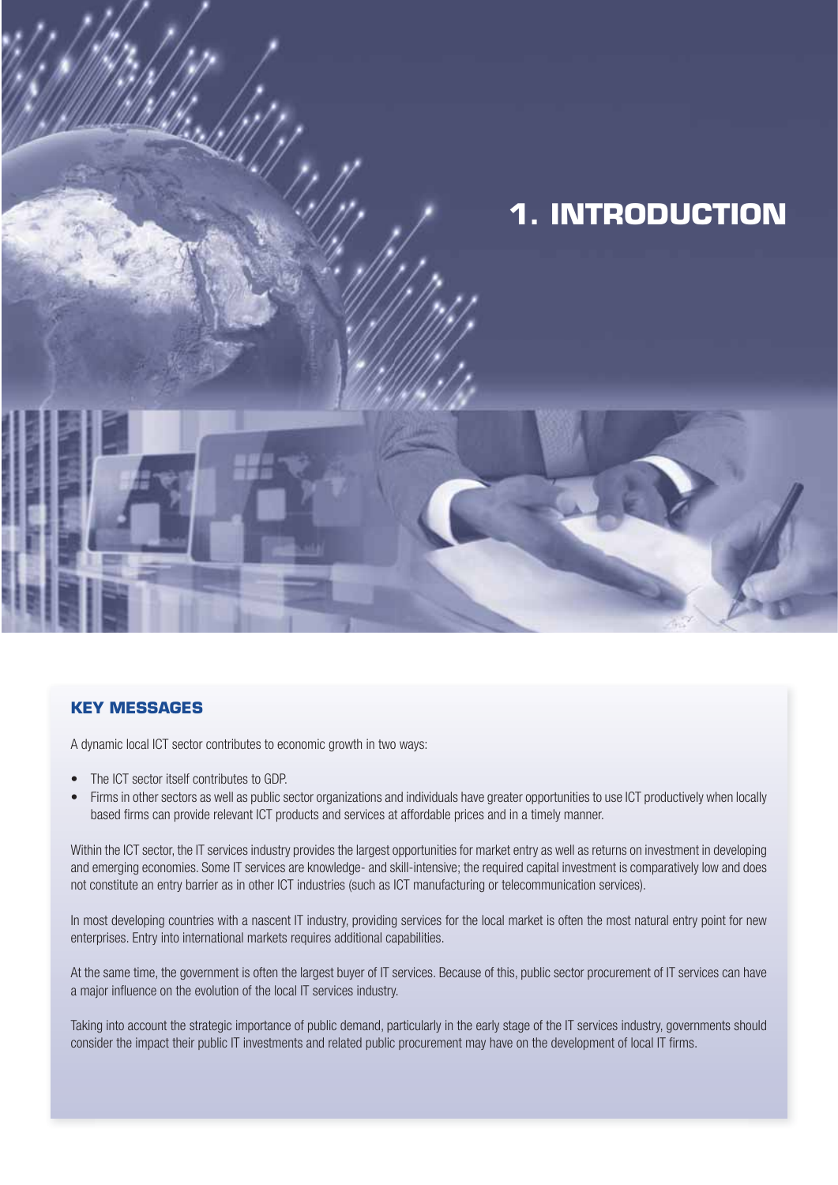# 1. INTRODUCTION

## KEY MESSAGES

A dynamic local ICT sector contributes to economic growth in two ways:

- The ICT sector itself contributes to GDP.
- Firms in other sectors as well as public sector organizations and individuals have greater opportunities to use ICT productively when locally based firms can provide relevant ICT products and services at affordable prices and in a timely manner.

Within the ICT sector, the IT services industry provides the largest opportunities for market entry as well as returns on investment in developing and emerging economies. Some IT services are knowledge- and skill-intensive; the required capital investment is comparatively low and does not constitute an entry barrier as in other ICT industries (such as ICT manufacturing or telecommunication services).

In most developing countries with a nascent IT industry, providing services for the local market is often the most natural entry point for new enterprises. Entry into international markets requires additional capabilities.

At the same time, the government is often the largest buyer of IT services. Because of this, public sector procurement of IT services can have a major influence on the evolution of the local IT services industry.

Taking into account the strategic importance of public demand, particularly in the early stage of the IT services industry, governments should consider the impact their public IT investments and related public procurement may have on the development of local IT firms.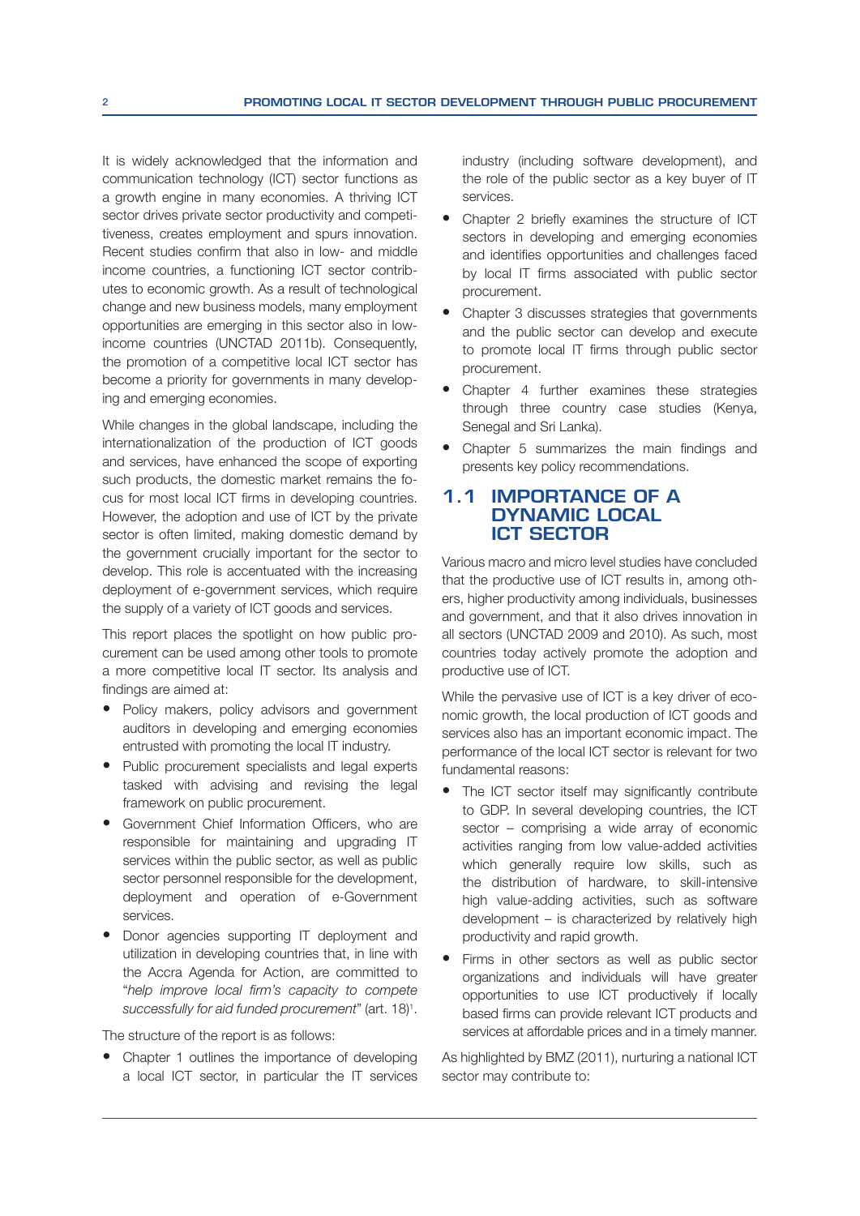It is widely acknowledged that the information and communication technology (ICT) sector functions as a growth engine in many economies. A thriving ICT sector drives private sector productivity and competitiveness, creates employment and spurs innovation. Recent studies confirm that also in low- and middle income countries, a functioning ICT sector contributes to economic growth. As a result of technological change and new business models, many employment opportunities are emerging in this sector also in low-income countries (UNCTAD 2011b). Consequently, the promotion of a competitive local ICT sector has become a priority for governments in many developing and emerging economies.

While changes in the global landscape, including the internationalization of the production of ICT goods and services, have enhanced the scope of exporting such products, the domestic market remains the focus for most local ICT firms in developing countries. However, the adoption and use of ICT by the private sector is often limited, making domestic demand by the government crucially important for the sector to develop. This role is accentuated with the increasing deployment of e-government services, which require the supply of a variety of ICT goods and services.

This report places the spotlight on how public procurement can be used among other tools to promote a more competitive local IT sector. Its analysis and findings are aimed at:

- Policy makers, policy advisors and government auditors in developing and emerging economies entrusted with promoting the local IT industry.
- Public procurement specialists and legal experts tasked with advising and revising the legal framework on public procurement.
- Government Chief Information Officers, who are responsible for maintaining and upgrading IT services within the public sector, as well as public sector personnel responsible for the development, deployment and operation of e-Government services.
- Donor agencies supporting IT deployment and utilization in developing countries that, in line with the Accra Agenda for Action, are committed to "*help improve local firm's capacity to compete successfully for aid funded procurement*" (art. 18)[1].

The structure of the report is as follows:

- Chapter 1 outlines the importance of developing a local ICT sector, in particular the IT services industry (including software development), and the role of the public sector as a key buyer of IT services.
- Chapter 2 briefly examines the structure of ICT sectors in developing and emerging economies and identifies opportunities and challenges faced by local IT firms associated with public sector procurement.
- Chapter 3 discusses strategies that governments and the public sector can develop and execute to promote local IT firms through public sector procurement.
- Chapter 4 further examines these strategies through three country case studies (Kenya, Senegal and Sri Lanka).
- Chapter 5 summarizes the main findings and presents key policy recommendations.

## 1.1 IMPORTANCE OF A DYNAMIC LOCAL ICT SECTOR

Various macro and micro level studies have concluded that the productive use of ICT results in, among others, higher productivity among individuals, businesses and government, and that it also drives innovation in all sectors (UNCTAD 2009 and 2010). As such, most countries today actively promote the adoption and productive use of ICT.

While the pervasive use of ICT is a key driver of economic growth, the local production of ICT goods and services also has an important economic impact. The performance of the local ICT sector is relevant for two fundamental reasons:

- The ICT sector itself may significantly contribute to GDP. In several developing countries, the ICT sector – comprising a wide array of economic activities ranging from low value-added activities which generally require low skills, such as the distribution of hardware, to skill-intensive high value-adding activities, such as software development – is characterized by relatively high productivity and rapid growth.
- Firms in other sectors as well as public sector organizations and individuals will have greater opportunities to use ICT productively if locally based firms can provide relevant ICT products and services at affordable prices and in a timely manner.

As highlighted by BMZ (2011), nurturing a national ICT sector may contribute to: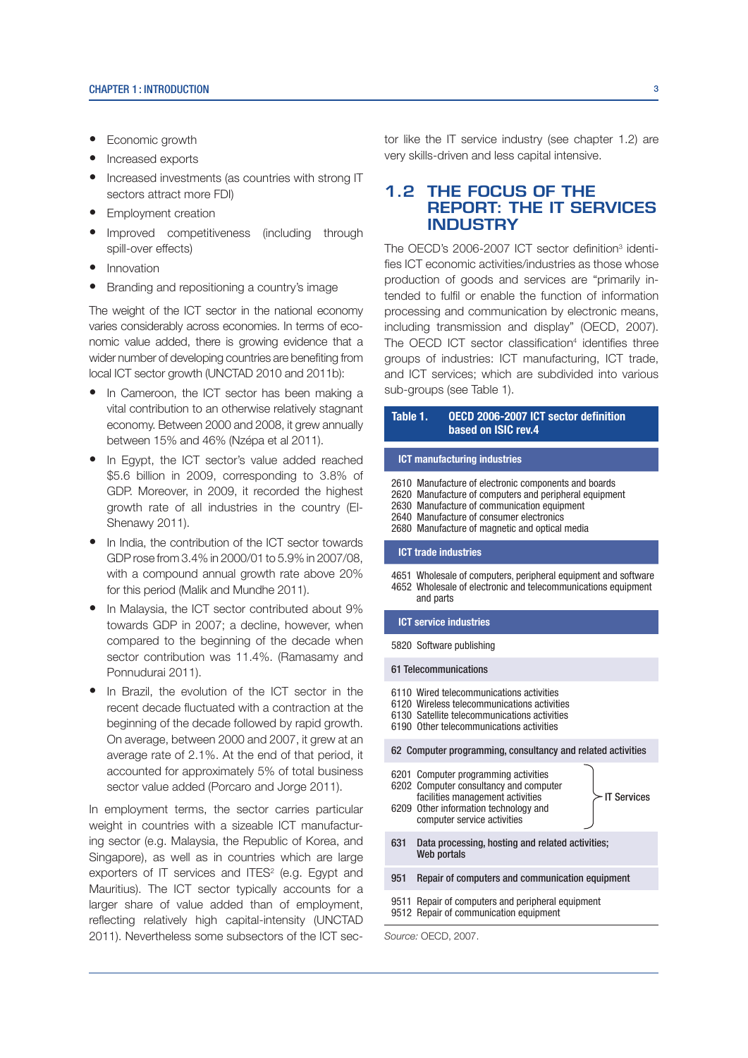- Economic growth
- Increased exports
- Increased investments (as countries with strong IT sectors attract more FDI)
- Employment creation
- Improved competitiveness (including through spill-over effects)
- Innovation
- Branding and repositioning a country's image

The weight of the ICT sector in the national economy varies considerably across economies. In terms of economic value added, there is growing evidence that a wider number of developing countries are benefiting from local ICT sector growth (UNCTAD 2010 and 2011b):

- In Cameroon, the ICT sector has been making a vital contribution to an otherwise relatively stagnant economy. Between 2000 and 2008, it grew annually between 15% and 46% (Nzépa et al 2011).
- In Egypt, the ICT sector's value added reached $5.6 billion in 2009, corresponding to 3.8% of GDP. Moreover, in 2009, it recorded the highest growth rate of all industries in the country (El-Shenawy 2011).
- In India, the contribution of the ICT sector towards GDP rose from 3.4% in 2000/01 to 5.9% in 2007/08, with a compound annual growth rate above 20% for this period (Malik and Mundhe 2011).
- In Malaysia, the ICT sector contributed about 9% towards GDP in 2007; a decline, however, when compared to the beginning of the decade when sector contribution was 11.4%. (Ramasamy and Ponnudurai 2011).
- In Brazil, the evolution of the ICT sector in the recent decade fluctuated with a contraction at the beginning of the decade followed by rapid growth. On average, between 2000 and 2007, it grew at an average rate of 2.1%. At the end of that period, it accounted for approximately 5% of total business sector value added (Porcaro and Jorge 2011).

In employment terms, the sector carries particular weight in countries with a sizeable ICT manufacturing sector (e.g. Malaysia, the Republic of Korea, and Singapore), as well as in countries which are large exporters of IT services and ITES[2] (e.g. Egypt and Mauritius). The ICT sector typically accounts for a larger share of value added than of employment, reflecting relatively high capital-intensity (UNCTAD 2011). Nevertheless some subsectors of the ICT sector like the IT service industry (see chapter 1.2) are very skills-driven and less capital intensive.

## 1.2 THE FOCUS OF THE REPORT: THE IT SERVICES INDUSTRY

The OECD's 2006-2007 ICT sector definition[3] identifies ICT economic activities/industries as those whose production of goods and services are "primarily intended to fulfil or enable the function of information processing and communication by electronic means, including transmission and display" (OECD, 2007). The OECD ICT sector classification[4] identifies three groups of industries: ICT manufacturing, ICT trade, and ICT services; which are subdivided into various sub-groups (see Table 1).

**Table 1. OECD 2006-2007 ICT sector definition based on ISIC rev.4**

| Code | Description | |
|---|---|---|
| **ICT manufacturing industries** | | |
| 2610 | Manufacture of electronic components and boards | |
| 2620 | Manufacture of computers and peripheral equipment | |
| 2630 | Manufacture of communication equipment | |
| 2640 | Manufacture of consumer electronics | |
| 2680 | Manufacture of magnetic and optical media | |
| **ICT trade industries** | | |
| 4651 | Wholesale of computers, peripheral equipment and software | |
| 4652 | Wholesale of electronic and telecommunications equipment and parts | |
| **ICT service industries** | | |
| 5820 | Software publishing | |
| 61 | Telecommunications | |
| 6110 | Wired telecommunications activities | |
| 6120 | Wireless telecommunications activities | |
| 6130 | Satellite telecommunications activities | |
| 6190 | Other telecommunications activities | |
| 62 | Computer programming, consultancy and related activities | |
| 6201 | Computer programming activities | IT Services |
| 6202 | Computer consultancy and computer facilities management activities | IT Services |
| 6209 | Other information technology and computer service activities | IT Services |
| 631 | Data processing, hosting and related activities; Web portals | |
| 951 | Repair of computers and communication equipment | |
| 9511 | Repair of computers and peripheral equipment | |
| 9512 | Repair of communication equipment | |

*Source:* OECD, 2007.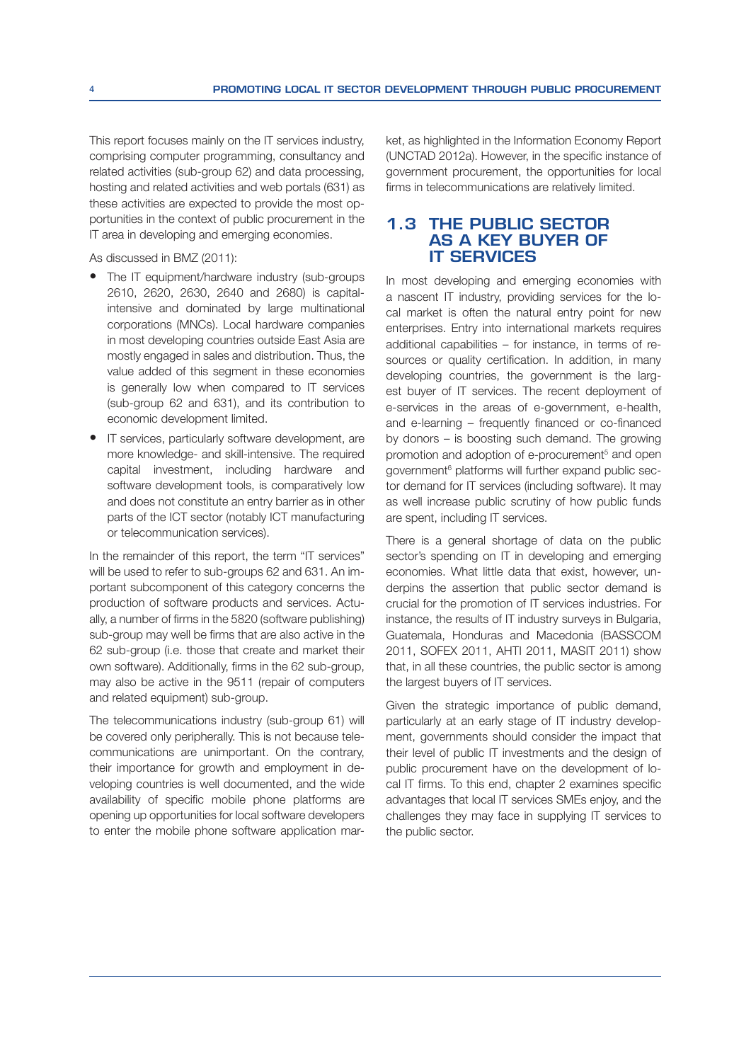This report focuses mainly on the IT services industry, comprising computer programming, consultancy and related activities (sub-group 62) and data processing, hosting and related activities and web portals (631) as these activities are expected to provide the most opportunities in the context of public procurement in the IT area in developing and emerging economies.

As discussed in BMZ (2011):

- The IT equipment/hardware industry (sub-groups 2610, 2620, 2630, 2640 and 2680) is capital-intensive and dominated by large multinational corporations (MNCs). Local hardware companies in most developing countries outside East Asia are mostly engaged in sales and distribution. Thus, the value added of this segment in these economies is generally low when compared to IT services (sub-group 62 and 631), and its contribution to economic development limited.
- IT services, particularly software development, are more knowledge- and skill-intensive. The required capital investment, including hardware and software development tools, is comparatively low and does not constitute an entry barrier as in other parts of the ICT sector (notably ICT manufacturing or telecommunication services).

In the remainder of this report, the term "IT services" will be used to refer to sub-groups 62 and 631. An important subcomponent of this category concerns the production of software products and services. Actually, a number of firms in the 5820 (software publishing) sub-group may well be firms that are also active in the 62 sub-group (i.e. those that create and market their own software). Additionally, firms in the 62 sub-group, may also be active in the 9511 (repair of computers and related equipment) sub-group.

The telecommunications industry (sub-group 61) will be covered only peripherally. This is not because telecommunications are unimportant. On the contrary, their importance for growth and employment in developing countries is well documented, and the wide availability of specific mobile phone platforms are opening up opportunities for local software developers to enter the mobile phone software application market, as highlighted in the Information Economy Report (UNCTAD 2012a). However, in the specific instance of government procurement, the opportunities for local firms in telecommunications are relatively limited.

## 1.3 THE PUBLIC SECTOR AS A KEY BUYER OF IT SERVICES

In most developing and emerging economies with a nascent IT industry, providing services for the local market is often the natural entry point for new enterprises. Entry into international markets requires additional capabilities – for instance, in terms of resources or quality certification. In addition, in many developing countries, the government is the largest buyer of IT services. The recent deployment of e-services in the areas of e-government, e-health, and e-learning – frequently financed or co-financed by donors – is boosting such demand. The growing promotion and adoption of e-procurement[5] and open government[6] platforms will further expand public sector demand for IT services (including software). It may as well increase public scrutiny of how public funds are spent, including IT services.

There is a general shortage of data on the public sector's spending on IT in developing and emerging economies. What little data that exist, however, underpins the assertion that public sector demand is crucial for the promotion of IT services industries. For instance, the results of IT industry surveys in Bulgaria, Guatemala, Honduras and Macedonia (BASSCOM 2011, SOFEX 2011, AHTI 2011, MASIT 2011) show that, in all these countries, the public sector is among the largest buyers of IT services.

Given the strategic importance of public demand, particularly at an early stage of IT industry development, governments should consider the impact that their level of public IT investments and the design of public procurement have on the development of local IT firms. To this end, chapter 2 examines specific advantages that local IT services SMEs enjoy, and the challenges they may face in supplying IT services to the public sector.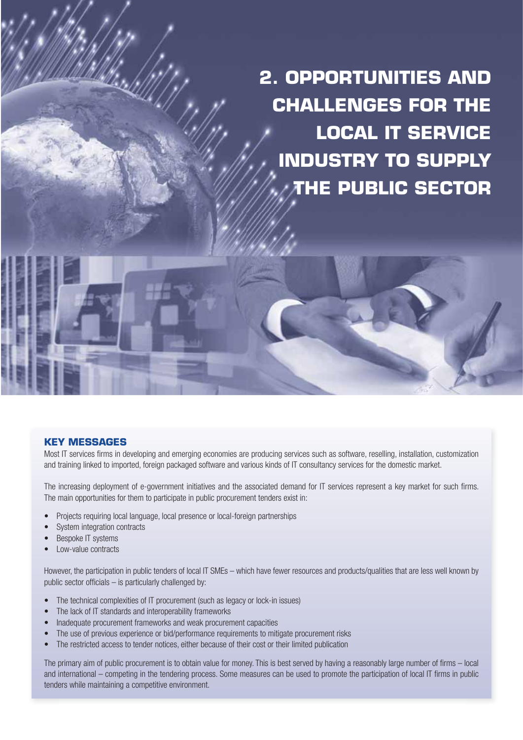# 2. OPPORTUNITIES AND CHALLENGES FOR THE LOCAL IT SERVICE INDUSTRY TO SUPPLY THE PUBLIC SECTOR

### KEY MESSAGES

Most IT services firms in developing and emerging economies are producing services such as software, reselling, installation, customization and training linked to imported, foreign packaged software and various kinds of IT consultancy services for the domestic market.

The increasing deployment of e-government initiatives and the associated demand for IT services represent a key market for such firms. The main opportunities for them to participate in public procurement tenders exist in:

- Projects requiring local language, local presence or local-foreign partnerships
- System integration contracts
- Bespoke IT systems
- Low-value contracts

However, the participation in public tenders of local IT SMEs – which have fewer resources and products/qualities that are less well known by public sector officials – is particularly challenged by:

- The technical complexities of IT procurement (such as legacy or lock-in issues)
- The lack of IT standards and interoperability frameworks
- Inadequate procurement frameworks and weak procurement capacities
- The use of previous experience or bid/performance requirements to mitigate procurement risks
- The restricted access to tender notices, either because of their cost or their limited publication

The primary aim of public procurement is to obtain value for money. This is best served by having a reasonably large number of firms – local and international – competing in the tendering process. Some measures can be used to promote the participation of local IT firms in public tenders while maintaining a competitive environment.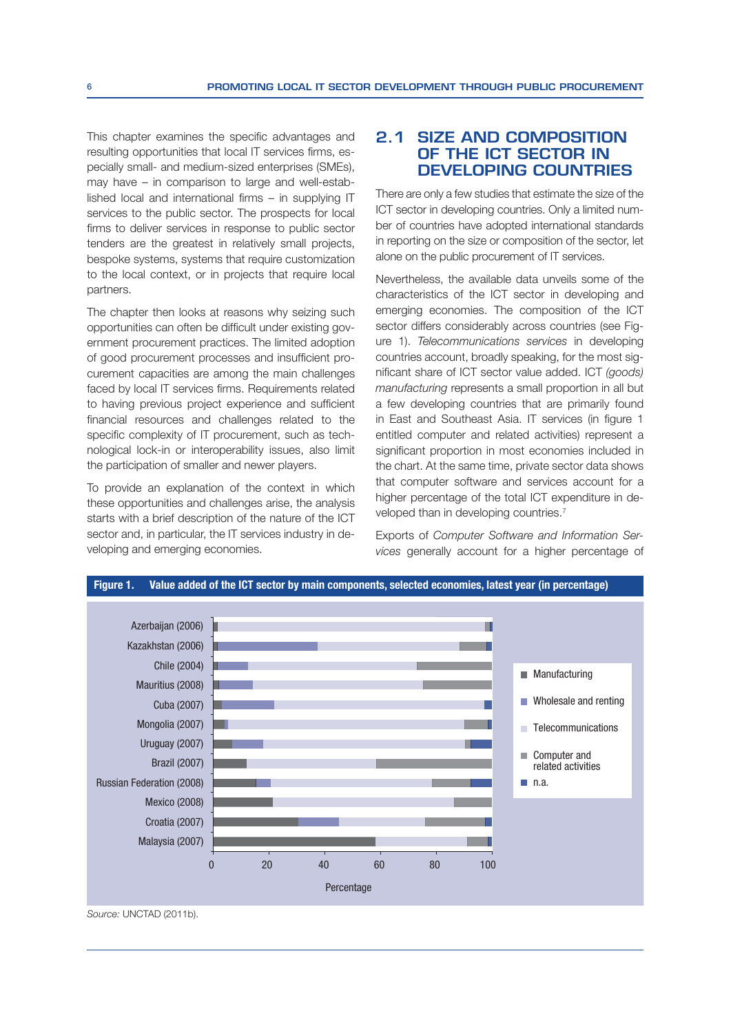This chapter examines the specific advantages and resulting opportunities that local IT services firms, especially small- and medium-sized enterprises (SMEs), may have – in comparison to large and well-established local and international firms – in supplying IT services to the public sector. The prospects for local firms to deliver services in response to public sector tenders are the greatest in relatively small projects, bespoke systems, systems that require customization to the local context, or in projects that require local partners.

The chapter then looks at reasons why seizing such opportunities can often be difficult under existing government procurement practices. The limited adoption of good procurement processes and insufficient procurement capacities are among the main challenges faced by local IT services firms. Requirements related to having previous project experience and sufficient financial resources and challenges related to the specific complexity of IT procurement, such as technological lock-in or interoperability issues, also limit the participation of smaller and newer players.

To provide an explanation of the context in which these opportunities and challenges arise, the analysis starts with a brief description of the nature of the ICT sector and, in particular, the IT services industry in developing and emerging economies.

## 2.1 SIZE AND COMPOSITION OF THE ICT SECTOR IN DEVELOPING COUNTRIES

There are only a few studies that estimate the size of the ICT sector in developing countries. Only a limited number of countries have adopted international standards in reporting on the size or composition of the sector, let alone on the public procurement of IT services.

Nevertheless, the available data unveils some of the characteristics of the ICT sector in developing and emerging economies. The composition of the ICT sector differs considerably across countries (see Figure 1). *Telecommunications services* in developing countries account, broadly speaking, for the most significant share of ICT sector value added. ICT *(goods) manufacturing* represents a small proportion in all but a few developing countries that are primarily found in East and Southeast Asia. IT services (in figure 1 entitled computer and related activities) represent a significant proportion in most economies included in the chart. At the same time, private sector data shows that computer software and services account for a higher percentage of the total ICT expenditure in developed than in developing countries.[7]

Exports of *Computer Software and Information Services* generally account for a higher percentage of

**Figure 1. Value added of the ICT sector by main components, selected economies, latest year (in percentage)**

*Source:* UNCTAD (2011b).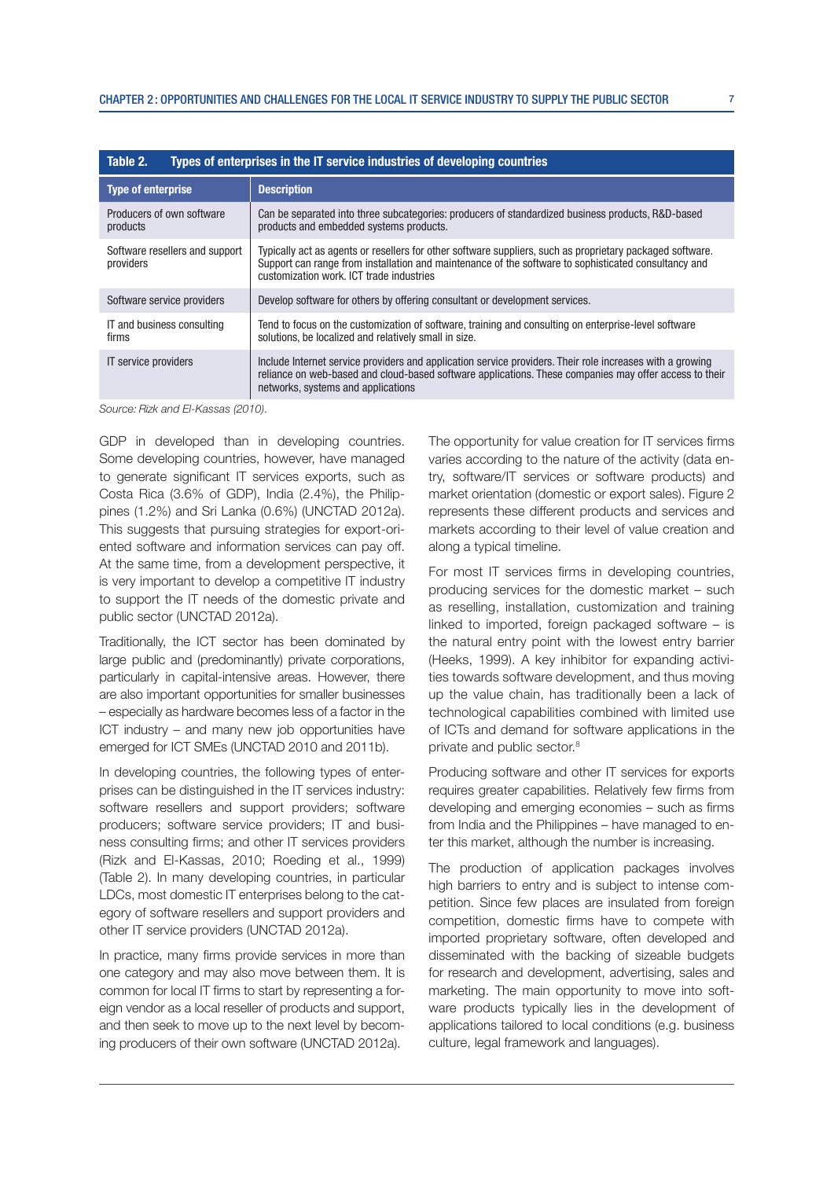**Table 2. Types of enterprises in the IT service industries of developing countries**

| Type of enterprise | Description |
|---|---|
| Producers of own software products | Can be separated into three subcategories: producers of standardized business products, R&D-based products and embedded systems products. |
| Software resellers and support providers | Typically act as agents or resellers for other software suppliers, such as proprietary packaged software. Support can range from installation and maintenance of the software to sophisticated consultancy and customization work. ICT trade industries |
| Software service providers | Develop software for others by offering consultant or development services. |
| IT and business consulting firms | Tend to focus on the customization of software, training and consulting on enterprise-level software solutions, be localized and relatively small in size. |
| IT service providers | Include Internet service providers and application service providers. Their role increases with a growing reliance on web-based and cloud-based software applications. These companies may offer access to their networks, systems and applications |

*Source: Rizk and El-Kassas (2010).*

GDP in developed than in developing countries. Some developing countries, however, have managed to generate significant IT services exports, such as Costa Rica (3.6% of GDP), India (2.4%), the Philippines (1.2%) and Sri Lanka (0.6%) (UNCTAD 2012a). This suggests that pursuing strategies for export-oriented software and information services can pay off. At the same time, from a development perspective, it is very important to develop a competitive IT industry to support the IT needs of the domestic private and public sector (UNCTAD 2012a).

Traditionally, the ICT sector has been dominated by large public and (predominantly) private corporations, particularly in capital-intensive areas. However, there are also important opportunities for smaller businesses – especially as hardware becomes less of a factor in the ICT industry – and many new job opportunities have emerged for ICT SMEs (UNCTAD 2010 and 2011b).

In developing countries, the following types of enterprises can be distinguished in the IT services industry: software resellers and support providers; software producers; software service providers; IT and business consulting firms; and other IT services providers (Rizk and El-Kassas, 2010; Roeding et al., 1999) (Table 2). In many developing countries, in particular LDCs, most domestic IT enterprises belong to the category of software resellers and support providers and other IT service providers (UNCTAD 2012a).

In practice, many firms provide services in more than one category and may also move between them. It is common for local IT firms to start by representing a foreign vendor as a local reseller of products and support, and then seek to move up to the next level by becoming producers of their own software (UNCTAD 2012a).

The opportunity for value creation for IT services firms varies according to the nature of the activity (data entry, software/IT services or software products) and market orientation (domestic or export sales). Figure 2 represents these different products and services and markets according to their level of value creation and along a typical timeline.

For most IT services firms in developing countries, producing services for the domestic market – such as reselling, installation, customization and training linked to imported, foreign packaged software – is the natural entry point with the lowest entry barrier (Heeks, 1999). A key inhibitor for expanding activities towards software development, and thus moving up the value chain, has traditionally been a lack of technological capabilities combined with limited use of ICTs and demand for software applications in the private and public sector.[8]

Producing software and other IT services for exports requires greater capabilities. Relatively few firms from developing and emerging economies – such as firms from India and the Philippines – have managed to enter this market, although the number is increasing.

The production of application packages involves high barriers to entry and is subject to intense competition. Since few places are insulated from foreign competition, domestic firms have to compete with imported proprietary software, often developed and disseminated with the backing of sizeable budgets for research and development, advertising, sales and marketing. The main opportunity to move into software products typically lies in the development of applications tailored to local conditions (e.g. business culture, legal framework and languages).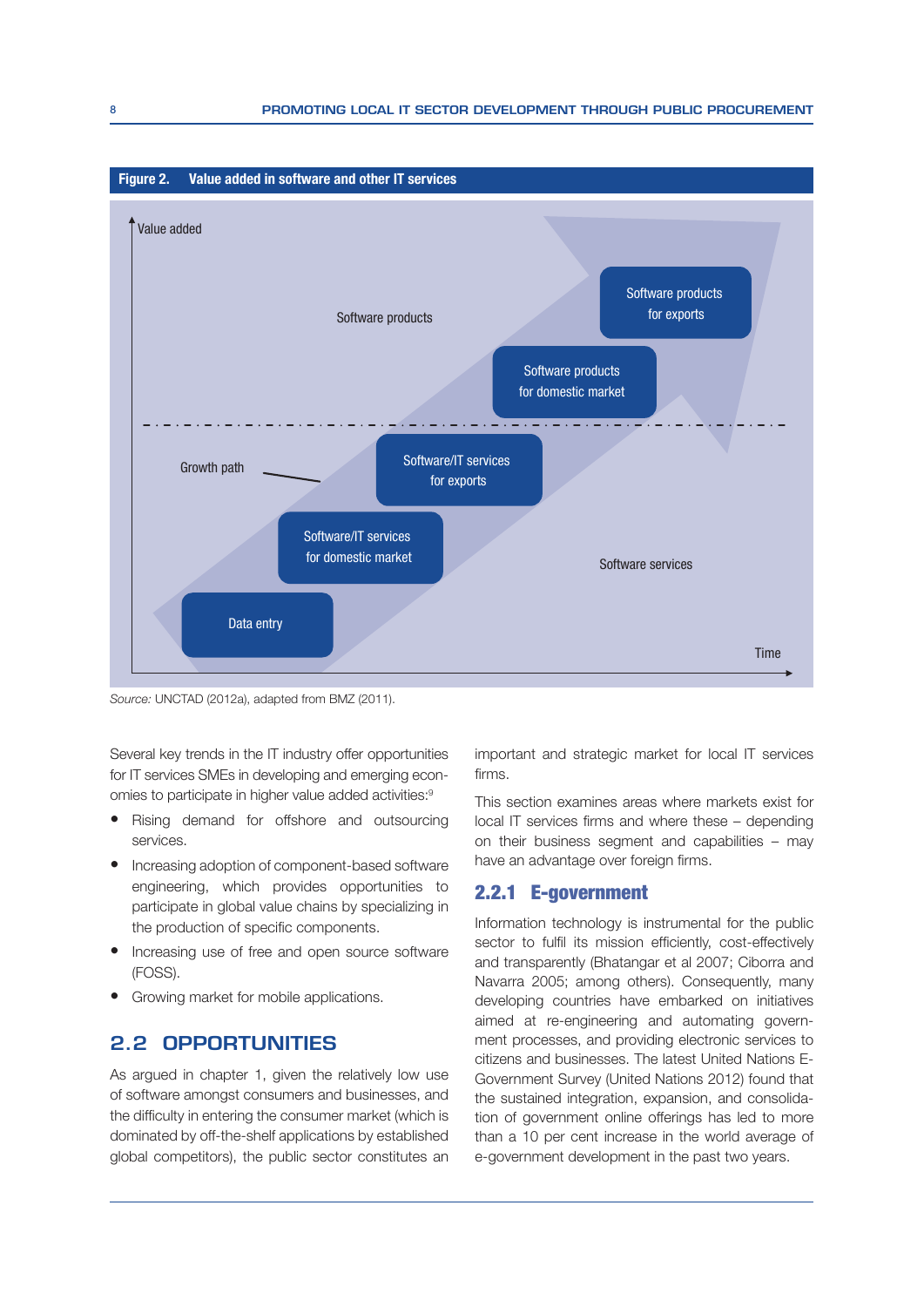**Figure 2. Value added in software and other IT services**

Value added

Software products

Software products for exports

Software products for domestic market

Growth path

Software/IT services for exports

Software/IT services for domestic market

Software services

Data entry

Time

*Source:* UNCTAD (2012a), adapted from BMZ (2011).

Several key trends in the IT industry offer opportunities for IT services SMEs in developing and emerging economies to participate in higher value added activities:[9]

- Rising demand for offshore and outsourcing services.
- Increasing adoption of component-based software engineering, which provides opportunities to participate in global value chains by specializing in the production of specific components.
- Increasing use of free and open source software (FOSS).
- Growing market for mobile applications.

## 2.2 OPPORTUNITIES

As argued in chapter 1, given the relatively low use of software amongst consumers and businesses, and the difficulty in entering the consumer market (which is dominated by off-the-shelf applications by established global competitors), the public sector constitutes an important and strategic market for local IT services firms.

This section examines areas where markets exist for local IT services firms and where these – depending on their business segment and capabilities – may have an advantage over foreign firms.

### 2.2.1 E-government

Information technology is instrumental for the public sector to fulfil its mission efficiently, cost-effectively and transparently (Bhatangar et al 2007; Ciborra and Navarra 2005; among others). Consequently, many developing countries have embarked on initiatives aimed at re-engineering and automating government processes, and providing electronic services to citizens and businesses. The latest United Nations E-Government Survey (United Nations 2012) found that the sustained integration, expansion, and consolidation of government online offerings has led to more than a 10 per cent increase in the world average of e-government development in the past two years.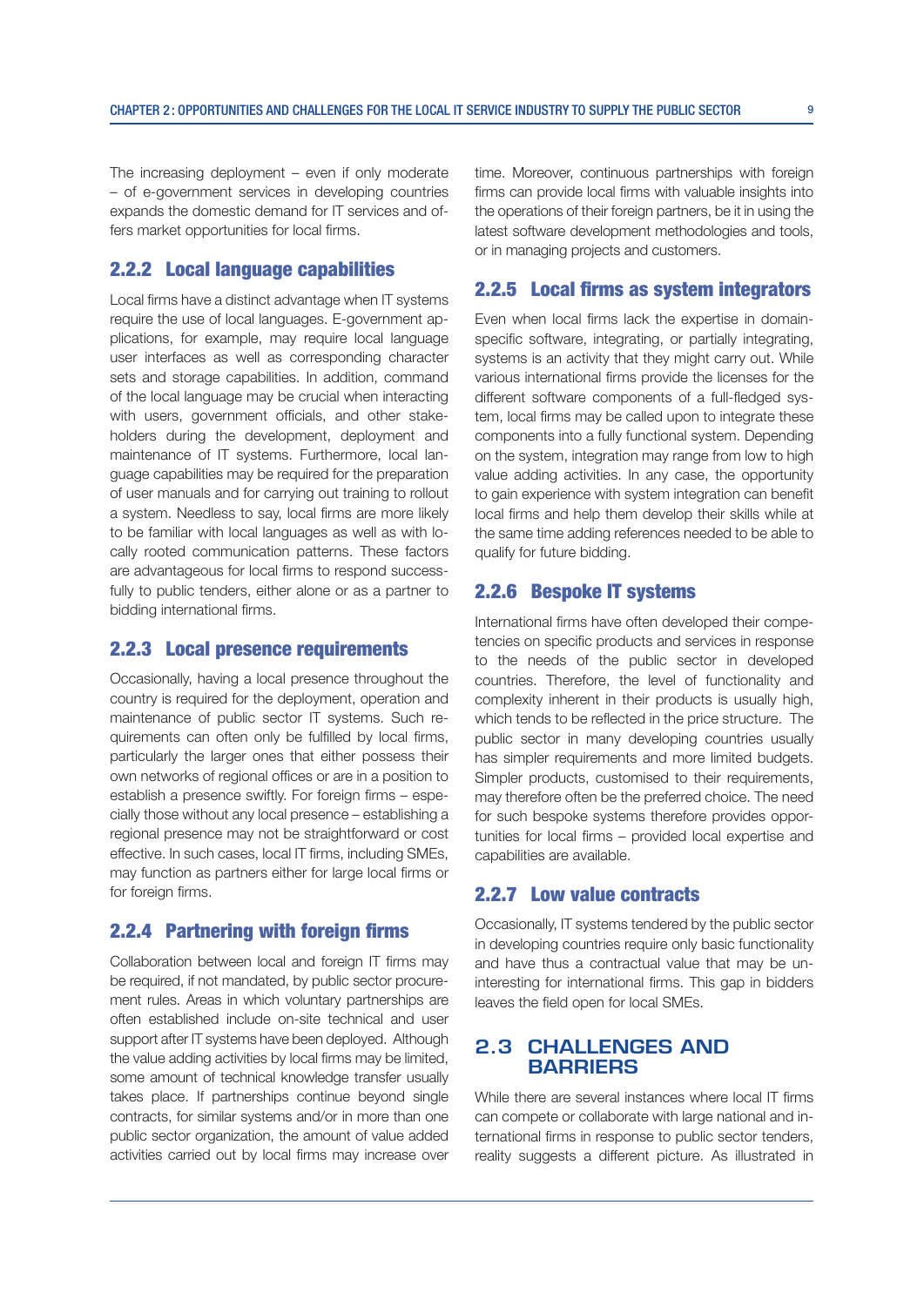The increasing deployment – even if only moderate – of e-government services in developing countries expands the domestic demand for IT services and offers market opportunities for local firms.

### 2.2.2 Local language capabilities

Local firms have a distinct advantage when IT systems require the use of local languages. E-government applications, for example, may require local language user interfaces as well as corresponding character sets and storage capabilities. In addition, command of the local language may be crucial when interacting with users, government officials, and other stakeholders during the development, deployment and maintenance of IT systems. Furthermore, local language capabilities may be required for the preparation of user manuals and for carrying out training to rollout a system. Needless to say, local firms are more likely to be familiar with local languages as well as with locally rooted communication patterns. These factors are advantageous for local firms to respond successfully to public tenders, either alone or as a partner to bidding international firms.

### 2.2.3 Local presence requirements

Occasionally, having a local presence throughout the country is required for the deployment, operation and maintenance of public sector IT systems. Such requirements can often only be fulfilled by local firms, particularly the larger ones that either possess their own networks of regional offices or are in a position to establish a presence swiftly. For foreign firms – especially those without any local presence – establishing a regional presence may not be straightforward or cost effective. In such cases, local IT firms, including SMEs, may function as partners either for large local firms or for foreign firms.

### 2.2.4 Partnering with foreign firms

Collaboration between local and foreign IT firms may be required, if not mandated, by public sector procurement rules. Areas in which voluntary partnerships are often established include on-site technical and user support after IT systems have been deployed. Although the value adding activities by local firms may be limited, some amount of technical knowledge transfer usually takes place. If partnerships continue beyond single contracts, for similar systems and/or in more than one public sector organization, the amount of value added activities carried out by local firms may increase over time. Moreover, continuous partnerships with foreign firms can provide local firms with valuable insights into the operations of their foreign partners, be it in using the latest software development methodologies and tools, or in managing projects and customers.

### 2.2.5 Local firms as system integrators

Even when local firms lack the expertise in domain-specific software, integrating, or partially integrating, systems is an activity that they might carry out. While various international firms provide the licenses for the different software components of a full-fledged system, local firms may be called upon to integrate these components into a fully functional system. Depending on the system, integration may range from low to high value adding activities. In any case, the opportunity to gain experience with system integration can benefit local firms and help them develop their skills while at the same time adding references needed to be able to qualify for future bidding.

### 2.2.6 Bespoke IT systems

International firms have often developed their competencies on specific products and services in response to the needs of the public sector in developed countries. Therefore, the level of functionality and complexity inherent in their products is usually high, which tends to be reflected in the price structure. The public sector in many developing countries usually has simpler requirements and more limited budgets. Simpler products, customised to their requirements, may therefore often be the preferred choice. The need for such bespoke systems therefore provides opportunities for local firms – provided local expertise and capabilities are available.

### 2.2.7 Low value contracts

Occasionally, IT systems tendered by the public sector in developing countries require only basic functionality and have thus a contractual value that may be uninteresting for international firms. This gap in bidders leaves the field open for local SMEs.

## 2.3 CHALLENGES AND BARRIERS

While there are several instances where local IT firms can compete or collaborate with large national and international firms in response to public sector tenders, reality suggests a different picture. As illustrated in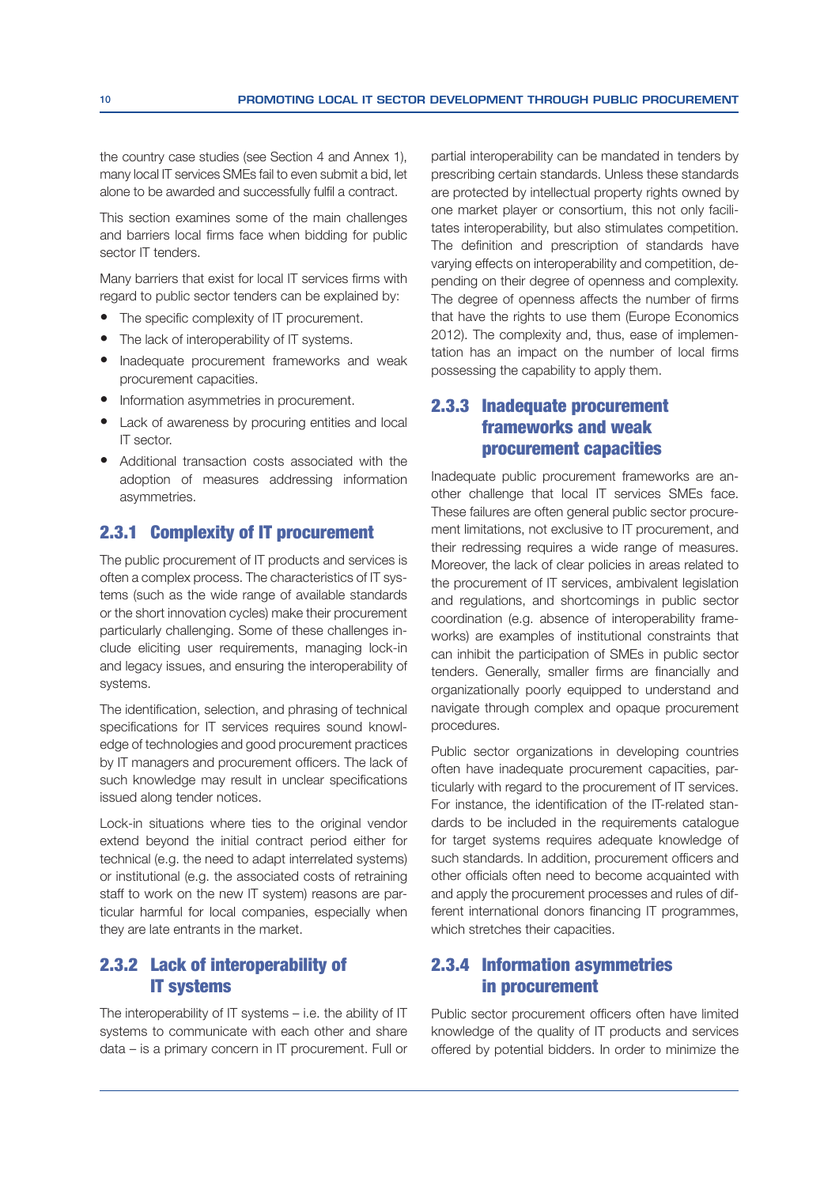the country case studies (see Section 4 and Annex 1), many local IT services SMEs fail to even submit a bid, let alone to be awarded and successfully fulfil a contract.

This section examines some of the main challenges and barriers local firms face when bidding for public sector IT tenders.

Many barriers that exist for local IT services firms with regard to public sector tenders can be explained by:

- The specific complexity of IT procurement.
- The lack of interoperability of IT systems.
- Inadequate procurement frameworks and weak procurement capacities.
- Information asymmetries in procurement.
- Lack of awareness by procuring entities and local IT sector.
- Additional transaction costs associated with the adoption of measures addressing information asymmetries.

### 2.3.1 Complexity of IT procurement

The public procurement of IT products and services is often a complex process. The characteristics of IT systems (such as the wide range of available standards or the short innovation cycles) make their procurement particularly challenging. Some of these challenges include eliciting user requirements, managing lock-in and legacy issues, and ensuring the interoperability of systems.

The identification, selection, and phrasing of technical specifications for IT services requires sound knowledge of technologies and good procurement practices by IT managers and procurement officers. The lack of such knowledge may result in unclear specifications issued along tender notices.

Lock-in situations where ties to the original vendor extend beyond the initial contract period either for technical (e.g. the need to adapt interrelated systems) or institutional (e.g. the associated costs of retraining staff to work on the new IT system) reasons are particular harmful for local companies, especially when they are late entrants in the market.

### 2.3.2 Lack of interoperability of IT systems

The interoperability of IT systems – i.e. the ability of IT systems to communicate with each other and share data – is a primary concern in IT procurement. Full or partial interoperability can be mandated in tenders by prescribing certain standards. Unless these standards are protected by intellectual property rights owned by one market player or consortium, this not only facilitates interoperability, but also stimulates competition. The definition and prescription of standards have varying effects on interoperability and competition, depending on their degree of openness and complexity. The degree of openness affects the number of firms that have the rights to use them (Europe Economics 2012). The complexity and, thus, ease of implementation has an impact on the number of local firms possessing the capability to apply them.

### 2.3.3 Inadequate procurement frameworks and weak procurement capacities

Inadequate public procurement frameworks are another challenge that local IT services SMEs face. These failures are often general public sector procurement limitations, not exclusive to IT procurement, and their redressing requires a wide range of measures. Moreover, the lack of clear policies in areas related to the procurement of IT services, ambivalent legislation and regulations, and shortcomings in public sector coordination (e.g. absence of interoperability frameworks) are examples of institutional constraints that can inhibit the participation of SMEs in public sector tenders. Generally, smaller firms are financially and organizationally poorly equipped to understand and navigate through complex and opaque procurement procedures.

Public sector organizations in developing countries often have inadequate procurement capacities, particularly with regard to the procurement of IT services. For instance, the identification of the IT-related standards to be included in the requirements catalogue for target systems requires adequate knowledge of such standards. In addition, procurement officers and other officials often need to become acquainted with and apply the procurement processes and rules of different international donors financing IT programmes, which stretches their capacities.

### 2.3.4 Information asymmetries in procurement

Public sector procurement officers often have limited knowledge of the quality of IT products and services offered by potential bidders. In order to minimize the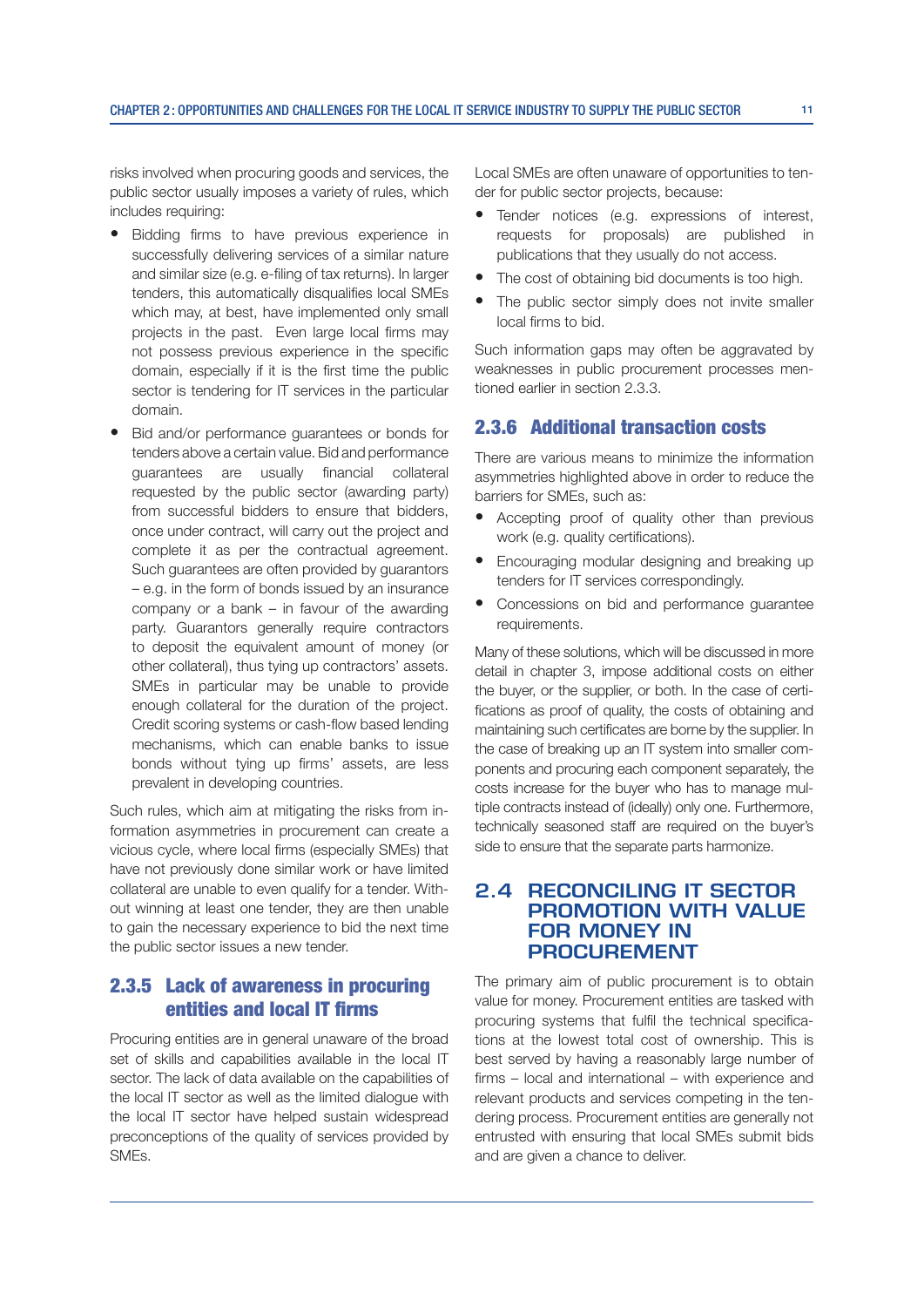risks involved when procuring goods and services, the public sector usually imposes a variety of rules, which includes requiring:

- Bidding firms to have previous experience in successfully delivering services of a similar nature and similar size (e.g. e-filing of tax returns). In larger tenders, this automatically disqualifies local SMEs which may, at best, have implemented only small projects in the past. Even large local firms may not possess previous experience in the specific domain, especially if it is the first time the public sector is tendering for IT services in the particular domain.
- Bid and/or performance guarantees or bonds for tenders above a certain value. Bid and performance guarantees are usually financial collateral requested by the public sector (awarding party) from successful bidders to ensure that bidders, once under contract, will carry out the project and complete it as per the contractual agreement. Such guarantees are often provided by guarantors – e.g. in the form of bonds issued by an insurance company or a bank – in favour of the awarding party. Guarantors generally require contractors to deposit the equivalent amount of money (or other collateral), thus tying up contractors' assets. SMEs in particular may be unable to provide enough collateral for the duration of the project. Credit scoring systems or cash-flow based lending mechanisms, which can enable banks to issue bonds without tying up firms' assets, are less prevalent in developing countries.

Such rules, which aim at mitigating the risks from information asymmetries in procurement can create a vicious cycle, where local firms (especially SMEs) that have not previously done similar work or have limited collateral are unable to even qualify for a tender. Without winning at least one tender, they are then unable to gain the necessary experience to bid the next time the public sector issues a new tender.

### 2.3.5 Lack of awareness in procuring entities and local IT firms

Procuring entities are in general unaware of the broad set of skills and capabilities available in the local IT sector. The lack of data available on the capabilities of the local IT sector as well as the limited dialogue with the local IT sector have helped sustain widespread preconceptions of the quality of services provided by SMEs.

Local SMEs are often unaware of opportunities to tender for public sector projects, because:

- Tender notices (e.g. expressions of interest, requests for proposals) are published in publications that they usually do not access.
- The cost of obtaining bid documents is too high.
- The public sector simply does not invite smaller local firms to bid.

Such information gaps may often be aggravated by weaknesses in public procurement processes mentioned earlier in section 2.3.3.

### 2.3.6 Additional transaction costs

There are various means to minimize the information asymmetries highlighted above in order to reduce the barriers for SMEs, such as:

- Accepting proof of quality other than previous work (e.g. quality certifications).
- Encouraging modular designing and breaking up tenders for IT services correspondingly.
- Concessions on bid and performance guarantee requirements.

Many of these solutions, which will be discussed in more detail in chapter 3, impose additional costs on either the buyer, or the supplier, or both. In the case of certifications as proof of quality, the costs of obtaining and maintaining such certificates are borne by the supplier. In the case of breaking up an IT system into smaller components and procuring each component separately, the costs increase for the buyer who has to manage multiple contracts instead of (ideally) only one. Furthermore, technically seasoned staff are required on the buyer's side to ensure that the separate parts harmonize.

## 2.4 RECONCILING IT SECTOR PROMOTION WITH VALUE FOR MONEY IN PROCUREMENT

The primary aim of public procurement is to obtain value for money. Procurement entities are tasked with procuring systems that fulfil the technical specifications at the lowest total cost of ownership. This is best served by having a reasonably large number of firms – local and international – with experience and relevant products and services competing in the tendering process. Procurement entities are generally not entrusted with ensuring that local SMEs submit bids and are given a chance to deliver.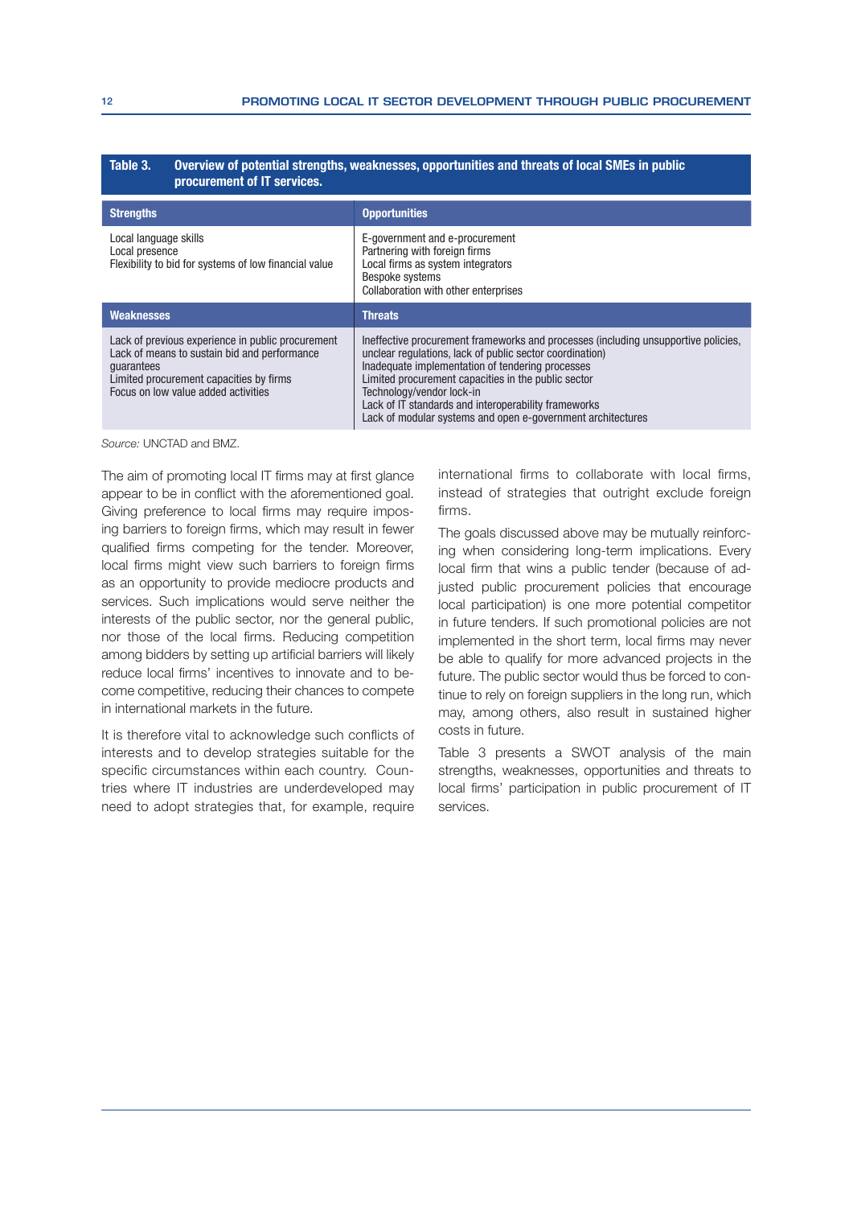**Table 3. Overview of potential strengths, weaknesses, opportunities and threats of local SMEs in public procurement of IT services.**

| Strengths | Opportunities |
|---|---|
| Local language skills<br>Local presence<br>Flexibility to bid for systems of low financial value | E-government and e-procurement<br>Partnering with foreign firms<br>Local firms as system integrators<br>Bespoke systems<br>Collaboration with other enterprises |
| **Weaknesses** | **Threats** |
| Lack of previous experience in public procurement<br>Lack of means to sustain bid and performance guarantees<br>Limited procurement capacities by firms<br>Focus on low value added activities | Ineffective procurement frameworks and processes (including unsupportive policies, unclear regulations, lack of public sector coordination)<br>Inadequate implementation of tendering processes<br>Limited procurement capacities in the public sector<br>Technology/vendor lock-in<br>Lack of IT standards and interoperability frameworks<br>Lack of modular systems and open e-government architectures |

*Source:* UNCTAD and BMZ.

The aim of promoting local IT firms may at first glance appear to be in conflict with the aforementioned goal. Giving preference to local firms may require imposing barriers to foreign firms, which may result in fewer qualified firms competing for the tender. Moreover, local firms might view such barriers to foreign firms as an opportunity to provide mediocre products and services. Such implications would serve neither the interests of the public sector, nor the general public, nor those of the local firms. Reducing competition among bidders by setting up artificial barriers will likely reduce local firms' incentives to innovate and to become competitive, reducing their chances to compete in international markets in the future.

It is therefore vital to acknowledge such conflicts of interests and to develop strategies suitable for the specific circumstances within each country. Countries where IT industries are underdeveloped may need to adopt strategies that, for example, require international firms to collaborate with local firms, instead of strategies that outright exclude foreign firms.

The goals discussed above may be mutually reinforcing when considering long-term implications. Every local firm that wins a public tender (because of adjusted public procurement policies that encourage local participation) is one more potential competitor in future tenders. If such promotional policies are not implemented in the short term, local firms may never be able to qualify for more advanced projects in the future. The public sector would thus be forced to continue to rely on foreign suppliers in the long run, which may, among others, also result in sustained higher costs in future.

Table 3 presents a SWOT analysis of the main strengths, weaknesses, opportunities and threats to local firms' participation in public procurement of IT services.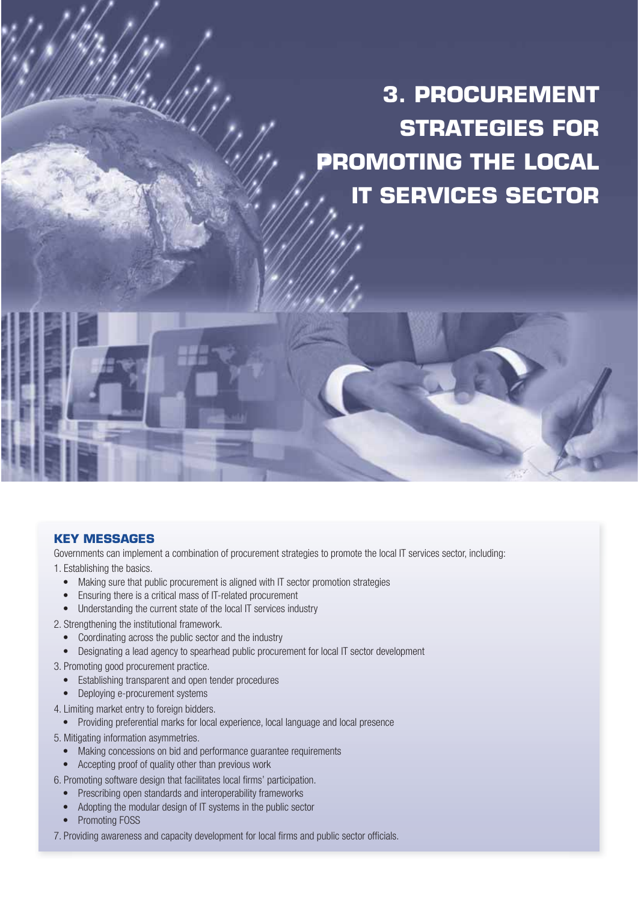# 3. PROCUREMENT STRATEGIES FOR PROMOTING THE LOCAL IT SERVICES SECTOR

### KEY MESSAGES

Governments can implement a combination of procurement strategies to promote the local IT services sector, including:

1. Establishing the basics.
   - Making sure that public procurement is aligned with IT sector promotion strategies
   - Ensuring there is a critical mass of IT-related procurement
   - Understanding the current state of the local IT services industry
2. Strengthening the institutional framework.
   - Coordinating across the public sector and the industry
   - Designating a lead agency to spearhead public procurement for local IT sector development
3. Promoting good procurement practice.
   - Establishing transparent and open tender procedures
   - Deploying e-procurement systems
4. Limiting market entry to foreign bidders.
   - Providing preferential marks for local experience, local language and local presence
5. Mitigating information asymmetries.
   - Making concessions on bid and performance guarantee requirements
   - Accepting proof of quality other than previous work
6. Promoting software design that facilitates local firms' participation.
   - Prescribing open standards and interoperability frameworks
   - Adopting the modular design of IT systems in the public sector
   - Promoting FOSS
7. Providing awareness and capacity development for local firms and public sector officials.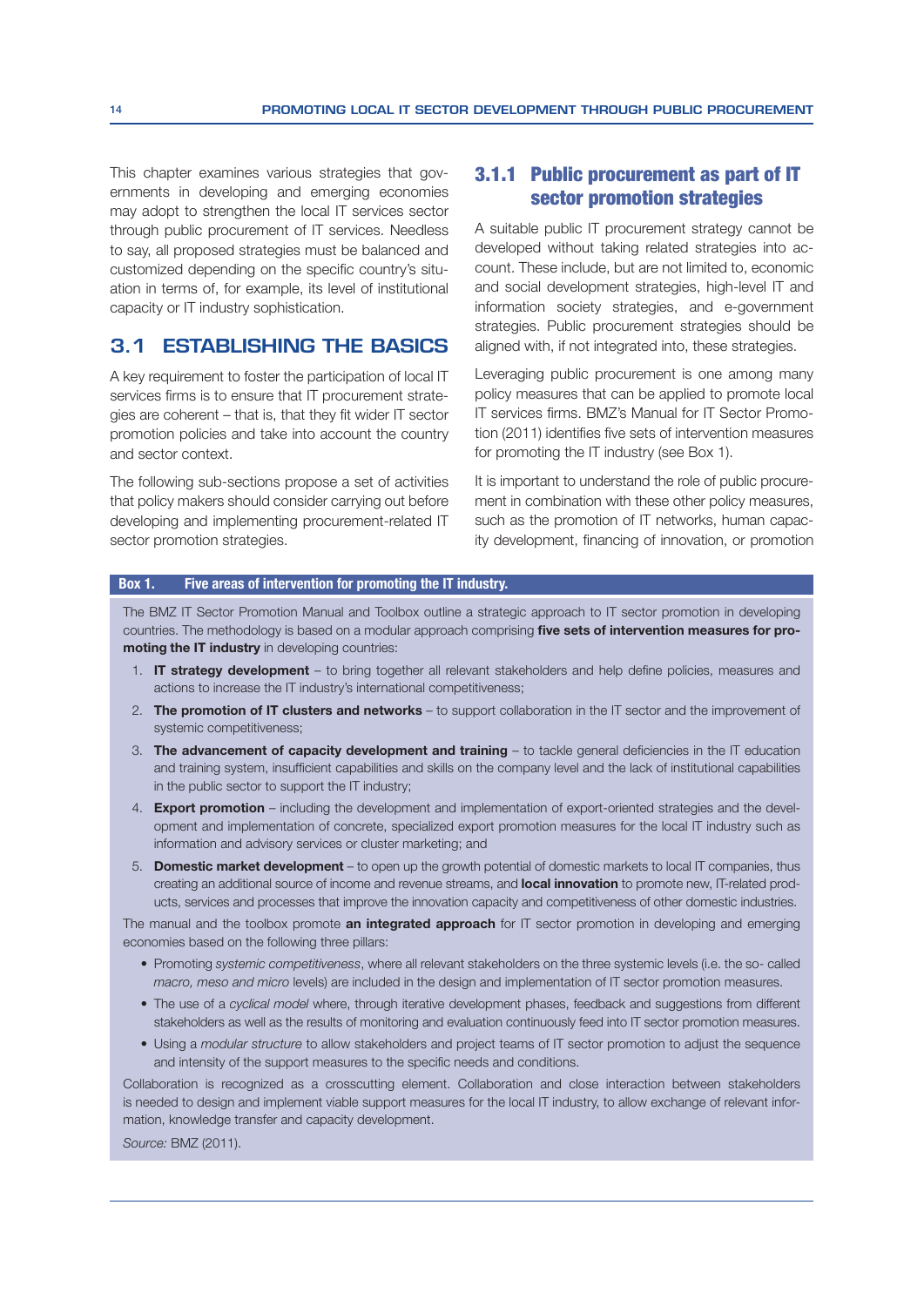This chapter examines various strategies that governments in developing and emerging economies may adopt to strengthen the local IT services sector through public procurement of IT services. Needless to say, all proposed strategies must be balanced and customized depending on the specific country's situation in terms of, for example, its level of institutional capacity or IT industry sophistication.

## 3.1 ESTABLISHING THE BASICS

A key requirement to foster the participation of local IT services firms is to ensure that IT procurement strategies are coherent – that is, that they fit wider IT sector promotion policies and take into account the country and sector context.

The following sub-sections propose a set of activities that policy makers should consider carrying out before developing and implementing procurement-related IT sector promotion strategies.

### 3.1.1 Public procurement as part of IT sector promotion strategies

A suitable public IT procurement strategy cannot be developed without taking related strategies into account. These include, but are not limited to, economic and social development strategies, high-level IT and information society strategies, and e-government strategies. Public procurement strategies should be aligned with, if not integrated into, these strategies.

Leveraging public procurement is one among many policy measures that can be applied to promote local IT services firms. BMZ's Manual for IT Sector Promotion (2011) identifies five sets of intervention measures for promoting the IT industry (see Box 1).

It is important to understand the role of public procurement in combination with these other policy measures, such as the promotion of IT networks, human capacity development, financing of innovation, or promotion

**Box 1. Five areas of intervention for promoting the IT industry.**

The BMZ IT Sector Promotion Manual and Toolbox outline a strategic approach to IT sector promotion in developing countries. The methodology is based on a modular approach comprising **five sets of intervention measures for promoting the IT industry** in developing countries:

1. **IT strategy development** – to bring together all relevant stakeholders and help define policies, measures and actions to increase the IT industry's international competitiveness;
2. **The promotion of IT clusters and networks** – to support collaboration in the IT sector and the improvement of systemic competitiveness;
3. **The advancement of capacity development and training** – to tackle general deficiencies in the IT education and training system, insufficient capabilities and skills on the company level and the lack of institutional capabilities in the public sector to support the IT industry;
4. **Export promotion** – including the development and implementation of export-oriented strategies and the development and implementation of concrete, specialized export promotion measures for the local IT industry such as information and advisory services or cluster marketing; and
5. **Domestic market development** – to open up the growth potential of domestic markets to local IT companies, thus creating an additional source of income and revenue streams, and **local innovation** to promote new, IT-related products, services and processes that improve the innovation capacity and competitiveness of other domestic industries.

The manual and the toolbox promote **an integrated approach** for IT sector promotion in developing and emerging economies based on the following three pillars:

- Promoting *systemic competitiveness*, where all relevant stakeholders on the three systemic levels (i.e. the so- called *macro, meso and micro* levels) are included in the design and implementation of IT sector promotion measures.
- The use of a *cyclical model* where, through iterative development phases, feedback and suggestions from different stakeholders as well as the results of monitoring and evaluation continuously feed into IT sector promotion measures.
- Using a *modular structure* to allow stakeholders and project teams of IT sector promotion to adjust the sequence and intensity of the support measures to the specific needs and conditions.

Collaboration is recognized as a crosscutting element. Collaboration and close interaction between stakeholders is needed to design and implement viable support measures for the local IT industry, to allow exchange of relevant information, knowledge transfer and capacity development.

*Source:* BMZ (2011).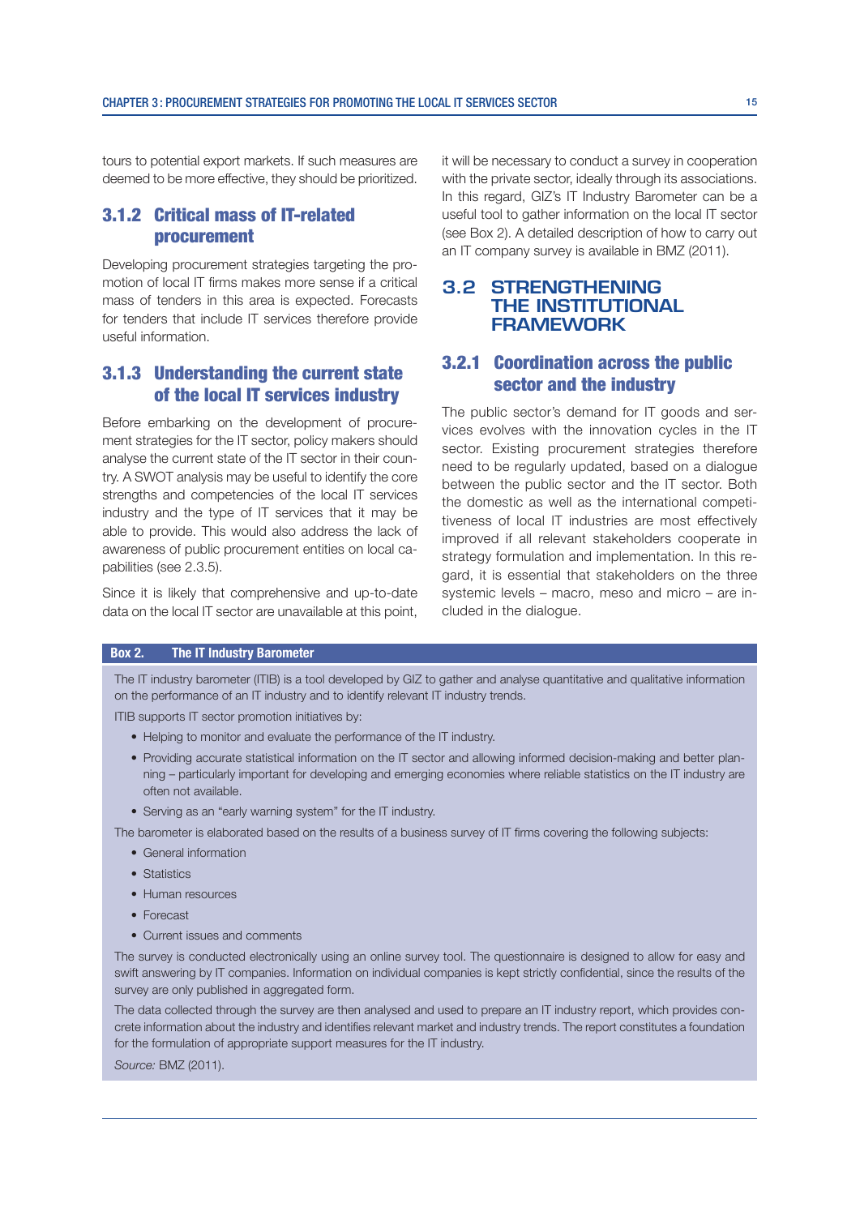tours to potential export markets. If such measures are deemed to be more effective, they should be prioritized.

### 3.1.2 Critical mass of IT-related procurement

Developing procurement strategies targeting the promotion of local IT firms makes more sense if a critical mass of tenders in this area is expected. Forecasts for tenders that include IT services therefore provide useful information.

### 3.1.3 Understanding the current state of the local IT services industry

Before embarking on the development of procurement strategies for the IT sector, policy makers should analyse the current state of the IT sector in their country. A SWOT analysis may be useful to identify the core strengths and competencies of the local IT services industry and the type of IT services that it may be able to provide. This would also address the lack of awareness of public procurement entities on local capabilities (see 2.3.5).

Since it is likely that comprehensive and up-to-date data on the local IT sector are unavailable at this point, it will be necessary to conduct a survey in cooperation with the private sector, ideally through its associations. In this regard, GIZ's IT Industry Barometer can be a useful tool to gather information on the local IT sector (see Box 2). A detailed description of how to carry out an IT company survey is available in BMZ (2011).

## 3.2 STRENGTHENING THE INSTITUTIONAL FRAMEWORK

### 3.2.1 Coordination across the public sector and the industry

The public sector's demand for IT goods and services evolves with the innovation cycles in the IT sector. Existing procurement strategies therefore need to be regularly updated, based on a dialogue between the public sector and the IT sector. Both the domestic as well as the international competitiveness of local IT industries are most effectively improved if all relevant stakeholders cooperate in strategy formulation and implementation. In this regard, it is essential that stakeholders on the three systemic levels – macro, meso and micro – are included in the dialogue.

**Box 2. The IT Industry Barometer**

The IT industry barometer (ITIB) is a tool developed by GIZ to gather and analyse quantitative and qualitative information on the performance of an IT industry and to identify relevant IT industry trends.

ITIB supports IT sector promotion initiatives by:

- Helping to monitor and evaluate the performance of the IT industry.
- Providing accurate statistical information on the IT sector and allowing informed decision-making and better planning – particularly important for developing and emerging economies where reliable statistics on the IT industry are often not available.
- Serving as an "early warning system" for the IT industry.

The barometer is elaborated based on the results of a business survey of IT firms covering the following subjects:

- General information
- Statistics
- Human resources
- Forecast
- Current issues and comments

The survey is conducted electronically using an online survey tool. The questionnaire is designed to allow for easy and swift answering by IT companies. Information on individual companies is kept strictly confidential, since the results of the survey are only published in aggregated form.

The data collected through the survey are then analysed and used to prepare an IT industry report, which provides concrete information about the industry and identifies relevant market and industry trends. The report constitutes a foundation for the formulation of appropriate support measures for the IT industry.

*Source:* BMZ (2011).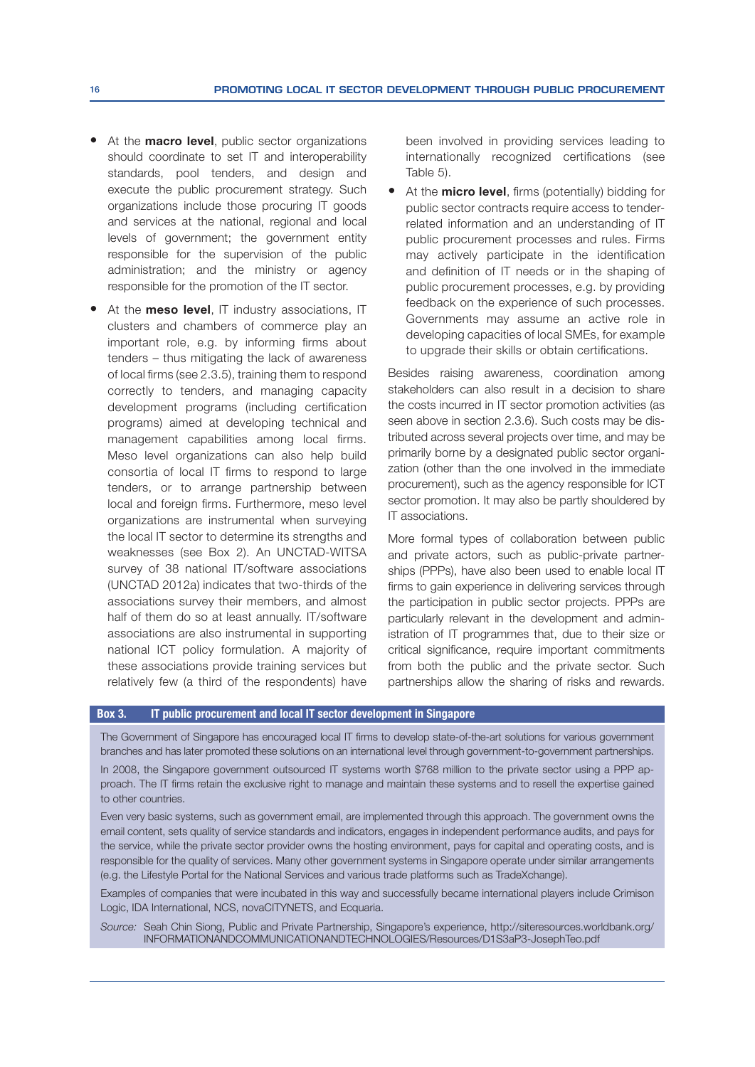- At the **macro level**, public sector organizations should coordinate to set IT and interoperability standards, pool tenders, and design and execute the public procurement strategy. Such organizations include those procuring IT goods and services at the national, regional and local levels of government; the government entity responsible for the supervision of the public administration; and the ministry or agency responsible for the promotion of the IT sector.
- At the **meso level**, IT industry associations, IT clusters and chambers of commerce play an important role, e.g. by informing firms about tenders – thus mitigating the lack of awareness of local firms (see 2.3.5), training them to respond correctly to tenders, and managing capacity development programs (including certification programs) aimed at developing technical and management capabilities among local firms. Meso level organizations can also help build consortia of local IT firms to respond to large tenders, or to arrange partnership between local and foreign firms. Furthermore, meso level organizations are instrumental when surveying the local IT sector to determine its strengths and weaknesses (see Box 2). An UNCTAD-WITSA survey of 38 national IT/software associations (UNCTAD 2012a) indicates that two-thirds of the associations survey their members, and almost half of them do so at least annually. IT/software associations are also instrumental in supporting national ICT policy formulation. A majority of these associations provide training services but relatively few (a third of the respondents) have been involved in providing services leading to internationally recognized certifications (see Table 5).
- At the **micro level**, firms (potentially) bidding for public sector contracts require access to tender-related information and an understanding of IT public procurement processes and rules. Firms may actively participate in the identification and definition of IT needs or in the shaping of public procurement processes, e.g. by providing feedback on the experience of such processes. Governments may assume an active role in developing capacities of local SMEs, for example to upgrade their skills or obtain certifications.

Besides raising awareness, coordination among stakeholders can also result in a decision to share the costs incurred in IT sector promotion activities (as seen above in section 2.3.6). Such costs may be distributed across several projects over time, and may be primarily borne by a designated public sector organization (other than the one involved in the immediate procurement), such as the agency responsible for ICT sector promotion. It may also be partly shouldered by IT associations.

More formal types of collaboration between public and private actors, such as public-private partnerships (PPPs), have also been used to enable local IT firms to gain experience in delivering services through the participation in public sector projects. PPPs are particularly relevant in the development and administration of IT programmes that, due to their size or critical significance, require important commitments from both the public and the private sector. Such partnerships allow the sharing of risks and rewards.

**Box 3. IT public procurement and local IT sector development in Singapore**

The Government of Singapore has encouraged local IT firms to develop state-of-the-art solutions for various government branches and has later promoted these solutions on an international level through government-to-government partnerships.

In 2008, the Singapore government outsourced IT systems worth $768 million to the private sector using a PPP approach. The IT firms retain the exclusive right to manage and maintain these systems and to resell the expertise gained to other countries.

Even very basic systems, such as government email, are implemented through this approach. The government owns the email content, sets quality of service standards and indicators, engages in independent performance audits, and pays for the service, while the private sector provider owns the hosting environment, pays for capital and operating costs, and is responsible for the quality of services. Many other government systems in Singapore operate under similar arrangements (e.g. the Lifestyle Portal for the National Services and various trade platforms such as TradeXchange).

Examples of companies that were incubated in this way and successfully became international players include Crimison Logic, IDA International, NCS, novaCITYNETS, and Ecquaria.

*Source:* Seah Chin Siong, Public and Private Partnership, Singapore's experience, http://siteresources.worldbank.org/INFORMATIONANDCOMMUNICATIONANDTECHNOLOGIES/Resources/D1S3aP3-JosephTeo.pdf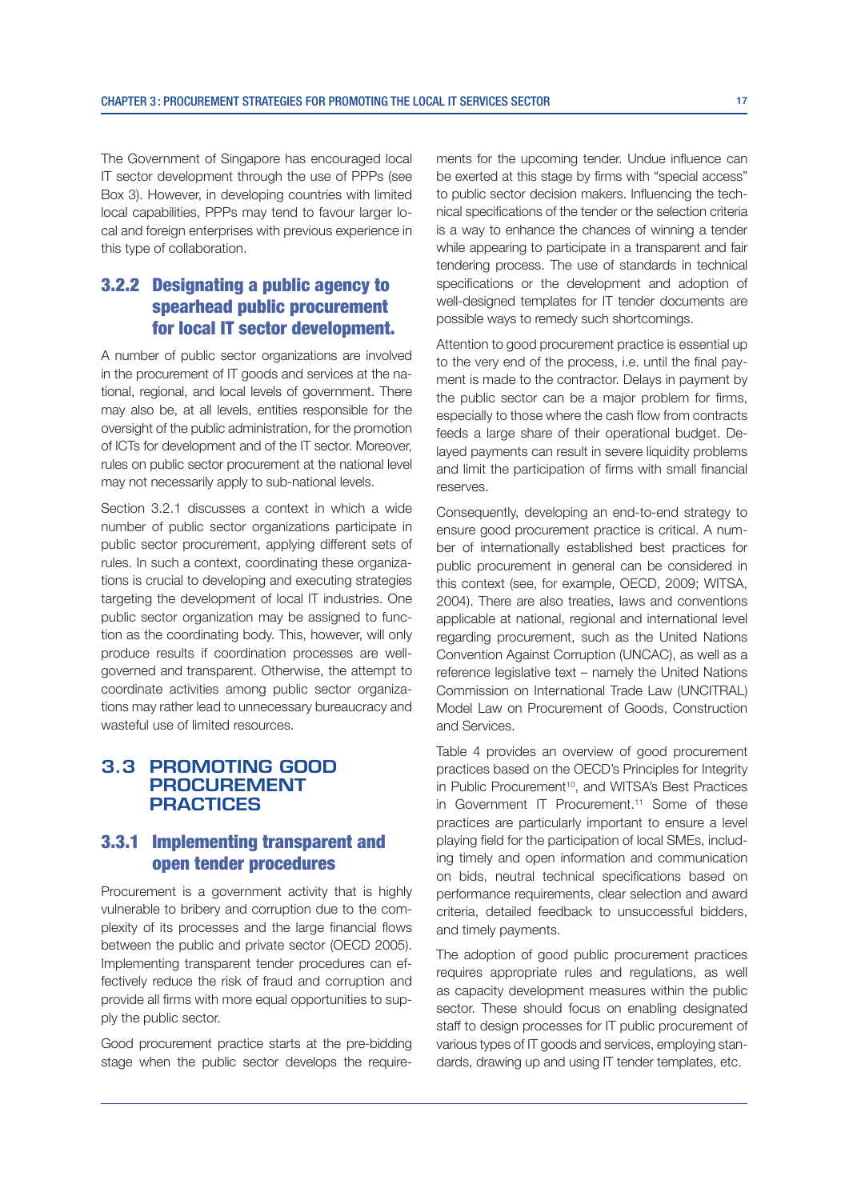The Government of Singapore has encouraged local IT sector development through the use of PPPs (see Box 3). However, in developing countries with limited local capabilities, PPPs may tend to favour larger local and foreign enterprises with previous experience in this type of collaboration.

### 3.2.2 Designating a public agency to spearhead public procurement for local IT sector development.

A number of public sector organizations are involved in the procurement of IT goods and services at the national, regional, and local levels of government. There may also be, at all levels, entities responsible for the oversight of the public administration, for the promotion of ICTs for development and of the IT sector. Moreover, rules on public sector procurement at the national level may not necessarily apply to sub-national levels.

Section 3.2.1 discusses a context in which a wide number of public sector organizations participate in public sector procurement, applying different sets of rules. In such a context, coordinating these organizations is crucial to developing and executing strategies targeting the development of local IT industries. One public sector organization may be assigned to function as the coordinating body. This, however, will only produce results if coordination processes are well-governed and transparent. Otherwise, the attempt to coordinate activities among public sector organizations may rather lead to unnecessary bureaucracy and wasteful use of limited resources.

## 3.3 PROMOTING GOOD PROCUREMENT PRACTICES

### 3.3.1 Implementing transparent and open tender procedures

Procurement is a government activity that is highly vulnerable to bribery and corruption due to the complexity of its processes and the large financial flows between the public and private sector (OECD 2005). Implementing transparent tender procedures can effectively reduce the risk of fraud and corruption and provide all firms with more equal opportunities to supply the public sector.

Good procurement practice starts at the pre-bidding stage when the public sector develops the requirements for the upcoming tender. Undue influence can be exerted at this stage by firms with "special access" to public sector decision makers. Influencing the technical specifications of the tender or the selection criteria is a way to enhance the chances of winning a tender while appearing to participate in a transparent and fair tendering process. The use of standards in technical specifications or the development and adoption of well-designed templates for IT tender documents are possible ways to remedy such shortcomings.

Attention to good procurement practice is essential up to the very end of the process, i.e. until the final payment is made to the contractor. Delays in payment by the public sector can be a major problem for firms, especially to those where the cash flow from contracts feeds a large share of their operational budget. Delayed payments can result in severe liquidity problems and limit the participation of firms with small financial reserves.

Consequently, developing an end-to-end strategy to ensure good procurement practice is critical. A number of internationally established best practices for public procurement in general can be considered in this context (see, for example, OECD, 2009; WITSA, 2004). There are also treaties, laws and conventions applicable at national, regional and international level regarding procurement, such as the United Nations Convention Against Corruption (UNCAC), as well as a reference legislative text – namely the United Nations Commission on International Trade Law (UNCITRAL) Model Law on Procurement of Goods, Construction and Services.

Table 4 provides an overview of good procurement practices based on the OECD's Principles for Integrity in Public Procurement[10], and WITSA's Best Practices in Government IT Procurement.[11] Some of these practices are particularly important to ensure a level playing field for the participation of local SMEs, including timely and open information and communication on bids, neutral technical specifications based on performance requirements, clear selection and award criteria, detailed feedback to unsuccessful bidders, and timely payments.

The adoption of good public procurement practices requires appropriate rules and regulations, as well as capacity development measures within the public sector. These should focus on enabling designated staff to design processes for IT public procurement of various types of IT goods and services, employing standards, drawing up and using IT tender templates, etc.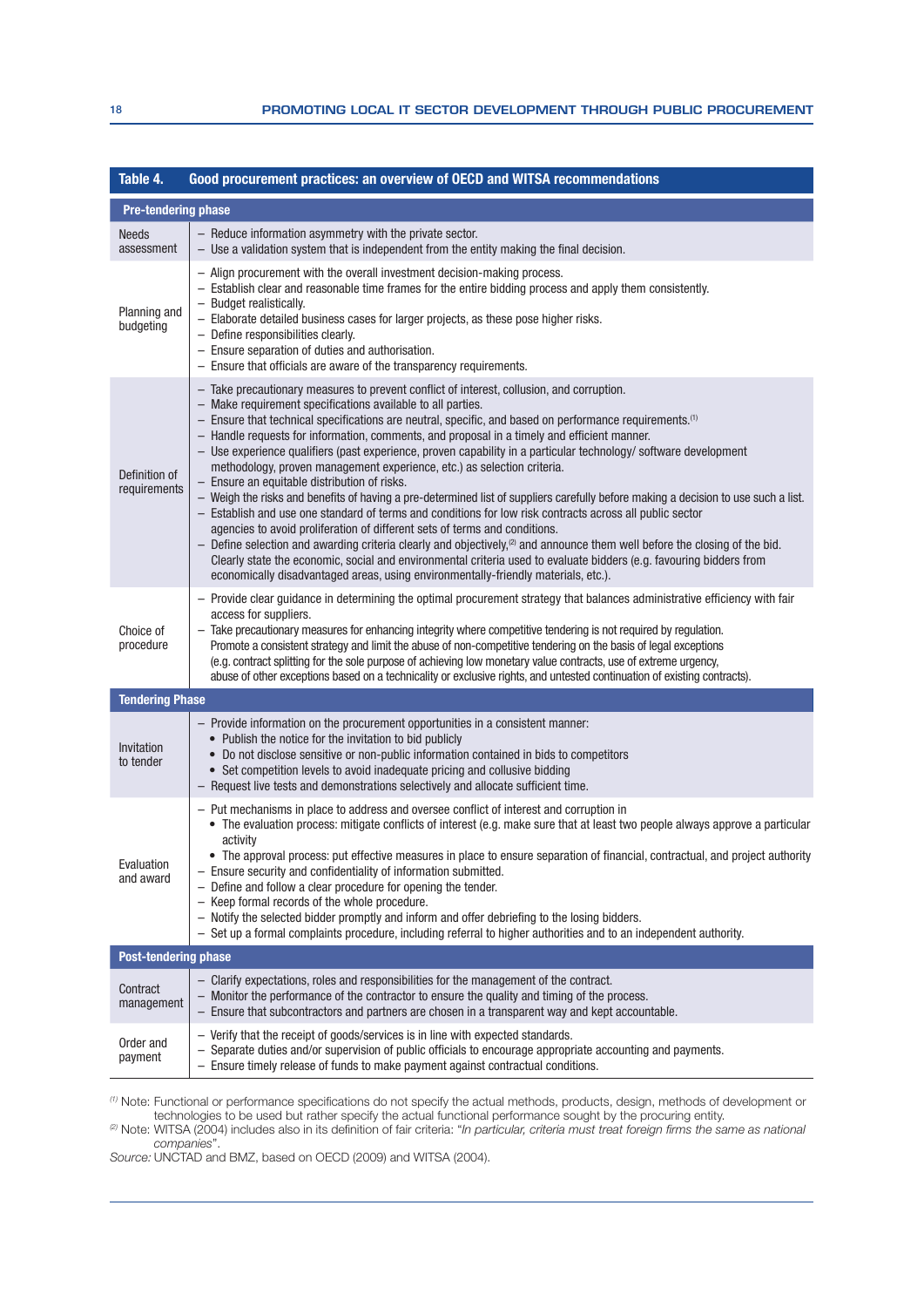**Table 4. Good procurement practices: an overview of OECD and WITSA recommendations**

| | |
|---|---|
| **Pre-tendering phase** | |
| Needs assessment | – Reduce information asymmetry with the private sector.<br>– Use a validation system that is independent from the entity making the final decision. |
| Planning and budgeting | – Align procurement with the overall investment decision-making process.<br>– Establish clear and reasonable time frames for the entire bidding process and apply them consistently.<br>– Budget realistically.<br>– Elaborate detailed business cases for larger projects, as these pose higher risks.<br>– Define responsibilities clearly.<br>– Ensure separation of duties and authorisation.<br>– Ensure that officials are aware of the transparency requirements. |
| Definition of requirements | – Take precautionary measures to prevent conflict of interest, collusion, and corruption.<br>– Make requirement specifications available to all parties.<br>– Ensure that technical specifications are neutral, specific, and based on performance requirements.[1]<br>– Handle requests for information, comments, and proposal in a timely and efficient manner.<br>– Use experience qualifiers (past experience, proven capability in a particular technology/ software development methodology, proven management experience, etc.) as selection criteria.<br>– Ensure an equitable distribution of risks.<br>– Weigh the risks and benefits of having a pre-determined list of suppliers carefully before making a decision to use such a list.<br>– Establish and use one standard of terms and conditions for low risk contracts across all public sector agencies to avoid proliferation of different sets of terms and conditions.<br>– Define selection and awarding criteria clearly and objectively,[2] and announce them well before the closing of the bid. Clearly state the economic, social and environmental criteria used to evaluate bidders (e.g. favouring bidders from economically disadvantaged areas, using environmentally-friendly materials, etc.). |
| Choice of procedure | – Provide clear guidance in determining the optimal procurement strategy that balances administrative efficiency with fair access for suppliers.<br>– Take precautionary measures for enhancing integrity where competitive tendering is not required by regulation. Promote a consistent strategy and limit the abuse of non-competitive tendering on the basis of legal exceptions (e.g. contract splitting for the sole purpose of achieving low monetary value contracts, use of extreme urgency, abuse of other exceptions based on a technicality or exclusive rights, and untested continuation of existing contracts). |
| **Tendering Phase** | |
| Invitation to tender | – Provide information on the procurement opportunities in a consistent manner:<br>• Publish the notice for the invitation to bid publicly<br>• Do not disclose sensitive or non-public information contained in bids to competitors<br>• Set competition levels to avoid inadequate pricing and collusive bidding<br>– Request live tests and demonstrations selectively and allocate sufficient time. |
| Evaluation and award | – Put mechanisms in place to address and oversee conflict of interest and corruption in<br>• The evaluation process: mitigate conflicts of interest (e.g. make sure that at least two people always approve a particular activity<br>• The approval process: put effective measures in place to ensure separation of financial, contractual, and project authority<br>– Ensure security and confidentiality of information submitted.<br>– Define and follow a clear procedure for opening the tender.<br>– Keep formal records of the whole procedure.<br>– Notify the selected bidder promptly and inform and offer debriefing to the losing bidders.<br>– Set up a formal complaints procedure, including referral to higher authorities and to an independent authority. |
| **Post-tendering phase** | |
| Contract management | – Clarify expectations, roles and responsibilities for the management of the contract.<br>– Monitor the performance of the contractor to ensure the quality and timing of the process.<br>– Ensure that subcontractors and partners are chosen in a transparent way and kept accountable. |
| Order and payment | – Verify that the receipt of goods/services is in line with expected standards.<br>– Separate duties and/or supervision of public officials to encourage appropriate accounting and payments.<br>– Ensure timely release of funds to make payment against contractual conditions. |

[1] Note: Functional or performance specifications do not specify the actual methods, products, design, methods of development or technologies to be used but rather specify the actual functional performance sought by the procuring entity.

[2] Note: WITSA (2004) includes also in its definition of fair criteria: "*In particular, criteria must treat foreign firms the same as national companies*".

*Source:* UNCTAD and BMZ, based on OECD (2009) and WITSA (2004).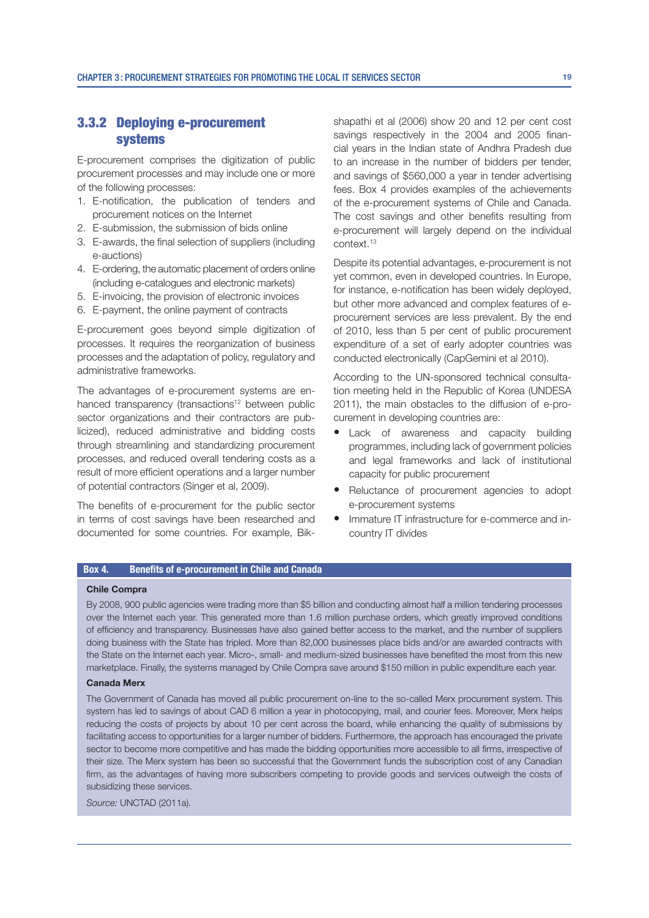### 3.3.2 Deploying e-procurement systems

E-procurement comprises the digitization of public procurement processes and may include one or more of the following processes:

1. E-notification, the publication of tenders and procurement notices on the Internet
2. E-submission, the submission of bids online
3. E-awards, the final selection of suppliers (including e-auctions)
4. E-ordering, the automatic placement of orders online (including e-catalogues and electronic markets)
5. E-invoicing, the provision of electronic invoices
6. E-payment, the online payment of contracts

E-procurement goes beyond simple digitization of processes. It requires the reorganization of business processes and the adaptation of policy, regulatory and administrative frameworks.

The advantages of e-procurement systems are enhanced transparency (transactions[12] between public sector organizations and their contractors are publicized), reduced administrative and bidding costs through streamlining and standardizing procurement processes, and reduced overall tendering costs as a result of more efficient operations and a larger number of potential contractors (Singer et al, 2009).

The benefits of e-procurement for the public sector in terms of cost savings have been researched and documented for some countries. For example, Bikshapathi et al (2006) show 20 and 12 per cent cost savings respectively in the 2004 and 2005 financial years in the Indian state of Andhra Pradesh due to an increase in the number of bidders per tender, and savings of $560,000 a year in tender advertising fees. Box 4 provides examples of the achievements of the e-procurement systems of Chile and Canada. The cost savings and other benefits resulting from e-procurement will largely depend on the individual context.[13]

Despite its potential advantages, e-procurement is not yet common, even in developed countries. In Europe, for instance, e-notification has been widely deployed, but other more advanced and complex features of e-procurement services are less prevalent. By the end of 2010, less than 5 per cent of public procurement expenditure of a set of early adopter countries was conducted electronically (CapGemini et al 2010).

According to the UN-sponsored technical consultation meeting held in the Republic of Korea (UNDESA 2011), the main obstacles to the diffusion of e-procurement in developing countries are:

- Lack of awareness and capacity building programmes, including lack of government policies and legal frameworks and lack of institutional capacity for public procurement
- Reluctance of procurement agencies to adopt e-procurement systems
- Immature IT infrastructure for e-commerce and in-country IT divides

**Box 4. Benefits of e-procurement in Chile and Canada**

**Chile Compra**

By 2008, 900 public agencies were trading more than $5 billion and conducting almost half a million tendering processes over the Internet each year. This generated more than 1.6 million purchase orders, which greatly improved conditions of efficiency and transparency. Businesses have also gained better access to the market, and the number of suppliers doing business with the State has tripled. More than 82,000 businesses place bids and/or are awarded contracts with the State on the Internet each year. Micro-, small- and medium-sized businesses have benefited the most from this new marketplace. Finally, the systems managed by Chile Compra save around $150 million in public expenditure each year.

**Canada Merx**

The Government of Canada has moved all public procurement on-line to the so-called Merx procurement system. This system has led to savings of about CAD 6 million a year in photocopying, mail, and courier fees. Moreover, Merx helps reducing the costs of projects by about 10 per cent across the board, while enhancing the quality of submissions by facilitating access to opportunities for a larger number of bidders. Furthermore, the approach has encouraged the private sector to become more competitive and has made the bidding opportunities more accessible to all firms, irrespective of their size. The Merx system has been so successful that the Government funds the subscription cost of any Canadian firm, as the advantages of having more subscribers competing to provide goods and services outweigh the costs of subsidizing these services.

*Source:* UNCTAD (2011a).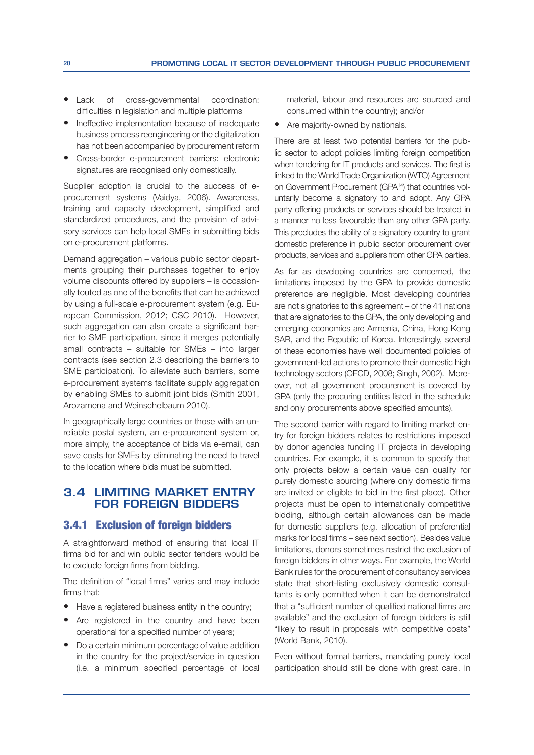- Lack of cross-governmental coordination: difficulties in legislation and multiple platforms
- Ineffective implementation because of inadequate business process reengineering or the digitalization has not been accompanied by procurement reform
- Cross-border e-procurement barriers: electronic signatures are recognised only domestically.

Supplier adoption is crucial to the success of e-procurement systems (Vaidya, 2006). Awareness, training and capacity development, simplified and standardized procedures, and the provision of advisory services can help local SMEs in submitting bids on e-procurement platforms.

Demand aggregation – various public sector departments grouping their purchases together to enjoy volume discounts offered by suppliers – is occasionally touted as one of the benefits that can be achieved by using a full-scale e-procurement system (e.g. European Commission, 2012; CSC 2010). However, such aggregation can also create a significant barrier to SME participation, since it merges potentially small contracts – suitable for SMEs – into larger contracts (see section 2.3 describing the barriers to SME participation). To alleviate such barriers, some e-procurement systems facilitate supply aggregation by enabling SMEs to submit joint bids (Smith 2001, Arozamena and Weinschelbaum 2010).

In geographically large countries or those with an unreliable postal system, an e-procurement system or, more simply, the acceptance of bids via e-email, can save costs for SMEs by eliminating the need to travel to the location where bids must be submitted.

## 3.4 LIMITING MARKET ENTRY FOR FOREIGN BIDDERS

### 3.4.1 Exclusion of foreign bidders

A straightforward method of ensuring that local IT firms bid for and win public sector tenders would be to exclude foreign firms from bidding.

The definition of "local firms" varies and may include firms that:

- Have a registered business entity in the country;
- Are registered in the country and have been operational for a specified number of years;
- Do a certain minimum percentage of value addition in the country for the project/service in question (i.e. a minimum specified percentage of local material, labour and resources are sourced and consumed within the country); and/or
- Are majority-owned by nationals.

There are at least two potential barriers for the public sector to adopt policies limiting foreign competition when tendering for IT products and services. The first is linked to the World Trade Organization (WTO) Agreement on Government Procurement (GPA[14]) that countries voluntarily become a signatory to and adopt. Any GPA party offering products or services should be treated in a manner no less favourable than any other GPA party. This precludes the ability of a signatory country to grant domestic preference in public sector procurement over products, services and suppliers from other GPA parties.

As far as developing countries are concerned, the limitations imposed by the GPA to provide domestic preference are negligible. Most developing countries are not signatories to this agreement – of the 41 nations that are signatories to the GPA, the only developing and emerging economies are Armenia, China, Hong Kong SAR, and the Republic of Korea. Interestingly, several of these economies have well documented policies of government-led actions to promote their domestic high technology sectors (OECD, 2008; Singh, 2002). Moreover, not all government procurement is covered by GPA (only the procuring entities listed in the schedule and only procurements above specified amounts).

The second barrier with regard to limiting market entry for foreign bidders relates to restrictions imposed by donor agencies funding IT projects in developing countries. For example, it is common to specify that only projects below a certain value can qualify for purely domestic sourcing (where only domestic firms are invited or eligible to bid in the first place). Other projects must be open to internationally competitive bidding, although certain allowances can be made for domestic suppliers (e.g. allocation of preferential marks for local firms – see next section). Besides value limitations, donors sometimes restrict the exclusion of foreign bidders in other ways. For example, the World Bank rules for the procurement of consultancy services state that short-listing exclusively domestic consultants is only permitted when it can be demonstrated that a "sufficient number of qualified national firms are available" and the exclusion of foreign bidders is still "likely to result in proposals with competitive costs" (World Bank, 2010).

Even without formal barriers, mandating purely local participation should still be done with great care. In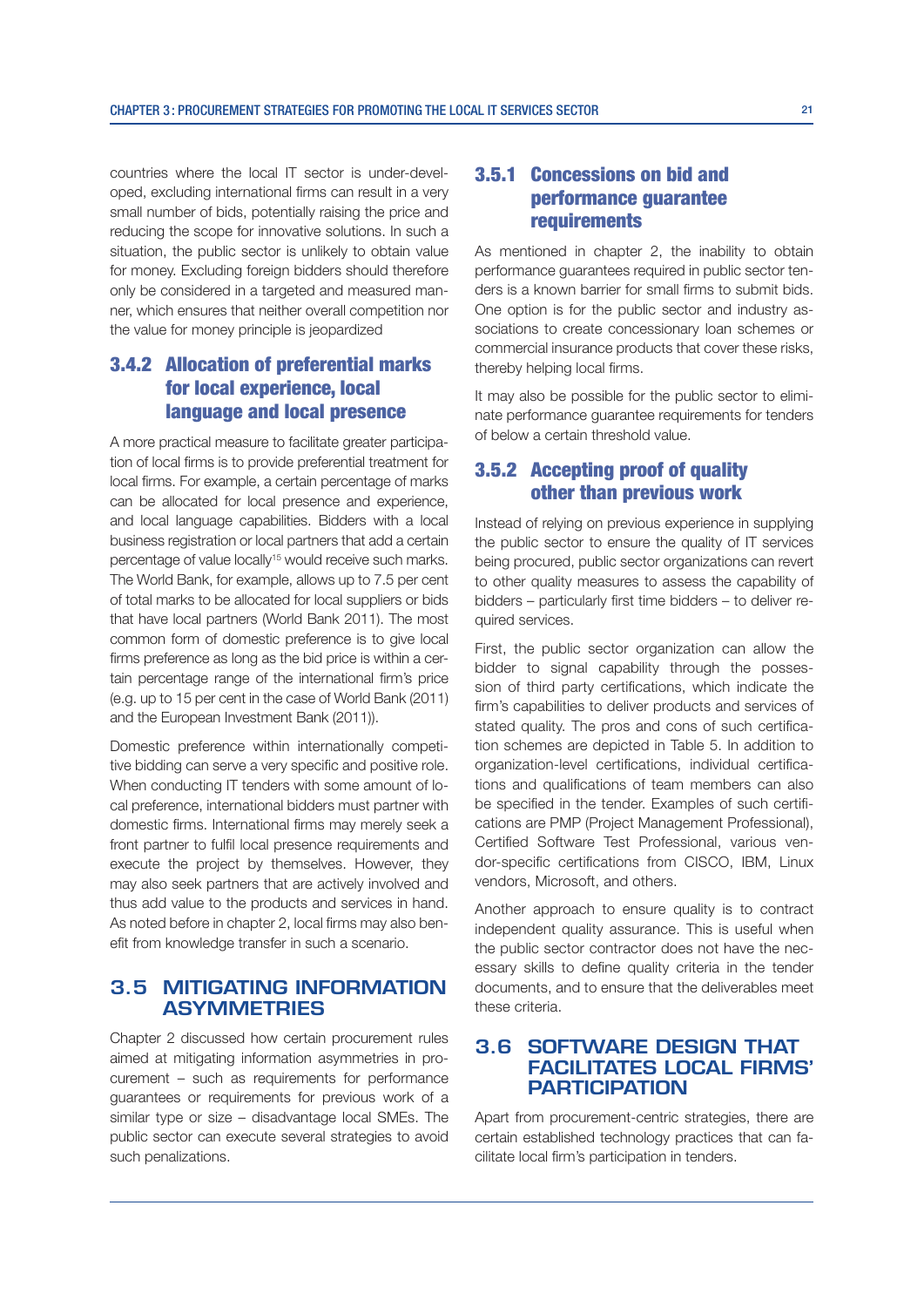countries where the local IT sector is under-developed, excluding international firms can result in a very small number of bids, potentially raising the price and reducing the scope for innovative solutions. In such a situation, the public sector is unlikely to obtain value for money. Excluding foreign bidders should therefore only be considered in a targeted and measured manner, which ensures that neither overall competition nor the value for money principle is jeopardized

### 3.4.2 Allocation of preferential marks for local experience, local language and local presence

A more practical measure to facilitate greater participation of local firms is to provide preferential treatment for local firms. For example, a certain percentage of marks can be allocated for local presence and experience, and local language capabilities. Bidders with a local business registration or local partners that add a certain percentage of value locally[15] would receive such marks. The World Bank, for example, allows up to 7.5 per cent of total marks to be allocated for local suppliers or bids that have local partners (World Bank 2011). The most common form of domestic preference is to give local firms preference as long as the bid price is within a certain percentage range of the international firm's price (e.g. up to 15 per cent in the case of World Bank (2011) and the European Investment Bank (2011)).

Domestic preference within internationally competitive bidding can serve a very specific and positive role. When conducting IT tenders with some amount of local preference, international bidders must partner with domestic firms. International firms may merely seek a front partner to fulfil local presence requirements and execute the project by themselves. However, they may also seek partners that are actively involved and thus add value to the products and services in hand. As noted before in chapter 2, local firms may also benefit from knowledge transfer in such a scenario.

## 3.5 MITIGATING INFORMATION ASYMMETRIES

Chapter 2 discussed how certain procurement rules aimed at mitigating information asymmetries in procurement – such as requirements for performance guarantees or requirements for previous work of a similar type or size – disadvantage local SMEs. The public sector can execute several strategies to avoid such penalizations.

### 3.5.1 Concessions on bid and performance guarantee requirements

As mentioned in chapter 2, the inability to obtain performance guarantees required in public sector tenders is a known barrier for small firms to submit bids. One option is for the public sector and industry associations to create concessionary loan schemes or commercial insurance products that cover these risks, thereby helping local firms.

It may also be possible for the public sector to eliminate performance guarantee requirements for tenders of below a certain threshold value.

### 3.5.2 Accepting proof of quality other than previous work

Instead of relying on previous experience in supplying the public sector to ensure the quality of IT services being procured, public sector organizations can revert to other quality measures to assess the capability of bidders – particularly first time bidders – to deliver required services.

First, the public sector organization can allow the bidder to signal capability through the possession of third party certifications, which indicate the firm's capabilities to deliver products and services of stated quality. The pros and cons of such certification schemes are depicted in Table 5. In addition to organization-level certifications, individual certifications and qualifications of team members can also be specified in the tender. Examples of such certifications are PMP (Project Management Professional), Certified Software Test Professional, various vendor-specific certifications from CISCO, IBM, Linux vendors, Microsoft, and others.

Another approach to ensure quality is to contract independent quality assurance. This is useful when the public sector contractor does not have the necessary skills to define quality criteria in the tender documents, and to ensure that the deliverables meet these criteria.

## 3.6 SOFTWARE DESIGN THAT FACILITATES LOCAL FIRMS' PARTICIPATION

Apart from procurement-centric strategies, there are certain established technology practices that can facilitate local firm's participation in tenders.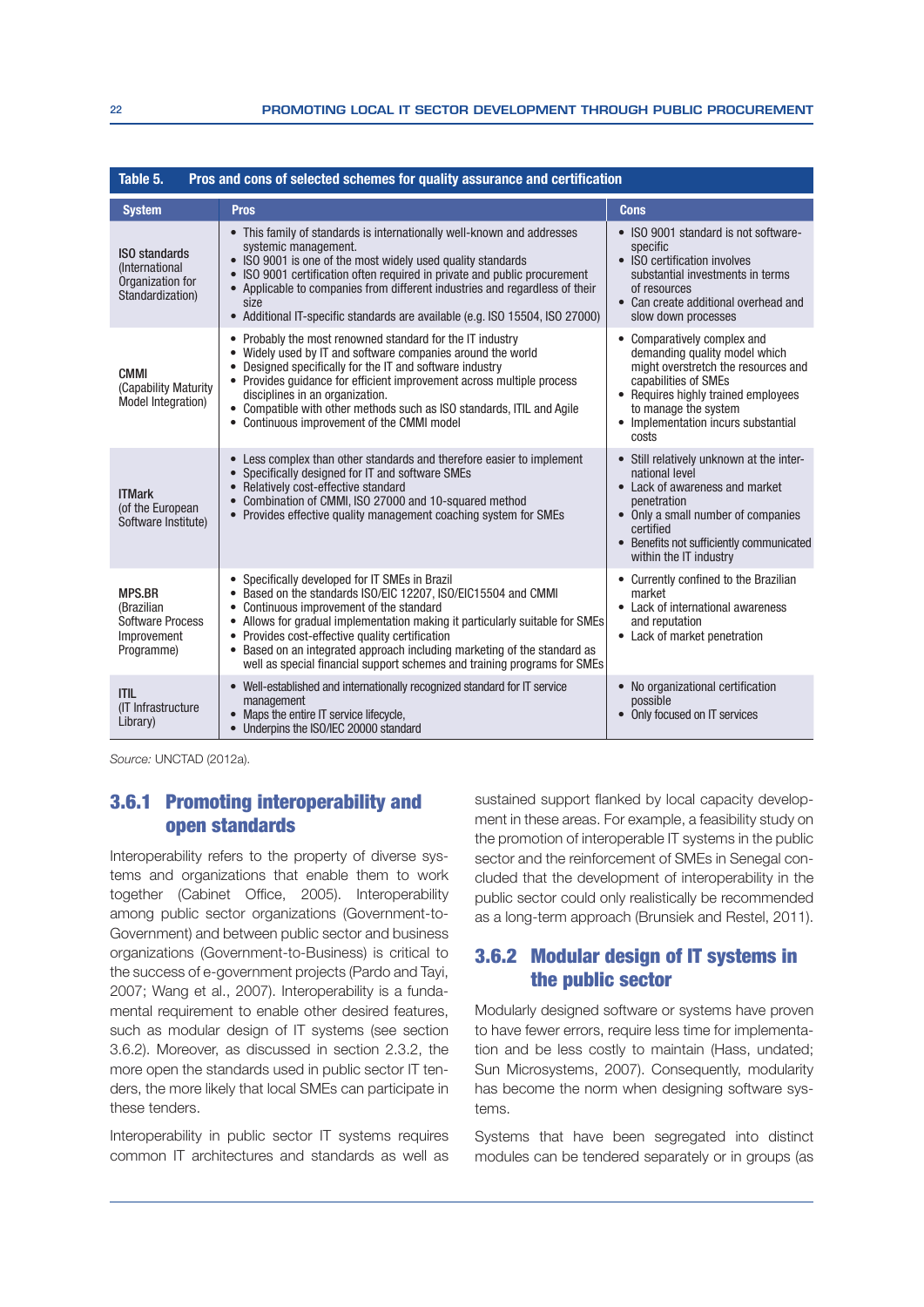**Table 5. Pros and cons of selected schemes for quality assurance and certification**

| System | Pros | Cons |
|---|---|---|
| **ISO standards** (International Organization for Standardization) | • This family of standards is internationally well-known and addresses systemic management.<br>• ISO 9001 is one of the most widely used quality standards<br>• ISO 9001 certification often required in private and public procurement<br>• Applicable to companies from different industries and regardless of their size<br>• Additional IT-specific standards are available (e.g. ISO 15504, ISO 27000) | • ISO 9001 standard is not software-specific<br>• ISO certification involves substantial investments in terms of resources<br>• Can create additional overhead and slow down processes |
| **CMMI** (Capability Maturity Model Integration) | • Probably the most renowned standard for the IT industry<br>• Widely used by IT and software companies around the world<br>• Designed specifically for the IT and software industry<br>• Provides guidance for efficient improvement across multiple process disciplines in an organization.<br>• Compatible with other methods such as ISO standards, ITIL and Agile<br>• Continuous improvement of the CMMI model | • Comparatively complex and demanding quality model which might overstretch the resources and capabilities of SMEs<br>• Requires highly trained employees to manage the system<br>• Implementation incurs substantial costs |
| **ITMark** (of the European Software Institute) | • Less complex than other standards and therefore easier to implement<br>• Specifically designed for IT and software SMEs<br>• Relatively cost-effective standard<br>• Combination of CMMI, ISO 27000 and 10-squared method<br>• Provides effective quality management coaching system for SMEs | • Still relatively unknown at the international level<br>• Lack of awareness and market penetration<br>• Only a small number of companies certified<br>• Benefits not sufficiently communicated within the IT industry |
| **MPS.BR** (Brazilian Software Process Improvement Programme) | • Specifically developed for IT SMEs in Brazil<br>• Based on the standards ISO/EIC 12207, ISO/EIC15504 and CMMI<br>• Continuous improvement of the standard<br>• Allows for gradual implementation making it particularly suitable for SMEs<br>• Provides cost-effective quality certification<br>• Based on an integrated approach including marketing of the standard as well as special financial support schemes and training programs for SMEs | • Currently confined to the Brazilian market<br>• Lack of international awareness and reputation<br>• Lack of market penetration |
| **ITIL** (IT Infrastructure Library) | • Well-established and internationally recognized standard for IT service management<br>• Maps the entire IT service lifecycle,<br>• Underpins the ISO/IEC 20000 standard | • No organizational certification possible<br>• Only focused on IT services |

*Source:* UNCTAD (2012a).

### 3.6.1 Promoting interoperability and open standards

Interoperability refers to the property of diverse systems and organizations that enable them to work together (Cabinet Office, 2005). Interoperability among public sector organizations (Government-to-Government) and between public sector and business organizations (Government-to-Business) is critical to the success of e-government projects (Pardo and Tayi, 2007; Wang et al., 2007). Interoperability is a fundamental requirement to enable other desired features, such as modular design of IT systems (see section 3.6.2). Moreover, as discussed in section 2.3.2, the more open the standards used in public sector IT tenders, the more likely that local SMEs can participate in these tenders.

Interoperability in public sector IT systems requires common IT architectures and standards as well as sustained support flanked by local capacity development in these areas. For example, a feasibility study on the promotion of interoperable IT systems in the public sector and the reinforcement of SMEs in Senegal concluded that the development of interoperability in the public sector could only realistically be recommended as a long-term approach (Brunsiek and Restel, 2011).

### 3.6.2 Modular design of IT systems in the public sector

Modularly designed software or systems have proven to have fewer errors, require less time for implementation and be less costly to maintain (Hass, undated; Sun Microsystems, 2007). Consequently, modularity has become the norm when designing software systems.

Systems that have been segregated into distinct modules can be tendered separately or in groups (as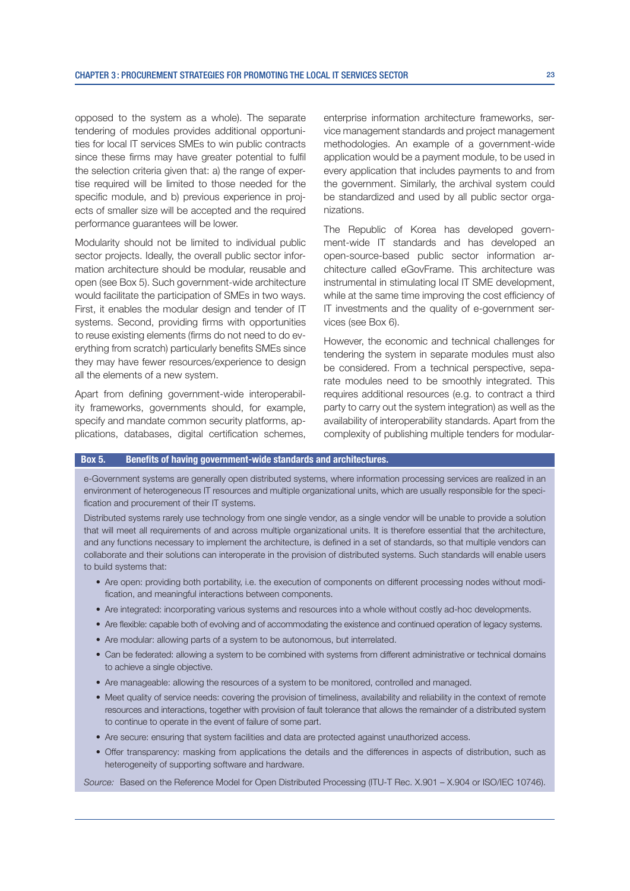opposed to the system as a whole). The separate tendering of modules provides additional opportunities for local IT services SMEs to win public contracts since these firms may have greater potential to fulfil the selection criteria given that: a) the range of expertise required will be limited to those needed for the specific module, and b) previous experience in projects of smaller size will be accepted and the required performance guarantees will be lower.

Modularity should not be limited to individual public sector projects. Ideally, the overall public sector information architecture should be modular, reusable and open (see Box 5). Such government-wide architecture would facilitate the participation of SMEs in two ways. First, it enables the modular design and tender of IT systems. Second, providing firms with opportunities to reuse existing elements (firms do not need to do everything from scratch) particularly benefits SMEs since they may have fewer resources/experience to design all the elements of a new system.

Apart from defining government-wide interoperability frameworks, governments should, for example, specify and mandate common security platforms, applications, databases, digital certification schemes, enterprise information architecture frameworks, service management standards and project management methodologies. An example of a government-wide application would be a payment module, to be used in every application that includes payments to and from the government. Similarly, the archival system could be standardized and used by all public sector organizations.

The Republic of Korea has developed government-wide IT standards and has developed an open-source-based public sector information architecture called eGovFrame. This architecture was instrumental in stimulating local IT SME development, while at the same time improving the cost efficiency of IT investments and the quality of e-government services (see Box 6).

However, the economic and technical challenges for tendering the system in separate modules must also be considered. From a technical perspective, separate modules need to be smoothly integrated. This requires additional resources (e.g. to contract a third party to carry out the system integration) as well as the availability of interoperability standards. Apart from the complexity of publishing multiple tenders for modular-

**Box 5. Benefits of having government-wide standards and architectures.**

e-Government systems are generally open distributed systems, where information processing services are realized in an environment of heterogeneous IT resources and multiple organizational units, which are usually responsible for the specification and procurement of their IT systems.

Distributed systems rarely use technology from one single vendor, as a single vendor will be unable to provide a solution that will meet all requirements of and across multiple organizational units. It is therefore essential that the architecture, and any functions necessary to implement the architecture, is defined in a set of standards, so that multiple vendors can collaborate and their solutions can interoperate in the provision of distributed systems. Such standards will enable users to build systems that:

- Are open: providing both portability, i.e. the execution of components on different processing nodes without modification, and meaningful interactions between components.
- Are integrated: incorporating various systems and resources into a whole without costly ad-hoc developments.
- Are flexible: capable both of evolving and of accommodating the existence and continued operation of legacy systems.
- Are modular: allowing parts of a system to be autonomous, but interrelated.
- Can be federated: allowing a system to be combined with systems from different administrative or technical domains to achieve a single objective.
- Are manageable: allowing the resources of a system to be monitored, controlled and managed.
- Meet quality of service needs: covering the provision of timeliness, availability and reliability in the context of remote resources and interactions, together with provision of fault tolerance that allows the remainder of a distributed system to continue to operate in the event of failure of some part.
- Are secure: ensuring that system facilities and data are protected against unauthorized access.
- Offer transparency: masking from applications the details and the differences in aspects of distribution, such as heterogeneity of supporting software and hardware.

*Source:* Based on the Reference Model for Open Distributed Processing (ITU-T Rec. X.901 – X.904 or ISO/IEC 10746).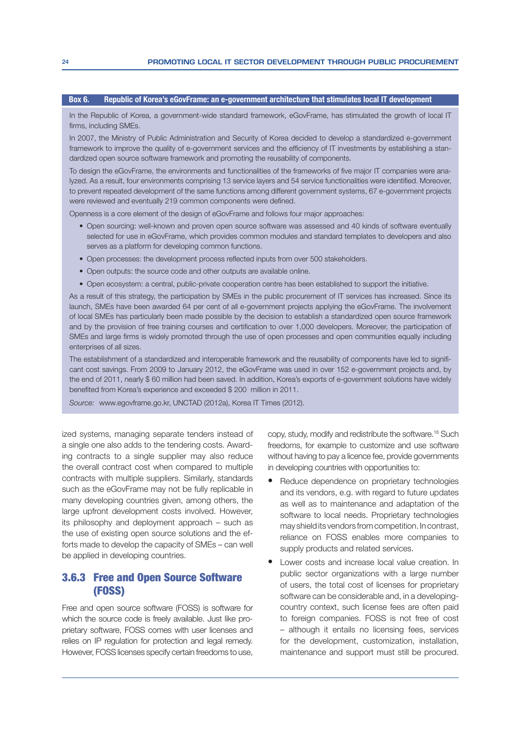**Box 6. Republic of Korea's eGovFrame: an e-government architecture that stimulates local IT development**

In the Republic of Korea, a government-wide standard framework, eGovFrame, has stimulated the growth of local IT firms, including SMEs.

In 2007, the Ministry of Public Administration and Security of Korea decided to develop a standardized e-government framework to improve the quality of e-government services and the efficiency of IT investments by establishing a standardized open source software framework and promoting the reusability of components.

To design the eGovFrame, the environments and functionalities of the frameworks of five major IT companies were analyzed. As a result, four environments comprising 13 service layers and 54 service functionalities were identified. Moreover, to prevent repeated development of the same functions among different government systems, 67 e-government projects were reviewed and eventually 219 common components were defined.

Openness is a core element of the design of eGovFrame and follows four major approaches:

- Open sourcing: well-known and proven open source software was assessed and 40 kinds of software eventually selected for use in eGovFrame, which provides common modules and standard templates to developers and also serves as a platform for developing common functions.
- Open processes: the development process reflected inputs from over 500 stakeholders.
- Open outputs: the source code and other outputs are available online.
- Open ecosystem: a central, public-private cooperation centre has been established to support the initiative.

As a result of this strategy, the participation by SMEs in the public procurement of IT services has increased. Since its launch, SMEs have been awarded 64 per cent of all e-government projects applying the eGovFrame. The involvement of local SMEs has particularly been made possible by the decision to establish a standardized open source framework and by the provision of free training courses and certification to over 1,000 developers. Moreover, the participation of SMEs and large firms is widely promoted through the use of open processes and open communities equally including enterprises of all sizes.

The establishment of a standardized and interoperable framework and the reusability of components have led to significant cost savings. From 2009 to January 2012, the eGovFrame was used in over 152 e-government projects and, by the end of 2011, nearly $ 60 million had been saved. In addition, Korea's exports of e-government solutions have widely benefited from Korea's experience and exceeded $ 200 million in 2011.

*Source:* www.egovframe.go.kr, UNCTAD (2012a), Korea IT Times (2012).

ized systems, managing separate tenders instead of a single one also adds to the tendering costs. Awarding contracts to a single supplier may also reduce the overall contract cost when compared to multiple contracts with multiple suppliers. Similarly, standards such as the eGovFrame may not be fully replicable in many developing countries given, among others, the large upfront development costs involved. However, its philosophy and deployment approach – such as the use of existing open source solutions and the efforts made to develop the capacity of SMEs – can well be applied in developing countries.

### 3.6.3 Free and Open Source Software (FOSS)

Free and open source software (FOSS) is software for which the source code is freely available. Just like proprietary software, FOSS comes with user licenses and relies on IP regulation for protection and legal remedy. However, FOSS licenses specify certain freedoms to use, copy, study, modify and redistribute the software.[16] Such freedoms, for example to customize and use software without having to pay a licence fee, provide governments in developing countries with opportunities to:

- Reduce dependence on proprietary technologies and its vendors, e.g. with regard to future updates as well as to maintenance and adaptation of the software to local needs. Proprietary technologies may shield its vendors from competition. In contrast, reliance on FOSS enables more companies to supply products and related services.
- Lower costs and increase local value creation. In public sector organizations with a large number of users, the total cost of licenses for proprietary software can be considerable and, in a developing-country context, such license fees are often paid to foreign companies. FOSS is not free of cost – although it entails no licensing fees, services for the development, customization, installation, maintenance and support must still be procured.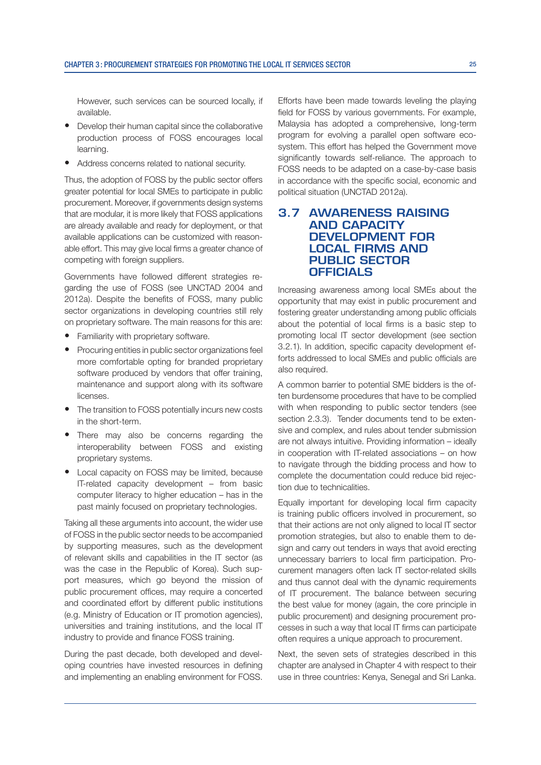However, such services can be sourced locally, if available.

- Develop their human capital since the collaborative production process of FOSS encourages local learning.
- Address concerns related to national security.

Thus, the adoption of FOSS by the public sector offers greater potential for local SMEs to participate in public procurement. Moreover, if governments design systems that are modular, it is more likely that FOSS applications are already available and ready for deployment, or that available applications can be customized with reasonable effort. This may give local firms a greater chance of competing with foreign suppliers.

Governments have followed different strategies regarding the use of FOSS (see UNCTAD 2004 and 2012a). Despite the benefits of FOSS, many public sector organizations in developing countries still rely on proprietary software. The main reasons for this are:

- Familiarity with proprietary software.
- Procuring entities in public sector organizations feel more comfortable opting for branded proprietary software produced by vendors that offer training, maintenance and support along with its software licenses.
- The transition to FOSS potentially incurs new costs in the short-term.
- There may also be concerns regarding the interoperability between FOSS and existing proprietary systems.
- Local capacity on FOSS may be limited, because IT-related capacity development – from basic computer literacy to higher education – has in the past mainly focused on proprietary technologies.

Taking all these arguments into account, the wider use of FOSS in the public sector needs to be accompanied by supporting measures, such as the development of relevant skills and capabilities in the IT sector (as was the case in the Republic of Korea). Such support measures, which go beyond the mission of public procurement offices, may require a concerted and coordinated effort by different public institutions (e.g. Ministry of Education or IT promotion agencies), universities and training institutions, and the local IT industry to provide and finance FOSS training.

During the past decade, both developed and developing countries have invested resources in defining and implementing an enabling environment for FOSS. Efforts have been made towards leveling the playing field for FOSS by various governments. For example, Malaysia has adopted a comprehensive, long-term program for evolving a parallel open software ecosystem. This effort has helped the Government move significantly towards self-reliance. The approach to FOSS needs to be adapted on a case-by-case basis in accordance with the specific social, economic and political situation (UNCTAD 2012a).

## 3.7 AWARENESS RAISING AND CAPACITY DEVELOPMENT FOR LOCAL FIRMS AND PUBLIC SECTOR OFFICIALS

Increasing awareness among local SMEs about the opportunity that may exist in public procurement and fostering greater understanding among public officials about the potential of local firms is a basic step to promoting local IT sector development (see section 3.2.1). In addition, specific capacity development efforts addressed to local SMEs and public officials are also required.

A common barrier to potential SME bidders is the often burdensome procedures that have to be complied with when responding to public sector tenders (see section 2.3.3). Tender documents tend to be extensive and complex, and rules about tender submission are not always intuitive. Providing information – ideally in cooperation with IT-related associations – on how to navigate through the bidding process and how to complete the documentation could reduce bid rejection due to technicalities.

Equally important for developing local firm capacity is training public officers involved in procurement, so that their actions are not only aligned to local IT sector promotion strategies, but also to enable them to design and carry out tenders in ways that avoid erecting unnecessary barriers to local firm participation. Procurement managers often lack IT sector-related skills and thus cannot deal with the dynamic requirements of IT procurement. The balance between securing the best value for money (again, the core principle in public procurement) and designing procurement processes in such a way that local IT firms can participate often requires a unique approach to procurement.

Next, the seven sets of strategies described in this chapter are analysed in Chapter 4 with respect to their use in three countries: Kenya, Senegal and Sri Lanka.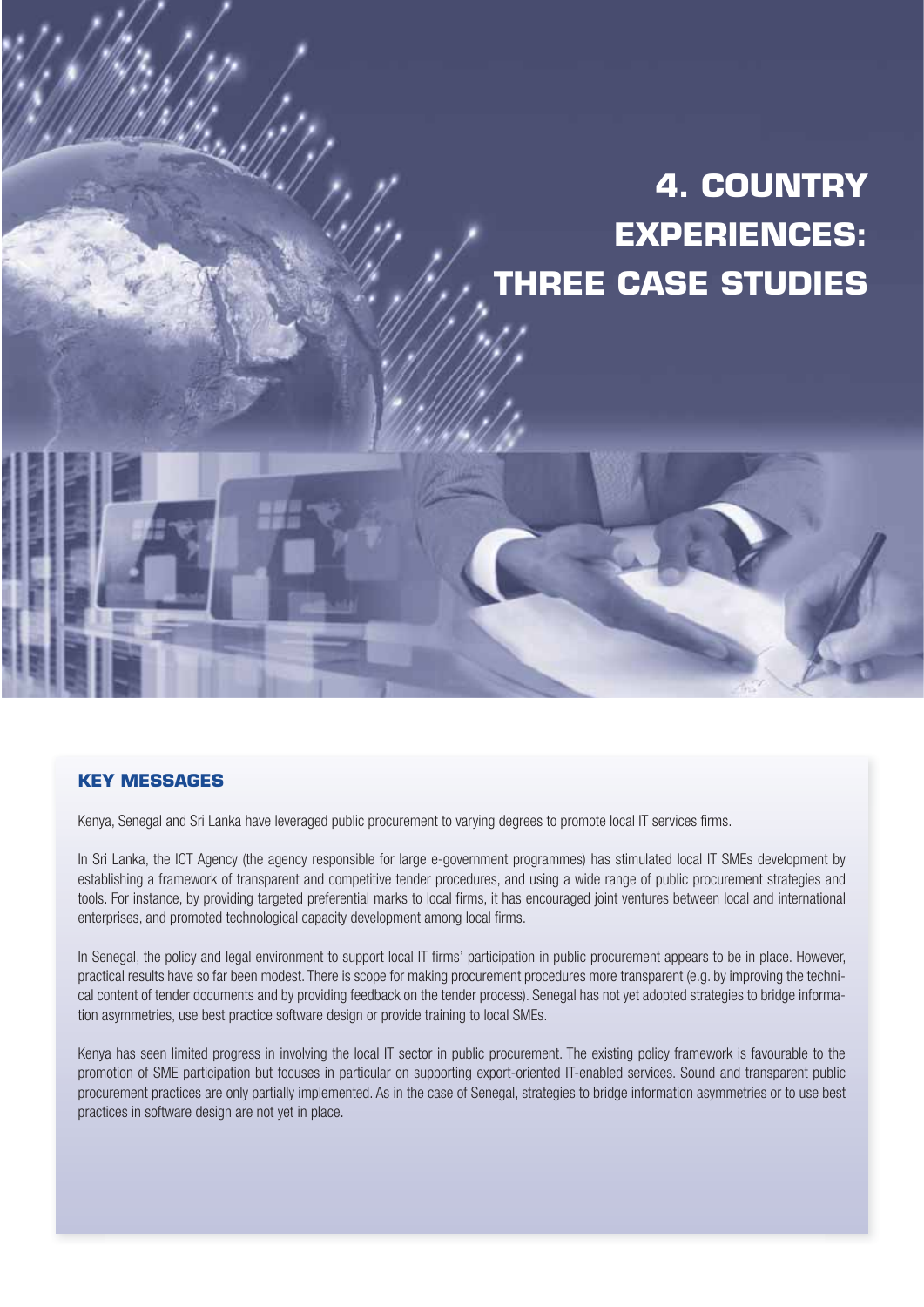# 4. COUNTRY EXPERIENCES: THREE CASE STUDIES

## KEY MESSAGES

Kenya, Senegal and Sri Lanka have leveraged public procurement to varying degrees to promote local IT services firms.

In Sri Lanka, the ICT Agency (the agency responsible for large e-government programmes) has stimulated local IT SMEs development by establishing a framework of transparent and competitive tender procedures, and using a wide range of public procurement strategies and tools. For instance, by providing targeted preferential marks to local firms, it has encouraged joint ventures between local and international enterprises, and promoted technological capacity development among local firms.

In Senegal, the policy and legal environment to support local IT firms' participation in public procurement appears to be in place. However, practical results have so far been modest. There is scope for making procurement procedures more transparent (e.g. by improving the technical content of tender documents and by providing feedback on the tender process). Senegal has not yet adopted strategies to bridge information asymmetries, use best practice software design or provide training to local SMEs.

Kenya has seen limited progress in involving the local IT sector in public procurement. The existing policy framework is favourable to the promotion of SME participation but focuses in particular on supporting export-oriented IT-enabled services. Sound and transparent public procurement practices are only partially implemented. As in the case of Senegal, strategies to bridge information asymmetries or to use best practices in software design are not yet in place.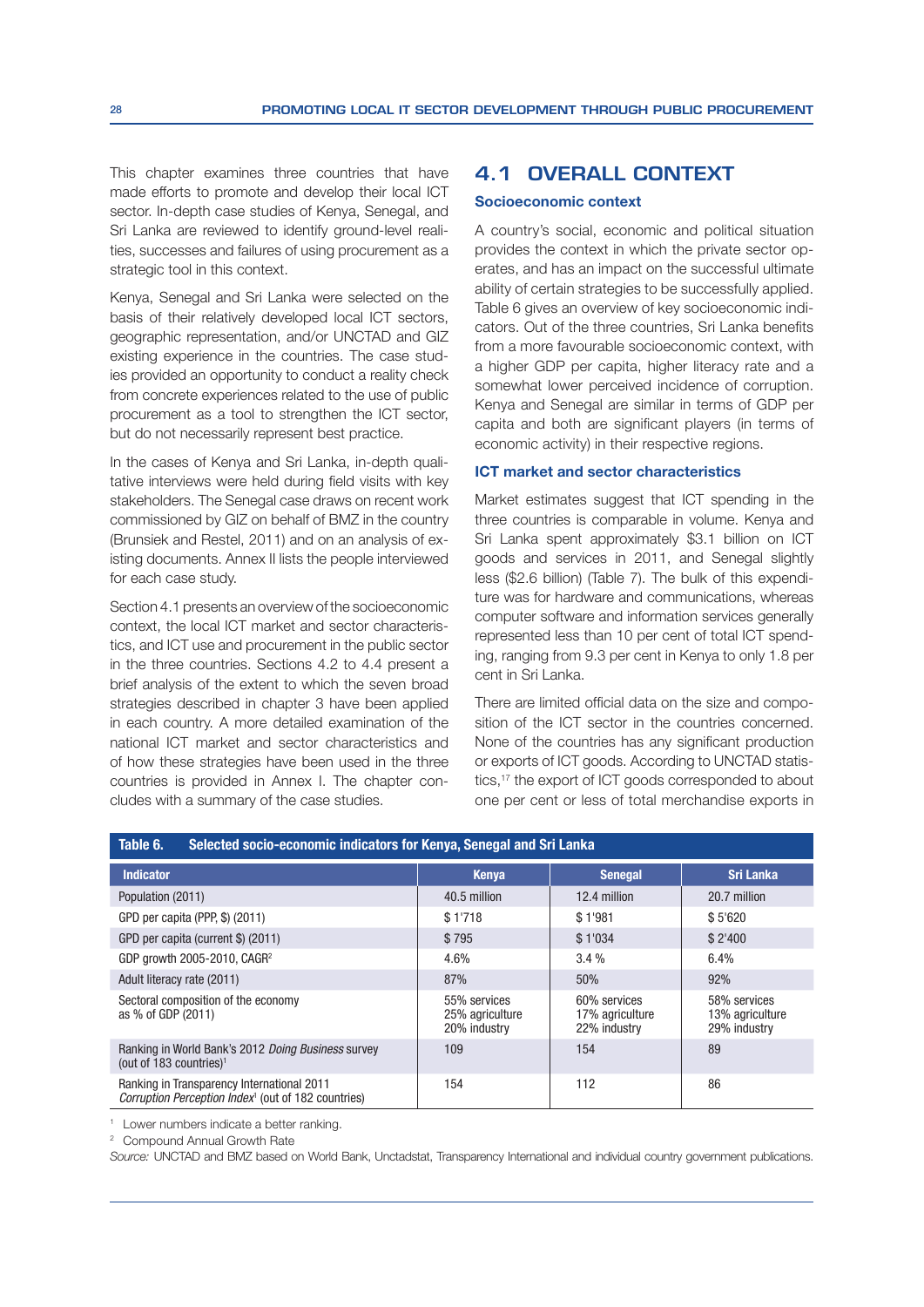This chapter examines three countries that have made efforts to promote and develop their local ICT sector. In-depth case studies of Kenya, Senegal, and Sri Lanka are reviewed to identify ground-level realities, successes and failures of using procurement as a strategic tool in this context.

Kenya, Senegal and Sri Lanka were selected on the basis of their relatively developed local ICT sectors, geographic representation, and/or UNCTAD and GIZ existing experience in the countries. The case studies provided an opportunity to conduct a reality check from concrete experiences related to the use of public procurement as a tool to strengthen the ICT sector, but do not necessarily represent best practice.

In the cases of Kenya and Sri Lanka, in-depth qualitative interviews were held during field visits with key stakeholders. The Senegal case draws on recent work commissioned by GIZ on behalf of BMZ in the country (Brunsiek and Restel, 2011) and on an analysis of existing documents. Annex II lists the people interviewed for each case study.

Section 4.1 presents an overview of the socioeconomic context, the local ICT market and sector characteristics, and ICT use and procurement in the public sector in the three countries. Sections 4.2 to 4.4 present a brief analysis of the extent to which the seven broad strategies described in chapter 3 have been applied in each country. A more detailed examination of the national ICT market and sector characteristics and of how these strategies have been used in the three countries is provided in Annex I. The chapter concludes with a summary of the case studies.

## 4.1 OVERALL CONTEXT

### Socioeconomic context

A country's social, economic and political situation provides the context in which the private sector operates, and has an impact on the successful ultimate ability of certain strategies to be successfully applied. Table 6 gives an overview of key socioeconomic indicators. Out of the three countries, Sri Lanka benefits from a more favourable socioeconomic context, with a higher GDP per capita, higher literacy rate and a somewhat lower perceived incidence of corruption. Kenya and Senegal are similar in terms of GDP per capita and both are significant players (in terms of economic activity) in their respective regions.

### ICT market and sector characteristics

Market estimates suggest that ICT spending in the three countries is comparable in volume. Kenya and Sri Lanka spent approximately $3.1 billion on ICT goods and services in 2011, and Senegal slightly less ($2.6 billion) (Table 7). The bulk of this expenditure was for hardware and communications, whereas computer software and information services generally represented less than 10 per cent of total ICT spending, ranging from 9.3 per cent in Kenya to only 1.8 per cent in Sri Lanka.

There are limited official data on the size and composition of the ICT sector in the countries concerned. None of the countries has any significant production or exports of ICT goods. According to UNCTAD statistics,[17] the export of ICT goods corresponded to about one per cent or less of total merchandise exports in

**Table 6. Selected socio-economic indicators for Kenya, Senegal and Sri Lanka**

| Indicator | Kenya | Senegal | Sri Lanka |
|---|---|---|---|
| Population (2011) | 40.5 million | 12.4 million | 20.7 million |
| GPD per capita (PPP, $) (2011) | $ 1'718 | $ 1'981 | $ 5'620 |
| GPD per capita (current $) (2011) | $ 795 | $ 1'034 | $ 2'400 |
| GDP growth 2005-2010, CAGR[2] | 4.6% | 3.4 % | 6.4% |
| Adult literacy rate (2011) | 87% | 50% | 92% |
| Sectoral composition of the economy as % of GDP (2011) | 55% services<br>25% agriculture<br>20% industry | 60% services<br>17% agriculture<br>22% industry | 58% services<br>13% agriculture<br>29% industry |
| Ranking in World Bank's 2012 *Doing Business* survey (out of 183 countries)[1] | 109 | 154 | 89 |
| Ranking in Transparency International 2011 *Corruption Perception Index*[1] (out of 182 countries) | 154 | 112 | 86 |

[1] Lower numbers indicate a better ranking.

[2] Compound Annual Growth Rate

*Source:* UNCTAD and BMZ based on World Bank, Unctadstat, Transparency International and individual country government publications.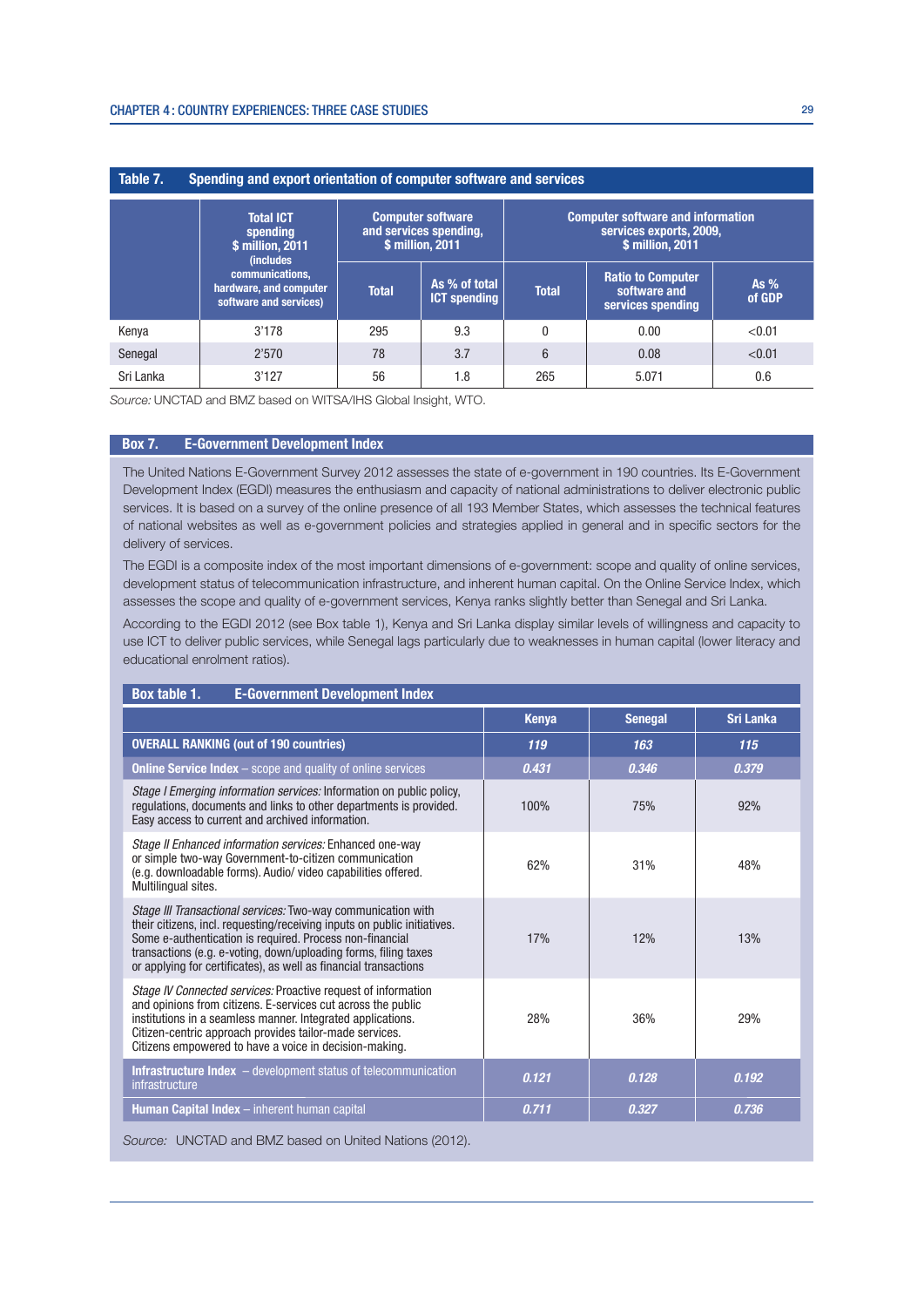**Table 7. Spending and export orientation of computer software and services**

| | Total ICT spending $ million, 2011 (includes communications, hardware, and computer software and services) | Computer software and services spending, $ million, 2011 | | Computer software and information services exports, 2009, $ million, 2011 | | |
|---|---|---|---|---|---|---|
| | | Total | As % of total ICT spending | Total | Ratio to Computer software and services spending | As % of GDP |
| Kenya | 3'178 | 295 | 9.3 | 0 | 0.00 | <0.01 |
| Senegal | 2'570 | 78 | 3.7 | 6 | 0.08 | <0.01 |
| Sri Lanka | 3'127 | 56 | 1.8 | 265 | 5.071 | 0.6 |

*Source:* UNCTAD and BMZ based on WITSA/IHS Global Insight, WTO.

## Box 7. E-Government Development Index

The United Nations E-Government Survey 2012 assesses the state of e-government in 190 countries. Its E-Government Development Index (EGDI) measures the enthusiasm and capacity of national administrations to deliver electronic public services. It is based on a survey of the online presence of all 193 Member States, which assesses the technical features of national websites as well as e-government policies and strategies applied in general and in specific sectors for the delivery of services.

The EGDI is a composite index of the most important dimensions of e-government: scope and quality of online services, development status of telecommunication infrastructure, and inherent human capital. On the Online Service Index, which assesses the scope and quality of e-government services, Kenya ranks slightly better than Senegal and Sri Lanka.

According to the EGDI 2012 (see Box table 1), Kenya and Sri Lanka display similar levels of willingness and capacity to use ICT to deliver public services, while Senegal lags particularly due to weaknesses in human capital (lower literacy and educational enrolment ratios).

**Box table 1. E-Government Development Index**

| | Kenya | Senegal | Sri Lanka |
|---|---|---|---|
| **OVERALL RANKING (out of 190 countries)** | *119* | *163* | *115* |
| **Online Service Index** – scope and quality of online services | *0.431* | *0.346* | *0.379* |
| *Stage I Emerging information services:* Information on public policy, regulations, documents and links to other departments is provided. Easy access to current and archived information. | 100% | 75% | 92% |
| *Stage II Enhanced information services:* Enhanced one-way or simple two-way Government-to-citizen communication (e.g. downloadable forms). Audio/ video capabilities offered. Multilingual sites. | 62% | 31% | 48% |
| *Stage III Transactional services:* Two-way communication with their citizens, incl. requesting/receiving inputs on public initiatives. Some e-authentication is required. Process non-financial transactions (e.g. e-voting, down/uploading forms, filing taxes or applying for certificates), as well as financial transactions | 17% | 12% | 13% |
| *Stage IV Connected services:* Proactive request of information and opinions from citizens. E-services cut across the public institutions in a seamless manner. Integrated applications. Citizen-centric approach provides tailor-made services. Citizens empowered to have a voice in decision-making. | 28% | 36% | 29% |
| **Infrastructure Index** – development status of telecommunication infrastructure | *0.121* | *0.128* | *0.192* |
| **Human Capital Index** – inherent human capital | *0.711* | *0.327* | *0.736* |

*Source:* UNCTAD and BMZ based on United Nations (2012).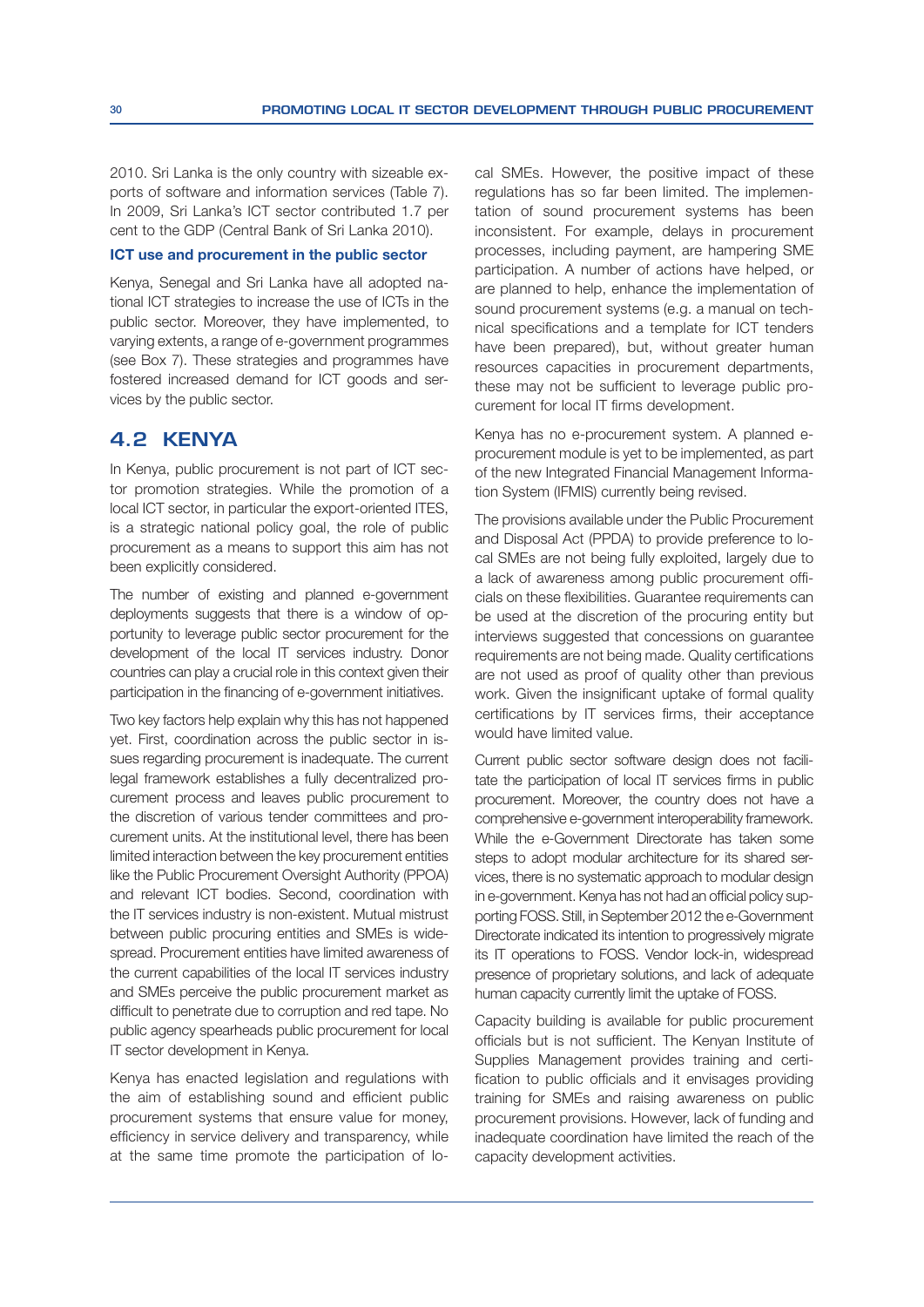2010. Sri Lanka is the only country with sizeable exports of software and information services (Table 7). In 2009, Sri Lanka's ICT sector contributed 1.7 per cent to the GDP (Central Bank of Sri Lanka 2010).

### ICT use and procurement in the public sector

Kenya, Senegal and Sri Lanka have all adopted national ICT strategies to increase the use of ICTs in the public sector. Moreover, they have implemented, to varying extents, a range of e-government programmes (see Box 7). These strategies and programmes have fostered increased demand for ICT goods and services by the public sector.

## 4.2 KENYA

In Kenya, public procurement is not part of ICT sector promotion strategies. While the promotion of a local ICT sector, in particular the export-oriented ITES, is a strategic national policy goal, the role of public procurement as a means to support this aim has not been explicitly considered.

The number of existing and planned e-government deployments suggests that there is a window of opportunity to leverage public sector procurement for the development of the local IT services industry. Donor countries can play a crucial role in this context given their participation in the financing of e-government initiatives.

Two key factors help explain why this has not happened yet. First, coordination across the public sector in issues regarding procurement is inadequate. The current legal framework establishes a fully decentralized procurement process and leaves public procurement to the discretion of various tender committees and procurement units. At the institutional level, there has been limited interaction between the key procurement entities like the Public Procurement Oversight Authority (PPOA) and relevant ICT bodies. Second, coordination with the IT services industry is non-existent. Mutual mistrust between public procuring entities and SMEs is widespread. Procurement entities have limited awareness of the current capabilities of the local IT services industry and SMEs perceive the public procurement market as difficult to penetrate due to corruption and red tape. No public agency spearheads public procurement for local IT sector development in Kenya.

Kenya has enacted legislation and regulations with the aim of establishing sound and efficient public procurement systems that ensure value for money, efficiency in service delivery and transparency, while at the same time promote the participation of local SMEs. However, the positive impact of these regulations has so far been limited. The implementation of sound procurement systems has been inconsistent. For example, delays in procurement processes, including payment, are hampering SME participation. A number of actions have helped, or are planned to help, enhance the implementation of sound procurement systems (e.g. a manual on technical specifications and a template for ICT tenders have been prepared), but, without greater human resources capacities in procurement departments, these may not be sufficient to leverage public procurement for local IT firms development.

Kenya has no e-procurement system. A planned e-procurement module is yet to be implemented, as part of the new Integrated Financial Management Information System (IFMIS) currently being revised.

The provisions available under the Public Procurement and Disposal Act (PPDA) to provide preference to local SMEs are not being fully exploited, largely due to a lack of awareness among public procurement officials on these flexibilities. Guarantee requirements can be used at the discretion of the procuring entity but interviews suggested that concessions on guarantee requirements are not being made. Quality certifications are not used as proof of quality other than previous work. Given the insignificant uptake of formal quality certifications by IT services firms, their acceptance would have limited value.

Current public sector software design does not facilitate the participation of local IT services firms in public procurement. Moreover, the country does not have a comprehensive e-government interoperability framework. While the e-Government Directorate has taken some steps to adopt modular architecture for its shared services, there is no systematic approach to modular design in e-government. Kenya has not had an official policy supporting FOSS. Still, in September 2012 the e-Government Directorate indicated its intention to progressively migrate its IT operations to FOSS. Vendor lock-in, widespread presence of proprietary solutions, and lack of adequate human capacity currently limit the uptake of FOSS.

Capacity building is available for public procurement officials but is not sufficient. The Kenyan Institute of Supplies Management provides training and certification to public officials and it envisages providing training for SMEs and raising awareness on public procurement provisions. However, lack of funding and inadequate coordination have limited the reach of the capacity development activities.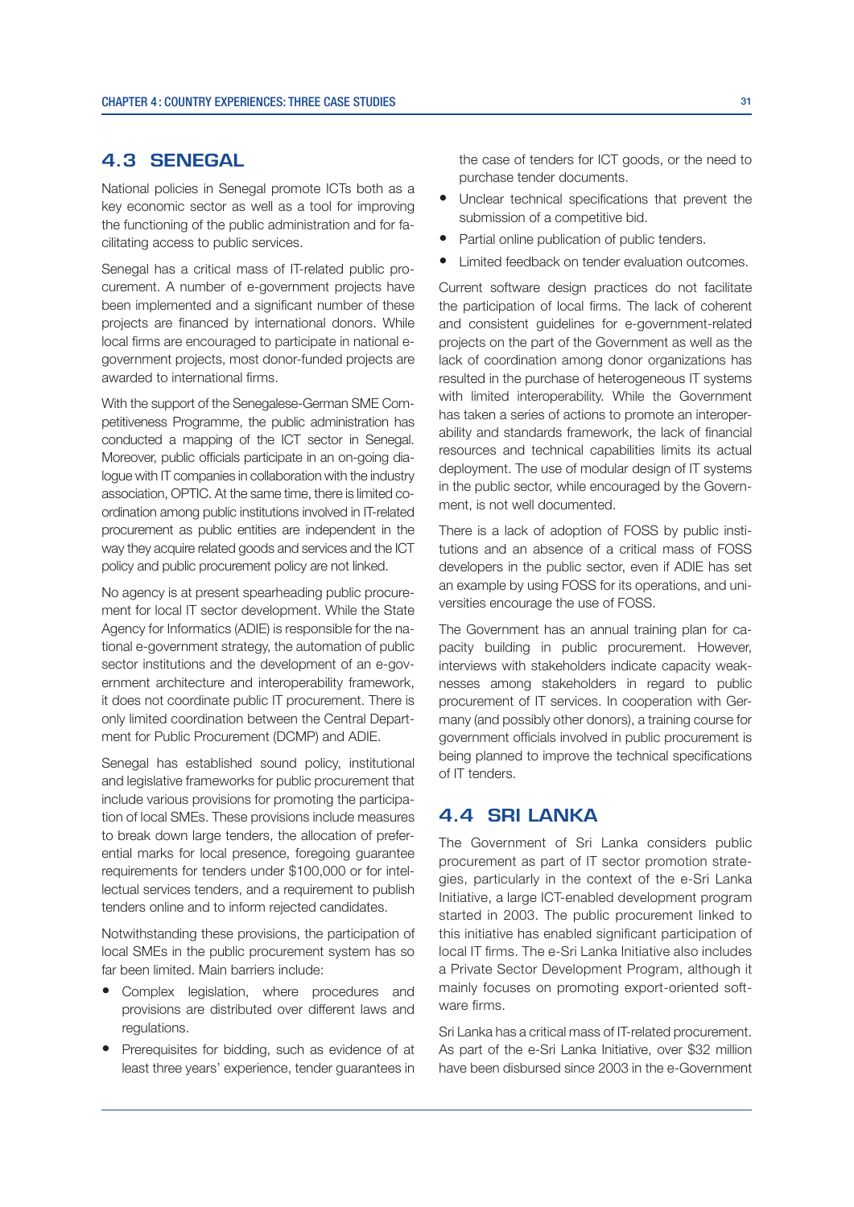## 4.3 SENEGAL

National policies in Senegal promote ICTs both as a key economic sector as well as a tool for improving the functioning of the public administration and for facilitating access to public services.

Senegal has a critical mass of IT-related public procurement. A number of e-government projects have been implemented and a significant number of these projects are financed by international donors. While local firms are encouraged to participate in national e-government projects, most donor-funded projects are awarded to international firms.

With the support of the Senegalese-German SME Competitiveness Programme, the public administration has conducted a mapping of the ICT sector in Senegal. Moreover, public officials participate in an on-going dialogue with IT companies in collaboration with the industry association, OPTIC. At the same time, there is limited coordination among public institutions involved in IT-related procurement as public entities are independent in the way they acquire related goods and services and the ICT policy and public procurement policy are not linked.

No agency is at present spearheading public procurement for local IT sector development. While the State Agency for Informatics (ADIE) is responsible for the national e-government strategy, the automation of public sector institutions and the development of an e-government architecture and interoperability framework, it does not coordinate public IT procurement. There is only limited coordination between the Central Department for Public Procurement (DCMP) and ADIE.

Senegal has established sound policy, institutional and legislative frameworks for public procurement that include various provisions for promoting the participation of local SMEs. These provisions include measures to break down large tenders, the allocation of preferential marks for local presence, foregoing guarantee requirements for tenders under $100,000 or for intellectual services tenders, and a requirement to publish tenders online and to inform rejected candidates.

Notwithstanding these provisions, the participation of local SMEs in the public procurement system has so far been limited. Main barriers include:

- Complex legislation, where procedures and provisions are distributed over different laws and regulations.
- Prerequisites for bidding, such as evidence of at least three years' experience, tender guarantees in the case of tenders for ICT goods, or the need to purchase tender documents.
- Unclear technical specifications that prevent the submission of a competitive bid.
- Partial online publication of public tenders.
- Limited feedback on tender evaluation outcomes.

Current software design practices do not facilitate the participation of local firms. The lack of coherent and consistent guidelines for e-government-related projects on the part of the Government as well as the lack of coordination among donor organizations has resulted in the purchase of heterogeneous IT systems with limited interoperability. While the Government has taken a series of actions to promote an interoperability and standards framework, the lack of financial resources and technical capabilities limits its actual deployment. The use of modular design of IT systems in the public sector, while encouraged by the Government, is not well documented.

There is a lack of adoption of FOSS by public institutions and an absence of a critical mass of FOSS developers in the public sector, even if ADIE has set an example by using FOSS for its operations, and universities encourage the use of FOSS.

The Government has an annual training plan for capacity building in public procurement. However, interviews with stakeholders indicate capacity weaknesses among stakeholders in regard to public procurement of IT services. In cooperation with Germany (and possibly other donors), a training course for government officials involved in public procurement is being planned to improve the technical specifications of IT tenders.

## 4.4 SRI LANKA

The Government of Sri Lanka considers public procurement as part of IT sector promotion strategies, particularly in the context of the e-Sri Lanka Initiative, a large ICT-enabled development program started in 2003. The public procurement linked to this initiative has enabled significant participation of local IT firms. The e-Sri Lanka Initiative also includes a Private Sector Development Program, although it mainly focuses on promoting export-oriented software firms.

Sri Lanka has a critical mass of IT-related procurement. As part of the e-Sri Lanka Initiative, over $32 million have been disbursed since 2003 in the e-Government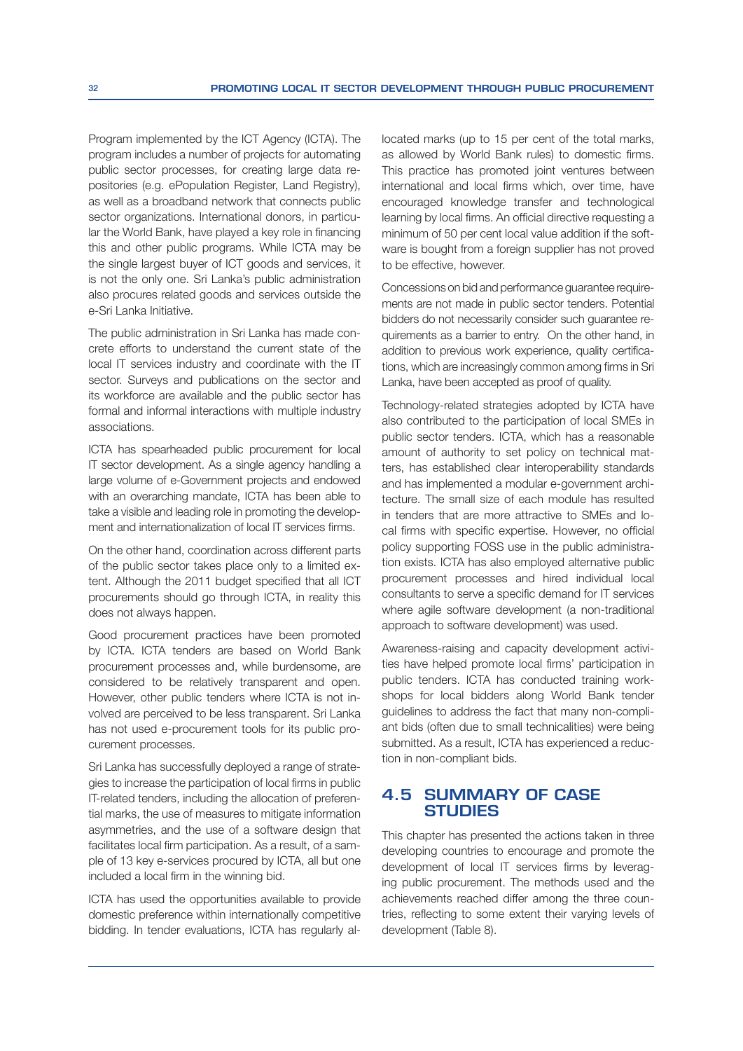Program implemented by the ICT Agency (ICTA). The program includes a number of projects for automating public sector processes, for creating large data repositories (e.g. ePopulation Register, Land Registry), as well as a broadband network that connects public sector organizations. International donors, in particular the World Bank, have played a key role in financing this and other public programs. While ICTA may be the single largest buyer of ICT goods and services, it is not the only one. Sri Lanka's public administration also procures related goods and services outside the e-Sri Lanka Initiative.

The public administration in Sri Lanka has made concrete efforts to understand the current state of the local IT services industry and coordinate with the IT sector. Surveys and publications on the sector and its workforce are available and the public sector has formal and informal interactions with multiple industry associations.

ICTA has spearheaded public procurement for local IT sector development. As a single agency handling a large volume of e-Government projects and endowed with an overarching mandate, ICTA has been able to take a visible and leading role in promoting the development and internationalization of local IT services firms.

On the other hand, coordination across different parts of the public sector takes place only to a limited extent. Although the 2011 budget specified that all ICT procurements should go through ICTA, in reality this does not always happen.

Good procurement practices have been promoted by ICTA. ICTA tenders are based on World Bank procurement processes and, while burdensome, are considered to be relatively transparent and open. However, other public tenders where ICTA is not involved are perceived to be less transparent. Sri Lanka has not used e-procurement tools for its public procurement processes.

Sri Lanka has successfully deployed a range of strategies to increase the participation of local firms in public IT-related tenders, including the allocation of preferential marks, the use of measures to mitigate information asymmetries, and the use of a software design that facilitates local firm participation. As a result, of a sample of 13 key e-services procured by ICTA, all but one included a local firm in the winning bid.

ICTA has used the opportunities available to provide domestic preference within internationally competitive bidding. In tender evaluations, ICTA has regularly allocated marks (up to 15 per cent of the total marks, as allowed by World Bank rules) to domestic firms. This practice has promoted joint ventures between international and local firms which, over time, have encouraged knowledge transfer and technological learning by local firms. An official directive requesting a minimum of 50 per cent local value addition if the software is bought from a foreign supplier has not proved to be effective, however.

Concessions on bid and performance guarantee requirements are not made in public sector tenders. Potential bidders do not necessarily consider such guarantee requirements as a barrier to entry. On the other hand, in addition to previous work experience, quality certifications, which are increasingly common among firms in Sri Lanka, have been accepted as proof of quality.

Technology-related strategies adopted by ICTA have also contributed to the participation of local SMEs in public sector tenders. ICTA, which has a reasonable amount of authority to set policy on technical matters, has established clear interoperability standards and has implemented a modular e-government architecture. The small size of each module has resulted in tenders that are more attractive to SMEs and local firms with specific expertise. However, no official policy supporting FOSS use in the public administration exists. ICTA has also employed alternative public procurement processes and hired individual local consultants to serve a specific demand for IT services where agile software development (a non-traditional approach to software development) was used.

Awareness-raising and capacity development activities have helped promote local firms' participation in public tenders. ICTA has conducted training workshops for local bidders along World Bank tender guidelines to address the fact that many non-compliant bids (often due to small technicalities) were being submitted. As a result, ICTA has experienced a reduction in non-compliant bids.

## 4.5 SUMMARY OF CASE STUDIES

This chapter has presented the actions taken in three developing countries to encourage and promote the development of local IT services firms by leveraging public procurement. The methods used and the achievements reached differ among the three countries, reflecting to some extent their varying levels of development (Table 8).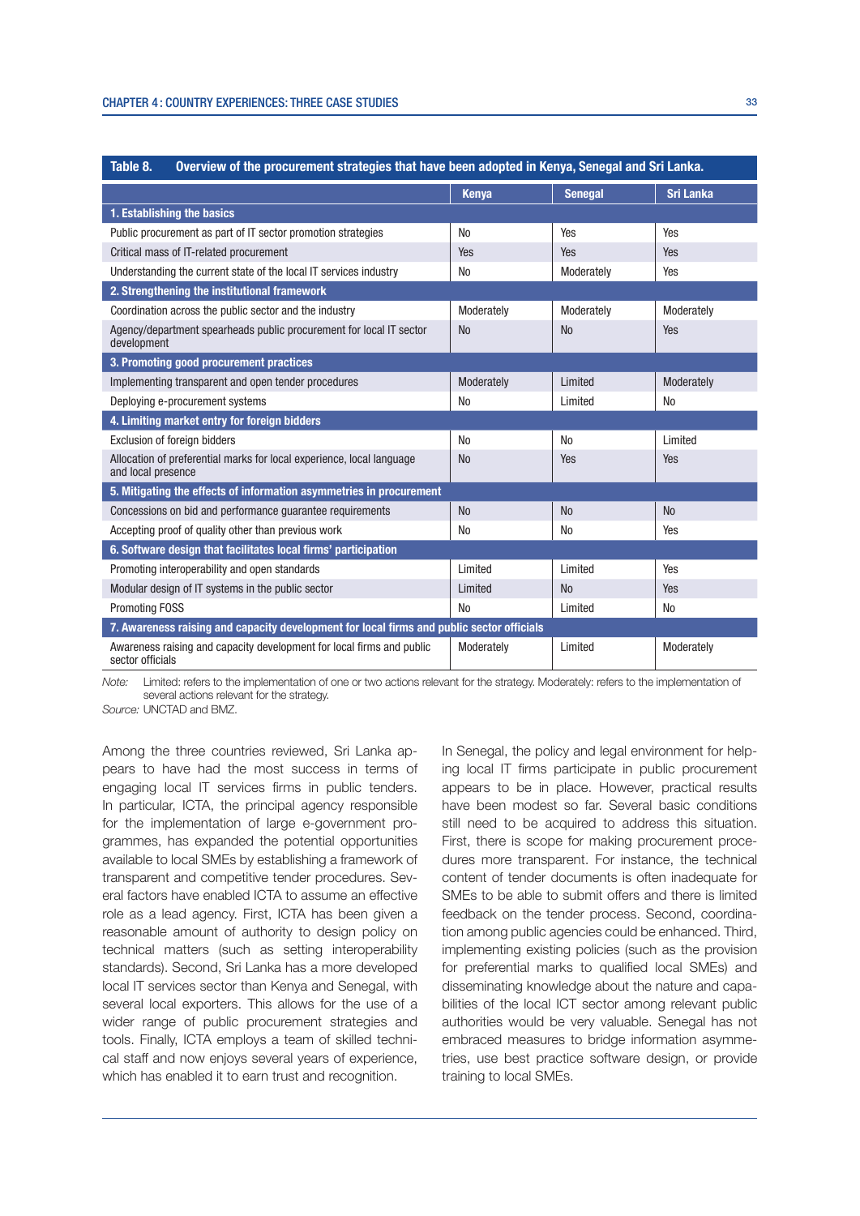**Table 8. Overview of the procurement strategies that have been adopted in Kenya, Senegal and Sri Lanka.**

| | Kenya | Senegal | Sri Lanka |
|---|---|---|---|
| **1. Establishing the basics** | | | |
| Public procurement as part of IT sector promotion strategies | No | Yes | Yes |
| Critical mass of IT-related procurement | Yes | Yes | Yes |
| Understanding the current state of the local IT services industry | No | Moderately | Yes |
| **2. Strengthening the institutional framework** | | | |
| Coordination across the public sector and the industry | Moderately | Moderately | Moderately |
| Agency/department spearheads public procurement for local IT sector development | No | No | Yes |
| **3. Promoting good procurement practices** | | | |
| Implementing transparent and open tender procedures | Moderately | Limited | Moderately |
| Deploying e-procurement systems | No | Limited | No |
| **4. Limiting market entry for foreign bidders** | | | |
| Exclusion of foreign bidders | No | No | Limited |
| Allocation of preferential marks for local experience, local language and local presence | No | Yes | Yes |
| **5. Mitigating the effects of information asymmetries in procurement** | | | |
| Concessions on bid and performance guarantee requirements | No | No | No |
| Accepting proof of quality other than previous work | No | No | Yes |
| **6. Software design that facilitates local firms' participation** | | | |
| Promoting interoperability and open standards | Limited | Limited | Yes |
| Modular design of IT systems in the public sector | Limited | No | Yes |
| Promoting FOSS | No | Limited | No |
| **7. Awareness raising and capacity development for local firms and public sector officials** | | | |
| Awareness raising and capacity development for local firms and public sector officials | Moderately | Limited | Moderately |

*Note:* Limited: refers to the implementation of one or two actions relevant for the strategy. Moderately: refers to the implementation of several actions relevant for the strategy.
*Source:* UNCTAD and BMZ.

Among the three countries reviewed, Sri Lanka appears to have had the most success in terms of engaging local IT services firms in public tenders. In particular, ICTA, the principal agency responsible for the implementation of large e-government programmes, has expanded the potential opportunities available to local SMEs by establishing a framework of transparent and competitive tender procedures. Several factors have enabled ICTA to assume an effective role as a lead agency. First, ICTA has been given a reasonable amount of authority to design policy on technical matters (such as setting interoperability standards). Second, Sri Lanka has a more developed local IT services sector than Kenya and Senegal, with several local exporters. This allows for the use of a wider range of public procurement strategies and tools. Finally, ICTA employs a team of skilled technical staff and now enjoys several years of experience, which has enabled it to earn trust and recognition.

In Senegal, the policy and legal environment for helping local IT firms participate in public procurement appears to be in place. However, practical results have been modest so far. Several basic conditions still need to be acquired to address this situation. First, there is scope for making procurement procedures more transparent. For instance, the technical content of tender documents is often inadequate for SMEs to be able to submit offers and there is limited feedback on the tender process. Second, coordination among public agencies could be enhanced. Third, implementing existing policies (such as the provision for preferential marks to qualified local SMEs) and disseminating knowledge about the nature and capabilities of the local ICT sector among relevant public authorities would be very valuable. Senegal has not embraced measures to bridge information asymmetries, use best practice software design, or provide training to local SMEs.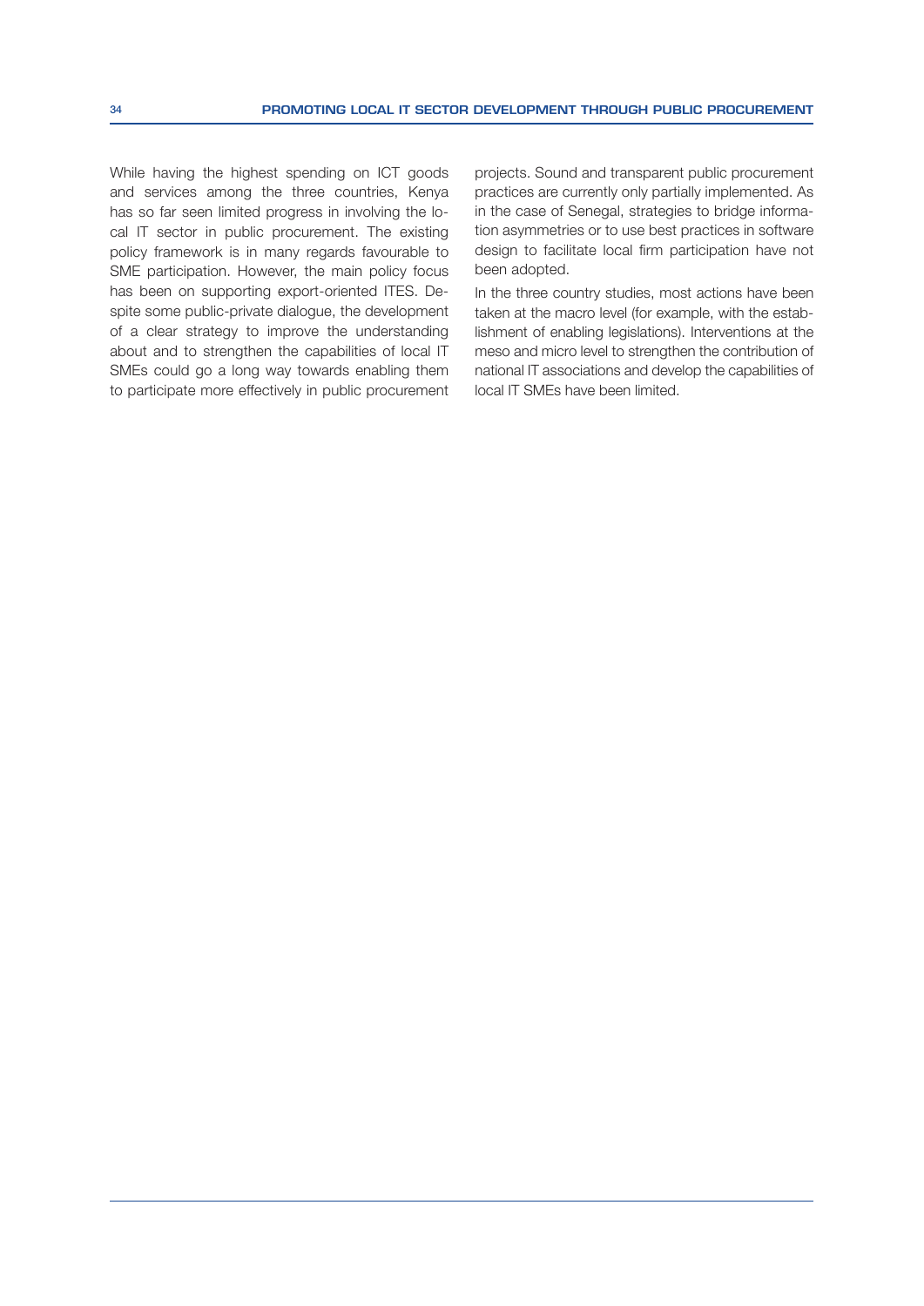While having the highest spending on ICT goods and services among the three countries, Kenya has so far seen limited progress in involving the local IT sector in public procurement. The existing policy framework is in many regards favourable to SME participation. However, the main policy focus has been on supporting export-oriented ITES. Despite some public-private dialogue, the development of a clear strategy to improve the understanding about and to strengthen the capabilities of local IT SMEs could go a long way towards enabling them to participate more effectively in public procurement projects. Sound and transparent public procurement practices are currently only partially implemented. As in the case of Senegal, strategies to bridge information asymmetries or to use best practices in software design to facilitate local firm participation have not been adopted.

In the three country studies, most actions have been taken at the macro level (for example, with the establishment of enabling legislations). Interventions at the meso and micro level to strengthen the contribution of national IT associations and develop the capabilities of local IT SMEs have been limited.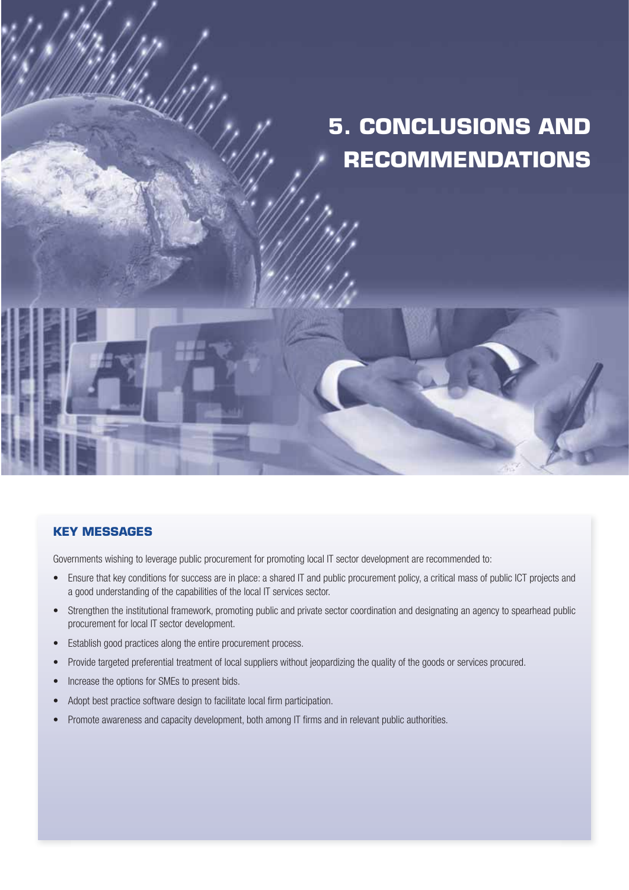# 5. CONCLUSIONS AND RECOMMENDATIONS

## KEY MESSAGES

Governments wishing to leverage public procurement for promoting local IT sector development are recommended to:

- Ensure that key conditions for success are in place: a shared IT and public procurement policy, a critical mass of public ICT projects and a good understanding of the capabilities of the local IT services sector.
- Strengthen the institutional framework, promoting public and private sector coordination and designating an agency to spearhead public procurement for local IT sector development.
- Establish good practices along the entire procurement process.
- Provide targeted preferential treatment of local suppliers without jeopardizing the quality of the goods or services procured.
- Increase the options for SMEs to present bids.
- Adopt best practice software design to facilitate local firm participation.
- Promote awareness and capacity development, both among IT firms and in relevant public authorities.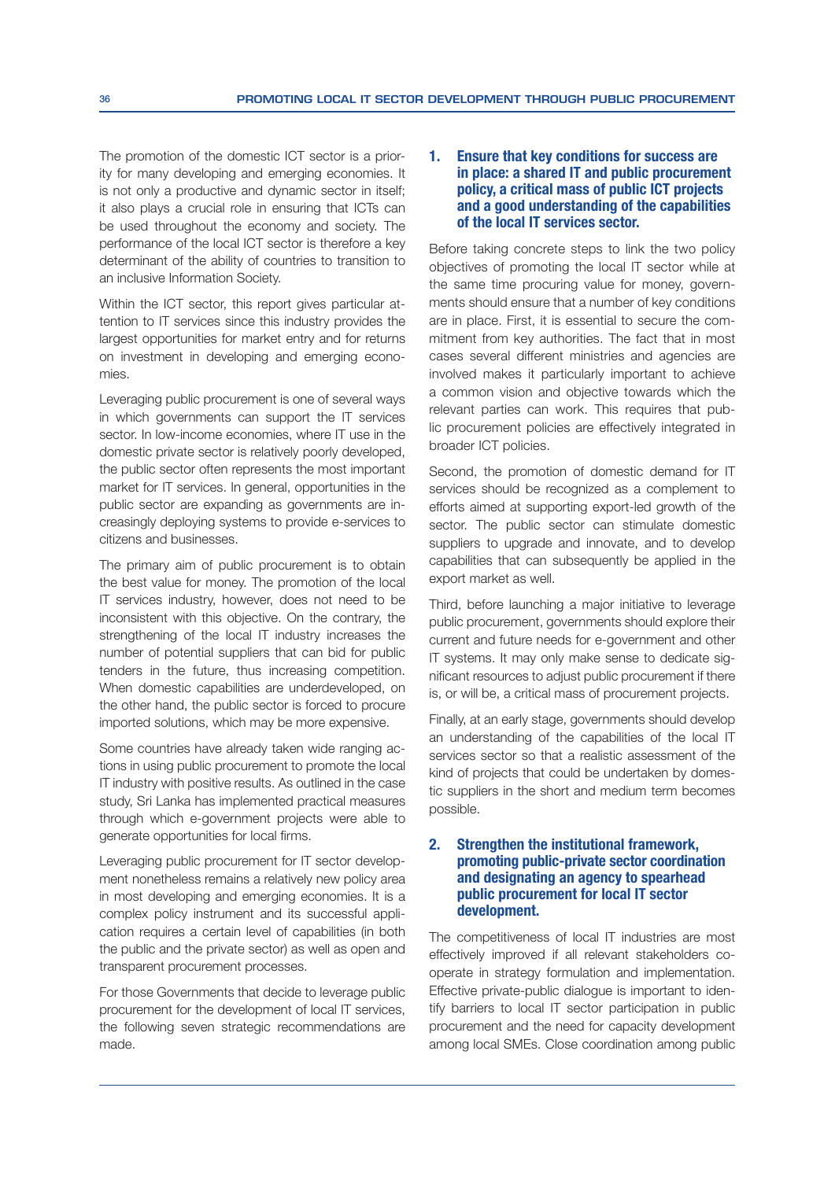The promotion of the domestic ICT sector is a priority for many developing and emerging economies. It is not only a productive and dynamic sector in itself; it also plays a crucial role in ensuring that ICTs can be used throughout the economy and society. The performance of the local ICT sector is therefore a key determinant of the ability of countries to transition to an inclusive Information Society.

Within the ICT sector, this report gives particular attention to IT services since this industry provides the largest opportunities for market entry and for returns on investment in developing and emerging economies.

Leveraging public procurement is one of several ways in which governments can support the IT services sector. In low-income economies, where IT use in the domestic private sector is relatively poorly developed, the public sector often represents the most important market for IT services. In general, opportunities in the public sector are expanding as governments are increasingly deploying systems to provide e-services to citizens and businesses.

The primary aim of public procurement is to obtain the best value for money. The promotion of the local IT services industry, however, does not need to be inconsistent with this objective. On the contrary, the strengthening of the local IT industry increases the number of potential suppliers that can bid for public tenders in the future, thus increasing competition. When domestic capabilities are underdeveloped, on the other hand, the public sector is forced to procure imported solutions, which may be more expensive.

Some countries have already taken wide ranging actions in using public procurement to promote the local IT industry with positive results. As outlined in the case study, Sri Lanka has implemented practical measures through which e-government projects were able to generate opportunities for local firms.

Leveraging public procurement for IT sector development nonetheless remains a relatively new policy area in most developing and emerging economies. It is a complex policy instrument and its successful application requires a certain level of capabilities (in both the public and the private sector) as well as open and transparent procurement processes.

For those Governments that decide to leverage public procurement for the development of local IT services, the following seven strategic recommendations are made.

### 1. Ensure that key conditions for success are in place: a shared IT and public procurement policy, a critical mass of public ICT projects and a good understanding of the capabilities of the local IT services sector.

Before taking concrete steps to link the two policy objectives of promoting the local IT sector while at the same time procuring value for money, governments should ensure that a number of key conditions are in place. First, it is essential to secure the commitment from key authorities. The fact that in most cases several different ministries and agencies are involved makes it particularly important to achieve a common vision and objective towards which the relevant parties can work. This requires that public procurement policies are effectively integrated in broader ICT policies.

Second, the promotion of domestic demand for IT services should be recognized as a complement to efforts aimed at supporting export-led growth of the sector. The public sector can stimulate domestic suppliers to upgrade and innovate, and to develop capabilities that can subsequently be applied in the export market as well.

Third, before launching a major initiative to leverage public procurement, governments should explore their current and future needs for e-government and other IT systems. It may only make sense to dedicate significant resources to adjust public procurement if there is, or will be, a critical mass of procurement projects.

Finally, at an early stage, governments should develop an understanding of the capabilities of the local IT services sector so that a realistic assessment of the kind of projects that could be undertaken by domestic suppliers in the short and medium term becomes possible.

### 2. Strengthen the institutional framework, promoting public-private sector coordination and designating an agency to spearhead public procurement for local IT sector development.

The competitiveness of local IT industries are most effectively improved if all relevant stakeholders cooperate in strategy formulation and implementation. Effective private-public dialogue is important to identify barriers to local IT sector participation in public procurement and the need for capacity development among local SMEs. Close coordination among public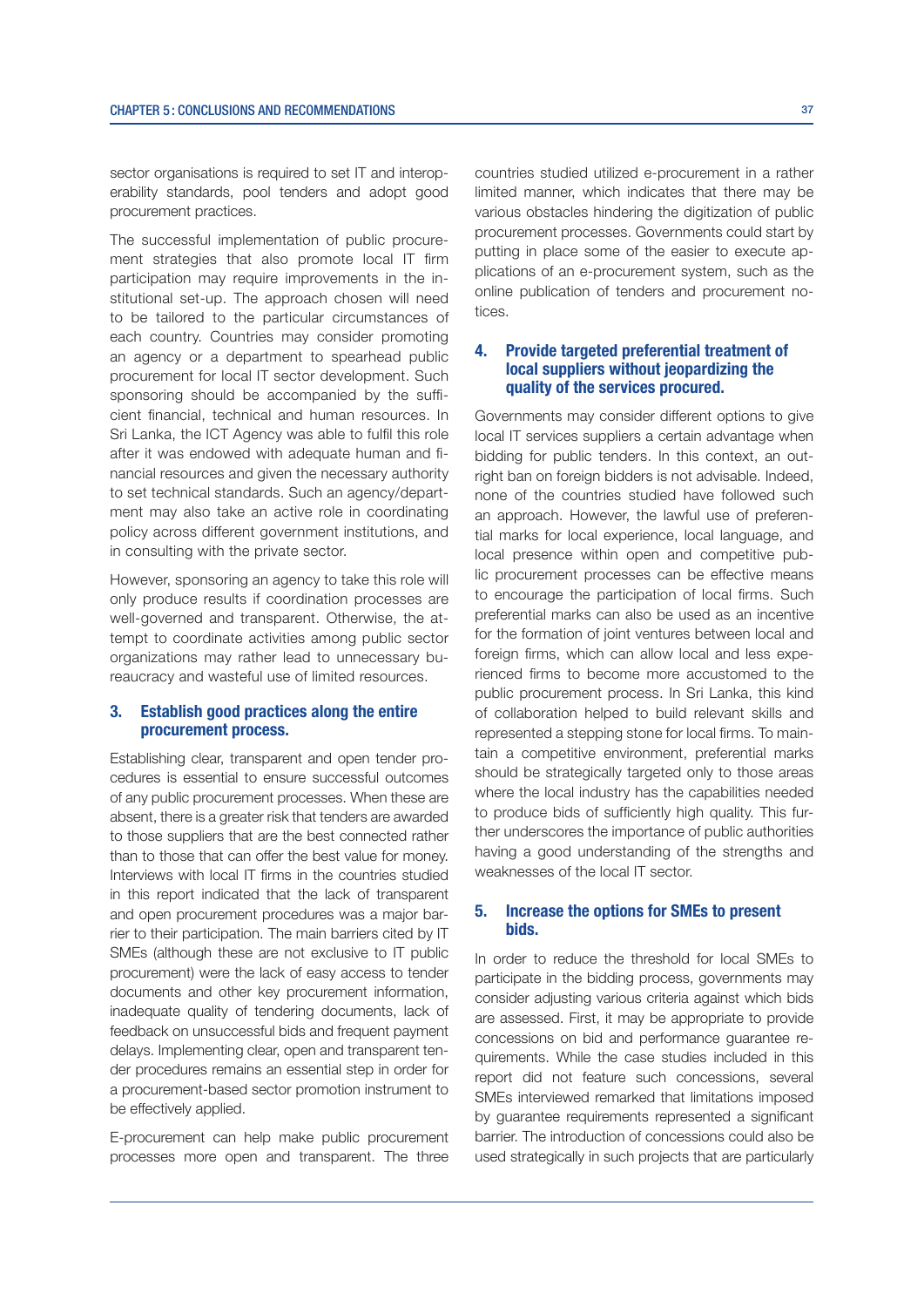sector organisations is required to set IT and interoperability standards, pool tenders and adopt good procurement practices.

The successful implementation of public procurement strategies that also promote local IT firm participation may require improvements in the institutional set-up. The approach chosen will need to be tailored to the particular circumstances of each country. Countries may consider promoting an agency or a department to spearhead public procurement for local IT sector development. Such sponsoring should be accompanied by the sufficient financial, technical and human resources. In Sri Lanka, the ICT Agency was able to fulfil this role after it was endowed with adequate human and financial resources and given the necessary authority to set technical standards. Such an agency/department may also take an active role in coordinating policy across different government institutions, and in consulting with the private sector.

However, sponsoring an agency to take this role will only produce results if coordination processes are well-governed and transparent. Otherwise, the attempt to coordinate activities among public sector organizations may rather lead to unnecessary bureaucracy and wasteful use of limited resources.

### 3. Establish good practices along the entire procurement process.

Establishing clear, transparent and open tender procedures is essential to ensure successful outcomes of any public procurement processes. When these are absent, there is a greater risk that tenders are awarded to those suppliers that are the best connected rather than to those that can offer the best value for money. Interviews with local IT firms in the countries studied in this report indicated that the lack of transparent and open procurement procedures was a major barrier to their participation. The main barriers cited by IT SMEs (although these are not exclusive to IT public procurement) were the lack of easy access to tender documents and other key procurement information, inadequate quality of tendering documents, lack of feedback on unsuccessful bids and frequent payment delays. Implementing clear, open and transparent tender procedures remains an essential step in order for a procurement-based sector promotion instrument to be effectively applied.

E-procurement can help make public procurement processes more open and transparent. The three countries studied utilized e-procurement in a rather limited manner, which indicates that there may be various obstacles hindering the digitization of public procurement processes. Governments could start by putting in place some of the easier to execute applications of an e-procurement system, such as the online publication of tenders and procurement notices.

### 4. Provide targeted preferential treatment of local suppliers without jeopardizing the quality of the services procured.

Governments may consider different options to give local IT services suppliers a certain advantage when bidding for public tenders. In this context, an outright ban on foreign bidders is not advisable. Indeed, none of the countries studied have followed such an approach. However, the lawful use of preferential marks for local experience, local language, and local presence within open and competitive public procurement processes can be effective means to encourage the participation of local firms. Such preferential marks can also be used as an incentive for the formation of joint ventures between local and foreign firms, which can allow local and less experienced firms to become more accustomed to the public procurement process. In Sri Lanka, this kind of collaboration helped to build relevant skills and represented a stepping stone for local firms. To maintain a competitive environment, preferential marks should be strategically targeted only to those areas where the local industry has the capabilities needed to produce bids of sufficiently high quality. This further underscores the importance of public authorities having a good understanding of the strengths and weaknesses of the local IT sector.

### 5. Increase the options for SMEs to present bids.

In order to reduce the threshold for local SMEs to participate in the bidding process, governments may consider adjusting various criteria against which bids are assessed. First, it may be appropriate to provide concessions on bid and performance guarantee requirements. While the case studies included in this report did not feature such concessions, several SMEs interviewed remarked that limitations imposed by guarantee requirements represented a significant barrier. The introduction of concessions could also be used strategically in such projects that are particularly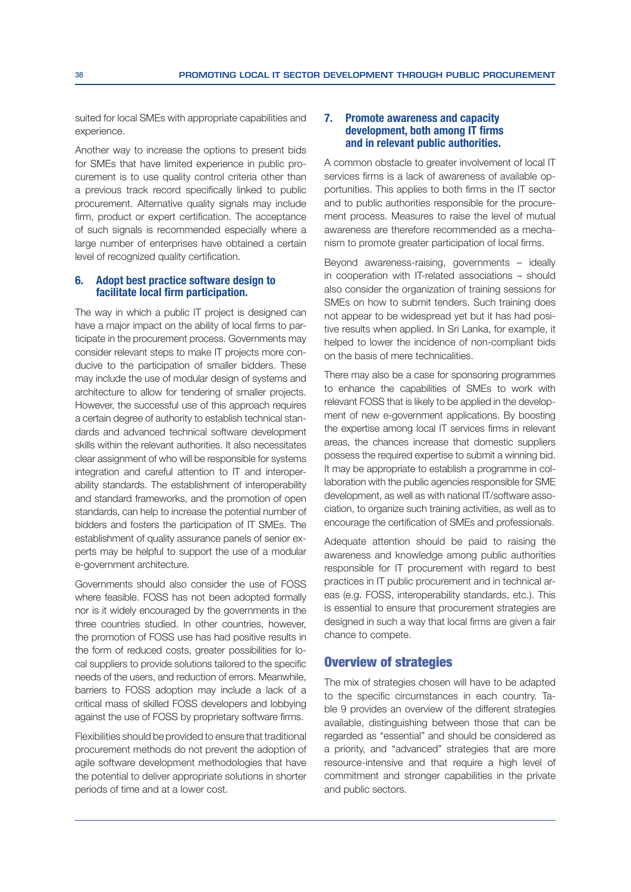suited for local SMEs with appropriate capabilities and experience.

Another way to increase the options to present bids for SMEs that have limited experience in public procurement is to use quality control criteria other than a previous track record specifically linked to public procurement. Alternative quality signals may include firm, product or expert certification. The acceptance of such signals is recommended especially where a large number of enterprises have obtained a certain level of recognized quality certification.

### 6. Adopt best practice software design to facilitate local firm participation.

The way in which a public IT project is designed can have a major impact on the ability of local firms to participate in the procurement process. Governments may consider relevant steps to make IT projects more conducive to the participation of smaller bidders. These may include the use of modular design of systems and architecture to allow for tendering of smaller projects. However, the successful use of this approach requires a certain degree of authority to establish technical standards and advanced technical software development skills within the relevant authorities. It also necessitates clear assignment of who will be responsible for systems integration and careful attention to IT and interoperability standards. The establishment of interoperability and standard frameworks, and the promotion of open standards, can help to increase the potential number of bidders and fosters the participation of IT SMEs. The establishment of quality assurance panels of senior experts may be helpful to support the use of a modular e-government architecture.

Governments should also consider the use of FOSS where feasible. FOSS has not been adopted formally nor is it widely encouraged by the governments in the three countries studied. In other countries, however, the promotion of FOSS use has had positive results in the form of reduced costs, greater possibilities for local suppliers to provide solutions tailored to the specific needs of the users, and reduction of errors. Meanwhile, barriers to FOSS adoption may include a lack of a critical mass of skilled FOSS developers and lobbying against the use of FOSS by proprietary software firms.

Flexibilities should be provided to ensure that traditional procurement methods do not prevent the adoption of agile software development methodologies that have the potential to deliver appropriate solutions in shorter periods of time and at a lower cost.

### 7. Promote awareness and capacity development, both among IT firms and in relevant public authorities.

A common obstacle to greater involvement of local IT services firms is a lack of awareness of available opportunities. This applies to both firms in the IT sector and to public authorities responsible for the procurement process. Measures to raise the level of mutual awareness are therefore recommended as a mechanism to promote greater participation of local firms.

Beyond awareness-raising, governments – ideally in cooperation with IT-related associations – should also consider the organization of training sessions for SMEs on how to submit tenders. Such training does not appear to be widespread yet but it has had positive results when applied. In Sri Lanka, for example, it helped to lower the incidence of non-compliant bids on the basis of mere technicalities.

There may also be a case for sponsoring programmes to enhance the capabilities of SMEs to work with relevant FOSS that is likely to be applied in the development of new e-government applications. By boosting the expertise among local IT services firms in relevant areas, the chances increase that domestic suppliers possess the required expertise to submit a winning bid. It may be appropriate to establish a programme in collaboration with the public agencies responsible for SME development, as well as with national IT/software association, to organize such training activities, as well as to encourage the certification of SMEs and professionals.

Adequate attention should be paid to raising the awareness and knowledge among public authorities responsible for IT procurement with regard to best practices in IT public procurement and in technical areas (e.g. FOSS, interoperability standards, etc.). This is essential to ensure that procurement strategies are designed in such a way that local firms are given a fair chance to compete.

## Overview of strategies

The mix of strategies chosen will have to be adapted to the specific circumstances in each country. Table 9 provides an overview of the different strategies available, distinguishing between those that can be regarded as "essential" and should be considered as a priority, and "advanced" strategies that are more resource-intensive and that require a high level of commitment and stronger capabilities in the private and public sectors.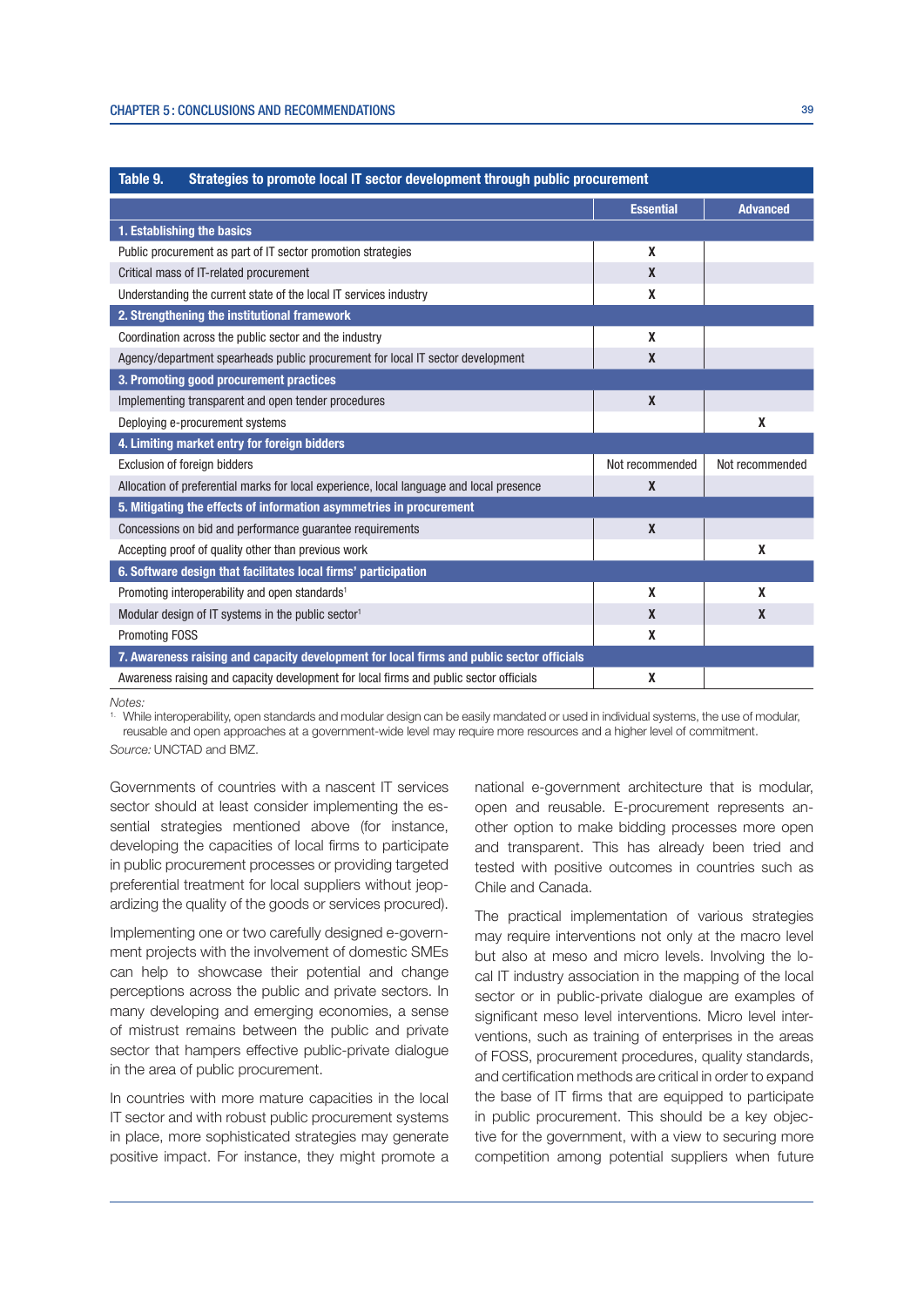**Table 9. Strategies to promote local IT sector development through public procurement**

| | Essential | Advanced |
|---|---|---|
| **1. Establishing the basics** | | |
| Public procurement as part of IT sector promotion strategies | X | |
| Critical mass of IT-related procurement | X | |
| Understanding the current state of the local IT services industry | X | |
| **2. Strengthening the institutional framework** | | |
| Coordination across the public sector and the industry | X | |
| Agency/department spearheads public procurement for local IT sector development | X | |
| **3. Promoting good procurement practices** | | |
| Implementing transparent and open tender procedures | X | |
| Deploying e-procurement systems | | X |
| **4. Limiting market entry for foreign bidders** | | |
| Exclusion of foreign bidders | Not recommended | Not recommended |
| Allocation of preferential marks for local experience, local language and local presence | X | |
| **5. Mitigating the effects of information asymmetries in procurement** | | |
| Concessions on bid and performance guarantee requirements | X | |
| Accepting proof of quality other than previous work | | X |
| **6. Software design that facilitates local firms' participation** | | |
| Promoting interoperability and open standards[1] | X | X |
| Modular design of IT systems in the public sector[1] | X | X |
| Promoting FOSS | X | |
| **7. Awareness raising and capacity development for local firms and public sector officials** | | |
| Awareness raising and capacity development for local firms and public sector officials | X | |

*Notes:*
[1] While interoperability, open standards and modular design can be easily mandated or used in individual systems, the use of modular, reusable and open approaches at a government-wide level may require more resources and a higher level of commitment.

*Source:* UNCTAD and BMZ.

Governments of countries with a nascent IT services sector should at least consider implementing the essential strategies mentioned above (for instance, developing the capacities of local firms to participate in public procurement processes or providing targeted preferential treatment for local suppliers without jeopardizing the quality of the goods or services procured).

Implementing one or two carefully designed e-government projects with the involvement of domestic SMEs can help to showcase their potential and change perceptions across the public and private sectors. In many developing and emerging economies, a sense of mistrust remains between the public and private sector that hampers effective public-private dialogue in the area of public procurement.

In countries with more mature capacities in the local IT sector and with robust public procurement systems in place, more sophisticated strategies may generate positive impact. For instance, they might promote a national e-government architecture that is modular, open and reusable. E-procurement represents another option to make bidding processes more open and transparent. This has already been tried and tested with positive outcomes in countries such as Chile and Canada.

The practical implementation of various strategies may require interventions not only at the macro level but also at meso and micro levels. Involving the local IT industry association in the mapping of the local sector or in public-private dialogue are examples of significant meso level interventions. Micro level interventions, such as training of enterprises in the areas of FOSS, procurement procedures, quality standards, and certification methods are critical in order to expand the base of IT firms that are equipped to participate in public procurement. This should be a key objective for the government, with a view to securing more competition among potential suppliers when future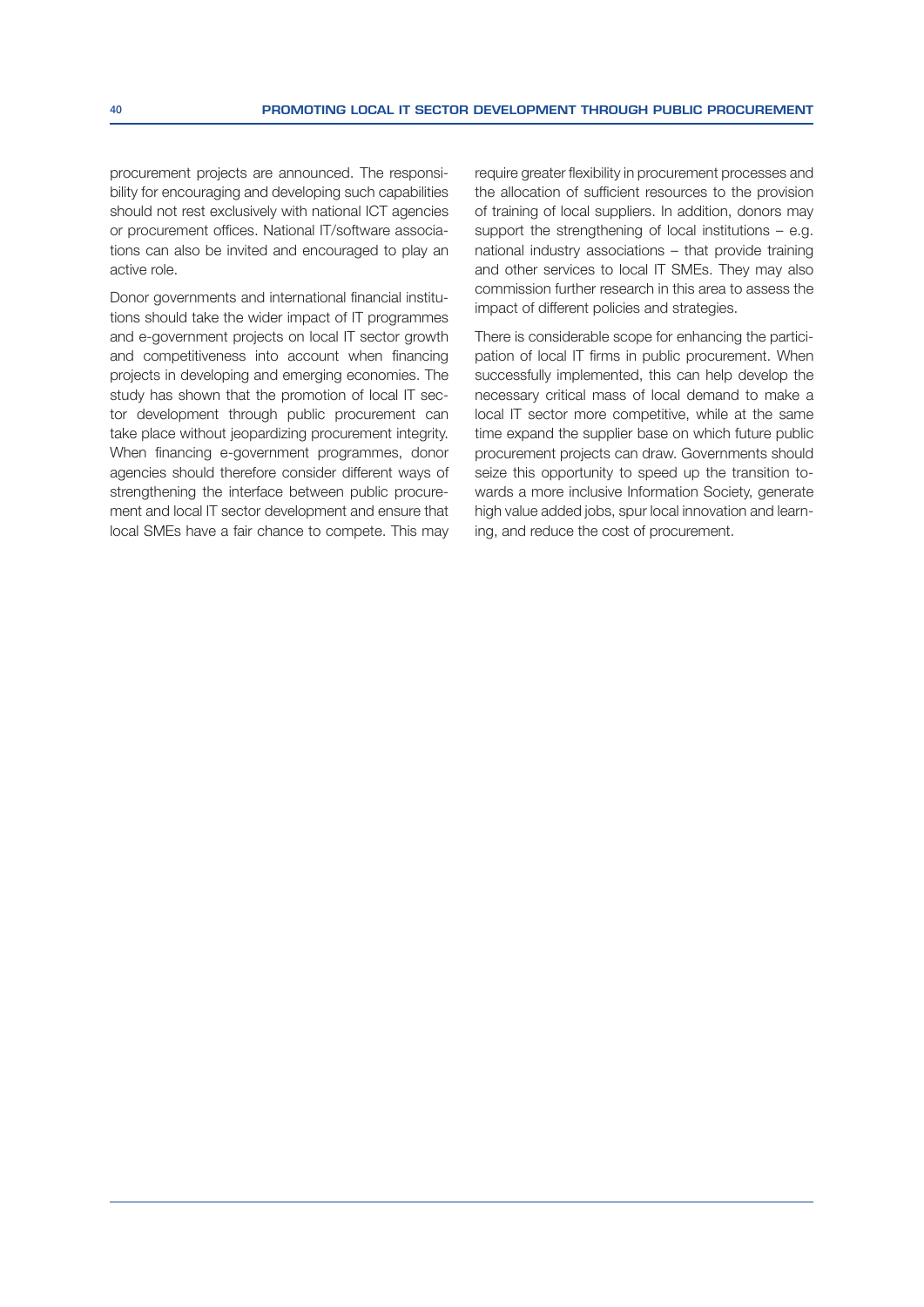procurement projects are announced. The responsibility for encouraging and developing such capabilities should not rest exclusively with national ICT agencies or procurement offices. National IT/software associations can also be invited and encouraged to play an active role.

Donor governments and international financial institutions should take the wider impact of IT programmes and e-government projects on local IT sector growth and competitiveness into account when financing projects in developing and emerging economies. The study has shown that the promotion of local IT sector development through public procurement can take place without jeopardizing procurement integrity. When financing e-government programmes, donor agencies should therefore consider different ways of strengthening the interface between public procurement and local IT sector development and ensure that local SMEs have a fair chance to compete. This may require greater flexibility in procurement processes and the allocation of sufficient resources to the provision of training of local suppliers. In addition, donors may support the strengthening of local institutions – e.g. national industry associations – that provide training and other services to local IT SMEs. They may also commission further research in this area to assess the impact of different policies and strategies.

There is considerable scope for enhancing the participation of local IT firms in public procurement. When successfully implemented, this can help develop the necessary critical mass of local demand to make a local IT sector more competitive, while at the same time expand the supplier base on which future public procurement projects can draw. Governments should seize this opportunity to speed up the transition towards a more inclusive Information Society, generate high value added jobs, spur local innovation and learning, and reduce the cost of procurement.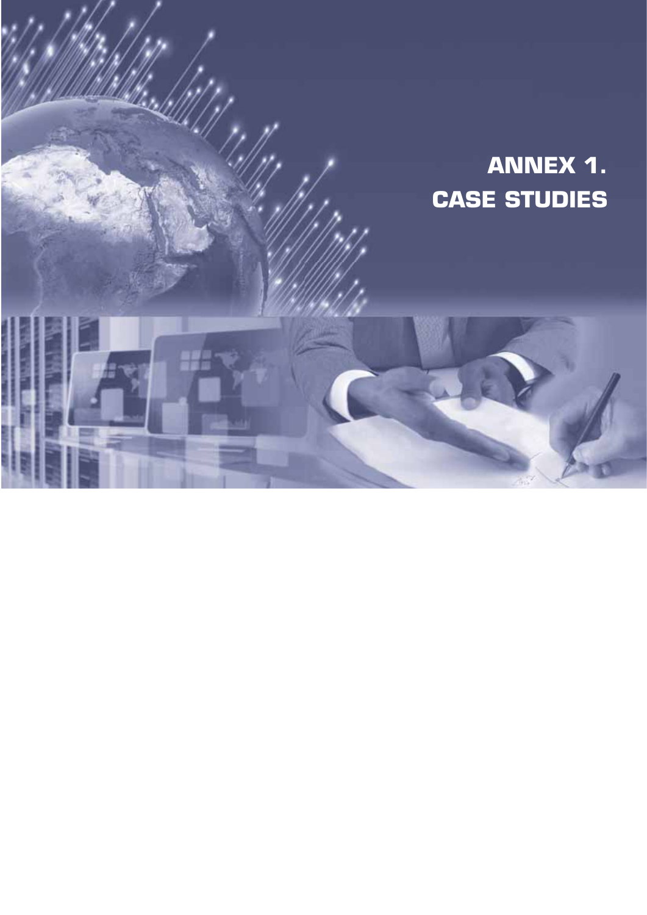# ANNEX 1. CASE STUDIES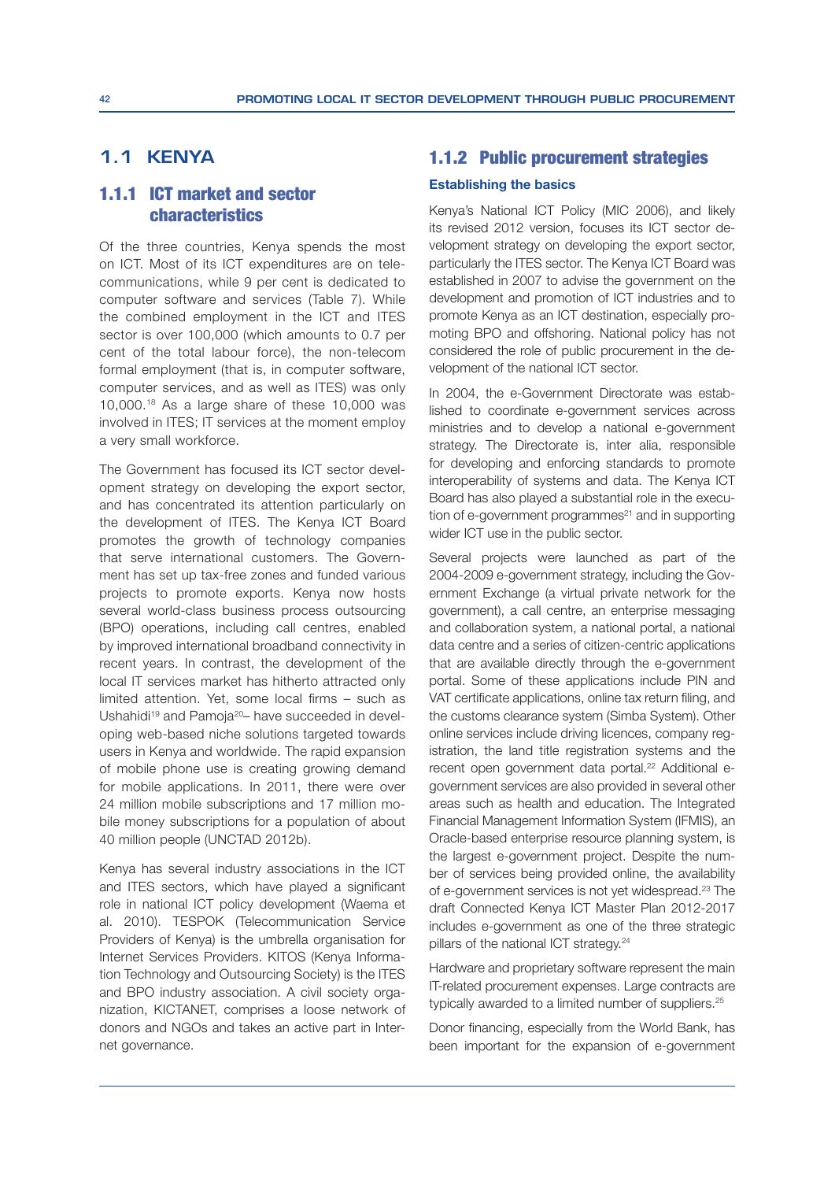## 1.1 KENYA

### 1.1.1 ICT market and sector characteristics

Of the three countries, Kenya spends the most on ICT. Most of its ICT expenditures are on telecommunications, while 9 per cent is dedicated to computer software and services (Table 7). While the combined employment in the ICT and ITES sector is over 100,000 (which amounts to 0.7 per cent of the total labour force), the non-telecom formal employment (that is, in computer software, computer services, and as well as ITES) was only 10,000.[18] As a large share of these 10,000 was involved in ITES; IT services at the moment employ a very small workforce.

The Government has focused its ICT sector development strategy on developing the export sector, and has concentrated its attention particularly on the development of ITES. The Kenya ICT Board promotes the growth of technology companies that serve international customers. The Government has set up tax-free zones and funded various projects to promote exports. Kenya now hosts several world-class business process outsourcing (BPO) operations, including call centres, enabled by improved international broadband connectivity in recent years. In contrast, the development of the local IT services market has hitherto attracted only limited attention. Yet, some local firms – such as Ushahidi[19] and Pamoja[20]– have succeeded in developing web-based niche solutions targeted towards users in Kenya and worldwide. The rapid expansion of mobile phone use is creating growing demand for mobile applications. In 2011, there were over 24 million mobile subscriptions and 17 million mobile money subscriptions for a population of about 40 million people (UNCTAD 2012b).

Kenya has several industry associations in the ICT and ITES sectors, which have played a significant role in national ICT policy development (Waema et al. 2010). TESPOK (Telecommunication Service Providers of Kenya) is the umbrella organisation for Internet Services Providers. KITOS (Kenya Information Technology and Outsourcing Society) is the ITES and BPO industry association. A civil society organization, KICTANET, comprises a loose network of donors and NGOs and takes an active part in Internet governance.

### 1.1.2 Public procurement strategies

**Establishing the basics**

Kenya's National ICT Policy (MIC 2006), and likely its revised 2012 version, focuses its ICT sector development strategy on developing the export sector, particularly the ITES sector. The Kenya ICT Board was established in 2007 to advise the government on the development and promotion of ICT industries and to promote Kenya as an ICT destination, especially promoting BPO and offshoring. National policy has not considered the role of public procurement in the development of the national ICT sector.

In 2004, the e-Government Directorate was established to coordinate e-government services across ministries and to develop a national e-government strategy. The Directorate is, inter alia, responsible for developing and enforcing standards to promote interoperability of systems and data. The Kenya ICT Board has also played a substantial role in the execution of e-government programmes[21] and in supporting wider ICT use in the public sector.

Several projects were launched as part of the 2004-2009 e-government strategy, including the Government Exchange (a virtual private network for the government), a call centre, an enterprise messaging and collaboration system, a national portal, a national data centre and a series of citizen-centric applications that are available directly through the e-government portal. Some of these applications include PIN and VAT certificate applications, online tax return filing, and the customs clearance system (Simba System). Other online services include driving licences, company registration, the land title registration systems and the recent open government data portal.[22] Additional e-government services are also provided in several other areas such as health and education. The Integrated Financial Management Information System (IFMIS), an Oracle-based enterprise resource planning system, is the largest e-government project. Despite the number of services being provided online, the availability of e-government services is not yet widespread.[23] The draft Connected Kenya ICT Master Plan 2012-2017 includes e-government as one of the three strategic pillars of the national ICT strategy.[24]

Hardware and proprietary software represent the main IT-related procurement expenses. Large contracts are typically awarded to a limited number of suppliers.[25]

Donor financing, especially from the World Bank, has been important for the expansion of e-government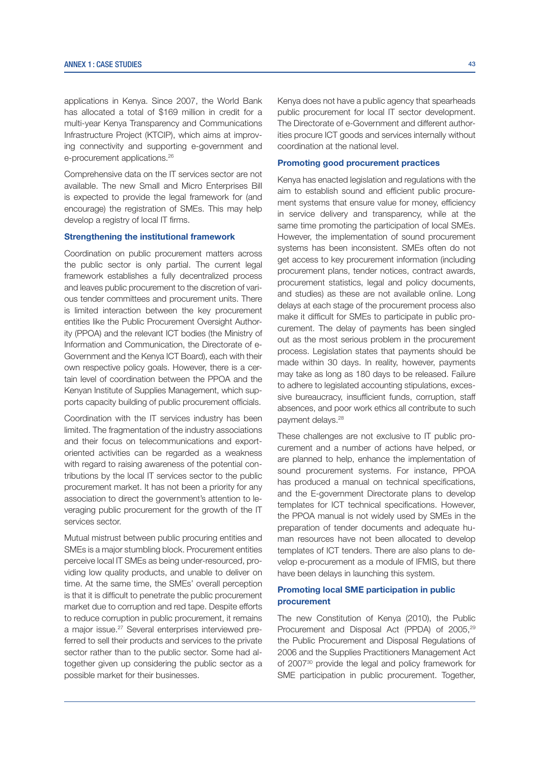applications in Kenya. Since 2007, the World Bank has allocated a total of $169 million in credit for a multi-year Kenya Transparency and Communications Infrastructure Project (KTCIP), which aims at improving connectivity and supporting e-government and e-procurement applications.[26]

Comprehensive data on the IT services sector are not available. The new Small and Micro Enterprises Bill is expected to provide the legal framework for (and encourage) the registration of SMEs. This may help develop a registry of local IT firms.

### Strengthening the institutional framework

Coordination on public procurement matters across the public sector is only partial. The current legal framework establishes a fully decentralized process and leaves public procurement to the discretion of various tender committees and procurement units. There is limited interaction between the key procurement entities like the Public Procurement Oversight Authority (PPOA) and the relevant ICT bodies (the Ministry of Information and Communication, the Directorate of e-Government and the Kenya ICT Board), each with their own respective policy goals. However, there is a certain level of coordination between the PPOA and the Kenyan Institute of Supplies Management, which supports capacity building of public procurement officials.

Coordination with the IT services industry has been limited. The fragmentation of the industry associations and their focus on telecommunications and export-oriented activities can be regarded as a weakness with regard to raising awareness of the potential contributions by the local IT services sector to the public procurement market. It has not been a priority for any association to direct the government's attention to leveraging public procurement for the growth of the IT services sector.

Mutual mistrust between public procuring entities and SMEs is a major stumbling block. Procurement entities perceive local IT SMEs as being under-resourced, providing low quality products, and unable to deliver on time. At the same time, the SMEs' overall perception is that it is difficult to penetrate the public procurement market due to corruption and red tape. Despite efforts to reduce corruption in public procurement, it remains a major issue.[27] Several enterprises interviewed preferred to sell their products and services to the private sector rather than to the public sector. Some had altogether given up considering the public sector as a possible market for their businesses.

Kenya does not have a public agency that spearheads public procurement for local IT sector development. The Directorate of e-Government and different authorities procure ICT goods and services internally without coordination at the national level.

### Promoting good procurement practices

Kenya has enacted legislation and regulations with the aim to establish sound and efficient public procurement systems that ensure value for money, efficiency in service delivery and transparency, while at the same time promoting the participation of local SMEs. However, the implementation of sound procurement systems has been inconsistent. SMEs often do not get access to key procurement information (including procurement plans, tender notices, contract awards, procurement statistics, legal and policy documents, and studies) as these are not available online. Long delays at each stage of the procurement process also make it difficult for SMEs to participate in public procurement. The delay of payments has been singled out as the most serious problem in the procurement process. Legislation states that payments should be made within 30 days. In reality, however, payments may take as long as 180 days to be released. Failure to adhere to legislated accounting stipulations, excessive bureaucracy, insufficient funds, corruption, staff absences, and poor work ethics all contribute to such payment delays.[28]

These challenges are not exclusive to IT public procurement and a number of actions have helped, or are planned to help, enhance the implementation of sound procurement systems. For instance, PPOA has produced a manual on technical specifications, and the E-government Directorate plans to develop templates for ICT technical specifications. However, the PPOA manual is not widely used by SMEs in the preparation of tender documents and adequate human resources have not been allocated to develop templates of ICT tenders. There are also plans to develop e-procurement as a module of IFMIS, but there have been delays in launching this system.

### Promoting local SME participation in public procurement

The new Constitution of Kenya (2010), the Public Procurement and Disposal Act (PPDA) of 2005,[29] the Public Procurement and Disposal Regulations of 2006 and the Supplies Practitioners Management Act of 2007[30] provide the legal and policy framework for SME participation in public procurement. Together,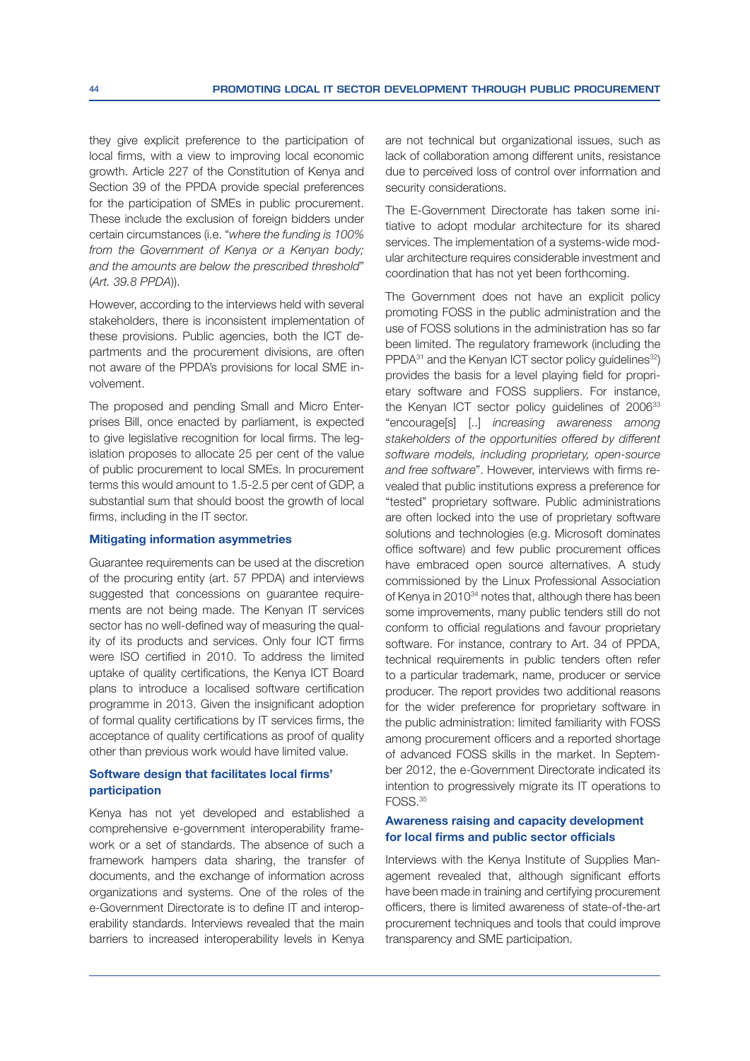they give explicit preference to the participation of local firms, with a view to improving local economic growth. Article 227 of the Constitution of Kenya and Section 39 of the PPDA provide special preferences for the participation of SMEs in public procurement. These include the exclusion of foreign bidders under certain circumstances (i.e. "*where the funding is 100% from the Government of Kenya or a Kenyan body; and the amounts are below the prescribed threshold*" (*Art. 39.8 PPDA*)).

However, according to the interviews held with several stakeholders, there is inconsistent implementation of these provisions. Public agencies, both the ICT departments and the procurement divisions, are often not aware of the PPDA's provisions for local SME involvement.

The proposed and pending Small and Micro Enterprises Bill, once enacted by parliament, is expected to give legislative recognition for local firms. The legislation proposes to allocate 25 per cent of the value of public procurement to local SMEs. In procurement terms this would amount to 1.5-2.5 per cent of GDP, a substantial sum that should boost the growth of local firms, including in the IT sector.

### Mitigating information asymmetries

Guarantee requirements can be used at the discretion of the procuring entity (art. 57 PPDA) and interviews suggested that concessions on guarantee requirements are not being made. The Kenyan IT services sector has no well-defined way of measuring the quality of its products and services. Only four ICT firms were ISO certified in 2010. To address the limited uptake of quality certifications, the Kenya ICT Board plans to introduce a localised software certification programme in 2013. Given the insignificant adoption of formal quality certifications by IT services firms, the acceptance of quality certifications as proof of quality other than previous work would have limited value.

### Software design that facilitates local firms' participation

Kenya has not yet developed and established a comprehensive e-government interoperability framework or a set of standards. The absence of such a framework hampers data sharing, the transfer of documents, and the exchange of information across organizations and systems. One of the roles of the e-Government Directorate is to define IT and interoperability standards. Interviews revealed that the main barriers to increased interoperability levels in Kenya are not technical but organizational issues, such as lack of collaboration among different units, resistance due to perceived loss of control over information and security considerations.

The E-Government Directorate has taken some initiative to adopt modular architecture for its shared services. The implementation of a systems-wide modular architecture requires considerable investment and coordination that has not yet been forthcoming.

The Government does not have an explicit policy promoting FOSS in the public administration and the use of FOSS solutions in the administration has so far been limited. The regulatory framework (including the PPDA[31] and the Kenyan ICT sector policy guidelines[32]) provides the basis for a level playing field for proprietary software and FOSS suppliers. For instance, the Kenyan ICT sector policy guidelines of 2006[33] "encourage[s] [..] *increasing awareness among stakeholders of the opportunities offered by different software models, including proprietary, open-source and free software*". However, interviews with firms revealed that public institutions express a preference for "tested" proprietary software. Public administrations are often locked into the use of proprietary software solutions and technologies (e.g. Microsoft dominates office software) and few public procurement offices have embraced open source alternatives. A study commissioned by the Linux Professional Association of Kenya in 2010[34] notes that, although there has been some improvements, many public tenders still do not conform to official regulations and favour proprietary software. For instance, contrary to Art. 34 of PPDA, technical requirements in public tenders often refer to a particular trademark, name, producer or service producer. The report provides two additional reasons for the wider preference for proprietary software in the public administration: limited familiarity with FOSS among procurement officers and a reported shortage of advanced FOSS skills in the market. In September 2012, the e-Government Directorate indicated its intention to progressively migrate its IT operations to FOSS.[35]

### Awareness raising and capacity development for local firms and public sector officials

Interviews with the Kenya Institute of Supplies Management revealed that, although significant efforts have been made in training and certifying procurement officers, there is limited awareness of state-of-the-art procurement techniques and tools that could improve transparency and SME participation.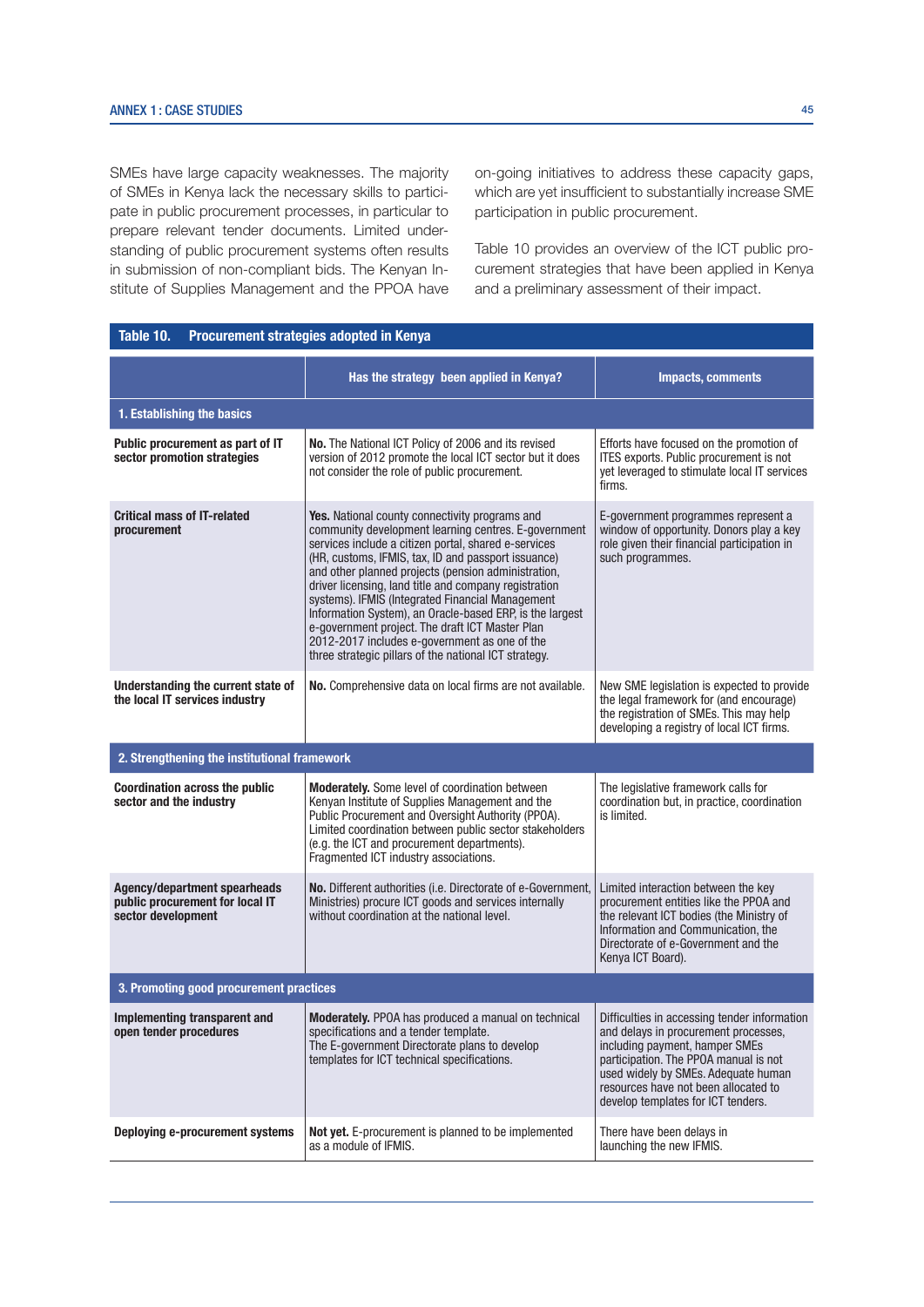SMEs have large capacity weaknesses. The majority of SMEs in Kenya lack the necessary skills to participate in public procurement processes, in particular to prepare relevant tender documents. Limited understanding of public procurement systems often results in submission of non-compliant bids. The Kenyan Institute of Supplies Management and the PPOA have on-going initiatives to address these capacity gaps, which are yet insufficient to substantially increase SME participation in public procurement.

Table 10 provides an overview of the ICT public procurement strategies that have been applied in Kenya and a preliminary assessment of their impact.

**Table 10. Procurement strategies adopted in Kenya**

| | Has the strategy been applied in Kenya? | Impacts, comments |
|---|---|---|
| **1. Establishing the basics** | | |
| **Public procurement as part of IT sector promotion strategies** | **No.** The National ICT Policy of 2006 and its revised version of 2012 promote the local ICT sector but it does not consider the role of public procurement. | Efforts have focused on the promotion of ITES exports. Public procurement is not yet leveraged to stimulate local IT services firms. |
| **Critical mass of IT-related procurement** | **Yes.** National county connectivity programs and community development learning centres. E-government services include a citizen portal, shared e-services (HR, customs, IFMIS, tax, ID and passport issuance) and other planned projects (pension administration, driver licensing, land title and company registration systems). IFMIS (Integrated Financial Management Information System), an Oracle-based ERP, is the largest e-government project. The draft ICT Master Plan 2012-2017 includes e-government as one of the three strategic pillars of the national ICT strategy. | E-government programmes represent a window of opportunity. Donors play a key role given their financial participation in such programmes. |
| **Understanding the current state of the local IT services industry** | **No.** Comprehensive data on local firms are not available. | New SME legislation is expected to provide the legal framework for (and encourage) the registration of SMEs. This may help developing a registry of local ICT firms. |
| **2. Strengthening the institutional framework** | | |
| **Coordination across the public sector and the industry** | **Moderately.** Some level of coordination between Kenyan Institute of Supplies Management and the Public Procurement and Oversight Authority (PPOA). Limited coordination between public sector stakeholders (e.g. the ICT and procurement departments). Fragmented ICT industry associations. | The legislative framework calls for coordination but, in practice, coordination is limited. |
| **Agency/department spearheads public procurement for local IT sector development** | **No.** Different authorities (i.e. Directorate of e-Government, Ministries) procure ICT goods and services internally without coordination at the national level. | Limited interaction between the key procurement entities like the PPOA and the relevant ICT bodies (the Ministry of Information and Communication, the Directorate of e-Government and the Kenya ICT Board). |
| **3. Promoting good procurement practices** | | |
| **Implementing transparent and open tender procedures** | **Moderately.** PPOA has produced a manual on technical specifications and a tender template. The E-government Directorate plans to develop templates for ICT technical specifications. | Difficulties in accessing tender information and delays in procurement processes, including payment, hamper SMEs participation. The PPOA manual is not used widely by SMEs. Adequate human resources have not been allocated to develop templates for ICT tenders. |
| **Deploying e-procurement systems** | **Not yet.** E-procurement is planned to be implemented as a module of IFMIS. | There have been delays in launching the new IFMIS. |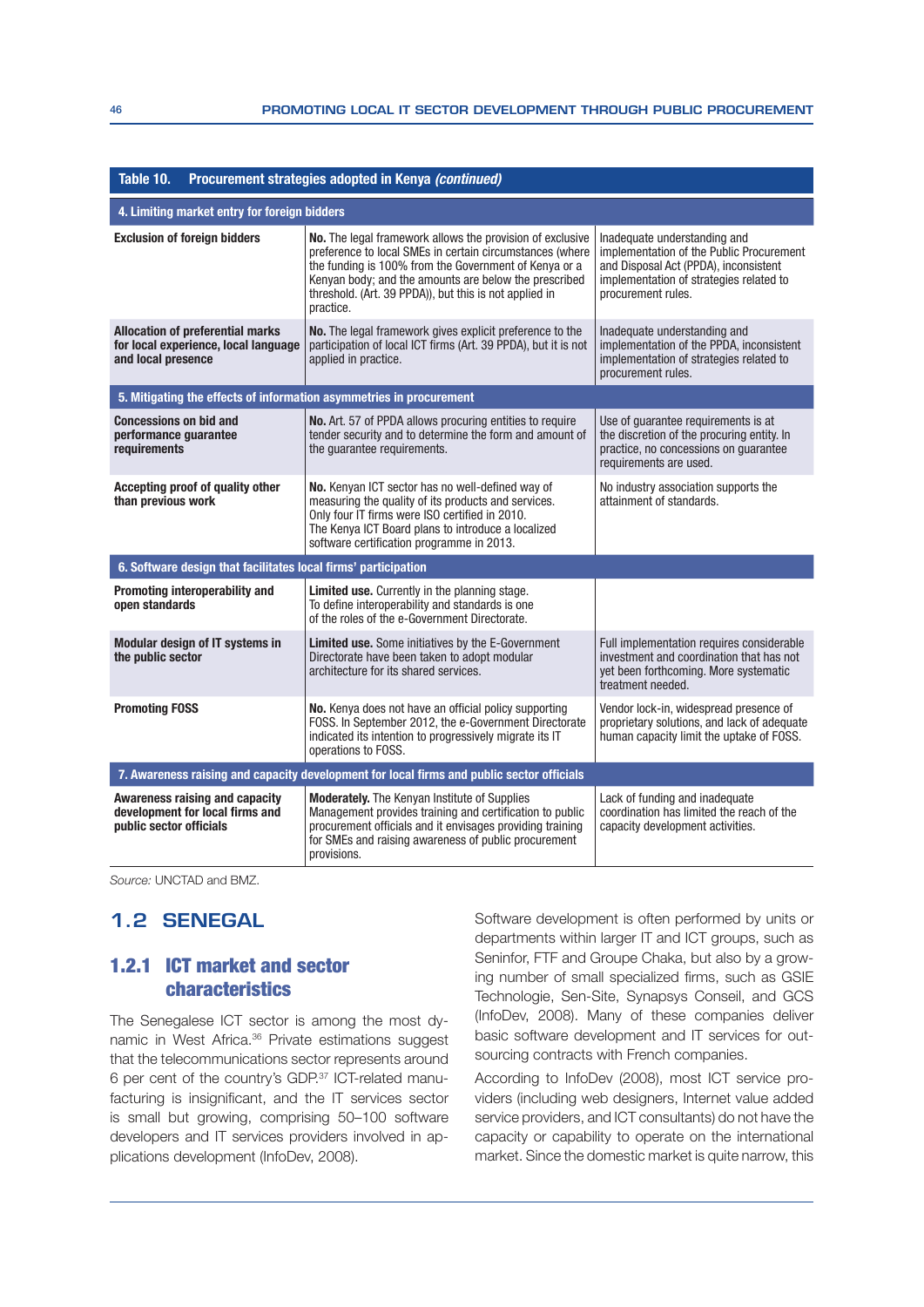**Table 10. Procurement strategies adopted in Kenya *(continued)***

| | | |
|---|---|---|
| **4. Limiting market entry for foreign bidders** | | |
| **Exclusion of foreign bidders** | **No.** The legal framework allows the provision of exclusive preference to local SMEs in certain circumstances (where the funding is 100% from the Government of Kenya or a Kenyan body; and the amounts are below the prescribed threshold. (Art. 39 PPDA)), but this is not applied in practice. | Inadequate understanding and implementation of the Public Procurement and Disposal Act (PPDA), inconsistent implementation of strategies related to procurement rules. |
| **Allocation of preferential marks for local experience, local language and local presence** | **No.** The legal framework gives explicit preference to the participation of local ICT firms (Art. 39 PPDA), but it is not applied in practice. | Inadequate understanding and implementation of the PPDA, inconsistent implementation of strategies related to procurement rules. |
| **5. Mitigating the effects of information asymmetries in procurement** | | |
| **Concessions on bid and performance guarantee requirements** | **No.** Art. 57 of PPDA allows procuring entities to require tender security and to determine the form and amount of the guarantee requirements. | Use of guarantee requirements is at the discretion of the procuring entity. In practice, no concessions on guarantee requirements are used. |
| **Accepting proof of quality other than previous work** | **No.** Kenyan ICT sector has no well-defined way of measuring the quality of its products and services. Only four IT firms were ISO certified in 2010. The Kenya ICT Board plans to introduce a localized software certification programme in 2013. | No industry association supports the attainment of standards. |
| **6. Software design that facilitates local firms' participation** | | |
| **Promoting interoperability and open standards** | **Limited use.** Currently in the planning stage. To define interoperability and standards is one of the roles of the e-Government Directorate. | |
| **Modular design of IT systems in the public sector** | **Limited use.** Some initiatives by the E-Government Directorate have been taken to adopt modular architecture for its shared services. | Full implementation requires considerable investment and coordination that has not yet been forthcoming. More systematic treatment needed. |
| **Promoting FOSS** | **No.** Kenya does not have an official policy supporting FOSS. In September 2012, the e-Government Directorate indicated its intention to progressively migrate its IT operations to FOSS. | Vendor lock-in, widespread presence of proprietary solutions, and lack of adequate human capacity limit the uptake of FOSS. |
| **7. Awareness raising and capacity development for local firms and public sector officials** | | |
| **Awareness raising and capacity development for local firms and public sector officials** | **Moderately.** The Kenyan Institute of Supplies Management provides training and certification to public procurement officials and it envisages providing training for SMEs and raising awareness of public procurement provisions. | Lack of funding and inadequate coordination has limited the reach of the capacity development activities. |

*Source:* UNCTAD and BMZ.

## 1.2 SENEGAL

### 1.2.1 ICT market and sector characteristics

The Senegalese ICT sector is among the most dynamic in West Africa.[36] Private estimations suggest that the telecommunications sector represents around 6 per cent of the country's GDP.[37] ICT-related manufacturing is insignificant, and the IT services sector is small but growing, comprising 50–100 software developers and IT services providers involved in applications development (InfoDev, 2008).

Software development is often performed by units or departments within larger IT and ICT groups, such as Seninfor, FTF and Groupe Chaka, but also by a growing number of small specialized firms, such as GSIE Technologie, Sen-Site, Synapsys Conseil, and GCS (InfoDev, 2008). Many of these companies deliver basic software development and IT services for outsourcing contracts with French companies.

According to InfoDev (2008), most ICT service providers (including web designers, Internet value added service providers, and ICT consultants) do not have the capacity or capability to operate on the international market. Since the domestic market is quite narrow, this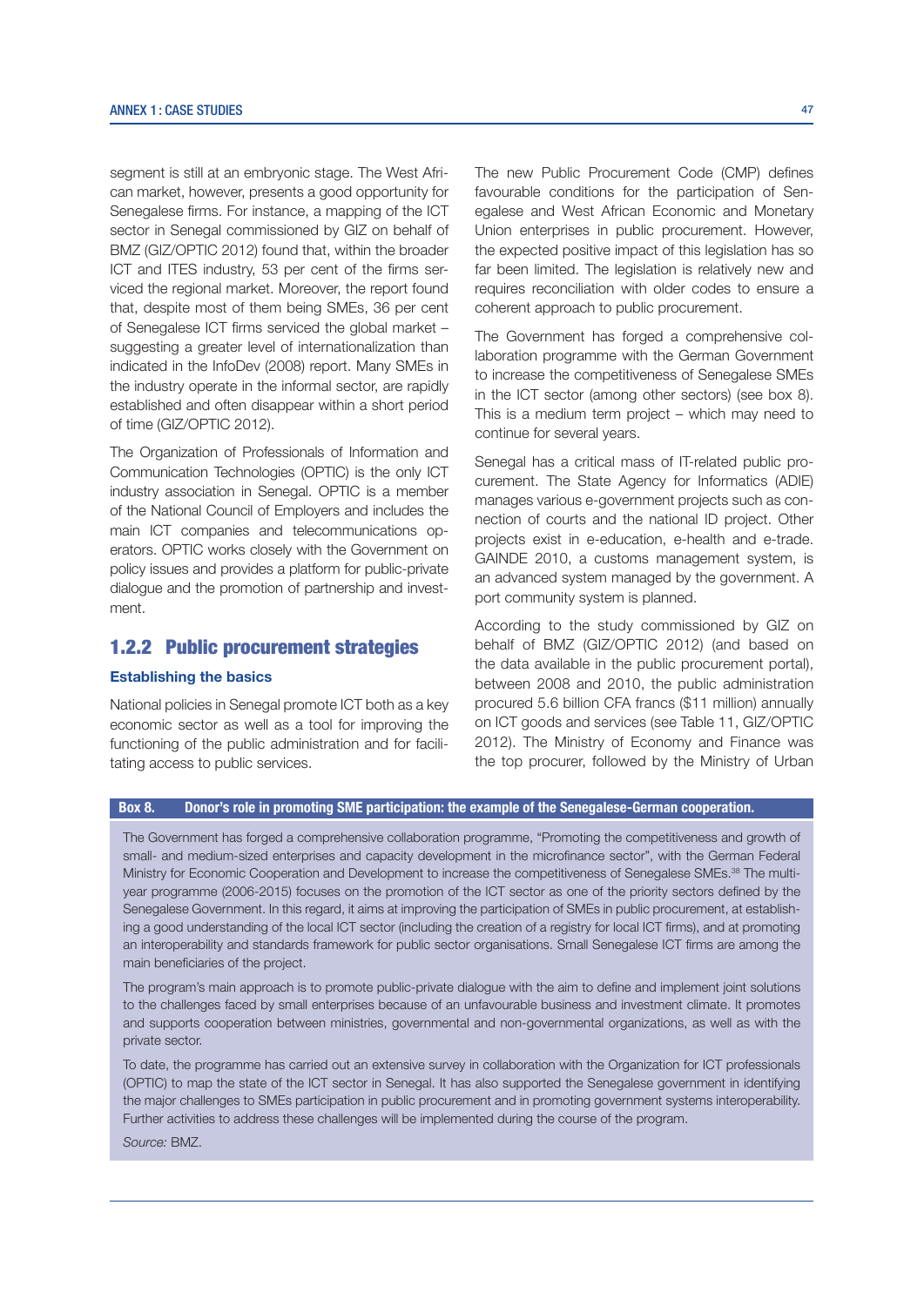segment is still at an embryonic stage. The West African market, however, presents a good opportunity for Senegalese firms. For instance, a mapping of the ICT sector in Senegal commissioned by GIZ on behalf of BMZ (GIZ/OPTIC 2012) found that, within the broader ICT and ITES industry, 53 per cent of the firms serviced the regional market. Moreover, the report found that, despite most of them being SMEs, 36 per cent of Senegalese ICT firms serviced the global market – suggesting a greater level of internationalization than indicated in the InfoDev (2008) report. Many SMEs in the industry operate in the informal sector, are rapidly established and often disappear within a short period of time (GIZ/OPTIC 2012).

The Organization of Professionals of Information and Communication Technologies (OPTIC) is the only ICT industry association in Senegal. OPTIC is a member of the National Council of Employers and includes the main ICT companies and telecommunications operators. OPTIC works closely with the Government on policy issues and provides a platform for public-private dialogue and the promotion of partnership and investment.

### 1.2.2 Public procurement strategies

#### Establishing the basics

National policies in Senegal promote ICT both as a key economic sector as well as a tool for improving the functioning of the public administration and for facilitating access to public services.

The new Public Procurement Code (CMP) defines favourable conditions for the participation of Senegalese and West African Economic and Monetary Union enterprises in public procurement. However, the expected positive impact of this legislation has so far been limited. The legislation is relatively new and requires reconciliation with older codes to ensure a coherent approach to public procurement.

The Government has forged a comprehensive collaboration programme with the German Government to increase the competitiveness of Senegalese SMEs in the ICT sector (among other sectors) (see box 8). This is a medium term project – which may need to continue for several years.

Senegal has a critical mass of IT-related public procurement. The State Agency for Informatics (ADIE) manages various e-government projects such as connection of courts and the national ID project. Other projects exist in e-education, e-health and e-trade. GAINDE 2010, a customs management system, is an advanced system managed by the government. A port community system is planned.

According to the study commissioned by GIZ on behalf of BMZ (GIZ/OPTIC 2012) (and based on the data available in the public procurement portal), between 2008 and 2010, the public administration procured 5.6 billion CFA francs ($11 million) annually on ICT goods and services (see Table 11, GIZ/OPTIC 2012). The Ministry of Economy and Finance was the top procurer, followed by the Ministry of Urban

**Box 8. Donor's role in promoting SME participation: the example of the Senegalese-German cooperation.**

The Government has forged a comprehensive collaboration programme, "Promoting the competitiveness and growth of small- and medium-sized enterprises and capacity development in the microfinance sector", with the German Federal Ministry for Economic Cooperation and Development to increase the competitiveness of Senegalese SMEs.[38] The multi-year programme (2006-2015) focuses on the promotion of the ICT sector as one of the priority sectors defined by the Senegalese Government. In this regard, it aims at improving the participation of SMEs in public procurement, at establishing a good understanding of the local ICT sector (including the creation of a registry for local ICT firms), and at promoting an interoperability and standards framework for public sector organisations. Small Senegalese ICT firms are among the main beneficiaries of the project.

The program's main approach is to promote public-private dialogue with the aim to define and implement joint solutions to the challenges faced by small enterprises because of an unfavourable business and investment climate. It promotes and supports cooperation between ministries, governmental and non-governmental organizations, as well as with the private sector.

To date, the programme has carried out an extensive survey in collaboration with the Organization for ICT professionals (OPTIC) to map the state of the ICT sector in Senegal. It has also supported the Senegalese government in identifying the major challenges to SMEs participation in public procurement and in promoting government systems interoperability. Further activities to address these challenges will be implemented during the course of the program.

*Source:* BMZ.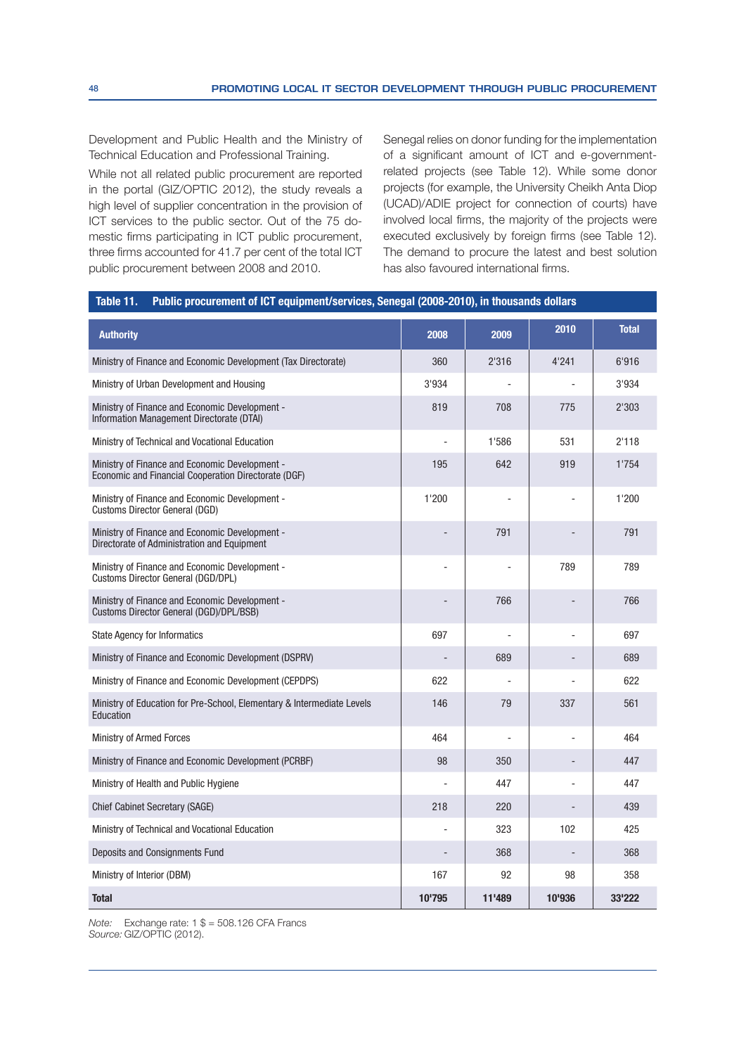Development and Public Health and the Ministry of Technical Education and Professional Training.

While not all related public procurement are reported in the portal (GIZ/OPTIC 2012), the study reveals a high level of supplier concentration in the provision of ICT services to the public sector. Out of the 75 domestic firms participating in ICT public procurement, three firms accounted for 41.7 per cent of the total ICT public procurement between 2008 and 2010.

Senegal relies on donor funding for the implementation of a significant amount of ICT and e-government-related projects (see Table 12). While some donor projects (for example, the University Cheikh Anta Diop (UCAD)/ADIE project for connection of courts) have involved local firms, the majority of the projects were executed exclusively by foreign firms (see Table 12). The demand to procure the latest and best solution has also favoured international firms.

**Table 11. Public procurement of ICT equipment/services, Senegal (2008-2010), in thousands dollars**

| Authority | 2008 | 2009 | 2010 | Total |
|---|---|---|---|---|
| Ministry of Finance and Economic Development (Tax Directorate) | 360 | 2'316 | 4'241 | 6'916 |
| Ministry of Urban Development and Housing | 3'934 | - | - | 3'934 |
| Ministry of Finance and Economic Development - Information Management Directorate (DTAI) | 819 | 708 | 775 | 2'303 |
| Ministry of Technical and Vocational Education | - | 1'586 | 531 | 2'118 |
| Ministry of Finance and Economic Development - Economic and Financial Cooperation Directorate (DGF) | 195 | 642 | 919 | 1'754 |
| Ministry of Finance and Economic Development - Customs Director General (DGD) | 1'200 | - | - | 1'200 |
| Ministry of Finance and Economic Development - Directorate of Administration and Equipment | - | 791 | - | 791 |
| Ministry of Finance and Economic Development - Customs Director General (DGD/DPL) | - | - | 789 | 789 |
| Ministry of Finance and Economic Development - Customs Director General (DGD)/DPL/BSB) | - | 766 | - | 766 |
| State Agency for Informatics | 697 | - | - | 697 |
| Ministry of Finance and Economic Development (DSPRV) | - | 689 | - | 689 |
| Ministry of Finance and Economic Development (CEPDPS) | 622 | - | - | 622 |
| Ministry of Education for Pre-School, Elementary & Intermediate Levels Education | 146 | 79 | 337 | 561 |
| Ministry of Armed Forces | 464 | - | - | 464 |
| Ministry of Finance and Economic Development (PCRBF) | 98 | 350 | - | 447 |
| Ministry of Health and Public Hygiene | - | 447 | - | 447 |
| Chief Cabinet Secretary (SAGE) | 218 | 220 | - | 439 |
| Ministry of Technical and Vocational Education | - | 323 | 102 | 425 |
| Deposits and Consignments Fund | - | 368 | - | 368 |
| Ministry of Interior (DBM) | 167 | 92 | 98 | 358 |
| **Total** | **10'795** | **11'489** | **10'936** | **33'222** |

*Note:* Exchange rate: 1 $ = 508.126 CFA Francs
*Source:* GIZ/OPTIC (2012).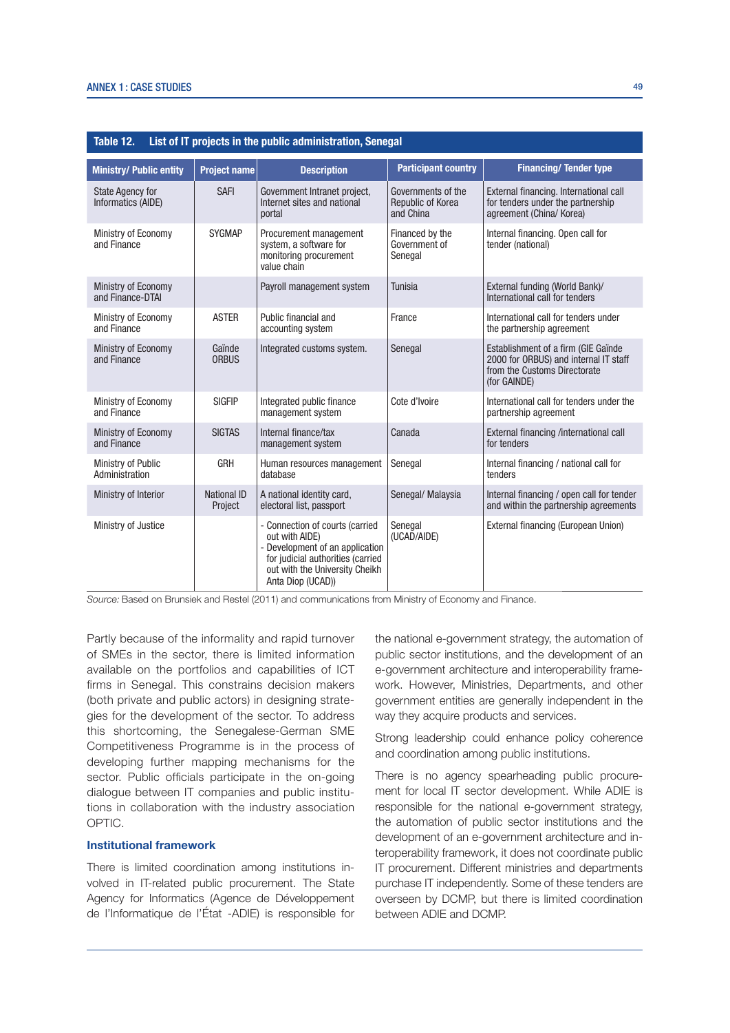**Table 12. List of IT projects in the public administration, Senegal**

| Ministry/ Public entity | Project name | Description | Participant country | Financing/ Tender type |
|---|---|---|---|---|
| State Agency for Informatics (AIDE) | SAFI | Government Intranet project, Internet sites and national portal | Governments of the Republic of Korea and China | External financing. International call for tenders under the partnership agreement (China/ Korea) |
| Ministry of Economy and Finance | SYGMAP | Procurement management system, a software for monitoring procurement value chain | Financed by the Government of Senegal | Internal financing. Open call for tender (national) |
| Ministry of Economy and Finance-DTAI | | Payroll management system | Tunisia | External funding (World Bank)/ International call for tenders |
| Ministry of Economy and Finance | ASTER | Public financial and accounting system | France | International call for tenders under the partnership agreement |
| Ministry of Economy and Finance | Gaïnde ORBUS | Integrated customs system. | Senegal | Establishment of a firm (GIE Gaïnde 2000 for ORBUS) and internal IT staff from the Customs Directorate (for GAINDE) |
| Ministry of Economy and Finance | SIGFIP | Integrated public finance management system | Cote d'Ivoire | International call for tenders under the partnership agreement |
| Ministry of Economy and Finance | SIGTAS | Internal finance/tax management system | Canada | External financing /international call for tenders |
| Ministry of Public Administration | GRH | Human resources management database | Senegal | Internal financing / national call for tenders |
| Ministry of Interior | National ID Project | A national identity card, electoral list, passport | Senegal/ Malaysia | Internal financing / open call for tender and within the partnership agreements |
| Ministry of Justice | | - Connection of courts (carried out with AIDE)<br>- Development of an application for judicial authorities (carried out with the University Cheikh Anta Diop (UCAD)) | Senegal (UCAD/AIDE) | External financing (European Union) |

*Source:* Based on Brunsiek and Restel (2011) and communications from Ministry of Economy and Finance.

Partly because of the informality and rapid turnover of SMEs in the sector, there is limited information available on the portfolios and capabilities of ICT firms in Senegal. This constrains decision makers (both private and public actors) in designing strategies for the development of the sector. To address this shortcoming, the Senegalese-German SME Competitiveness Programme is in the process of developing further mapping mechanisms for the sector. Public officials participate in the on-going dialogue between IT companies and public institutions in collaboration with the industry association OPTIC.

### Institutional framework

There is limited coordination among institutions involved in IT-related public procurement. The State Agency for Informatics (Agence de Développement de l'Informatique de l'État -ADIE) is responsible for the national e-government strategy, the automation of public sector institutions, and the development of an e-government architecture and interoperability framework. However, Ministries, Departments, and other government entities are generally independent in the way they acquire products and services.

Strong leadership could enhance policy coherence and coordination among public institutions.

There is no agency spearheading public procurement for local IT sector development. While ADIE is responsible for the national e-government strategy, the automation of public sector institutions and the development of an e-government architecture and interoperability framework, it does not coordinate public IT procurement. Different ministries and departments purchase IT independently. Some of these tenders are overseen by DCMP, but there is limited coordination between ADIE and DCMP.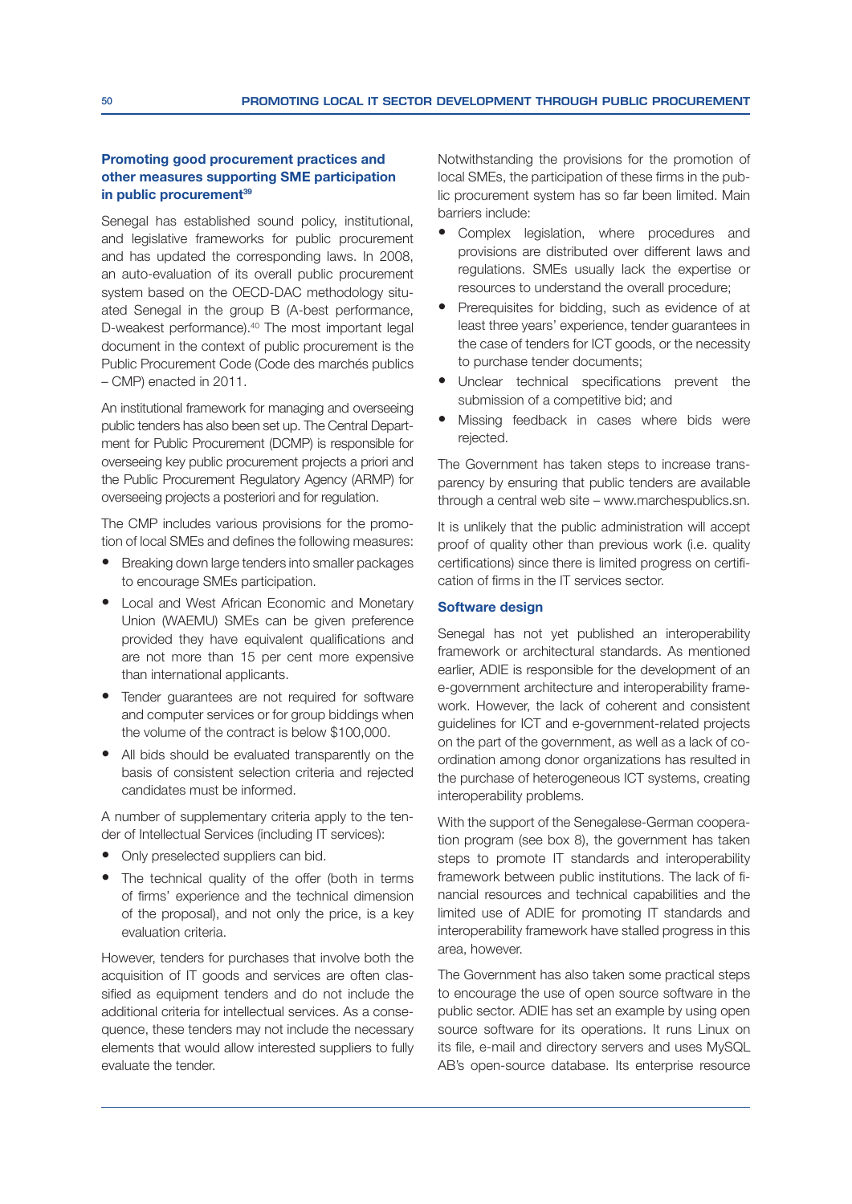### Promoting good procurement practices and other measures supporting SME participation in public procurement[39]

Senegal has established sound policy, institutional, and legislative frameworks for public procurement and has updated the corresponding laws. In 2008, an auto-evaluation of its overall public procurement system based on the OECD-DAC methodology situated Senegal in the group B (A-best performance, D-weakest performance).[40] The most important legal document in the context of public procurement is the Public Procurement Code (Code des marchés publics – CMP) enacted in 2011.

An institutional framework for managing and overseeing public tenders has also been set up. The Central Department for Public Procurement (DCMP) is responsible for overseeing key public procurement projects a priori and the Public Procurement Regulatory Agency (ARMP) for overseeing projects a posteriori and for regulation.

The CMP includes various provisions for the promotion of local SMEs and defines the following measures:

- Breaking down large tenders into smaller packages to encourage SMEs participation.
- Local and West African Economic and Monetary Union (WAEMU) SMEs can be given preference provided they have equivalent qualifications and are not more than 15 per cent more expensive than international applicants.
- Tender guarantees are not required for software and computer services or for group biddings when the volume of the contract is below $100,000.
- All bids should be evaluated transparently on the basis of consistent selection criteria and rejected candidates must be informed.

A number of supplementary criteria apply to the tender of Intellectual Services (including IT services):

- Only preselected suppliers can bid.
- The technical quality of the offer (both in terms of firms' experience and the technical dimension of the proposal), and not only the price, is a key evaluation criteria.

However, tenders for purchases that involve both the acquisition of IT goods and services are often classified as equipment tenders and do not include the additional criteria for intellectual services. As a consequence, these tenders may not include the necessary elements that would allow interested suppliers to fully evaluate the tender.

Notwithstanding the provisions for the promotion of local SMEs, the participation of these firms in the public procurement system has so far been limited. Main barriers include:

- Complex legislation, where procedures and provisions are distributed over different laws and regulations. SMEs usually lack the expertise or resources to understand the overall procedure;
- Prerequisites for bidding, such as evidence of at least three years' experience, tender guarantees in the case of tenders for ICT goods, or the necessity to purchase tender documents;
- Unclear technical specifications prevent the submission of a competitive bid; and
- Missing feedback in cases where bids were rejected.

The Government has taken steps to increase transparency by ensuring that public tenders are available through a central web site – www.marchespublics.sn.

It is unlikely that the public administration will accept proof of quality other than previous work (i.e. quality certifications) since there is limited progress on certification of firms in the IT services sector.

### Software design

Senegal has not yet published an interoperability framework or architectural standards. As mentioned earlier, ADIE is responsible for the development of an e-government architecture and interoperability framework. However, the lack of coherent and consistent guidelines for ICT and e-government-related projects on the part of the government, as well as a lack of coordination among donor organizations has resulted in the purchase of heterogeneous ICT systems, creating interoperability problems.

With the support of the Senegalese-German cooperation program (see box 8), the government has taken steps to promote IT standards and interoperability framework between public institutions. The lack of financial resources and technical capabilities and the limited use of ADIE for promoting IT standards and interoperability framework have stalled progress in this area, however.

The Government has also taken some practical steps to encourage the use of open source software in the public sector. ADIE has set an example by using open source software for its operations. It runs Linux on its file, e-mail and directory servers and uses MySQL AB's open-source database. Its enterprise resource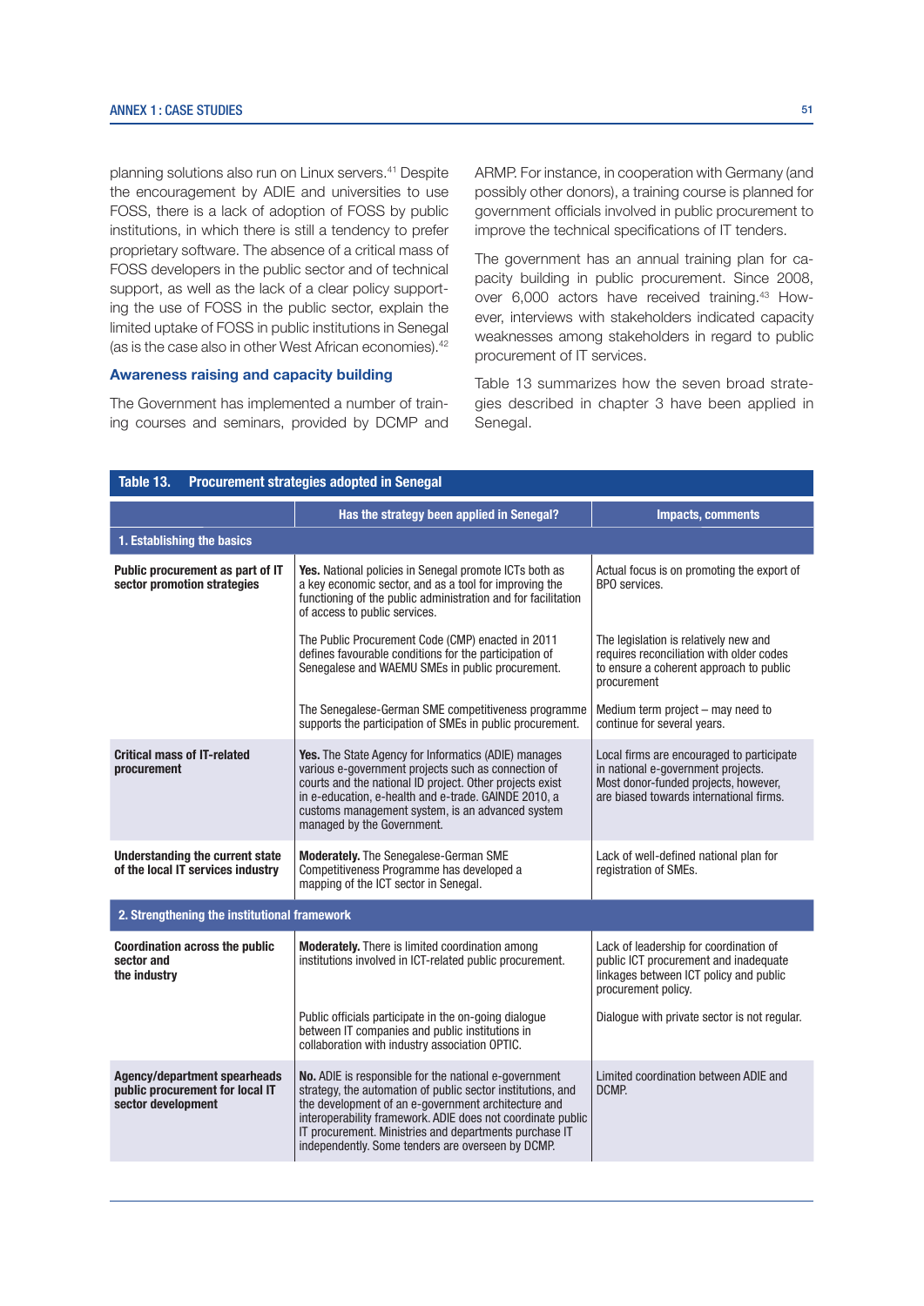planning solutions also run on Linux servers.[41] Despite the encouragement by ADIE and universities to use FOSS, there is a lack of adoption of FOSS by public institutions, in which there is still a tendency to prefer proprietary software. The absence of a critical mass of FOSS developers in the public sector and of technical support, as well as the lack of a clear policy supporting the use of FOSS in the public sector, explain the limited uptake of FOSS in public institutions in Senegal (as is the case also in other West African economies).[42]

### Awareness raising and capacity building

The Government has implemented a number of training courses and seminars, provided by DCMP and ARMP. For instance, in cooperation with Germany (and possibly other donors), a training course is planned for government officials involved in public procurement to improve the technical specifications of IT tenders.

The government has an annual training plan for capacity building in public procurement. Since 2008, over 6,000 actors have received training.[43] However, interviews with stakeholders indicated capacity weaknesses among stakeholders in regard to public procurement of IT services.

Table 13 summarizes how the seven broad strategies described in chapter 3 have been applied in Senegal.

**Table 13. Procurement strategies adopted in Senegal**

| | Has the strategy been applied in Senegal? | Impacts, comments |
|---|---|---|
| **1. Establishing the basics** | | |
| **Public procurement as part of IT sector promotion strategies** | **Yes.** National policies in Senegal promote ICTs both as a key economic sector, and as a tool for improving the functioning of the public administration and for facilitation of access to public services. | Actual focus is on promoting the export of BPO services. |
| | The Public Procurement Code (CMP) enacted in 2011 defines favourable conditions for the participation of Senegalese and WAEMU SMEs in public procurement. | The legislation is relatively new and requires reconciliation with older codes to ensure a coherent approach to public procurement |
| | The Senegalese-German SME competitiveness programme supports the participation of SMEs in public procurement. | Medium term project – may need to continue for several years. |
| **Critical mass of IT-related procurement** | **Yes.** The State Agency for Informatics (ADIE) manages various e-government projects such as connection of courts and the national ID project. Other projects exist in e-education, e-health and e-trade. GAINDE 2010, a customs management system, is an advanced system managed by the Government. | Local firms are encouraged to participate in national e-government projects. Most donor-funded projects, however, are biased towards international firms. |
| **Understanding the current state of the local IT services industry** | **Moderately.** The Senegalese-German SME Competitiveness Programme has developed a mapping of the ICT sector in Senegal. | Lack of well-defined national plan for registration of SMEs. |
| **2. Strengthening the institutional framework** | | |
| **Coordination across the public sector and the industry** | **Moderately.** There is limited coordination among institutions involved in ICT-related public procurement. | Lack of leadership for coordination of public ICT procurement and inadequate linkages between ICT policy and public procurement policy. |
| | Public officials participate in the on-going dialogue between IT companies and public institutions in collaboration with industry association OPTIC. | Dialogue with private sector is not regular. |
| **Agency/department spearheads public procurement for local IT sector development** | **No.** ADIE is responsible for the national e-government strategy, the automation of public sector institutions, and the development of an e-government architecture and interoperability framework. ADIE does not coordinate public IT procurement. Ministries and departments purchase IT independently. Some tenders are overseen by DCMP. | Limited coordination between ADIE and DCMP. |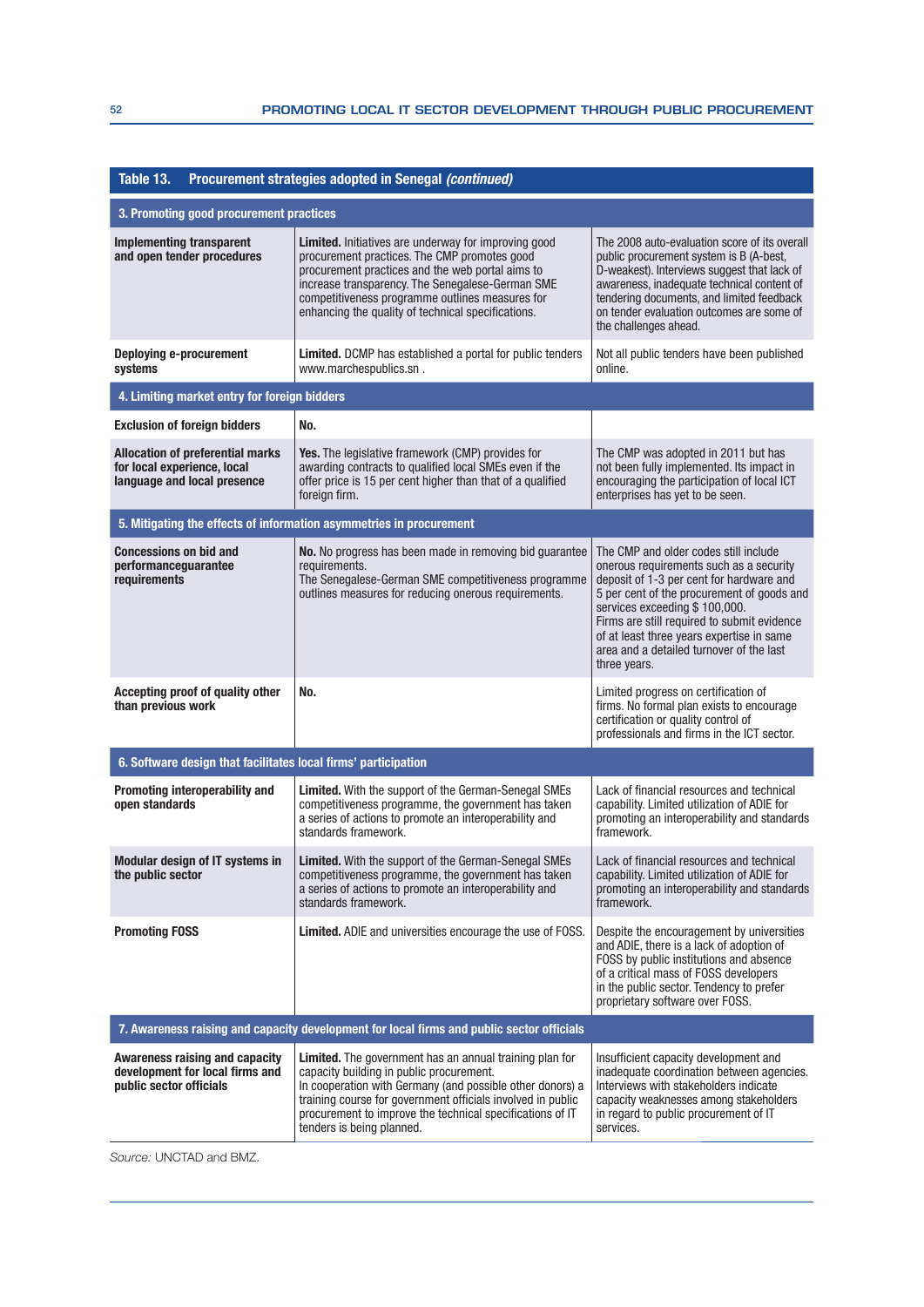**Table 13. Procurement strategies adopted in Senegal *(continued)***

| | | |
|---|---|---|
| **3. Promoting good procurement practices** | | |
| **Implementing transparent and open tender procedures** | **Limited.** Initiatives are underway for improving good procurement practices. The CMP promotes good procurement practices and the web portal aims to increase transparency. The Senegalese-German SME competitiveness programme outlines measures for enhancing the quality of technical specifications. | The 2008 auto-evaluation score of its overall public procurement system is B (A-best, D-weakest). Interviews suggest that lack of awareness, inadequate technical content of tendering documents, and limited feedback on tender evaluation outcomes are some of the challenges ahead. |
| **Deploying e-procurement systems** | **Limited.** DCMP has established a portal for public tenders www.marchespublics.sn . | Not all public tenders have been published online. |
| **4. Limiting market entry for foreign bidders** | | |
| **Exclusion of foreign bidders** | **No.** | |
| **Allocation of preferential marks for local experience, local language and local presence** | **Yes.** The legislative framework (CMP) provides for awarding contracts to qualified local SMEs even if the offer price is 15 per cent higher than that of a qualified foreign firm. | The CMP was adopted in 2011 but has not been fully implemented. Its impact in encouraging the participation of local ICT enterprises has yet to be seen. |
| **5. Mitigating the effects of information asymmetries in procurement** | | |
| **Concessions on bid and performanceguarantee requirements** | **No.** No progress has been made in removing bid guarantee requirements.<br>The Senegalese-German SME competitiveness programme outlines measures for reducing onerous requirements. | The CMP and older codes still include onerous requirements such as a security deposit of 1-3 per cent for hardware and 5 per cent of the procurement of goods and services exceeding $ 100,000.<br>Firms are still required to submit evidence of at least three years expertise in same area and a detailed turnover of the last three years. |
| **Accepting proof of quality other than previous work** | **No.** | Limited progress on certification of firms. No formal plan exists to encourage certification or quality control of professionals and firms in the ICT sector. |
| **6. Software design that facilitates local firms' participation** | | |
| **Promoting interoperability and open standards** | **Limited.** With the support of the German-Senegal SMEs competitiveness programme, the government has taken a series of actions to promote an interoperability and standards framework. | Lack of financial resources and technical capability. Limited utilization of ADIE for promoting an interoperability and standards framework. |
| **Modular design of IT systems in the public sector** | **Limited.** With the support of the German-Senegal SMEs competitiveness programme, the government has taken a series of actions to promote an interoperability and standards framework. | Lack of financial resources and technical capability. Limited utilization of ADIE for promoting an interoperability and standards framework. |
| **Promoting FOSS** | **Limited.** ADIE and universities encourage the use of FOSS. | Despite the encouragement by universities and ADIE, there is a lack of adoption of FOSS by public institutions and absence of a critical mass of FOSS developers in the public sector. Tendency to prefer proprietary software over FOSS. |
| **7. Awareness raising and capacity development for local firms and public sector officials** | | |
| **Awareness raising and capacity development for local firms and public sector officials** | **Limited.** The government has an annual training plan for capacity building in public procurement.<br>In cooperation with Germany (and possible other donors) a training course for government officials involved in public procurement to improve the technical specifications of IT tenders is being planned. | Insufficient capacity development and inadequate coordination between agencies. Interviews with stakeholders indicate capacity weaknesses among stakeholders in regard to public procurement of IT services. |

*Source:* UNCTAD and BMZ.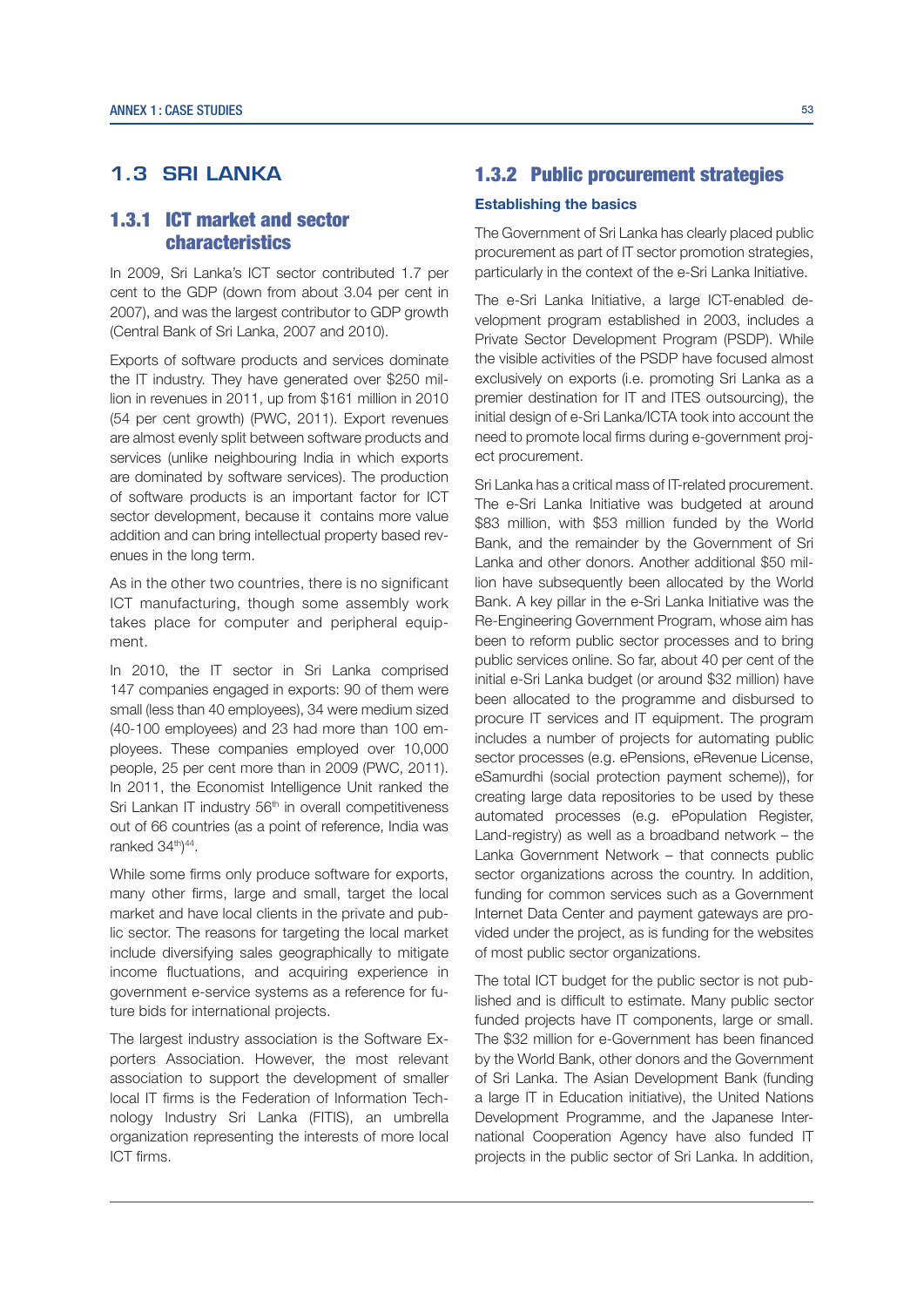## 1.3 SRI LANKA

### 1.3.1 ICT market and sector characteristics

In 2009, Sri Lanka's ICT sector contributed 1.7 per cent to the GDP (down from about 3.04 per cent in 2007), and was the largest contributor to GDP growth (Central Bank of Sri Lanka, 2007 and 2010).

Exports of software products and services dominate the IT industry. They have generated over $250 million in revenues in 2011, up from $161 million in 2010 (54 per cent growth) (PWC, 2011). Export revenues are almost evenly split between software products and services (unlike neighbouring India in which exports are dominated by software services). The production of software products is an important factor for ICT sector development, because it contains more value addition and can bring intellectual property based revenues in the long term.

As in the other two countries, there is no significant ICT manufacturing, though some assembly work takes place for computer and peripheral equipment.

In 2010, the IT sector in Sri Lanka comprised 147 companies engaged in exports: 90 of them were small (less than 40 employees), 34 were medium sized (40-100 employees) and 23 had more than 100 employees. These companies employed over 10,000 people, 25 per cent more than in 2009 (PWC, 2011). In 2011, the Economist Intelligence Unit ranked the Sri Lankan IT industry 56th in overall competitiveness out of 66 countries (as a point of reference, India was ranked 34th)[44].

While some firms only produce software for exports, many other firms, large and small, target the local market and have local clients in the private and public sector. The reasons for targeting the local market include diversifying sales geographically to mitigate income fluctuations, and acquiring experience in government e-service systems as a reference for future bids for international projects.

The largest industry association is the Software Exporters Association. However, the most relevant association to support the development of smaller local IT firms is the Federation of Information Technology Industry Sri Lanka (FITIS), an umbrella organization representing the interests of more local ICT firms.

### 1.3.2 Public procurement strategies

**Establishing the basics**

The Government of Sri Lanka has clearly placed public procurement as part of IT sector promotion strategies, particularly in the context of the e-Sri Lanka Initiative.

The e-Sri Lanka Initiative, a large ICT-enabled development program established in 2003, includes a Private Sector Development Program (PSDP). While the visible activities of the PSDP have focused almost exclusively on exports (i.e. promoting Sri Lanka as a premier destination for IT and ITES outsourcing), the initial design of e-Sri Lanka/ICTA took into account the need to promote local firms during e-government project procurement.

Sri Lanka has a critical mass of IT-related procurement. The e-Sri Lanka Initiative was budgeted at around $83 million, with $53 million funded by the World Bank, and the remainder by the Government of Sri Lanka and other donors. Another additional $50 million have subsequently been allocated by the World Bank. A key pillar in the e-Sri Lanka Initiative was the Re-Engineering Government Program, whose aim has been to reform public sector processes and to bring public services online. So far, about 40 per cent of the initial e-Sri Lanka budget (or around $32 million) have been allocated to the programme and disbursed to procure IT services and IT equipment. The program includes a number of projects for automating public sector processes (e.g. ePensions, eRevenue License, eSamurdhi (social protection payment scheme)), for creating large data repositories to be used by these automated processes (e.g. ePopulation Register, Land-registry) as well as a broadband network – the Lanka Government Network – that connects public sector organizations across the country. In addition, funding for common services such as a Government Internet Data Center and payment gateways are provided under the project, as is funding for the websites of most public sector organizations.

The total ICT budget for the public sector is not published and is difficult to estimate. Many public sector funded projects have IT components, large or small. The $32 million for e-Government has been financed by the World Bank, other donors and the Government of Sri Lanka. The Asian Development Bank (funding a large IT in Education initiative), the United Nations Development Programme, and the Japanese International Cooperation Agency have also funded IT projects in the public sector of Sri Lanka. In addition,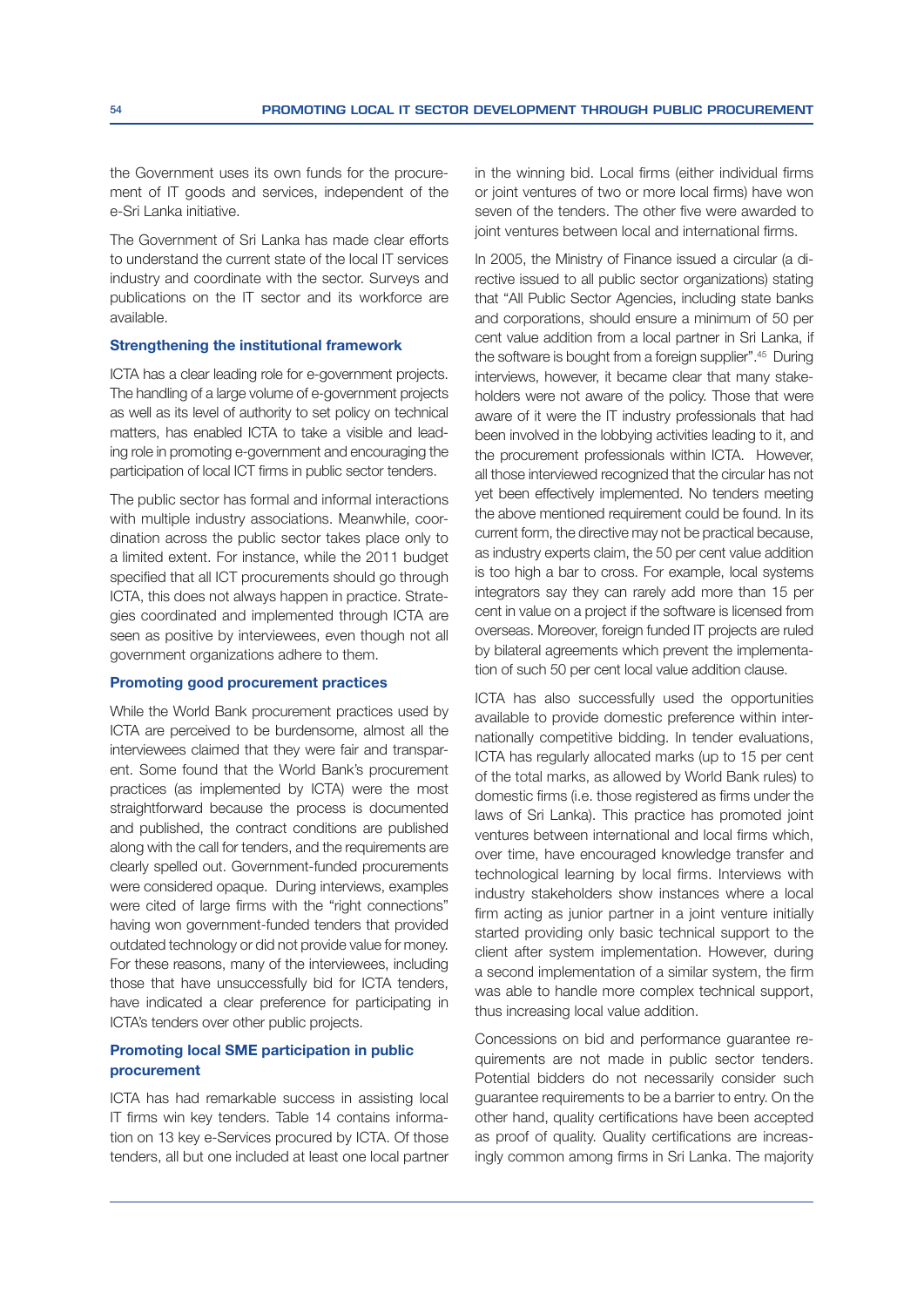the Government uses its own funds for the procurement of IT goods and services, independent of the e-Sri Lanka initiative.

The Government of Sri Lanka has made clear efforts to understand the current state of the local IT services industry and coordinate with the sector. Surveys and publications on the IT sector and its workforce are available.

### Strengthening the institutional framework

ICTA has a clear leading role for e-government projects. The handling of a large volume of e-government projects as well as its level of authority to set policy on technical matters, has enabled ICTA to take a visible and leading role in promoting e-government and encouraging the participation of local ICT firms in public sector tenders.

The public sector has formal and informal interactions with multiple industry associations. Meanwhile, coordination across the public sector takes place only to a limited extent. For instance, while the 2011 budget specified that all ICT procurements should go through ICTA, this does not always happen in practice. Strategies coordinated and implemented through ICTA are seen as positive by interviewees, even though not all government organizations adhere to them.

### Promoting good procurement practices

While the World Bank procurement practices used by ICTA are perceived to be burdensome, almost all the interviewees claimed that they were fair and transparent. Some found that the World Bank's procurement practices (as implemented by ICTA) were the most straightforward because the process is documented and published, the contract conditions are published along with the call for tenders, and the requirements are clearly spelled out. Government-funded procurements were considered opaque. During interviews, examples were cited of large firms with the "right connections" having won government-funded tenders that provided outdated technology or did not provide value for money. For these reasons, many of the interviewees, including those that have unsuccessfully bid for ICTA tenders, have indicated a clear preference for participating in ICTA's tenders over other public projects.

### Promoting local SME participation in public procurement

ICTA has had remarkable success in assisting local IT firms win key tenders. Table 14 contains information on 13 key e-Services procured by ICTA. Of those tenders, all but one included at least one local partner in the winning bid. Local firms (either individual firms or joint ventures of two or more local firms) have won seven of the tenders. The other five were awarded to joint ventures between local and international firms.

In 2005, the Ministry of Finance issued a circular (a directive issued to all public sector organizations) stating that "All Public Sector Agencies, including state banks and corporations, should ensure a minimum of 50 per cent value addition from a local partner in Sri Lanka, if the software is bought from a foreign supplier".[45] During interviews, however, it became clear that many stakeholders were not aware of the policy. Those that were aware of it were the IT industry professionals that had been involved in the lobbying activities leading to it, and the procurement professionals within ICTA. However, all those interviewed recognized that the circular has not yet been effectively implemented. No tenders meeting the above mentioned requirement could be found. In its current form, the directive may not be practical because, as industry experts claim, the 50 per cent value addition is too high a bar to cross. For example, local systems integrators say they can rarely add more than 15 per cent in value on a project if the software is licensed from overseas. Moreover, foreign funded IT projects are ruled by bilateral agreements which prevent the implementation of such 50 per cent local value addition clause.

ICTA has also successfully used the opportunities available to provide domestic preference within internationally competitive bidding. In tender evaluations, ICTA has regularly allocated marks (up to 15 per cent of the total marks, as allowed by World Bank rules) to domestic firms (i.e. those registered as firms under the laws of Sri Lanka). This practice has promoted joint ventures between international and local firms which, over time, have encouraged knowledge transfer and technological learning by local firms. Interviews with industry stakeholders show instances where a local firm acting as junior partner in a joint venture initially started providing only basic technical support to the client after system implementation. However, during a second implementation of a similar system, the firm was able to handle more complex technical support, thus increasing local value addition.

Concessions on bid and performance guarantee requirements are not made in public sector tenders. Potential bidders do not necessarily consider such guarantee requirements to be a barrier to entry. On the other hand, quality certifications have been accepted as proof of quality. Quality certifications are increasingly common among firms in Sri Lanka. The majority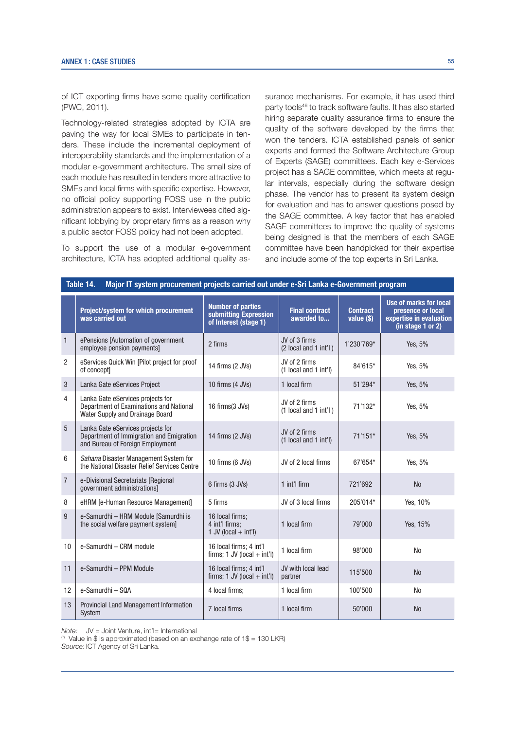of ICT exporting firms have some quality certification (PWC, 2011).

Technology-related strategies adopted by ICTA are paving the way for local SMEs to participate in tenders. These include the incremental deployment of interoperability standards and the implementation of a modular e-government architecture. The small size of each module has resulted in tenders more attractive to SMEs and local firms with specific expertise. However, no official policy supporting FOSS use in the public administration appears to exist. Interviewees cited significant lobbying by proprietary firms as a reason why a public sector FOSS policy had not been adopted.

To support the use of a modular e-government architecture, ICTA has adopted additional quality assurance mechanisms. For example, it has used third party tools[46] to track software faults. It has also started hiring separate quality assurance firms to ensure the quality of the software developed by the firms that won the tenders. ICTA established panels of senior experts and formed the Software Architecture Group of Experts (SAGE) committees. Each key e-Services project has a SAGE committee, which meets at regular intervals, especially during the software design phase. The vendor has to present its system design for evaluation and has to answer questions posed by the SAGE committee. A key factor that has enabled SAGE committees to improve the quality of systems being designed is that the members of each SAGE committee have been handpicked for their expertise and include some of the top experts in Sri Lanka.

**Table 14. Major IT system procurement projects carried out under e-Sri Lanka e-Government program**

| | Project/system for which procurement was carried out | Number of parties submitting Expression of Interest (stage 1) | Final contract awarded to... | Contract value ($) | Use of marks for local presence or local expertise in evaluation (in stage 1 or 2) |
|---|---|---|---|---|---|
| 1 | ePensions [Automation of government employee pension payments] | 2 firms | JV of 3 firms (2 local and 1 int'l ) | 1'230'769* | Yes, 5% |
| 2 | eServices Quick Win [Pilot project for proof of concept] | 14 firms (2 JVs) | JV of 2 firms (1 local and 1 int'l) | 84'615* | Yes, 5% |
| 3 | Lanka Gate eServices Project | 10 firms (4 JVs) | 1 local firm | 51'294* | Yes, 5% |
| 4 | Lanka Gate eServices projects for Department of Examinations and National Water Supply and Drainage Board | 16 firms(3 JVs) | JV of 2 firms (1 local and 1 int'l ) | 71'132* | Yes, 5% |
| 5 | Lanka Gate eServices projects for Department of Immigration and Emigration and Bureau of Foreign Employment | 14 firms (2 JVs) | JV of 2 firms (1 local and 1 int'l) | 71'151* | Yes, 5% |
| 6 | *Sahana* Disaster Management System for the National Disaster Relief Services Centre | 10 firms (6 JVs) | JV of 2 local firms | 67'654* | Yes, 5% |
| 7 | e-Divisional Secretariats [Regional government administrations] | 6 firms (3 JVs) | 1 int'l firm | 721'692 | No |
| 8 | eHRM [e-Human Resource Management] | 5 firms | JV of 3 local firms | 205'014* | Yes, 10% |
| 9 | e-Samurdhi – HRM Module [Samurdhi is the social welfare payment system] | 16 local firms; 4 int'l firms; 1 JV (local + int'l) | 1 local firm | 79'000 | Yes, 15% |
| 10 | e-Samurdhi – CRM module | 16 local firms; 4 int'l firms; 1 JV (local + int'l) | 1 local firm | 98'000 | No |
| 11 | e-Samurdhi – PPM Module | 16 local firms; 4 int'l firms; 1 JV (local + int'l) | JV with local lead partner | 115'500 | No |
| 12 | e-Samurdhi – SQA | 4 local firms; | 1 local firm | 100'500 | No |
| 13 | Provincial Land Management Information System | 7 local firms | 1 local firm | 50'000 | No |

*Note:* JV = Joint Venture, int'l= International
(*) Value in $ is approximated (based on an exchange rate of 1$ = 130 LKR)
*Source:* ICT Agency of Sri Lanka.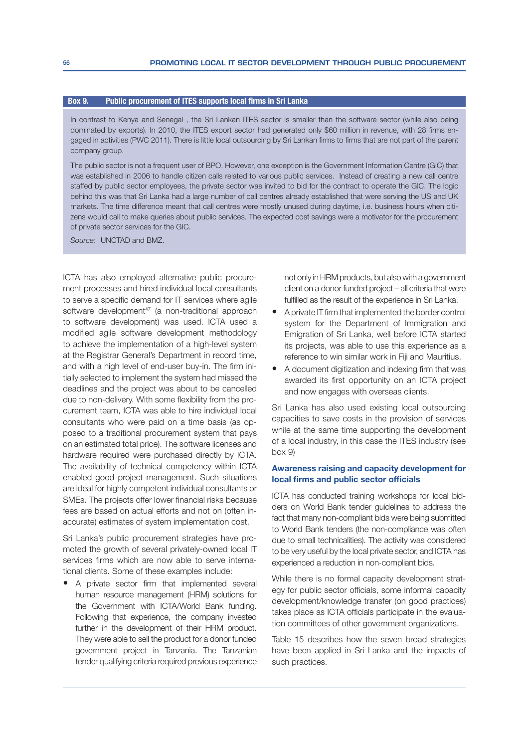**Box 9. Public procurement of ITES supports local firms in Sri Lanka**

In contrast to Kenya and Senegal , the Sri Lankan ITES sector is smaller than the software sector (while also being dominated by exports). In 2010, the ITES export sector had generated only $60 million in revenue, with 28 firms engaged in activities (PWC 2011). There is little local outsourcing by Sri Lankan firms to firms that are not part of the parent company group.

The public sector is not a frequent user of BPO. However, one exception is the Government Information Centre (GIC) that was established in 2006 to handle citizen calls related to various public services. Instead of creating a new call centre staffed by public sector employees, the private sector was invited to bid for the contract to operate the GIC. The logic behind this was that Sri Lanka had a large number of call centres already established that were serving the US and UK markets. The time difference meant that call centres were mostly unused during daytime, i.e. business hours when citizens would call to make queries about public services. The expected cost savings were a motivator for the procurement of private sector services for the GIC.

*Source:* UNCTAD and BMZ.

ICTA has also employed alternative public procurement processes and hired individual local consultants to serve a specific demand for IT services where agile software development[47] (a non-traditional approach to software development) was used. ICTA used a modified agile software development methodology to achieve the implementation of a high-level system at the Registrar General's Department in record time, and with a high level of end-user buy-in. The firm initially selected to implement the system had missed the deadlines and the project was about to be cancelled due to non-delivery. With some flexibility from the procurement team, ICTA was able to hire individual local consultants who were paid on a time basis (as opposed to a traditional procurement system that pays on an estimated total price). The software licenses and hardware required were purchased directly by ICTA. The availability of technical competency within ICTA enabled good project management. Such situations are ideal for highly competent individual consultants or SMEs. The projects offer lower financial risks because fees are based on actual efforts and not on (often inaccurate) estimates of system implementation cost.

Sri Lanka's public procurement strategies have promoted the growth of several privately-owned local IT services firms which are now able to serve international clients. Some of these examples include:

- A private sector firm that implemented several human resource management (HRM) solutions for the Government with ICTA/World Bank funding. Following that experience, the company invested further in the development of their HRM product. They were able to sell the product for a donor funded government project in Tanzania. The Tanzanian tender qualifying criteria required previous experience not only in HRM products, but also with a government client on a donor funded project – all criteria that were fulfilled as the result of the experience in Sri Lanka.
- A private IT firm that implemented the border control system for the Department of Immigration and Emigration of Sri Lanka, well before ICTA started its projects, was able to use this experience as a reference to win similar work in Fiji and Mauritius.
- A document digitization and indexing firm that was awarded its first opportunity on an ICTA project and now engages with overseas clients.

Sri Lanka has also used existing local outsourcing capacities to save costs in the provision of services while at the same time supporting the development of a local industry, in this case the ITES industry (see box 9)

### Awareness raising and capacity development for local firms and public sector officials

ICTA has conducted training workshops for local bidders on World Bank tender guidelines to address the fact that many non-compliant bids were being submitted to World Bank tenders (the non-compliance was often due to small technicalities). The activity was considered to be very useful by the local private sector, and ICTA has experienced a reduction in non-compliant bids.

While there is no formal capacity development strategy for public sector officials, some informal capacity development/knowledge transfer (on good practices) takes place as ICTA officials participate in the evaluation committees of other government organizations.

Table 15 describes how the seven broad strategies have been applied in Sri Lanka and the impacts of such practices.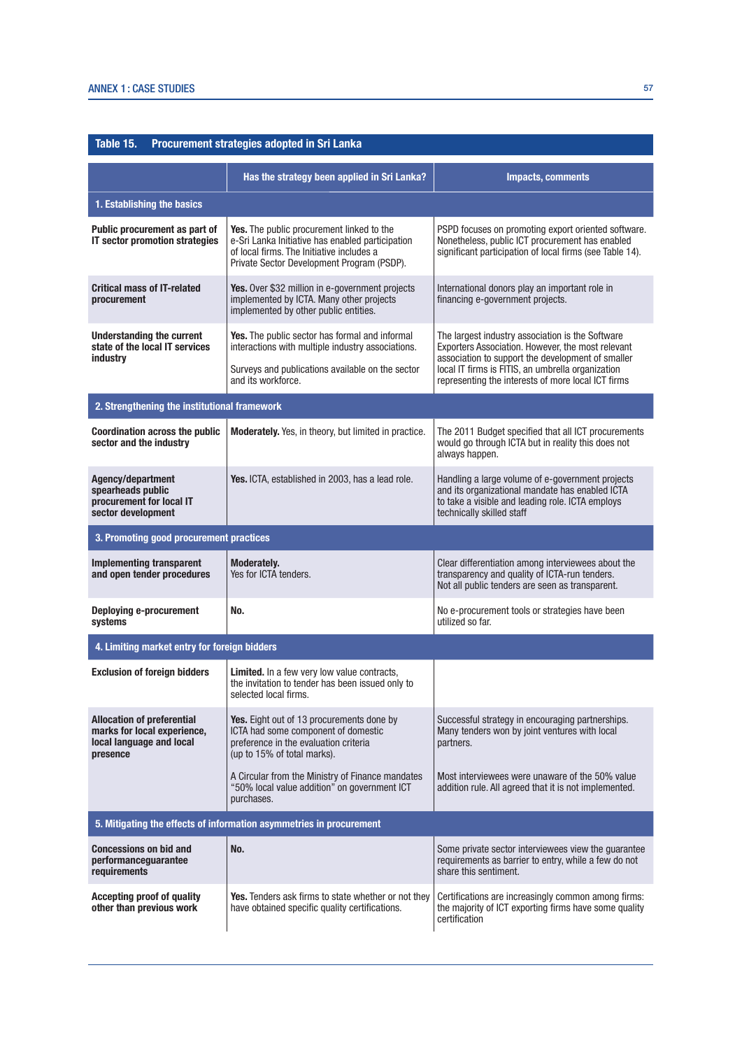**Table 15. Procurement strategies adopted in Sri Lanka**

| | Has the strategy been applied in Sri Lanka? | Impacts, comments |
|---|---|---|
| **1. Establishing the basics** | | |
| **Public procurement as part of IT sector promotion strategies** | **Yes.** The public procurement linked to the e-Sri Lanka Initiative has enabled participation of local firms. The Initiative includes a Private Sector Development Program (PSDP). | PSPD focuses on promoting export oriented software. Nonetheless, public ICT procurement has enabled significant participation of local firms (see Table 14). |
| **Critical mass of IT-related procurement** | **Yes.** Over $32 million in e-government projects implemented by ICTA. Many other projects implemented by other public entities. | International donors play an important role in financing e-government projects. |
| **Understanding the current state of the local IT services industry** | **Yes.** The public sector has formal and informal interactions with multiple industry associations.<br><br>Surveys and publications available on the sector and its workforce. | The largest industry association is the Software Exporters Association. However, the most relevant association to support the development of smaller local IT firms is FITIS, an umbrella organization representing the interests of more local ICT firms |
| **2. Strengthening the institutional framework** | | |
| **Coordination across the public sector and the industry** | **Moderately.** Yes, in theory, but limited in practice. | The 2011 Budget specified that all ICT procurements would go through ICTA but in reality this does not always happen. |
| **Agency/department spearheads public procurement for local IT sector development** | **Yes.** ICTA, established in 2003, has a lead role. | Handling a large volume of e-government projects and its organizational mandate has enabled ICTA to take a visible and leading role. ICTA employs technically skilled staff |
| **3. Promoting good procurement practices** | | |
| **Implementing transparent and open tender procedures** | **Moderately.**<br>Yes for ICTA tenders. | Clear differentiation among interviewees about the transparency and quality of ICTA-run tenders.<br>Not all public tenders are seen as transparent. |
| **Deploying e-procurement systems** | **No.** | No e-procurement tools or strategies have been utilized so far. |
| **4. Limiting market entry for foreign bidders** | | |
| **Exclusion of foreign bidders** | **Limited.** In a few very low value contracts, the invitation to tender has been issued only to selected local firms. | |
| **Allocation of preferential marks for local experience, local language and local presence** | **Yes.** Eight out of 13 procurements done by ICTA had some component of domestic preference in the evaluation criteria (up to 15% of total marks).<br><br>A Circular from the Ministry of Finance mandates "50% local value addition" on government ICT purchases. | Successful strategy in encouraging partnerships. Many tenders won by joint ventures with local partners.<br><br>Most interviewees were unaware of the 50% value addition rule. All agreed that it is not implemented. |
| **5. Mitigating the effects of information asymmetries in procurement** | | |
| **Concessions on bid and performanceguarantee requirements** | **No.** | Some private sector interviewees view the guarantee requirements as barrier to entry, while a few do not share this sentiment. |
| **Accepting proof of quality other than previous work** | **Yes.** Tenders ask firms to state whether or not they have obtained specific quality certifications. | Certifications are increasingly common among firms: the majority of ICT exporting firms have some quality certification |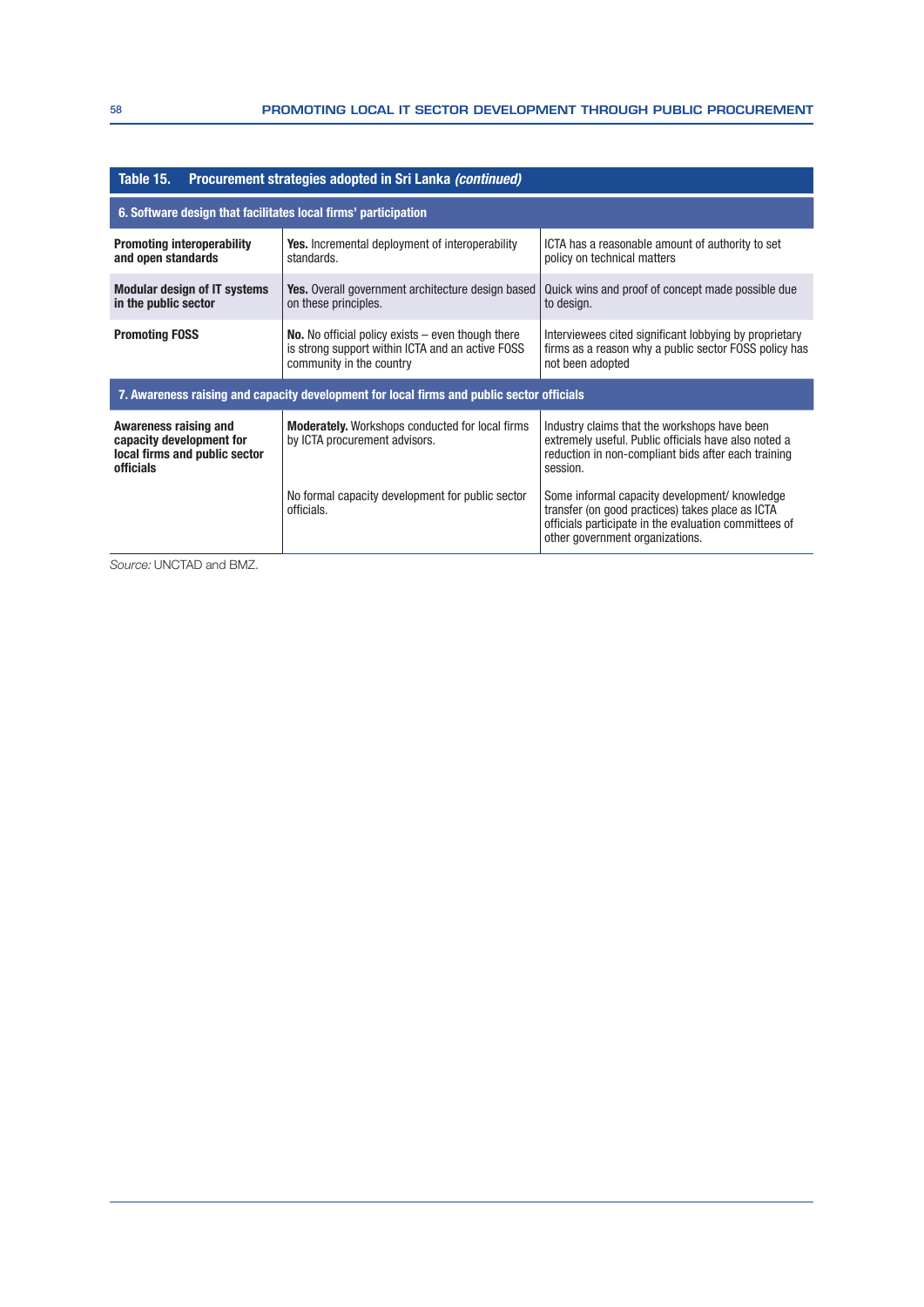**Table 15. Procurement strategies adopted in Sri Lanka *(continued)***

| | | |
|---|---|---|
| **6. Software design that facilitates local firms' participation** | | |
| **Promoting interoperability and open standards** | **Yes.** Incremental deployment of interoperability standards. | ICTA has a reasonable amount of authority to set policy on technical matters |
| **Modular design of IT systems in the public sector** | **Yes.** Overall government architecture design based on these principles. | Quick wins and proof of concept made possible due to design. |
| **Promoting FOSS** | **No.** No official policy exists – even though there is strong support within ICTA and an active FOSS community in the country | Interviewees cited significant lobbying by proprietary firms as a reason why a public sector FOSS policy has not been adopted |
| **7. Awareness raising and capacity development for local firms and public sector officials** | | |
| **Awareness raising and capacity development for local firms and public sector officials** | **Moderately.** Workshops conducted for local firms by ICTA procurement advisors. | Industry claims that the workshops have been extremely useful. Public officials have also noted a reduction in non-compliant bids after each training session. |
| | No formal capacity development for public sector officials. | Some informal capacity development/ knowledge transfer (on good practices) takes place as ICTA officials participate in the evaluation committees of other government organizations. |

*Source:* UNCTAD and BMZ.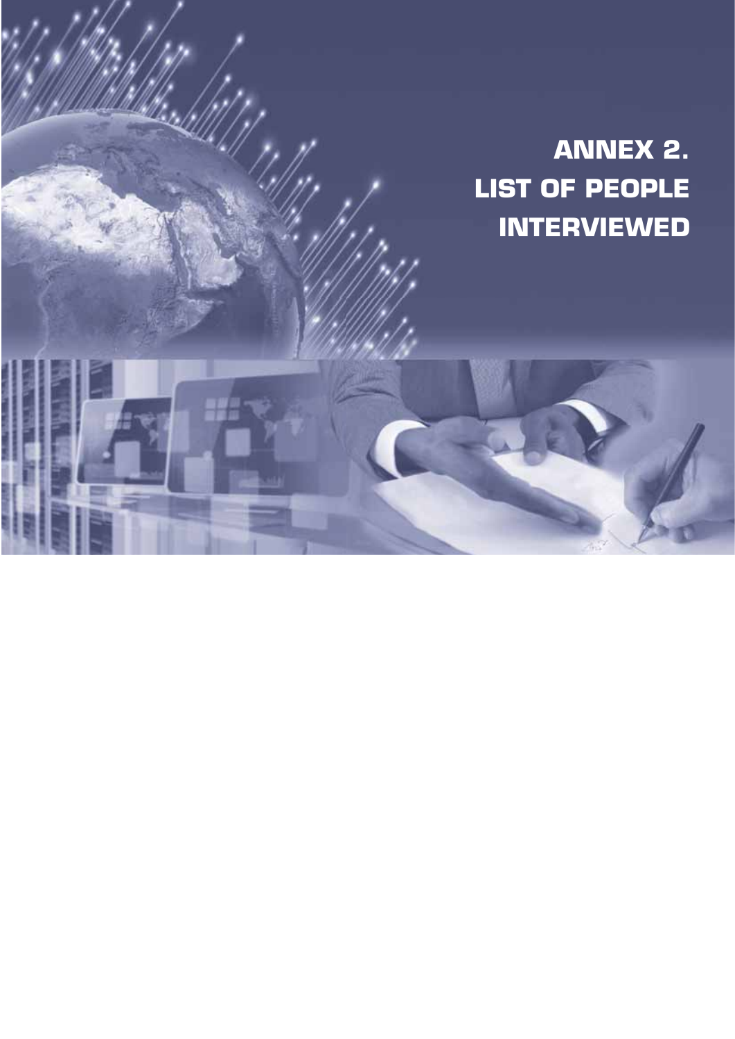# ANNEX 2. LIST OF PEOPLE INTERVIEWED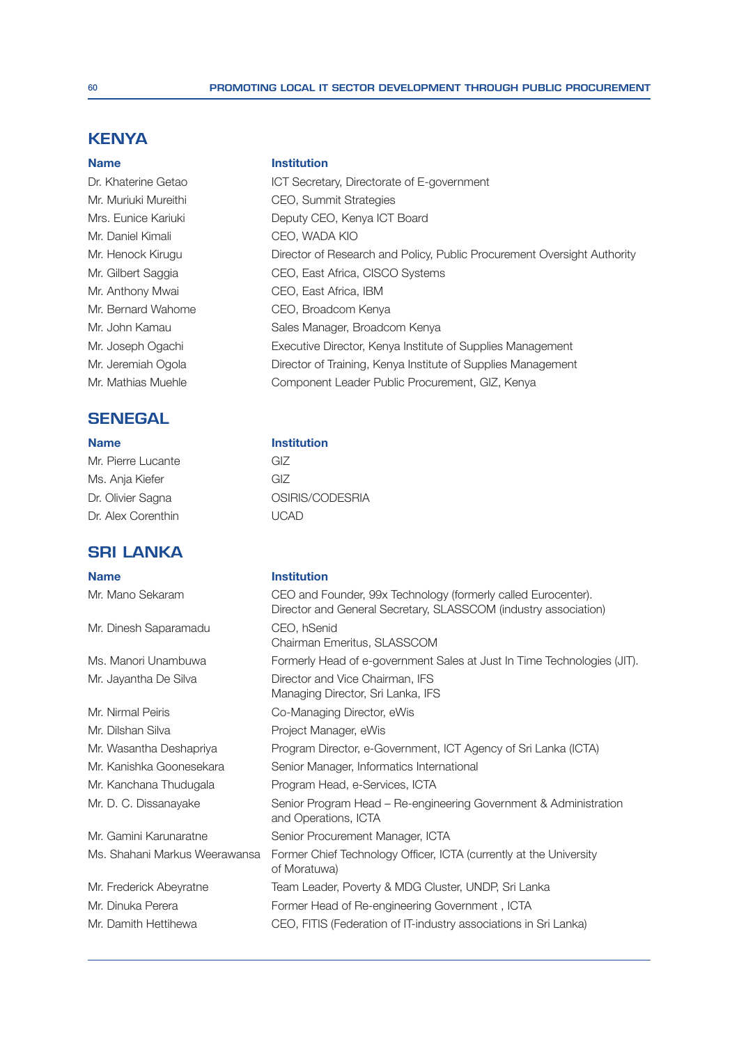## KENYA

| Name | Institution |
|---|---|
| Dr. Khaterine Getao | ICT Secretary, Directorate of E-government |
| Mr. Muriuki Mureithi | CEO, Summit Strategies |
| Mrs. Eunice Kariuki | Deputy CEO, Kenya ICT Board |
| Mr. Daniel Kimali | CEO, WADA KIO |
| Mr. Henock Kirugu | Director of Research and Policy, Public Procurement Oversight Authority |
| Mr. Gilbert Saggia | CEO, East Africa, CISCO Systems |
| Mr. Anthony Mwai | CEO, East Africa, IBM |
| Mr. Bernard Wahome | CEO, Broadcom Kenya |
| Mr. John Kamau | Sales Manager, Broadcom Kenya |
| Mr. Joseph Ogachi | Executive Director, Kenya Institute of Supplies Management |
| Mr. Jeremiah Ogola | Director of Training, Kenya Institute of Supplies Management |
| Mr. Mathias Muehle | Component Leader Public Procurement, GIZ, Kenya |

## SENEGAL

| Name | Institution |
|---|---|
| Mr. Pierre Lucante | GIZ |
| Ms. Anja Kiefer | GIZ |
| Dr. Olivier Sagna | OSIRIS/CODESRIA |
| Dr. Alex Corenthin | UCAD |

## SRI LANKA

| Name | Institution |
|---|---|
| Mr. Mano Sekaram | CEO and Founder, 99x Technology (formerly called Eurocenter).<br>Director and General Secretary, SLASSCOM (industry association) |
| Mr. Dinesh Saparamadu | CEO, hSenid<br>Chairman Emeritus, SLASSCOM |
| Ms. Manori Unambuwa | Formerly Head of e-government Sales at Just In Time Technologies (JIT). |
| Mr. Jayantha De Silva | Director and Vice Chairman, IFS<br>Managing Director, Sri Lanka, IFS |
| Mr. Nirmal Peiris | Co-Managing Director, eWis |
| Mr. Dilshan Silva | Project Manager, eWis |
| Mr. Wasantha Deshapriya | Program Director, e-Government, ICT Agency of Sri Lanka (ICTA) |
| Mr. Kanishka Goonesekara | Senior Manager, Informatics International |
| Mr. Kanchana Thudugala | Program Head, e-Services, ICTA |
| Mr. D. C. Dissanayake | Senior Program Head – Re-engineering Government & Administration and Operations, ICTA |
| Mr. Gamini Karunaratne | Senior Procurement Manager, ICTA |
| Ms. Shahani Markus Weerawansa | Former Chief Technology Officer, ICTA (currently at the University of Moratuwa) |
| Mr. Frederick Abeyratne | Team Leader, Poverty & MDG Cluster, UNDP, Sri Lanka |
| Mr. Dinuka Perera | Former Head of Re-engineering Government , ICTA |
| Mr. Damith Hettihewa | CEO, FITIS (Federation of IT-industry associations in Sri Lanka) |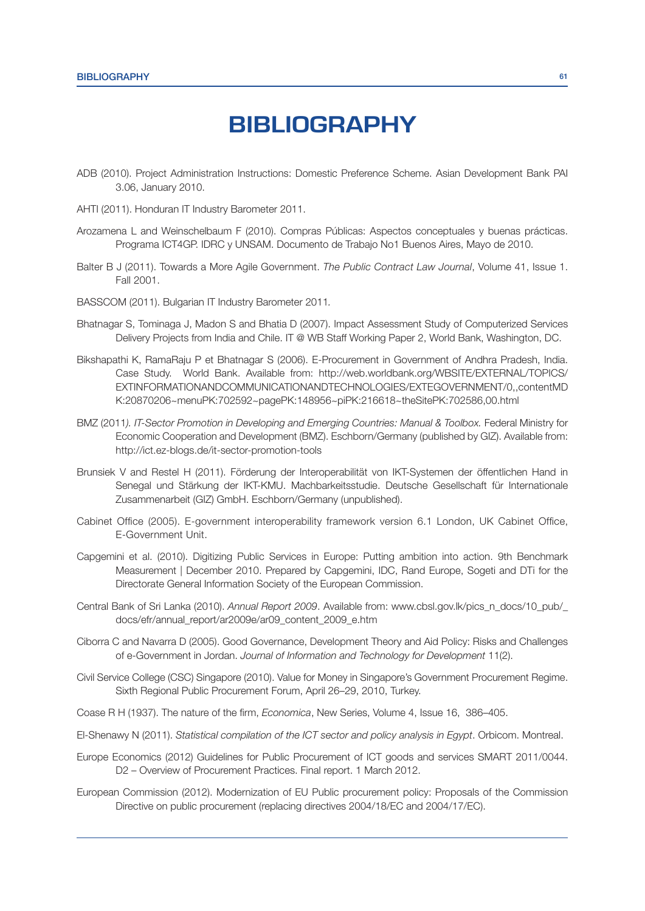# BIBLIOGRAPHY

ADB (2010). Project Administration Instructions: Domestic Preference Scheme. Asian Development Bank PAI 3.06, January 2010.

AHTI (2011). Honduran IT Industry Barometer 2011.

Arozamena L and Weinschelbaum F (2010). Compras Públicas: Aspectos conceptuales y buenas prácticas. Programa ICT4GP. IDRC y UNSAM. Documento de Trabajo No1 Buenos Aires, Mayo de 2010.

Balter B J (2011). Towards a More Agile Government. *The Public Contract Law Journal*, Volume 41, Issue 1. Fall 2001.

BASSCOM (2011). Bulgarian IT Industry Barometer 2011.

Bhatnagar S, Tominaga J, Madon S and Bhatia D (2007). Impact Assessment Study of Computerized Services Delivery Projects from India and Chile. IT @ WB Staff Working Paper 2, World Bank, Washington, DC.

Bikshapathi K, RamaRaju P et Bhatnagar S (2006). E-Procurement in Government of Andhra Pradesh, India. Case Study. World Bank. Available from: http://web.worldbank.org/WBSITE/EXTERNAL/TOPICS/EXTINFORMATIONANDCOMMUNICATIONANDTECHNOLOGIES/EXTEGOVERNMENT/0,,contentMDK:20870206~menuPK:702592~pagePK:148956~piPK:216618~theSitePK:702586,00.html

BMZ (2011*). IT-Sector Promotion in Developing and Emerging Countries: Manual & Toolbox.* Federal Ministry for Economic Cooperation and Development (BMZ). Eschborn/Germany (published by GIZ). Available from: http://ict.ez-blogs.de/it-sector-promotion-tools

Brunsiek V and Restel H (2011). Förderung der Interoperabilität von IKT-Systemen der öffentlichen Hand in Senegal und Stärkung der IKT-KMU. Machbarkeitsstudie. Deutsche Gesellschaft für Internationale Zusammenarbeit (GIZ) GmbH. Eschborn/Germany (unpublished).

Cabinet Office (2005). E-government interoperability framework version 6.1 London, UK Cabinet Office, E-Government Unit.

Capgemini et al. (2010). Digitizing Public Services in Europe: Putting ambition into action. 9th Benchmark Measurement | December 2010. Prepared by Capgemini, IDC, Rand Europe, Sogeti and DTi for the Directorate General Information Society of the European Commission.

Central Bank of Sri Lanka (2010). *Annual Report 2009*. Available from: www.cbsl.gov.lk/pics_n_docs/10_pub/_docs/efr/annual_report/ar2009e/ar09_content_2009_e.htm

Ciborra C and Navarra D (2005). Good Governance, Development Theory and Aid Policy: Risks and Challenges of e-Government in Jordan. *Journal of Information and Technology for Development* 11(2).

Civil Service College (CSC) Singapore (2010). Value for Money in Singapore's Government Procurement Regime. Sixth Regional Public Procurement Forum, April 26–29, 2010, Turkey.

Coase R H (1937). The nature of the firm, *Economica*, New Series, Volume 4, Issue 16, 386–405.

El-Shenawy N (2011). *Statistical compilation of the ICT sector and policy analysis in Egypt*. Orbicom. Montreal.

Europe Economics (2012) Guidelines for Public Procurement of ICT goods and services SMART 2011/0044. D2 – Overview of Procurement Practices. Final report. 1 March 2012.

European Commission (2012). Modernization of EU Public procurement policy: Proposals of the Commission Directive on public procurement (replacing directives 2004/18/EC and 2004/17/EC).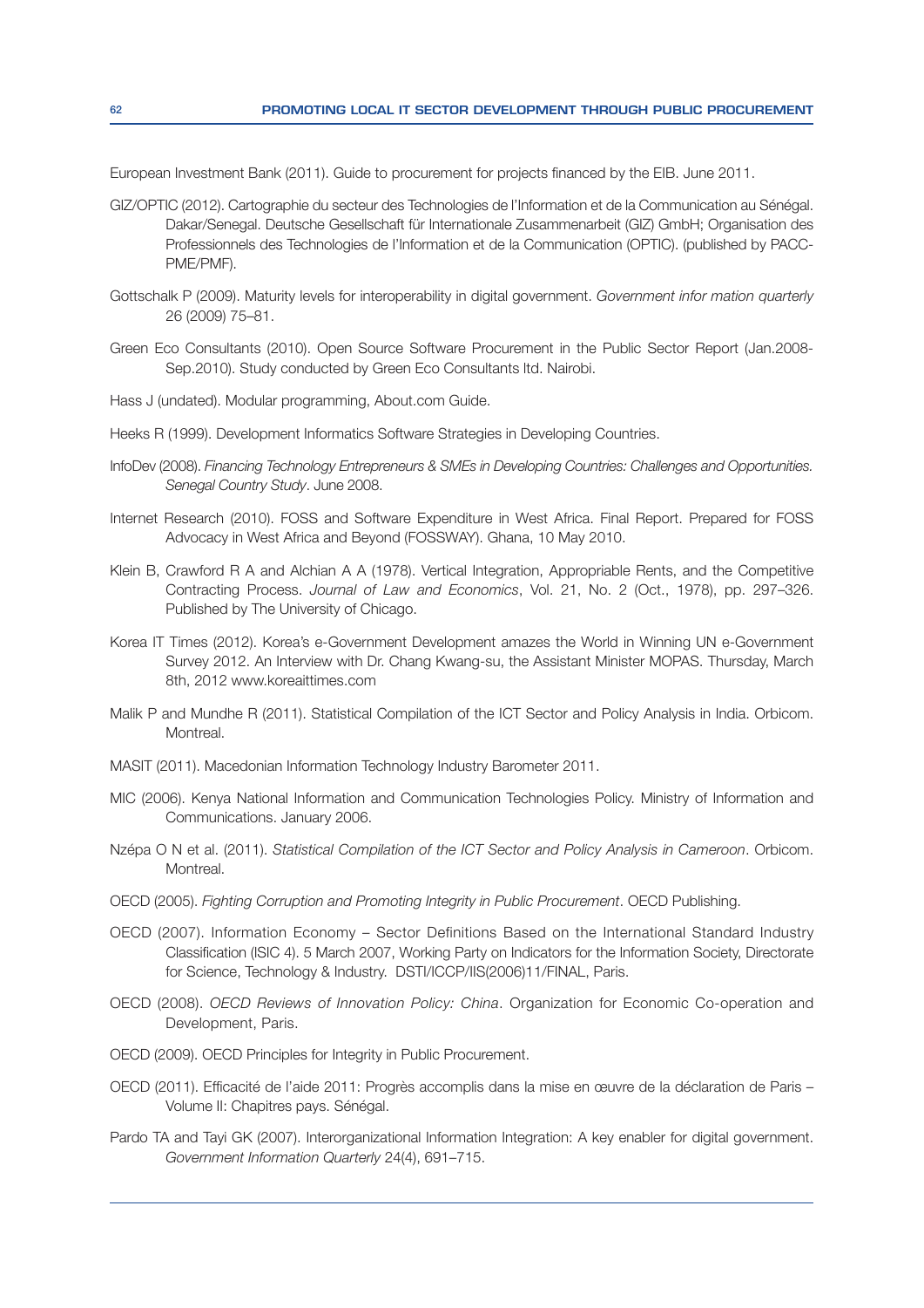European Investment Bank (2011). Guide to procurement for projects financed by the EIB. June 2011.

GIZ/OPTIC (2012). Cartographie du secteur des Technologies de l'Information et de la Communication au Sénégal. Dakar/Senegal. Deutsche Gesellschaft für Internationale Zusammenarbeit (GIZ) GmbH; Organisation des Professionnels des Technologies de l'Information et de la Communication (OPTIC). (published by PACC-PME/PMF).

Gottschalk P (2009). Maturity levels for interoperability in digital government. *Government infor mation quarterly* 26 (2009) 75–81.

Green Eco Consultants (2010). Open Source Software Procurement in the Public Sector Report (Jan.2008-Sep.2010). Study conducted by Green Eco Consultants ltd. Nairobi.

Hass J (undated). Modular programming, About.com Guide.

Heeks R (1999). Development Informatics Software Strategies in Developing Countries.

InfoDev (2008). *Financing Technology Entrepreneurs & SMEs in Developing Countries: Challenges and Opportunities. Senegal Country Study*. June 2008.

Internet Research (2010). FOSS and Software Expenditure in West Africa. Final Report. Prepared for FOSS Advocacy in West Africa and Beyond (FOSSWAY). Ghana, 10 May 2010.

Klein B, Crawford R A and Alchian A A (1978). Vertical Integration, Appropriable Rents, and the Competitive Contracting Process. *Journal of Law and Economics*, Vol. 21, No. 2 (Oct., 1978), pp. 297–326. Published by The University of Chicago.

Korea IT Times (2012). Korea's e-Government Development amazes the World in Winning UN e-Government Survey 2012. An Interview with Dr. Chang Kwang-su, the Assistant Minister MOPAS. Thursday, March 8th, 2012 www.koreaittimes.com

Malik P and Mundhe R (2011). Statistical Compilation of the ICT Sector and Policy Analysis in India. Orbicom. Montreal.

MASIT (2011). Macedonian Information Technology Industry Barometer 2011.

MIC (2006). Kenya National Information and Communication Technologies Policy. Ministry of Information and Communications. January 2006.

Nzépa O N et al. (2011). *Statistical Compilation of the ICT Sector and Policy Analysis in Cameroon*. Orbicom. Montreal.

OECD (2005). *Fighting Corruption and Promoting Integrity in Public Procurement*. OECD Publishing.

OECD (2007). Information Economy – Sector Definitions Based on the International Standard Industry Classification (ISIC 4). 5 March 2007, Working Party on Indicators for the Information Society, Directorate for Science, Technology & Industry. DSTI/ICCP/IIS(2006)11/FINAL, Paris.

OECD (2008). *OECD Reviews of Innovation Policy: China*. Organization for Economic Co-operation and Development, Paris.

OECD (2009). OECD Principles for Integrity in Public Procurement.

OECD (2011). Efficacité de l'aide 2011: Progrès accomplis dans la mise en œuvre de la déclaration de Paris – Volume II: Chapitres pays. Sénégal.

Pardo TA and Tayi GK (2007). Interorganizational Information Integration: A key enabler for digital government. *Government Information Quarterly* 24(4), 691–715.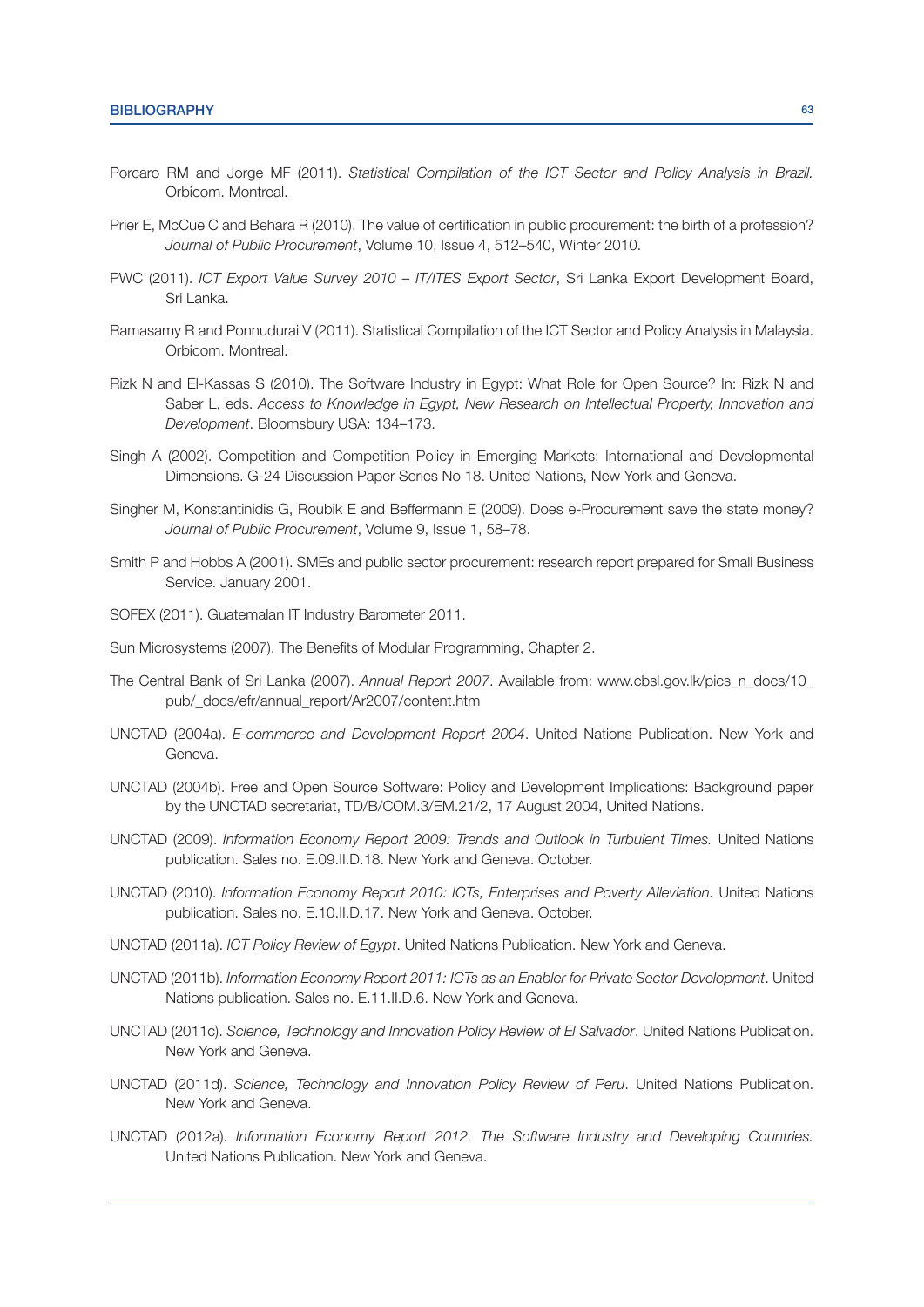Porcaro RM and Jorge MF (2011). *Statistical Compilation of the ICT Sector and Policy Analysis in Brazil.* Orbicom. Montreal.

Prier E, McCue C and Behara R (2010). The value of certification in public procurement: the birth of a profession? *Journal of Public Procurement*, Volume 10, Issue 4, 512–540, Winter 2010.

PWC (2011). *ICT Export Value Survey 2010 – IT/ITES Export Sector*, Sri Lanka Export Development Board, Sri Lanka.

Ramasamy R and Ponnudurai V (2011). Statistical Compilation of the ICT Sector and Policy Analysis in Malaysia. Orbicom. Montreal.

Rizk N and El-Kassas S (2010). The Software Industry in Egypt: What Role for Open Source? In: Rizk N and Saber L, eds. *Access to Knowledge in Egypt, New Research on Intellectual Property, Innovation and Development*. Bloomsbury USA: 134–173.

Singh A (2002). Competition and Competition Policy in Emerging Markets: International and Developmental Dimensions. G-24 Discussion Paper Series No 18. United Nations, New York and Geneva.

Singher M, Konstantinidis G, Roubik E and Beffermann E (2009). Does e-Procurement save the state money? *Journal of Public Procurement*, Volume 9, Issue 1, 58–78.

Smith P and Hobbs A (2001). SMEs and public sector procurement: research report prepared for Small Business Service. January 2001.

SOFEX (2011). Guatemalan IT Industry Barometer 2011.

Sun Microsystems (2007). The Benefits of Modular Programming, Chapter 2.

The Central Bank of Sri Lanka (2007). *Annual Report 2007*. Available from: www.cbsl.gov.lk/pics_n_docs/10_pub/_docs/efr/annual_report/Ar2007/content.htm

UNCTAD (2004a). *E-commerce and Development Report 2004*. United Nations Publication. New York and Geneva.

UNCTAD (2004b). Free and Open Source Software: Policy and Development Implications: Background paper by the UNCTAD secretariat, TD/B/COM.3/EM.21/2, 17 August 2004, United Nations.

UNCTAD (2009). *Information Economy Report 2009: Trends and Outlook in Turbulent Times.* United Nations publication. Sales no. E.09.II.D.18. New York and Geneva. October.

UNCTAD (2010). *Information Economy Report 2010: ICTs, Enterprises and Poverty Alleviation.* United Nations publication. Sales no. E.10.II.D.17. New York and Geneva. October.

UNCTAD (2011a). *ICT Policy Review of Egypt*. United Nations Publication. New York and Geneva.

UNCTAD (2011b). *Information Economy Report 2011: ICTs as an Enabler for Private Sector Development*. United Nations publication. Sales no. E.11.II.D.6. New York and Geneva.

UNCTAD (2011c). *Science, Technology and Innovation Policy Review of El Salvador*. United Nations Publication. New York and Geneva.

UNCTAD (2011d). *Science, Technology and Innovation Policy Review of Peru*. United Nations Publication. New York and Geneva.

UNCTAD (2012a). *Information Economy Report 2012. The Software Industry and Developing Countries.* United Nations Publication. New York and Geneva.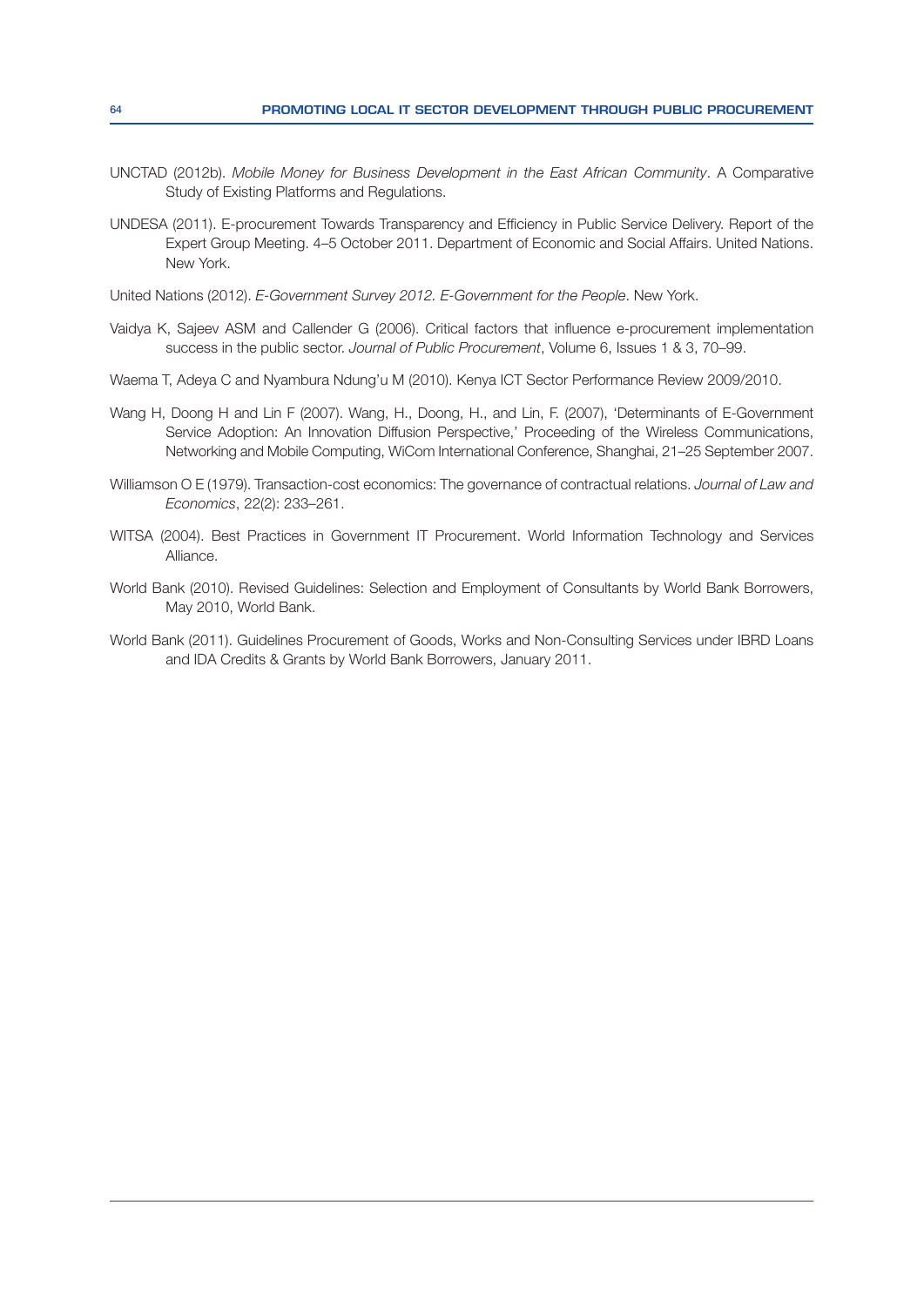UNCTAD (2012b). *Mobile Money for Business Development in the East African Community*. A Comparative Study of Existing Platforms and Regulations.

UNDESA (2011). E-procurement Towards Transparency and Efficiency in Public Service Delivery. Report of the Expert Group Meeting. 4–5 October 2011. Department of Economic and Social Affairs. United Nations. New York.

United Nations (2012). *E-Government Survey 2012. E-Government for the People*. New York.

Vaidya K, Sajeev ASM and Callender G (2006). Critical factors that influence e-procurement implementation success in the public sector. *Journal of Public Procurement*, Volume 6, Issues 1 & 3, 70–99.

Waema T, Adeya C and Nyambura Ndung'u M (2010). Kenya ICT Sector Performance Review 2009/2010.

Wang H, Doong H and Lin F (2007). Wang, H., Doong, H., and Lin, F. (2007), 'Determinants of E-Government Service Adoption: An Innovation Diffusion Perspective,' Proceeding of the Wireless Communications, Networking and Mobile Computing, WiCom International Conference, Shanghai, 21–25 September 2007.

Williamson O E (1979). Transaction-cost economics: The governance of contractual relations. *Journal of Law and Economics*, 22(2): 233–261.

WITSA (2004). Best Practices in Government IT Procurement. World Information Technology and Services Alliance.

World Bank (2010). Revised Guidelines: Selection and Employment of Consultants by World Bank Borrowers, May 2010, World Bank.

World Bank (2011). Guidelines Procurement of Goods, Works and Non-Consulting Services under IBRD Loans and IDA Credits & Grants by World Bank Borrowers, January 2011.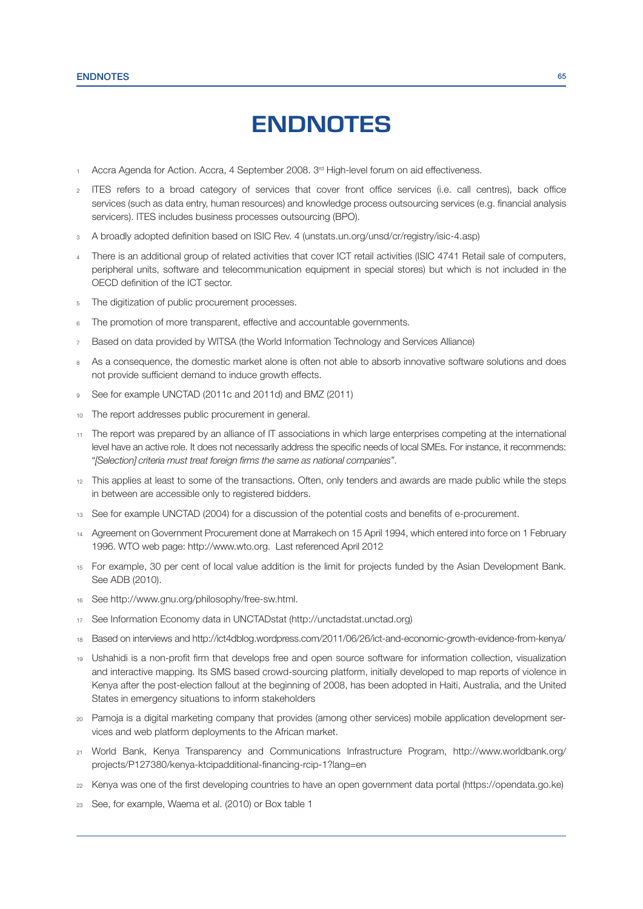# ENDNOTES

1. Accra Agenda for Action. Accra, 4 September 2008. 3rd High-level forum on aid effectiveness.
2. ITES refers to a broad category of services that cover front office services (i.e. call centres), back office services (such as data entry, human resources) and knowledge process outsourcing services (e.g. financial analysis servicers). ITES includes business processes outsourcing (BPO).
3. A broadly adopted definition based on ISIC Rev. 4 (unstats.un.org/unsd/cr/registry/isic-4.asp)
4. There is an additional group of related activities that cover ICT retail activities (ISIC 4741 Retail sale of computers, peripheral units, software and telecommunication equipment in special stores) but which is not included in the OECD definition of the ICT sector.
5. The digitization of public procurement processes.
6. The promotion of more transparent, effective and accountable governments.
7. Based on data provided by WITSA (the World Information Technology and Services Alliance)
8. As a consequence, the domestic market alone is often not able to absorb innovative software solutions and does not provide sufficient demand to induce growth effects.
9. See for example UNCTAD (2011c and 2011d) and BMZ (2011)
10. The report addresses public procurement in general.
11. The report was prepared by an alliance of IT associations in which large enterprises competing at the international level have an active role. It does not necessarily address the specific needs of local SMEs. For instance, it recommends: "*[Selection] criteria must treat foreign firms the same as national companies*".
12. This applies at least to some of the transactions. Often, only tenders and awards are made public while the steps in between are accessible only to registered bidders.
13. See for example UNCTAD (2004) for a discussion of the potential costs and benefits of e-procurement.
14. Agreement on Government Procurement done at Marrakech on 15 April 1994, which entered into force on 1 February 1996. WTO web page: http://www.wto.org. Last referenced April 2012
15. For example, 30 per cent of local value addition is the limit for projects funded by the Asian Development Bank. See ADB (2010).
16. See http://www.gnu.org/philosophy/free-sw.html.
17. See Information Economy data in UNCTADstat (http://unctadstat.unctad.org)
18. Based on interviews and http://ict4dblog.wordpress.com/2011/06/26/ict-and-economic-growth-evidence-from-kenya/
19. Ushahidi is a non-profit firm that develops free and open source software for information collection, visualization and interactive mapping. Its SMS based crowd-sourcing platform, initially developed to map reports of violence in Kenya after the post-election fallout at the beginning of 2008, has been adopted in Haiti, Australia, and the United States in emergency situations to inform stakeholders
20. Pamoja is a digital marketing company that provides (among other services) mobile application development services and web platform deployments to the African market.
21. World Bank, Kenya Transparency and Communications Infrastructure Program, http://www.worldbank.org/projects/P127380/kenya-ktcipadditional-financing-rcip-1?lang=en
22. Kenya was one of the first developing countries to have an open government data portal (https://opendata.go.ke)
23. See, for example, Waema et al. (2010) or Box table 1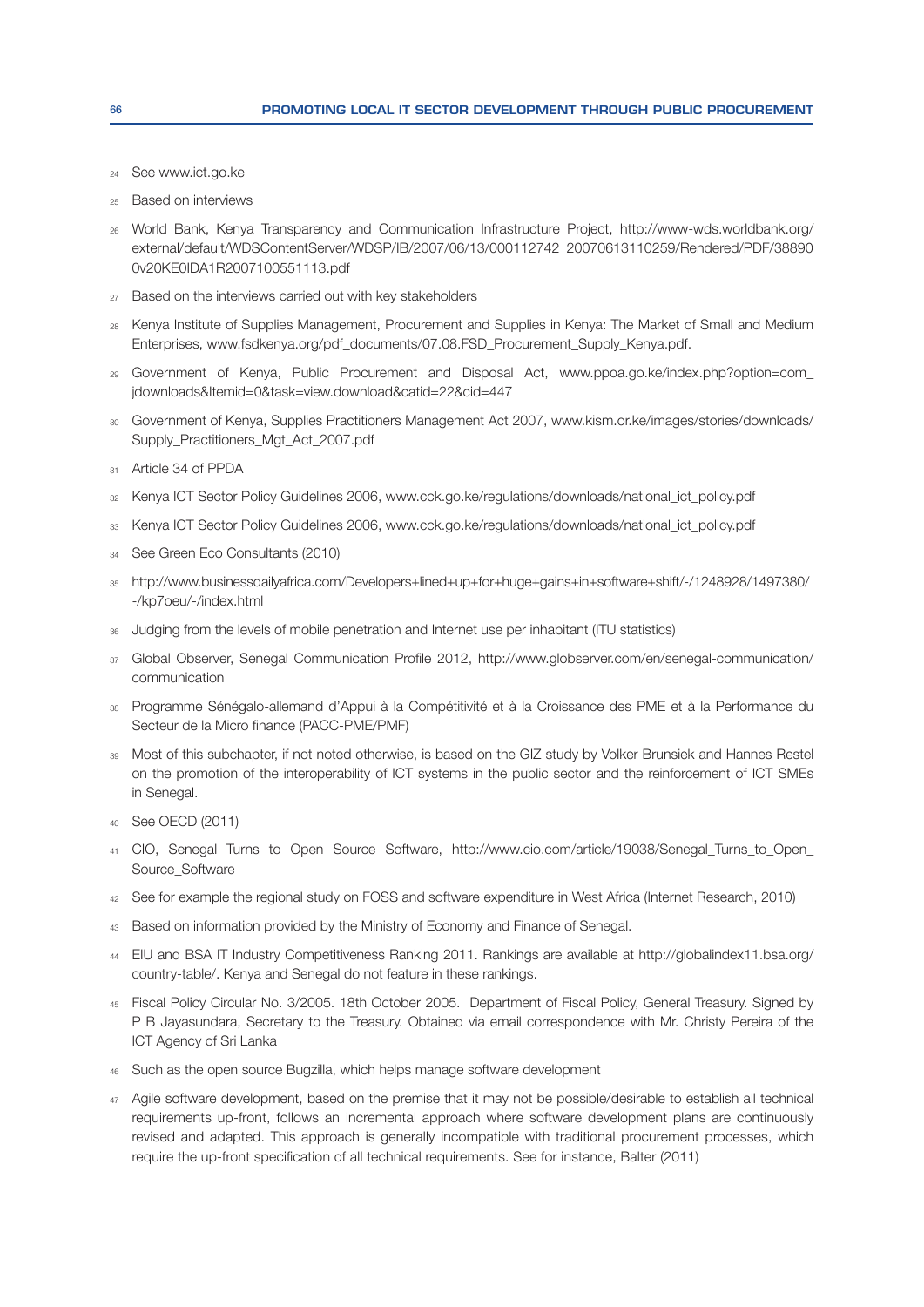24 See www.ict.go.ke

25 Based on interviews

26 World Bank, Kenya Transparency and Communication Infrastructure Project, http://www-wds.worldbank.org/external/default/WDSContentServer/WDSP/IB/2007/06/13/000112742_20070613110259/Rendered/PDF/388900v20KE0IDA1R2007100551113.pdf

27 Based on the interviews carried out with key stakeholders

28 Kenya Institute of Supplies Management, Procurement and Supplies in Kenya: The Market of Small and Medium Enterprises, www.fsdkenya.org/pdf_documents/07.08.FSD_Procurement_Supply_Kenya.pdf.

29 Government of Kenya, Public Procurement and Disposal Act, www.ppoa.go.ke/index.php?option=com_jdownloads&Itemid=0&task=view.download&catid=22&cid=447

30 Government of Kenya, Supplies Practitioners Management Act 2007, www.kism.or.ke/images/stories/downloads/Supply_Practitioners_Mgt_Act_2007.pdf

31 Article 34 of PPDA

32 Kenya ICT Sector Policy Guidelines 2006, www.cck.go.ke/regulations/downloads/national_ict_policy.pdf

33 Kenya ICT Sector Policy Guidelines 2006, www.cck.go.ke/regulations/downloads/national_ict_policy.pdf

34 See Green Eco Consultants (2010)

35 http://www.businessdailyafrica.com/Developers+lined+up+for+huge+gains+in+software+shift/-/1248928/1497380/-/kp7oeu/-/index.html

36 Judging from the levels of mobile penetration and Internet use per inhabitant (ITU statistics)

37 Global Observer, Senegal Communication Profile 2012, http://www.globserver.com/en/senegal-communication/communication

38 Programme Sénégalo-allemand d'Appui à la Compétitivité et à la Croissance des PME et à la Performance du Secteur de la Micro finance (PACC-PME/PMF)

39 Most of this subchapter, if not noted otherwise, is based on the GIZ study by Volker Brunsiek and Hannes Restel on the promotion of the interoperability of ICT systems in the public sector and the reinforcement of ICT SMEs in Senegal.

40 See OECD (2011)

41 CIO, Senegal Turns to Open Source Software, http://www.cio.com/article/19038/Senegal_Turns_to_Open_Source_Software

42 See for example the regional study on FOSS and software expenditure in West Africa (Internet Research, 2010)

43 Based on information provided by the Ministry of Economy and Finance of Senegal.

44 EIU and BSA IT Industry Competitiveness Ranking 2011. Rankings are available at http://globalindex11.bsa.org/country-table/. Kenya and Senegal do not feature in these rankings.

45 Fiscal Policy Circular No. 3/2005. 18th October 2005. Department of Fiscal Policy, General Treasury. Signed by P B Jayasundara, Secretary to the Treasury. Obtained via email correspondence with Mr. Christy Pereira of the ICT Agency of Sri Lanka

46 Such as the open source Bugzilla, which helps manage software development

47 Agile software development, based on the premise that it may not be possible/desirable to establish all technical requirements up-front, follows an incremental approach where software development plans are continuously revised and adapted. This approach is generally incompatible with traditional procurement processes, which require the up-front specification of all technical requirements. See for instance, Balter (2011)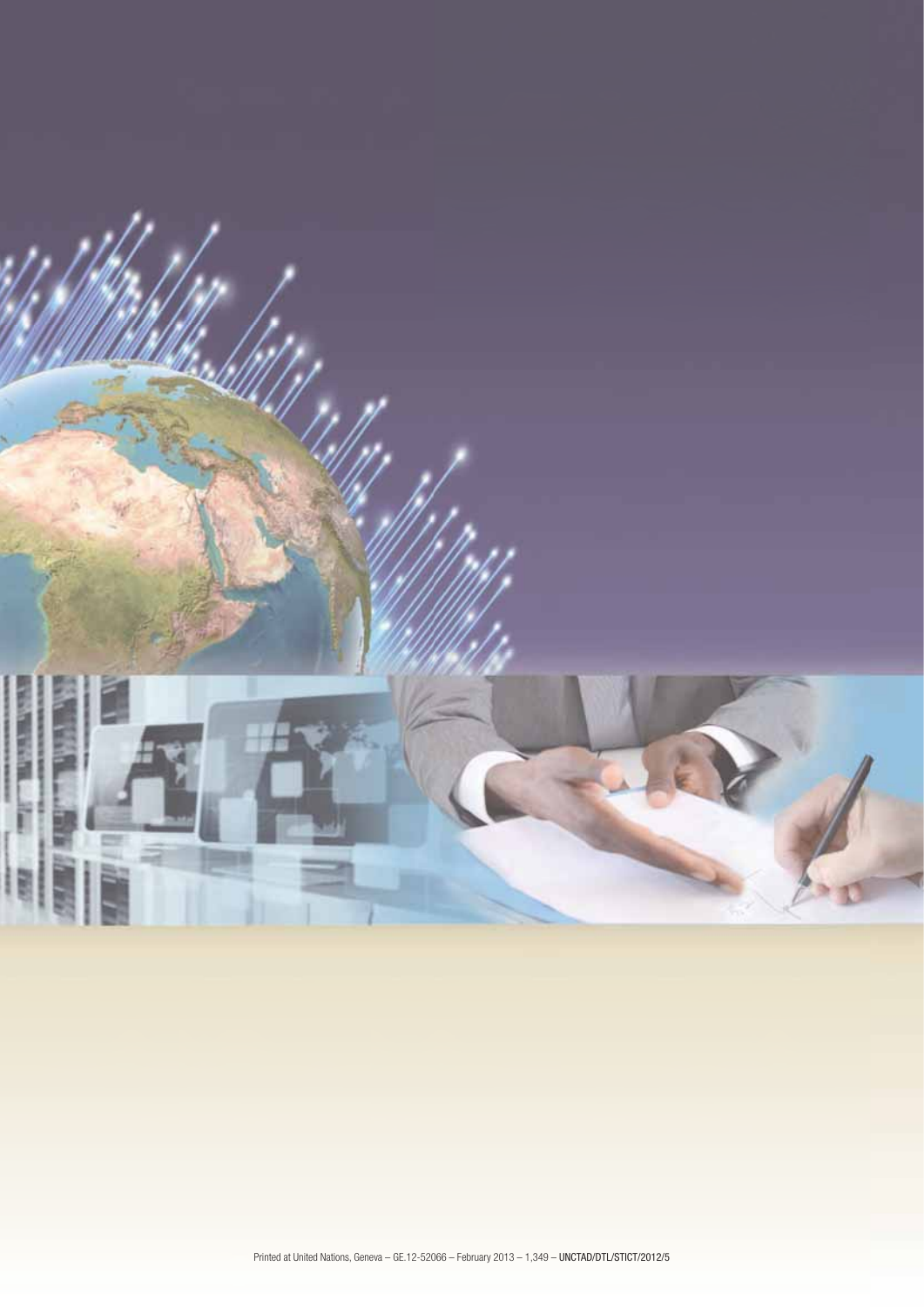Printed at United Nations, Geneva – GE.12-52066 – February 2013 – 1,349 – UNCTAD/DTL/STICT/2012/5